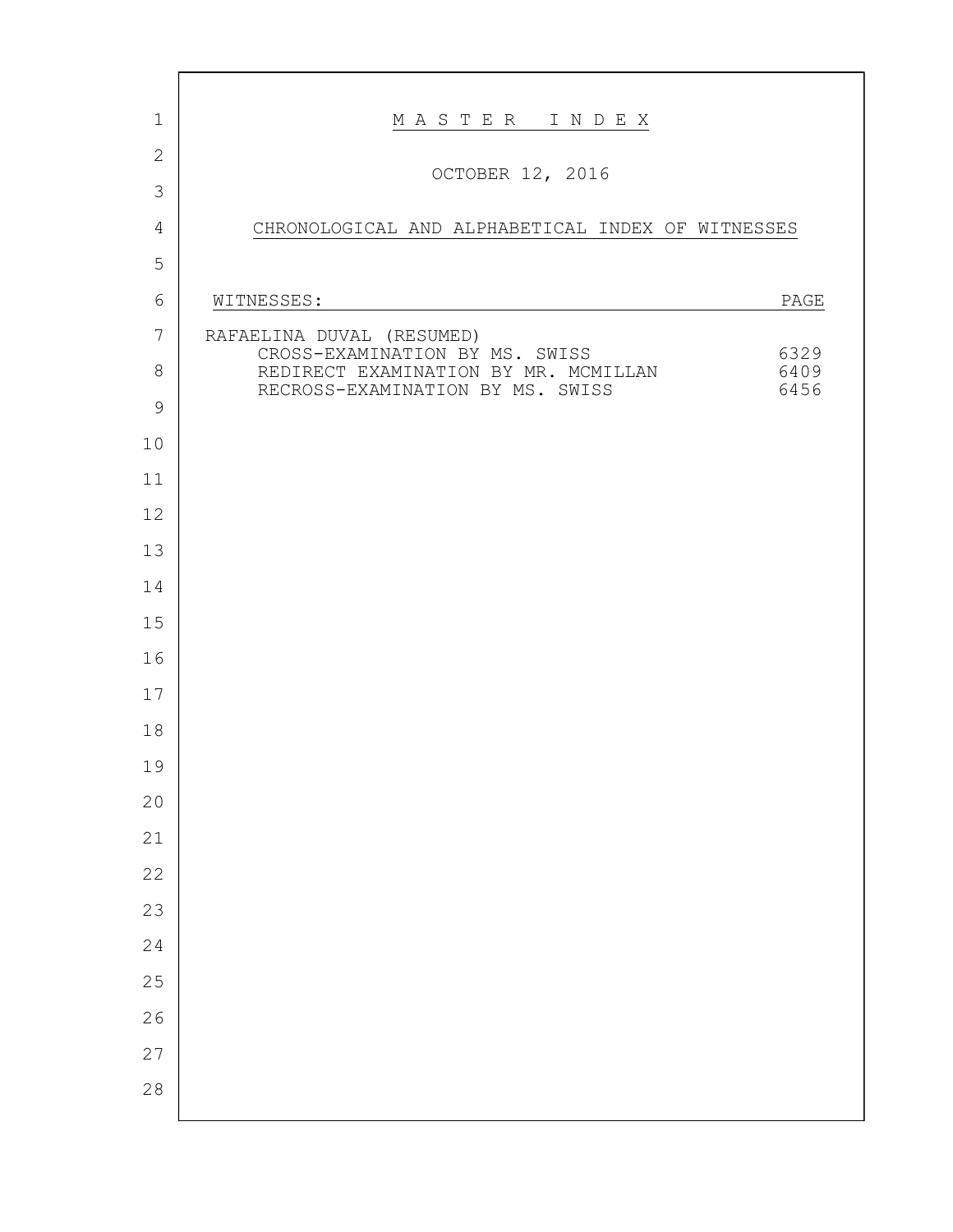# M A S T E R   I N D E X

OCTOBER 12, 2016

CHRONOLOGICAL AND ALPHABETICAL INDEX OF WITNESSES

| WITNESSES: | PAGE |
| --- | --- |
| RAFAELINA DUVAL (RESUMED) | |
| CROSS-EXAMINATION BY MS. SWISS | 6329 |
| REDIRECT EXAMINATION BY MR. MCMILLAN | 6409 |
| RECROSS-EXAMINATION BY MS. SWISS | 6456 |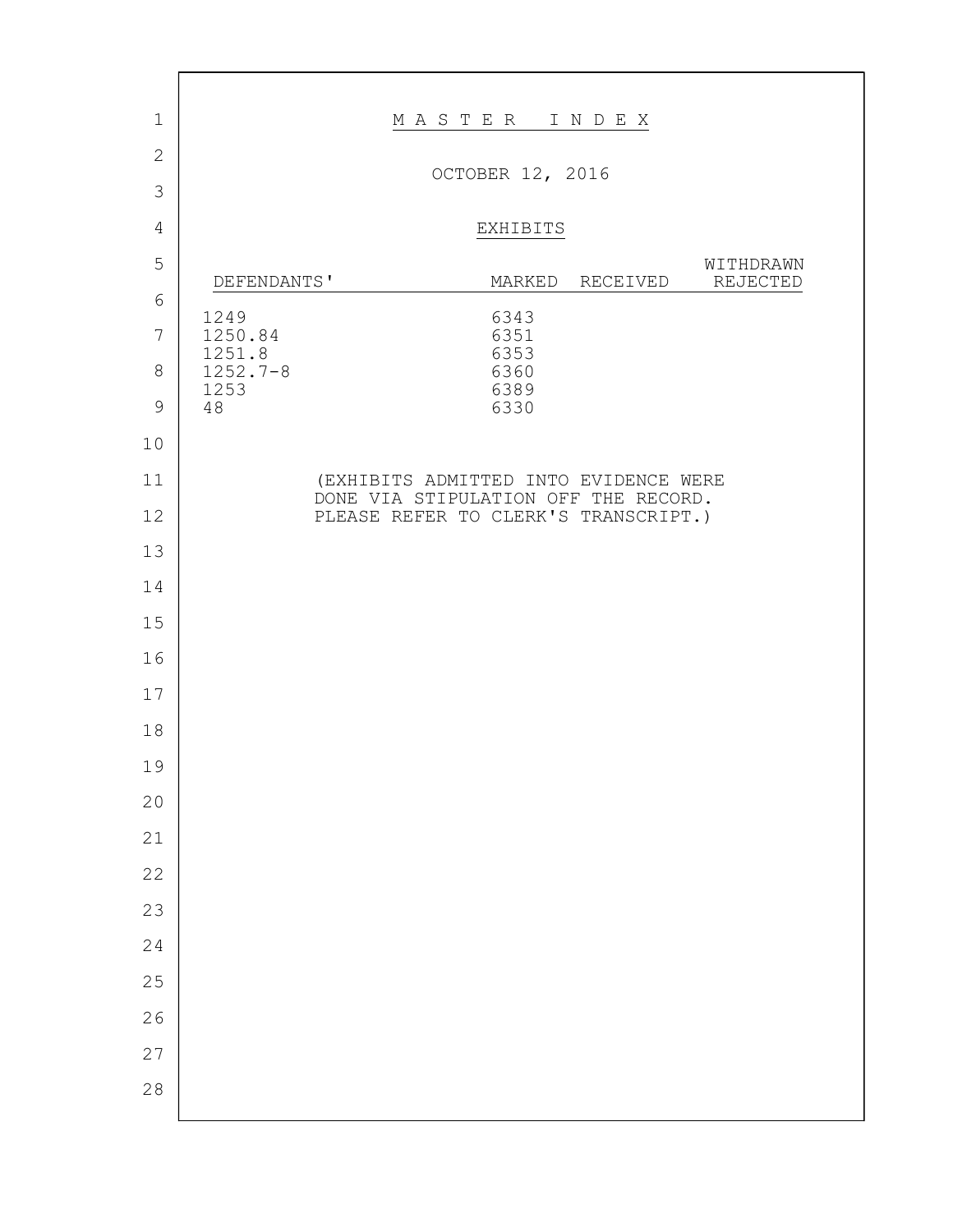# M A S T E R   I N D E X

OCTOBER 12, 2016

## EXHIBITS

| DEFENDANTS' | MARKED | RECEIVED | WITHDRAWN REJECTED |
|---|---|---|---|
| 1249 | 6343 | | |
| 1250.84 | 6351 | | |
| 1251.8 | 6353 | | |
| 1252.7-8 | 6360 | | |
| 1253 | 6389 | | |
| 48 | 6330 | | |

(EXHIBITS ADMITTED INTO EVIDENCE WERE DONE VIA STIPULATION OFF THE RECORD. PLEASE REFER TO CLERK'S TRANSCRIPT.)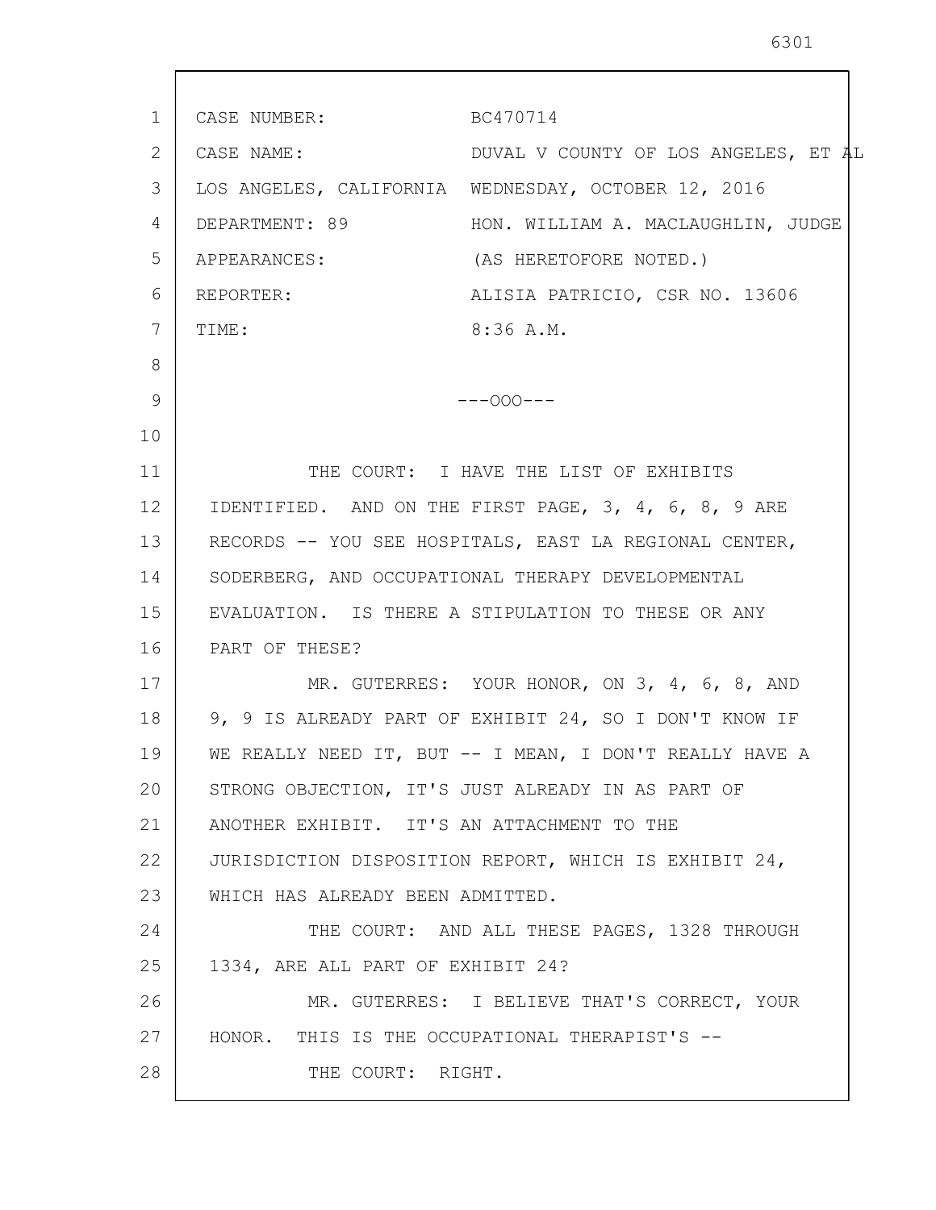CASE NUMBER: BC470714

CASE NAME: DUVAL V COUNTY OF LOS ANGELES, ET AL

LOS ANGELES, CALIFORNIA WEDNESDAY, OCTOBER 12, 2016

DEPARTMENT: 89 HON. WILLIAM A. MACLAUGHLIN, JUDGE

APPEARANCES: (AS HERETOFORE NOTED.)

REPORTER: ALISIA PATRICIO, CSR NO. 13606

TIME: 8:36 A.M.

---OOO---

THE COURT: I HAVE THE LIST OF EXHIBITS IDENTIFIED. AND ON THE FIRST PAGE, 3, 4, 6, 8, 9 ARE RECORDS -- YOU SEE HOSPITALS, EAST LA REGIONAL CENTER, SODERBERG, AND OCCUPATIONAL THERAPY DEVELOPMENTAL EVALUATION. IS THERE A STIPULATION TO THESE OR ANY PART OF THESE?

MR. GUTERRES: YOUR HONOR, ON 3, 4, 6, 8, AND 9, 9 IS ALREADY PART OF EXHIBIT 24, SO I DON'T KNOW IF WE REALLY NEED IT, BUT -- I MEAN, I DON'T REALLY HAVE A STRONG OBJECTION, IT'S JUST ALREADY IN AS PART OF ANOTHER EXHIBIT. IT'S AN ATTACHMENT TO THE JURISDICTION DISPOSITION REPORT, WHICH IS EXHIBIT 24, WHICH HAS ALREADY BEEN ADMITTED.

THE COURT: AND ALL THESE PAGES, 1328 THROUGH 1334, ARE ALL PART OF EXHIBIT 24?

MR. GUTERRES: I BELIEVE THAT'S CORRECT, YOUR HONOR. THIS IS THE OCCUPATIONAL THERAPIST'S --

THE COURT: RIGHT.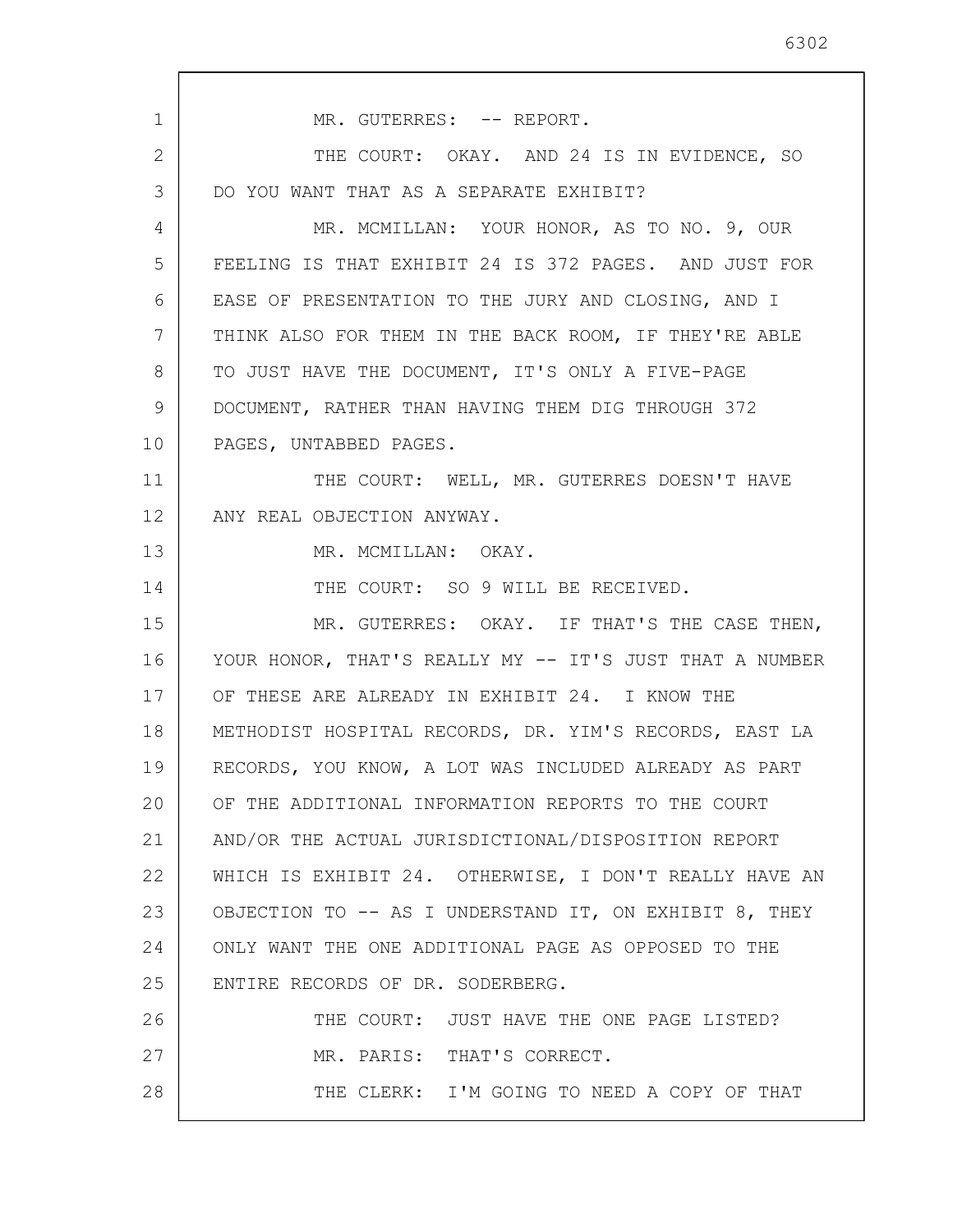MR. GUTERRES: -- REPORT.

THE COURT: OKAY. AND 24 IS IN EVIDENCE, SO DO YOU WANT THAT AS A SEPARATE EXHIBIT?

MR. MCMILLAN: YOUR HONOR, AS TO NO. 9, OUR FEELING IS THAT EXHIBIT 24 IS 372 PAGES. AND JUST FOR EASE OF PRESENTATION TO THE JURY AND CLOSING, AND I THINK ALSO FOR THEM IN THE BACK ROOM, IF THEY'RE ABLE TO JUST HAVE THE DOCUMENT, IT'S ONLY A FIVE-PAGE DOCUMENT, RATHER THAN HAVING THEM DIG THROUGH 372 PAGES, UNTABBED PAGES.

THE COURT: WELL, MR. GUTERRES DOESN'T HAVE ANY REAL OBJECTION ANYWAY.

MR. MCMILLAN: OKAY.

THE COURT: SO 9 WILL BE RECEIVED.

MR. GUTERRES: OKAY. IF THAT'S THE CASE THEN, YOUR HONOR, THAT'S REALLY MY -- IT'S JUST THAT A NUMBER OF THESE ARE ALREADY IN EXHIBIT 24. I KNOW THE METHODIST HOSPITAL RECORDS, DR. YIM'S RECORDS, EAST LA RECORDS, YOU KNOW, A LOT WAS INCLUDED ALREADY AS PART OF THE ADDITIONAL INFORMATION REPORTS TO THE COURT AND/OR THE ACTUAL JURISDICTIONAL/DISPOSITION REPORT WHICH IS EXHIBIT 24. OTHERWISE, I DON'T REALLY HAVE AN OBJECTION TO -- AS I UNDERSTAND IT, ON EXHIBIT 8, THEY ONLY WANT THE ONE ADDITIONAL PAGE AS OPPOSED TO THE ENTIRE RECORDS OF DR. SODERBERG.

THE COURT: JUST HAVE THE ONE PAGE LISTED?

MR. PARIS: THAT'S CORRECT.

THE CLERK: I'M GOING TO NEED A COPY OF THAT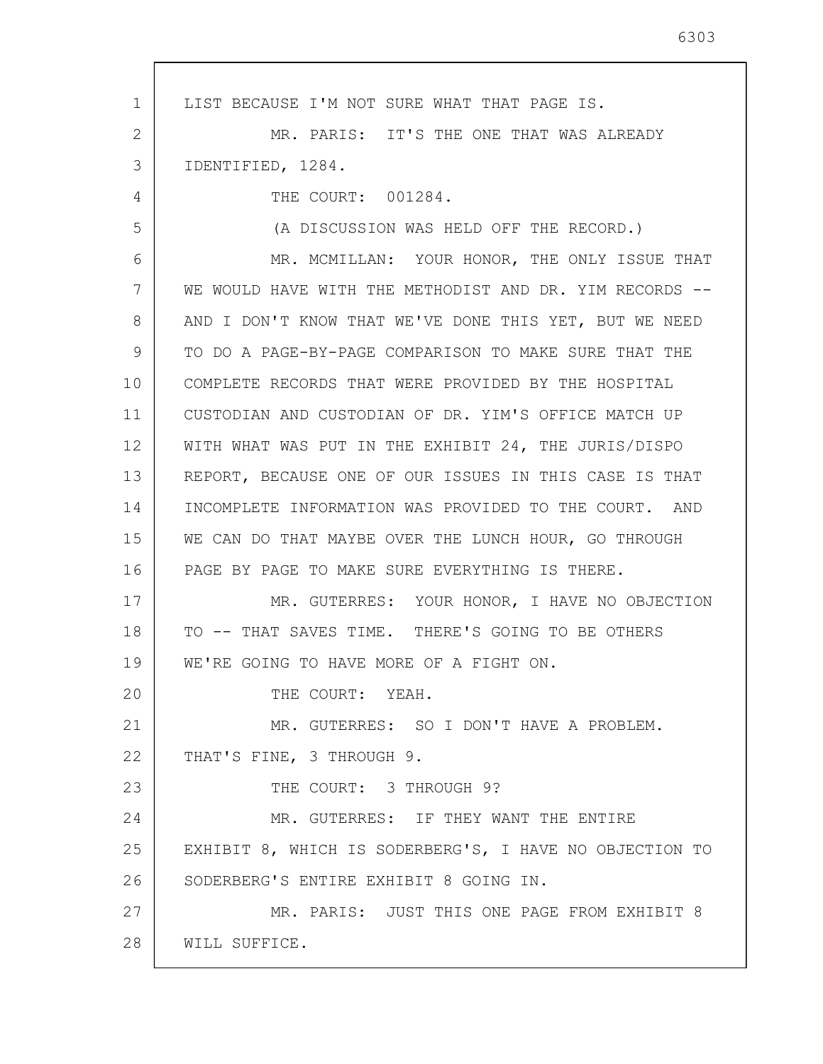LIST BECAUSE I'M NOT SURE WHAT THAT PAGE IS.

MR. PARIS: IT'S THE ONE THAT WAS ALREADY IDENTIFIED, 1284.

THE COURT: 001284.

(A DISCUSSION WAS HELD OFF THE RECORD.)

MR. MCMILLAN: YOUR HONOR, THE ONLY ISSUE THAT WE WOULD HAVE WITH THE METHODIST AND DR. YIM RECORDS -- AND I DON'T KNOW THAT WE'VE DONE THIS YET, BUT WE NEED TO DO A PAGE-BY-PAGE COMPARISON TO MAKE SURE THAT THE COMPLETE RECORDS THAT WERE PROVIDED BY THE HOSPITAL CUSTODIAN AND CUSTODIAN OF DR. YIM'S OFFICE MATCH UP WITH WHAT WAS PUT IN THE EXHIBIT 24, THE JURIS/DISPO REPORT, BECAUSE ONE OF OUR ISSUES IN THIS CASE IS THAT INCOMPLETE INFORMATION WAS PROVIDED TO THE COURT. AND WE CAN DO THAT MAYBE OVER THE LUNCH HOUR, GO THROUGH PAGE BY PAGE TO MAKE SURE EVERYTHING IS THERE.

MR. GUTERRES: YOUR HONOR, I HAVE NO OBJECTION TO -- THAT SAVES TIME. THERE'S GOING TO BE OTHERS WE'RE GOING TO HAVE MORE OF A FIGHT ON.

THE COURT: YEAH.

MR. GUTERRES: SO I DON'T HAVE A PROBLEM. THAT'S FINE, 3 THROUGH 9.

THE COURT: 3 THROUGH 9?

MR. GUTERRES: IF THEY WANT THE ENTIRE EXHIBIT 8, WHICH IS SODERBERG'S, I HAVE NO OBJECTION TO SODERBERG'S ENTIRE EXHIBIT 8 GOING IN.

MR. PARIS: JUST THIS ONE PAGE FROM EXHIBIT 8 WILL SUFFICE.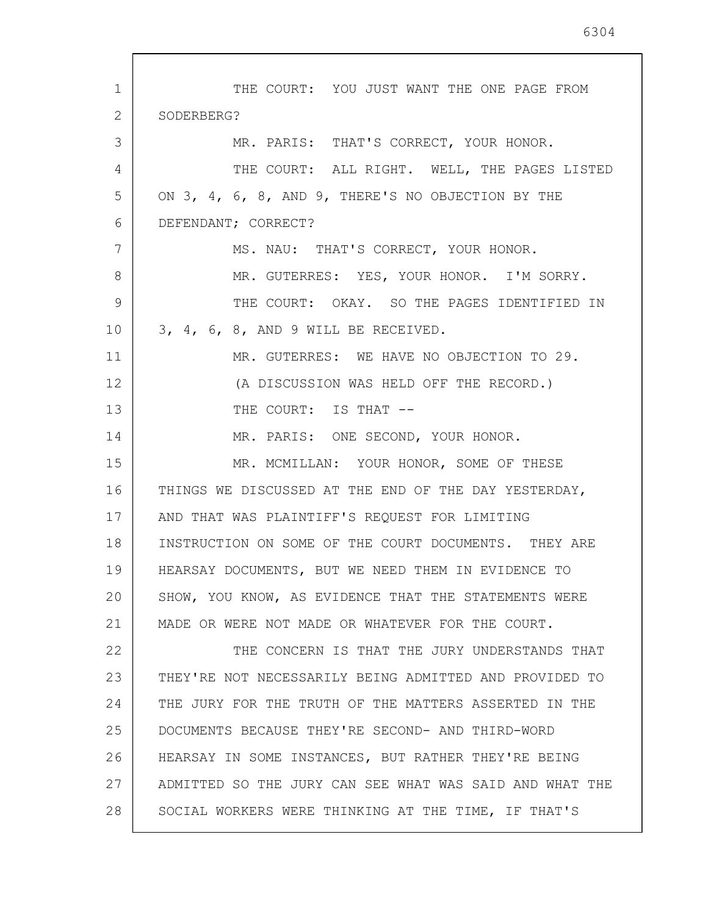THE COURT: YOU JUST WANT THE ONE PAGE FROM SODERBERG?

MR. PARIS: THAT'S CORRECT, YOUR HONOR.

THE COURT: ALL RIGHT. WELL, THE PAGES LISTED ON 3, 4, 6, 8, AND 9, THERE'S NO OBJECTION BY THE DEFENDANT; CORRECT?

MS. NAU: THAT'S CORRECT, YOUR HONOR.

MR. GUTERRES: YES, YOUR HONOR. I'M SORRY.

THE COURT: OKAY. SO THE PAGES IDENTIFIED IN 3, 4, 6, 8, AND 9 WILL BE RECEIVED.

MR. GUTERRES: WE HAVE NO OBJECTION TO 29.

(A DISCUSSION WAS HELD OFF THE RECORD.)

THE COURT: IS THAT --

MR. PARIS: ONE SECOND, YOUR HONOR.

MR. MCMILLAN: YOUR HONOR, SOME OF THESE THINGS WE DISCUSSED AT THE END OF THE DAY YESTERDAY, AND THAT WAS PLAINTIFF'S REQUEST FOR LIMITING INSTRUCTION ON SOME OF THE COURT DOCUMENTS. THEY ARE HEARSAY DOCUMENTS, BUT WE NEED THEM IN EVIDENCE TO SHOW, YOU KNOW, AS EVIDENCE THAT THE STATEMENTS WERE MADE OR WERE NOT MADE OR WHATEVER FOR THE COURT.

THE CONCERN IS THAT THE JURY UNDERSTANDS THAT THEY'RE NOT NECESSARILY BEING ADMITTED AND PROVIDED TO THE JURY FOR THE TRUTH OF THE MATTERS ASSERTED IN THE DOCUMENTS BECAUSE THEY'RE SECOND- AND THIRD-WORD HEARSAY IN SOME INSTANCES, BUT RATHER THEY'RE BEING ADMITTED SO THE JURY CAN SEE WHAT WAS SAID AND WHAT THE SOCIAL WORKERS WERE THINKING AT THE TIME, IF THAT'S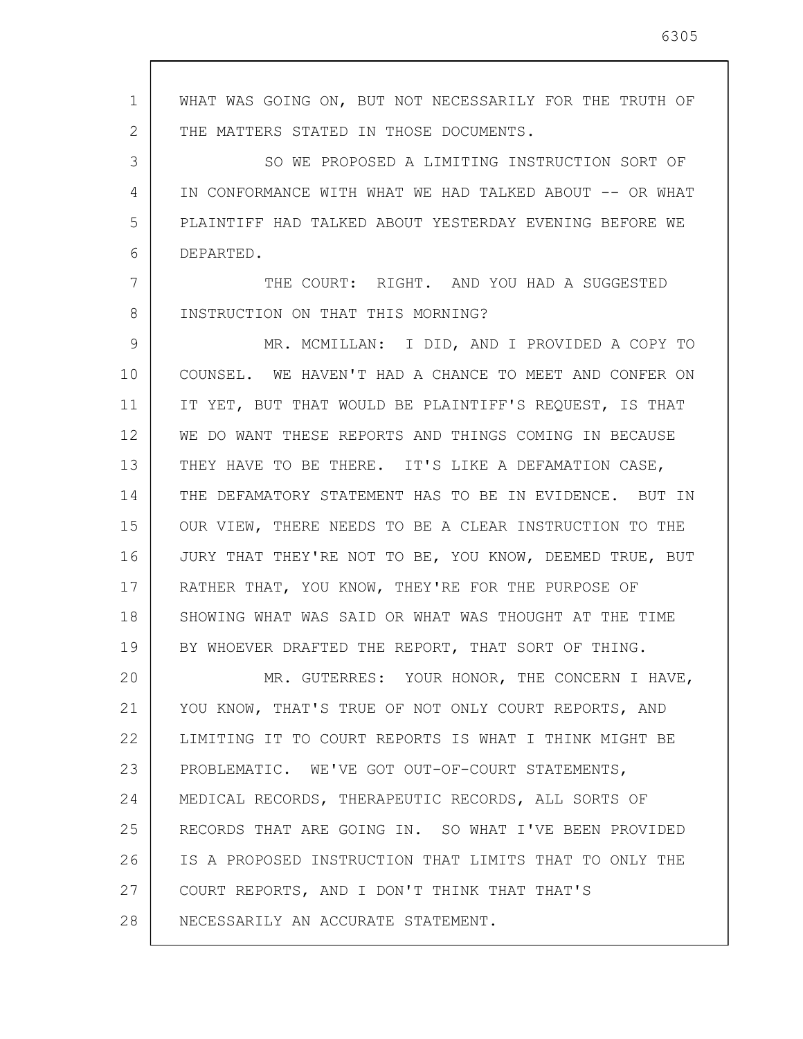WHAT WAS GOING ON, BUT NOT NECESSARILY FOR THE TRUTH OF THE MATTERS STATED IN THOSE DOCUMENTS.

SO WE PROPOSED A LIMITING INSTRUCTION SORT OF IN CONFORMANCE WITH WHAT WE HAD TALKED ABOUT -- OR WHAT PLAINTIFF HAD TALKED ABOUT YESTERDAY EVENING BEFORE WE DEPARTED.

THE COURT: RIGHT. AND YOU HAD A SUGGESTED INSTRUCTION ON THAT THIS MORNING?

MR. MCMILLAN: I DID, AND I PROVIDED A COPY TO COUNSEL. WE HAVEN'T HAD A CHANCE TO MEET AND CONFER ON IT YET, BUT THAT WOULD BE PLAINTIFF'S REQUEST, IS THAT WE DO WANT THESE REPORTS AND THINGS COMING IN BECAUSE THEY HAVE TO BE THERE. IT'S LIKE A DEFAMATION CASE, THE DEFAMATORY STATEMENT HAS TO BE IN EVIDENCE. BUT IN OUR VIEW, THERE NEEDS TO BE A CLEAR INSTRUCTION TO THE JURY THAT THEY'RE NOT TO BE, YOU KNOW, DEEMED TRUE, BUT RATHER THAT, YOU KNOW, THEY'RE FOR THE PURPOSE OF SHOWING WHAT WAS SAID OR WHAT WAS THOUGHT AT THE TIME BY WHOEVER DRAFTED THE REPORT, THAT SORT OF THING.

MR. GUTERRES: YOUR HONOR, THE CONCERN I HAVE, YOU KNOW, THAT'S TRUE OF NOT ONLY COURT REPORTS, AND LIMITING IT TO COURT REPORTS IS WHAT I THINK MIGHT BE PROBLEMATIC. WE'VE GOT OUT-OF-COURT STATEMENTS, MEDICAL RECORDS, THERAPEUTIC RECORDS, ALL SORTS OF RECORDS THAT ARE GOING IN. SO WHAT I'VE BEEN PROVIDED IS A PROPOSED INSTRUCTION THAT LIMITS THAT TO ONLY THE COURT REPORTS, AND I DON'T THINK THAT THAT'S NECESSARILY AN ACCURATE STATEMENT.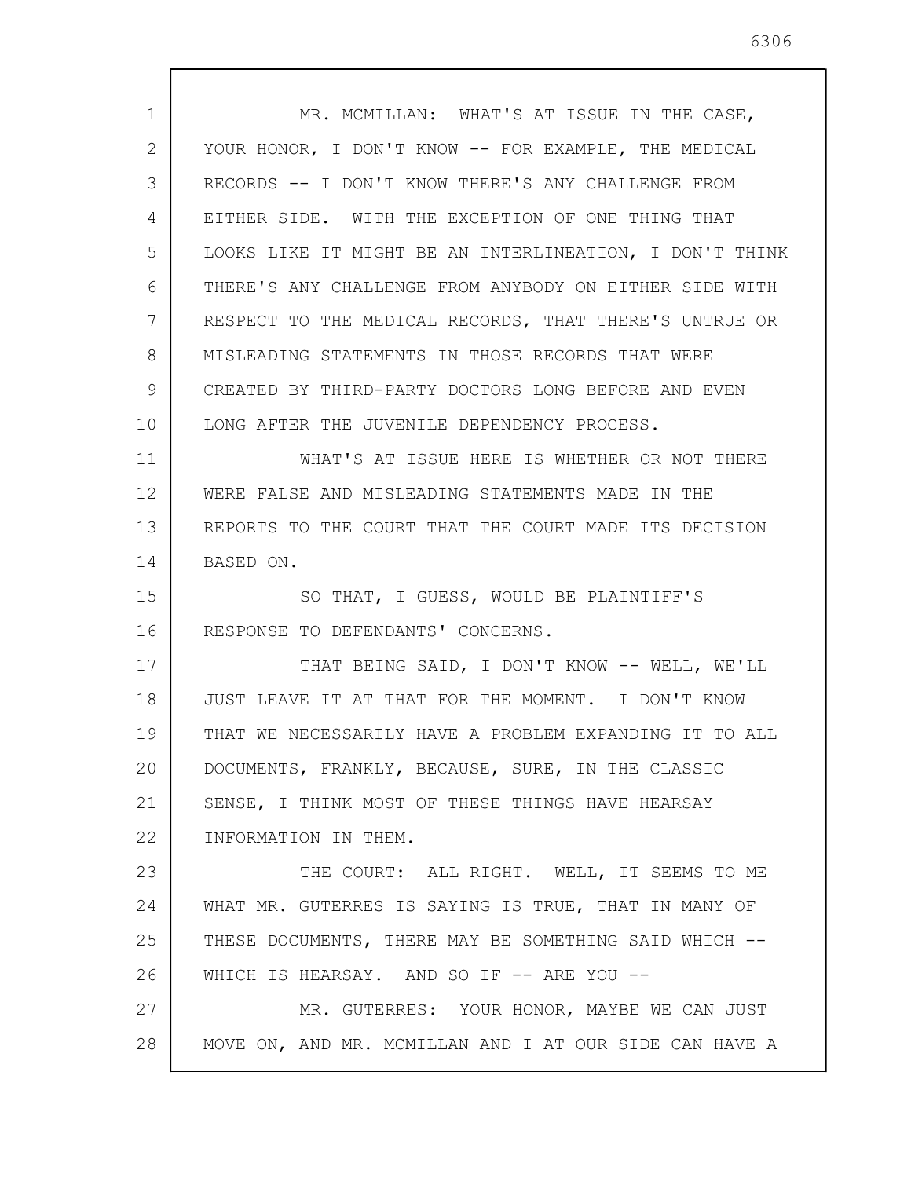MR. MCMILLAN: WHAT'S AT ISSUE IN THE CASE, YOUR HONOR, I DON'T KNOW -- FOR EXAMPLE, THE MEDICAL RECORDS -- I DON'T KNOW THERE'S ANY CHALLENGE FROM EITHER SIDE. WITH THE EXCEPTION OF ONE THING THAT LOOKS LIKE IT MIGHT BE AN INTERLINEATION, I DON'T THINK THERE'S ANY CHALLENGE FROM ANYBODY ON EITHER SIDE WITH RESPECT TO THE MEDICAL RECORDS, THAT THERE'S UNTRUE OR MISLEADING STATEMENTS IN THOSE RECORDS THAT WERE CREATED BY THIRD-PARTY DOCTORS LONG BEFORE AND EVEN LONG AFTER THE JUVENILE DEPENDENCY PROCESS.

WHAT'S AT ISSUE HERE IS WHETHER OR NOT THERE WERE FALSE AND MISLEADING STATEMENTS MADE IN THE REPORTS TO THE COURT THAT THE COURT MADE ITS DECISION BASED ON.

SO THAT, I GUESS, WOULD BE PLAINTIFF'S RESPONSE TO DEFENDANTS' CONCERNS.

THAT BEING SAID, I DON'T KNOW -- WELL, WE'LL JUST LEAVE IT AT THAT FOR THE MOMENT. I DON'T KNOW THAT WE NECESSARILY HAVE A PROBLEM EXPANDING IT TO ALL DOCUMENTS, FRANKLY, BECAUSE, SURE, IN THE CLASSIC SENSE, I THINK MOST OF THESE THINGS HAVE HEARSAY INFORMATION IN THEM.

THE COURT: ALL RIGHT. WELL, IT SEEMS TO ME WHAT MR. GUTERRES IS SAYING IS TRUE, THAT IN MANY OF THESE DOCUMENTS, THERE MAY BE SOMETHING SAID WHICH -- WHICH IS HEARSAY. AND SO IF -- ARE YOU --

MR. GUTERRES: YOUR HONOR, MAYBE WE CAN JUST MOVE ON, AND MR. MCMILLAN AND I AT OUR SIDE CAN HAVE A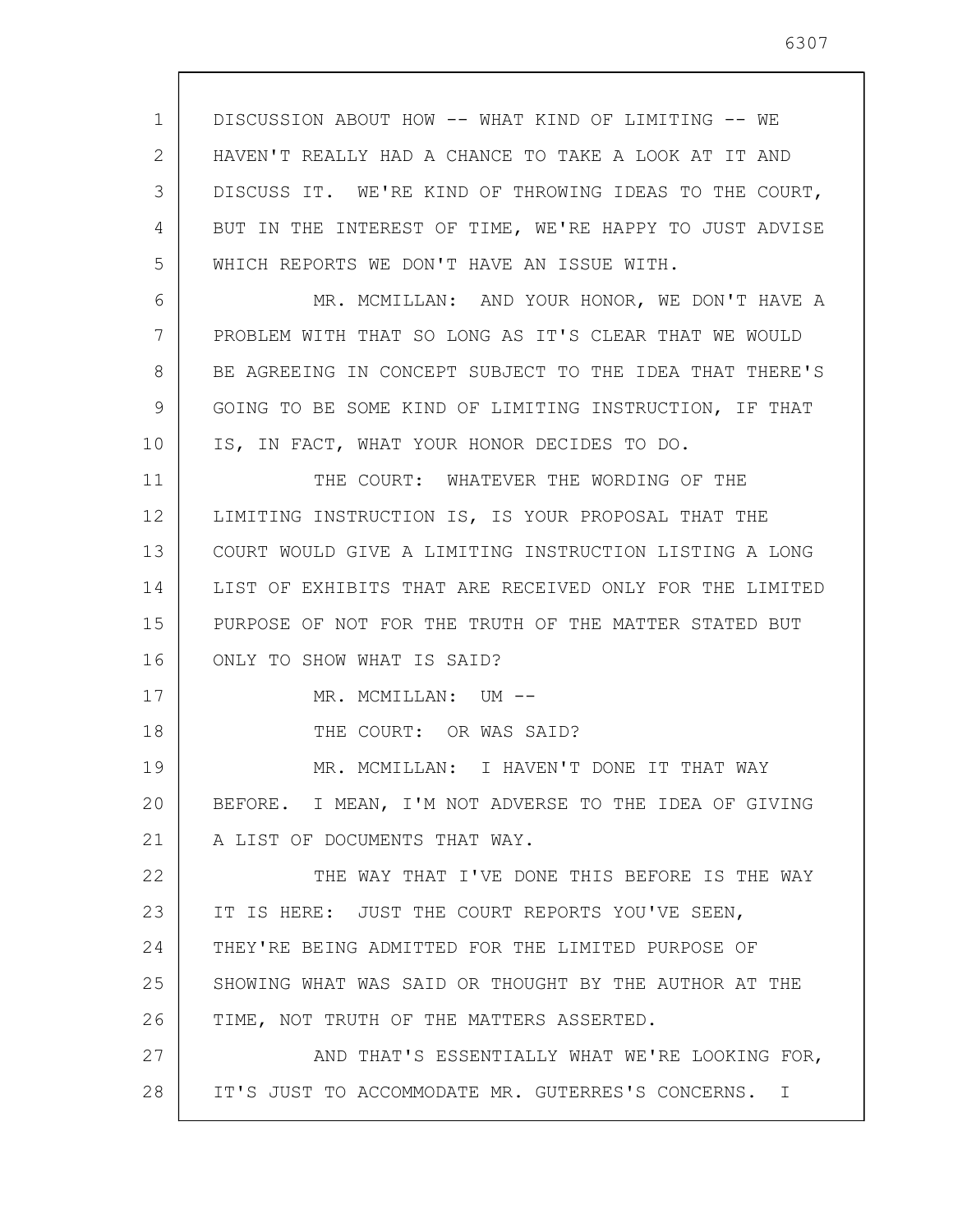DISCUSSION ABOUT HOW -- WHAT KIND OF LIMITING -- WE HAVEN'T REALLY HAD A CHANCE TO TAKE A LOOK AT IT AND DISCUSS IT. WE'RE KIND OF THROWING IDEAS TO THE COURT, BUT IN THE INTEREST OF TIME, WE'RE HAPPY TO JUST ADVISE WHICH REPORTS WE DON'T HAVE AN ISSUE WITH.

MR. MCMILLAN: AND YOUR HONOR, WE DON'T HAVE A PROBLEM WITH THAT SO LONG AS IT'S CLEAR THAT WE WOULD BE AGREEING IN CONCEPT SUBJECT TO THE IDEA THAT THERE'S GOING TO BE SOME KIND OF LIMITING INSTRUCTION, IF THAT IS, IN FACT, WHAT YOUR HONOR DECIDES TO DO.

THE COURT: WHATEVER THE WORDING OF THE LIMITING INSTRUCTION IS, IS YOUR PROPOSAL THAT THE COURT WOULD GIVE A LIMITING INSTRUCTION LISTING A LONG LIST OF EXHIBITS THAT ARE RECEIVED ONLY FOR THE LIMITED PURPOSE OF NOT FOR THE TRUTH OF THE MATTER STATED BUT ONLY TO SHOW WHAT IS SAID?

MR. MCMILLAN: UM --

THE COURT: OR WAS SAID?

MR. MCMILLAN: I HAVEN'T DONE IT THAT WAY BEFORE. I MEAN, I'M NOT ADVERSE TO THE IDEA OF GIVING A LIST OF DOCUMENTS THAT WAY.

THE WAY THAT I'VE DONE THIS BEFORE IS THE WAY IT IS HERE: JUST THE COURT REPORTS YOU'VE SEEN, THEY'RE BEING ADMITTED FOR THE LIMITED PURPOSE OF SHOWING WHAT WAS SAID OR THOUGHT BY THE AUTHOR AT THE TIME, NOT TRUTH OF THE MATTERS ASSERTED.

AND THAT'S ESSENTIALLY WHAT WE'RE LOOKING FOR, IT'S JUST TO ACCOMMODATE MR. GUTERRES'S CONCERNS. I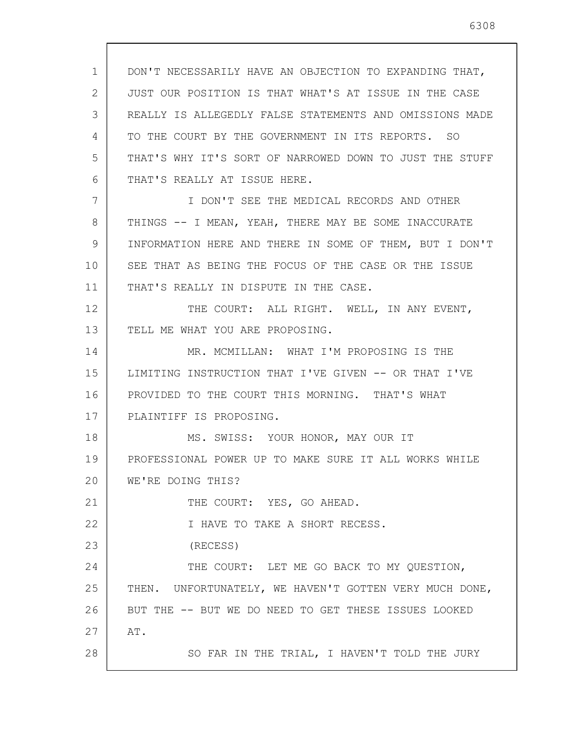DON'T NECESSARILY HAVE AN OBJECTION TO EXPANDING THAT, JUST OUR POSITION IS THAT WHAT'S AT ISSUE IN THE CASE REALLY IS ALLEGEDLY FALSE STATEMENTS AND OMISSIONS MADE TO THE COURT BY THE GOVERNMENT IN ITS REPORTS. SO THAT'S WHY IT'S SORT OF NARROWED DOWN TO JUST THE STUFF THAT'S REALLY AT ISSUE HERE.

I DON'T SEE THE MEDICAL RECORDS AND OTHER THINGS -- I MEAN, YEAH, THERE MAY BE SOME INACCURATE INFORMATION HERE AND THERE IN SOME OF THEM, BUT I DON'T SEE THAT AS BEING THE FOCUS OF THE CASE OR THE ISSUE THAT'S REALLY IN DISPUTE IN THE CASE.

THE COURT: ALL RIGHT. WELL, IN ANY EVENT, TELL ME WHAT YOU ARE PROPOSING.

MR. MCMILLAN: WHAT I'M PROPOSING IS THE LIMITING INSTRUCTION THAT I'VE GIVEN -- OR THAT I'VE PROVIDED TO THE COURT THIS MORNING. THAT'S WHAT PLAINTIFF IS PROPOSING.

MS. SWISS: YOUR HONOR, MAY OUR IT PROFESSIONAL POWER UP TO MAKE SURE IT ALL WORKS WHILE WE'RE DOING THIS?

THE COURT: YES, GO AHEAD.

I HAVE TO TAKE A SHORT RECESS.

(RECESS)

THE COURT: LET ME GO BACK TO MY QUESTION, THEN. UNFORTUNATELY, WE HAVEN'T GOTTEN VERY MUCH DONE, BUT THE -- BUT WE DO NEED TO GET THESE ISSUES LOOKED AT.

SO FAR IN THE TRIAL, I HAVEN'T TOLD THE JURY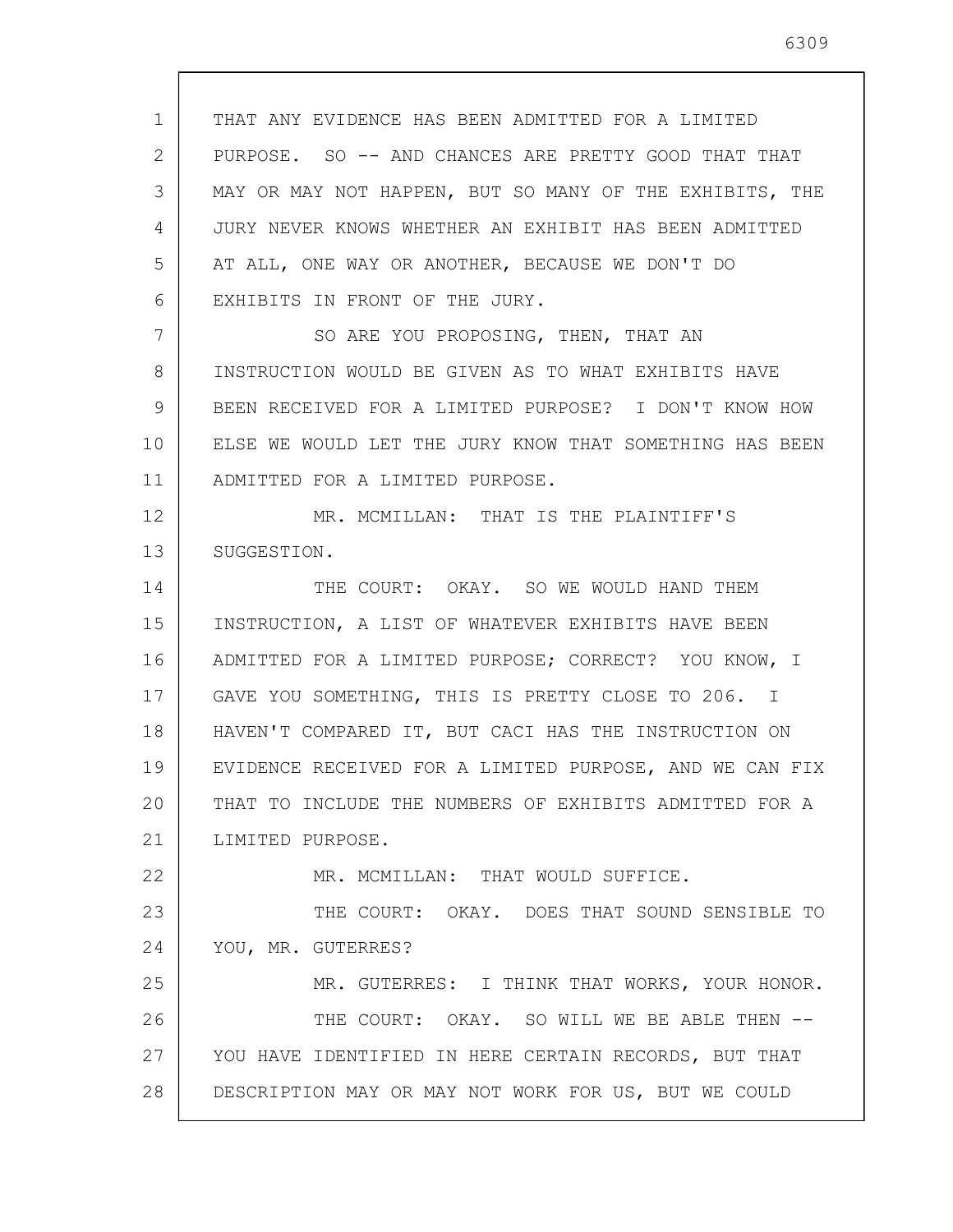THAT ANY EVIDENCE HAS BEEN ADMITTED FOR A LIMITED PURPOSE. SO -- AND CHANCES ARE PRETTY GOOD THAT THAT MAY OR MAY NOT HAPPEN, BUT SO MANY OF THE EXHIBITS, THE JURY NEVER KNOWS WHETHER AN EXHIBIT HAS BEEN ADMITTED AT ALL, ONE WAY OR ANOTHER, BECAUSE WE DON'T DO EXHIBITS IN FRONT OF THE JURY.

SO ARE YOU PROPOSING, THEN, THAT AN INSTRUCTION WOULD BE GIVEN AS TO WHAT EXHIBITS HAVE BEEN RECEIVED FOR A LIMITED PURPOSE? I DON'T KNOW HOW ELSE WE WOULD LET THE JURY KNOW THAT SOMETHING HAS BEEN ADMITTED FOR A LIMITED PURPOSE.

MR. MCMILLAN: THAT IS THE PLAINTIFF'S SUGGESTION.

THE COURT: OKAY. SO WE WOULD HAND THEM INSTRUCTION, A LIST OF WHATEVER EXHIBITS HAVE BEEN ADMITTED FOR A LIMITED PURPOSE; CORRECT? YOU KNOW, I GAVE YOU SOMETHING, THIS IS PRETTY CLOSE TO 206. I HAVEN'T COMPARED IT, BUT CACI HAS THE INSTRUCTION ON EVIDENCE RECEIVED FOR A LIMITED PURPOSE, AND WE CAN FIX THAT TO INCLUDE THE NUMBERS OF EXHIBITS ADMITTED FOR A LIMITED PURPOSE.

MR. MCMILLAN: THAT WOULD SUFFICE.

THE COURT: OKAY. DOES THAT SOUND SENSIBLE TO YOU, MR. GUTERRES?

MR. GUTERRES: I THINK THAT WORKS, YOUR HONOR.

THE COURT: OKAY. SO WILL WE BE ABLE THEN -- YOU HAVE IDENTIFIED IN HERE CERTAIN RECORDS, BUT THAT DESCRIPTION MAY OR MAY NOT WORK FOR US, BUT WE COULD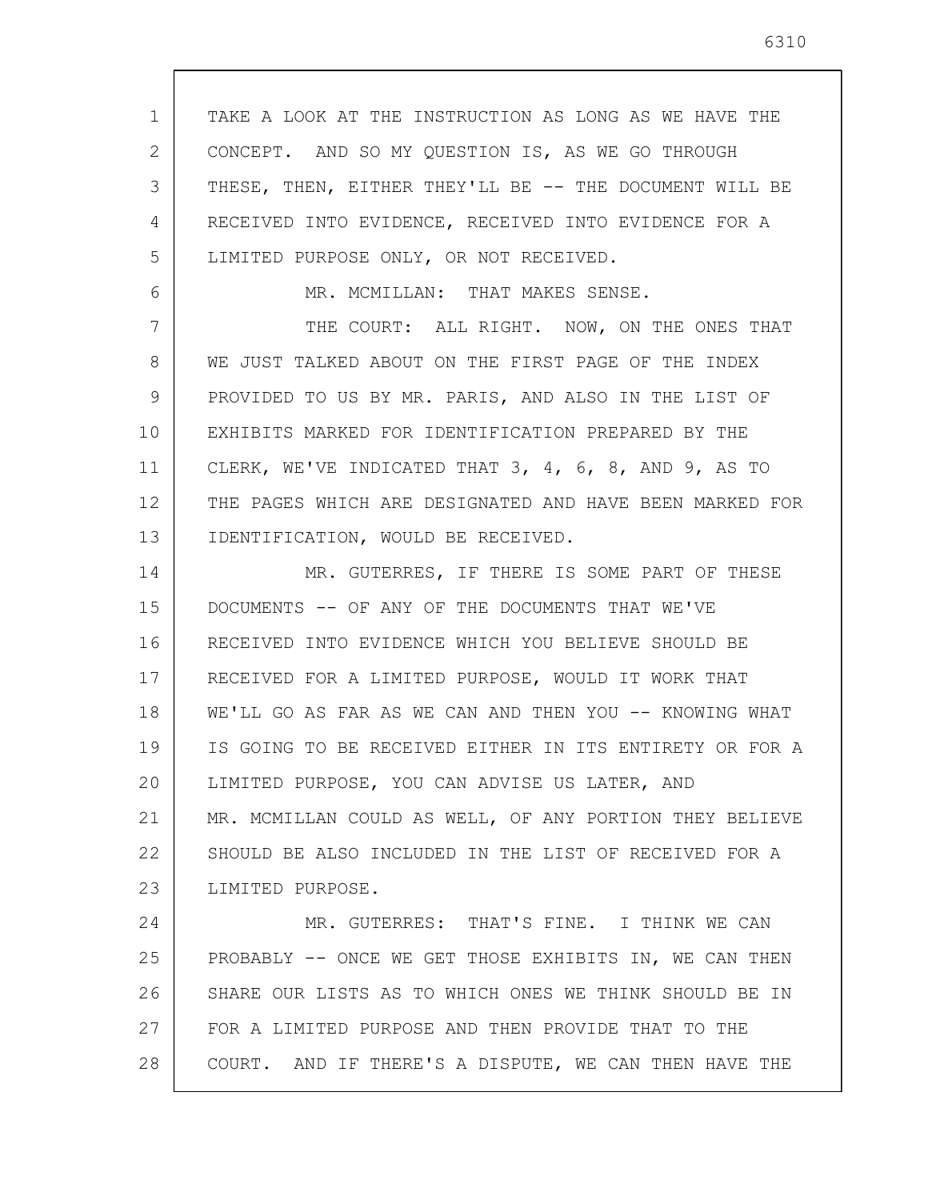TAKE A LOOK AT THE INSTRUCTION AS LONG AS WE HAVE THE CONCEPT. AND SO MY QUESTION IS, AS WE GO THROUGH THESE, THEN, EITHER THEY'LL BE -- THE DOCUMENT WILL BE RECEIVED INTO EVIDENCE, RECEIVED INTO EVIDENCE FOR A LIMITED PURPOSE ONLY, OR NOT RECEIVED.

MR. MCMILLAN: THAT MAKES SENSE.

THE COURT: ALL RIGHT. NOW, ON THE ONES THAT WE JUST TALKED ABOUT ON THE FIRST PAGE OF THE INDEX PROVIDED TO US BY MR. PARIS, AND ALSO IN THE LIST OF EXHIBITS MARKED FOR IDENTIFICATION PREPARED BY THE CLERK, WE'VE INDICATED THAT 3, 4, 6, 8, AND 9, AS TO THE PAGES WHICH ARE DESIGNATED AND HAVE BEEN MARKED FOR IDENTIFICATION, WOULD BE RECEIVED.

MR. GUTERRES, IF THERE IS SOME PART OF THESE DOCUMENTS -- OF ANY OF THE DOCUMENTS THAT WE'VE RECEIVED INTO EVIDENCE WHICH YOU BELIEVE SHOULD BE RECEIVED FOR A LIMITED PURPOSE, WOULD IT WORK THAT WE'LL GO AS FAR AS WE CAN AND THEN YOU -- KNOWING WHAT IS GOING TO BE RECEIVED EITHER IN ITS ENTIRETY OR FOR A LIMITED PURPOSE, YOU CAN ADVISE US LATER, AND MR. MCMILLAN COULD AS WELL, OF ANY PORTION THEY BELIEVE SHOULD BE ALSO INCLUDED IN THE LIST OF RECEIVED FOR A LIMITED PURPOSE.

MR. GUTERRES: THAT'S FINE. I THINK WE CAN PROBABLY -- ONCE WE GET THOSE EXHIBITS IN, WE CAN THEN SHARE OUR LISTS AS TO WHICH ONES WE THINK SHOULD BE IN FOR A LIMITED PURPOSE AND THEN PROVIDE THAT TO THE COURT. AND IF THERE'S A DISPUTE, WE CAN THEN HAVE THE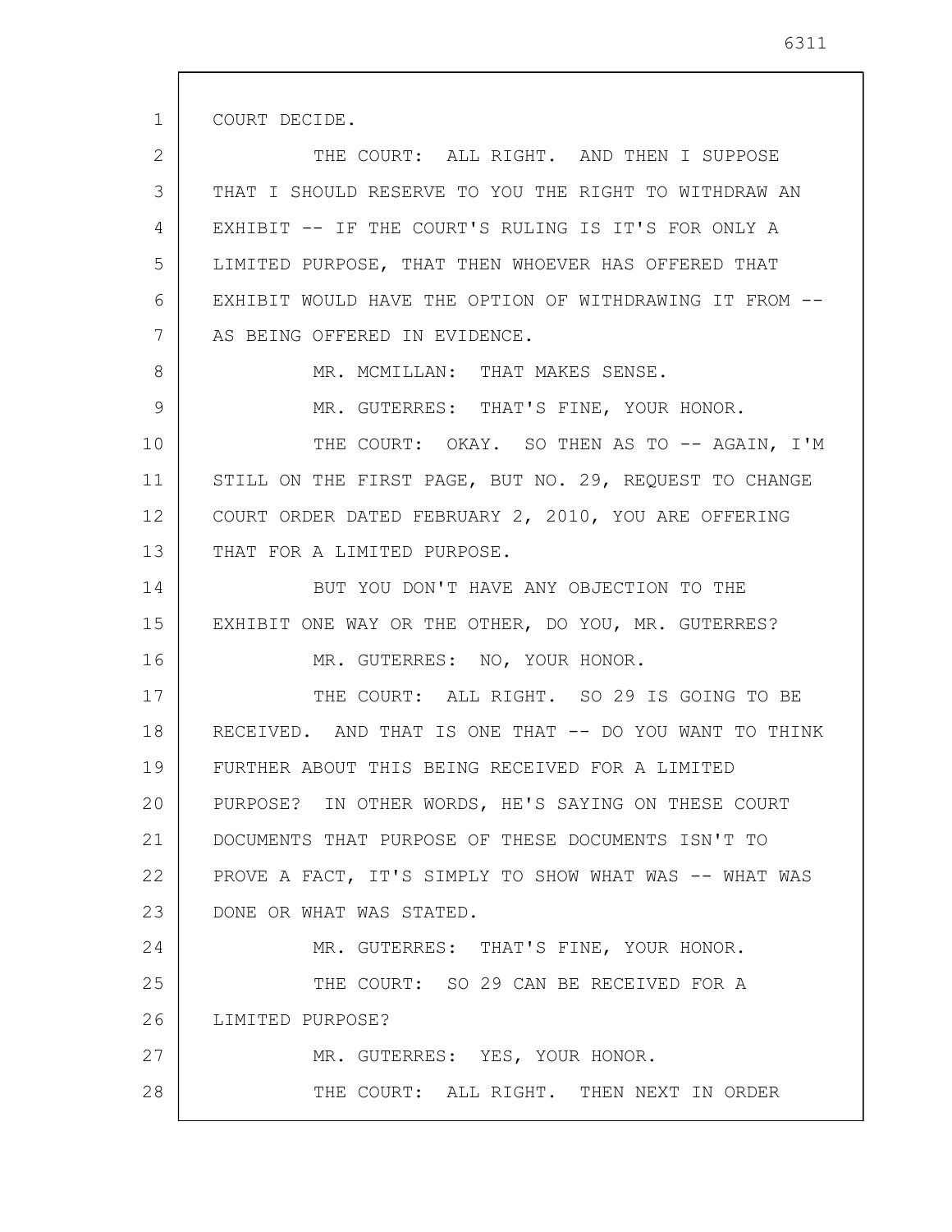COURT DECIDE.

THE COURT: ALL RIGHT. AND THEN I SUPPOSE THAT I SHOULD RESERVE TO YOU THE RIGHT TO WITHDRAW AN EXHIBIT -- IF THE COURT'S RULING IS IT'S FOR ONLY A LIMITED PURPOSE, THAT THEN WHOEVER HAS OFFERED THAT EXHIBIT WOULD HAVE THE OPTION OF WITHDRAWING IT FROM -- AS BEING OFFERED IN EVIDENCE.

MR. MCMILLAN: THAT MAKES SENSE.

MR. GUTERRES: THAT'S FINE, YOUR HONOR.

THE COURT: OKAY. SO THEN AS TO -- AGAIN, I'M STILL ON THE FIRST PAGE, BUT NO. 29, REQUEST TO CHANGE COURT ORDER DATED FEBRUARY 2, 2010, YOU ARE OFFERING THAT FOR A LIMITED PURPOSE.

BUT YOU DON'T HAVE ANY OBJECTION TO THE EXHIBIT ONE WAY OR THE OTHER, DO YOU, MR. GUTERRES?

MR. GUTERRES: NO, YOUR HONOR.

THE COURT: ALL RIGHT. SO 29 IS GOING TO BE RECEIVED. AND THAT IS ONE THAT -- DO YOU WANT TO THINK FURTHER ABOUT THIS BEING RECEIVED FOR A LIMITED PURPOSE? IN OTHER WORDS, HE'S SAYING ON THESE COURT DOCUMENTS THAT PURPOSE OF THESE DOCUMENTS ISN'T TO PROVE A FACT, IT'S SIMPLY TO SHOW WHAT WAS -- WHAT WAS DONE OR WHAT WAS STATED.

MR. GUTERRES: THAT'S FINE, YOUR HONOR.

THE COURT: SO 29 CAN BE RECEIVED FOR A LIMITED PURPOSE?

MR. GUTERRES: YES, YOUR HONOR.

THE COURT: ALL RIGHT. THEN NEXT IN ORDER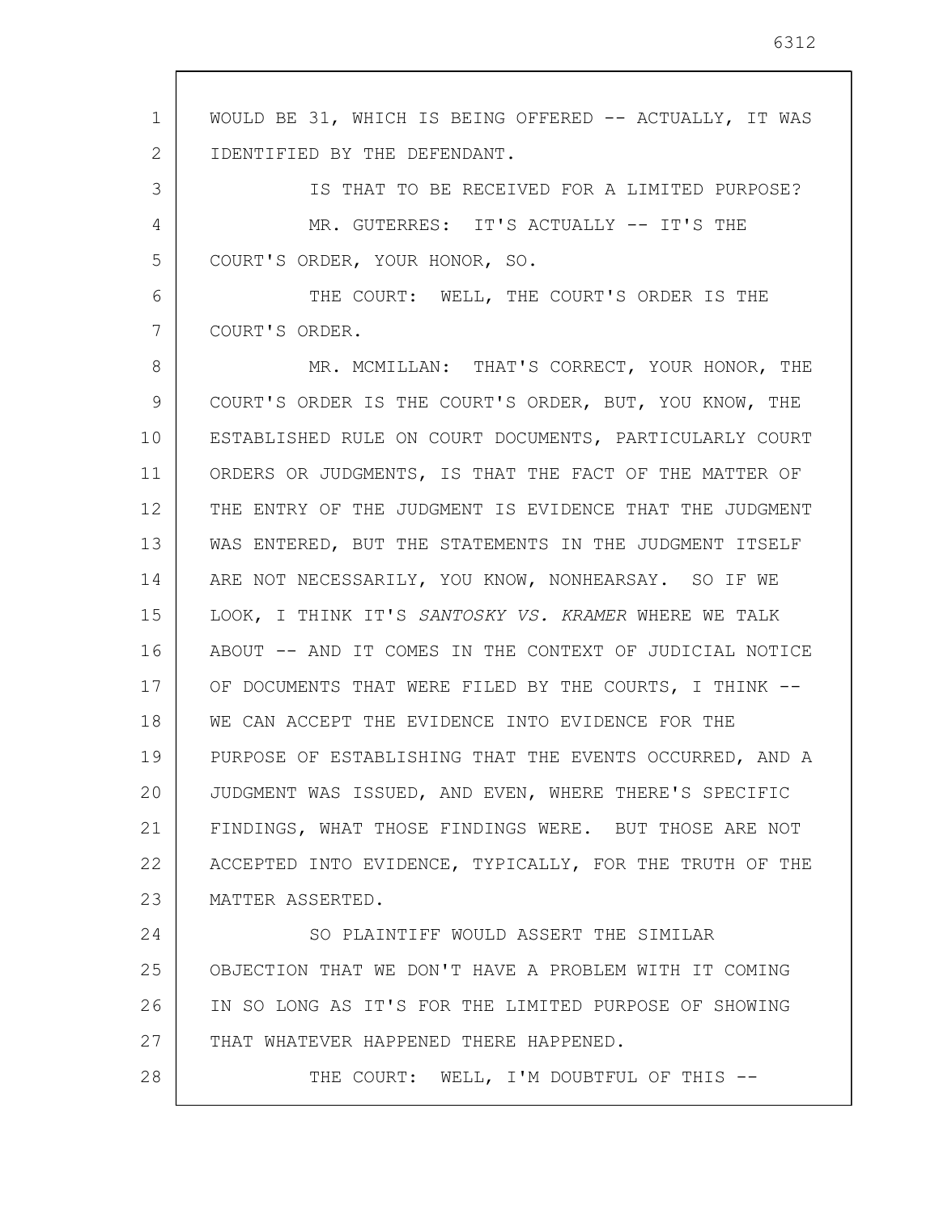WOULD BE 31, WHICH IS BEING OFFERED -- ACTUALLY, IT WAS IDENTIFIED BY THE DEFENDANT.

IS THAT TO BE RECEIVED FOR A LIMITED PURPOSE?

MR. GUTERRES: IT'S ACTUALLY -- IT'S THE COURT'S ORDER, YOUR HONOR, SO.

THE COURT: WELL, THE COURT'S ORDER IS THE COURT'S ORDER.

MR. MCMILLAN: THAT'S CORRECT, YOUR HONOR, THE COURT'S ORDER IS THE COURT'S ORDER, BUT, YOU KNOW, THE ESTABLISHED RULE ON COURT DOCUMENTS, PARTICULARLY COURT ORDERS OR JUDGMENTS, IS THAT THE FACT OF THE MATTER OF THE ENTRY OF THE JUDGMENT IS EVIDENCE THAT THE JUDGMENT WAS ENTERED, BUT THE STATEMENTS IN THE JUDGMENT ITSELF ARE NOT NECESSARILY, YOU KNOW, NONHEARSAY. SO IF WE LOOK, I THINK IT'S *SANTOSKY VS. KRAMER* WHERE WE TALK ABOUT -- AND IT COMES IN THE CONTEXT OF JUDICIAL NOTICE OF DOCUMENTS THAT WERE FILED BY THE COURTS, I THINK -- WE CAN ACCEPT THE EVIDENCE INTO EVIDENCE FOR THE PURPOSE OF ESTABLISHING THAT THE EVENTS OCCURRED, AND A JUDGMENT WAS ISSUED, AND EVEN, WHERE THERE'S SPECIFIC FINDINGS, WHAT THOSE FINDINGS WERE. BUT THOSE ARE NOT ACCEPTED INTO EVIDENCE, TYPICALLY, FOR THE TRUTH OF THE MATTER ASSERTED.

SO PLAINTIFF WOULD ASSERT THE SIMILAR OBJECTION THAT WE DON'T HAVE A PROBLEM WITH IT COMING IN SO LONG AS IT'S FOR THE LIMITED PURPOSE OF SHOWING THAT WHATEVER HAPPENED THERE HAPPENED.

THE COURT: WELL, I'M DOUBTFUL OF THIS --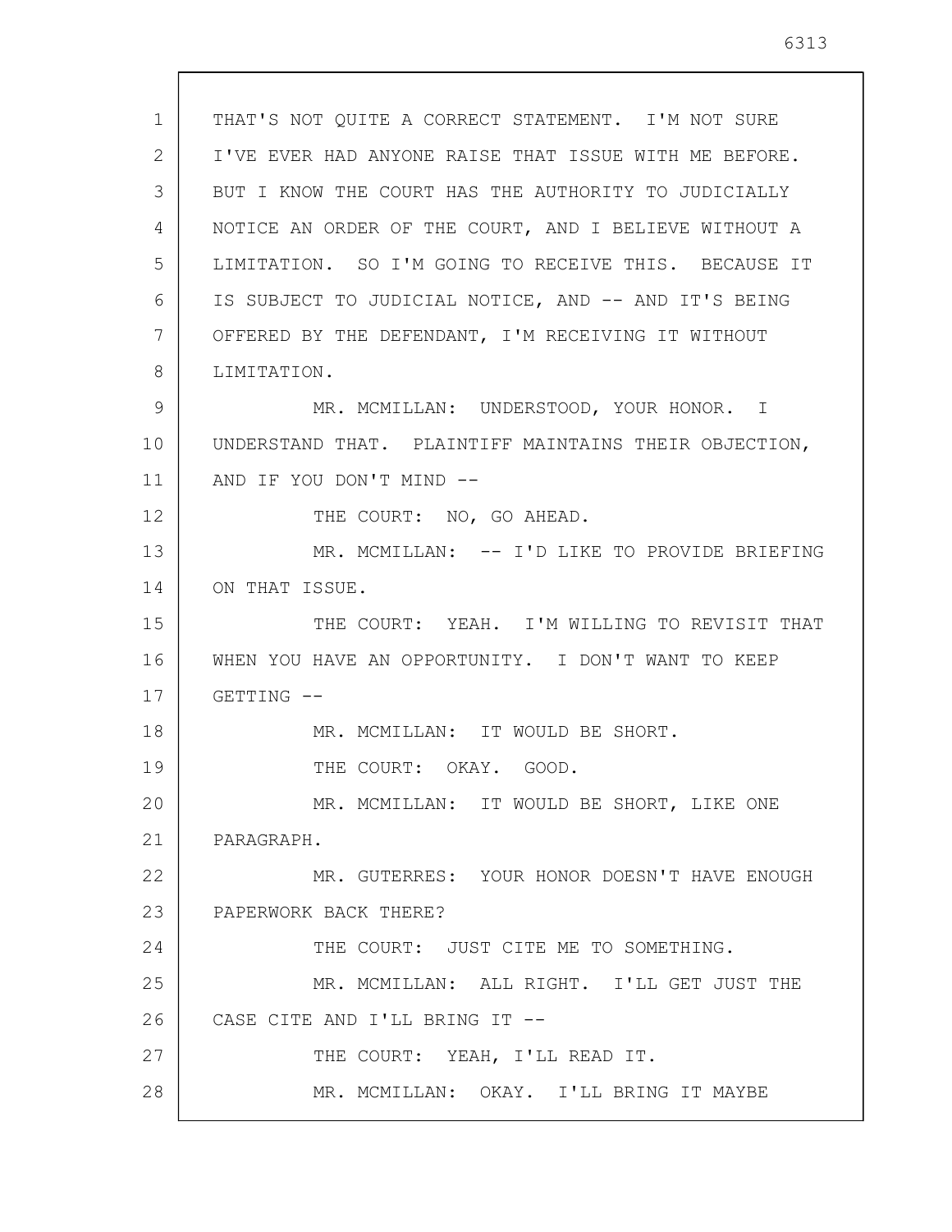THAT'S NOT QUITE A CORRECT STATEMENT. I'M NOT SURE I'VE EVER HAD ANYONE RAISE THAT ISSUE WITH ME BEFORE. BUT I KNOW THE COURT HAS THE AUTHORITY TO JUDICIALLY NOTICE AN ORDER OF THE COURT, AND I BELIEVE WITHOUT A LIMITATION. SO I'M GOING TO RECEIVE THIS. BECAUSE IT IS SUBJECT TO JUDICIAL NOTICE, AND -- AND IT'S BEING OFFERED BY THE DEFENDANT, I'M RECEIVING IT WITHOUT LIMITATION.

MR. MCMILLAN: UNDERSTOOD, YOUR HONOR. I UNDERSTAND THAT. PLAINTIFF MAINTAINS THEIR OBJECTION, AND IF YOU DON'T MIND --

THE COURT: NO, GO AHEAD.

MR. MCMILLAN: -- I'D LIKE TO PROVIDE BRIEFING ON THAT ISSUE.

THE COURT: YEAH. I'M WILLING TO REVISIT THAT WHEN YOU HAVE AN OPPORTUNITY. I DON'T WANT TO KEEP GETTING --

MR. MCMILLAN: IT WOULD BE SHORT.

THE COURT: OKAY. GOOD.

MR. MCMILLAN: IT WOULD BE SHORT, LIKE ONE PARAGRAPH.

MR. GUTERRES: YOUR HONOR DOESN'T HAVE ENOUGH PAPERWORK BACK THERE?

THE COURT: JUST CITE ME TO SOMETHING.

MR. MCMILLAN: ALL RIGHT. I'LL GET JUST THE CASE CITE AND I'LL BRING IT --

THE COURT: YEAH, I'LL READ IT.

MR. MCMILLAN: OKAY. I'LL BRING IT MAYBE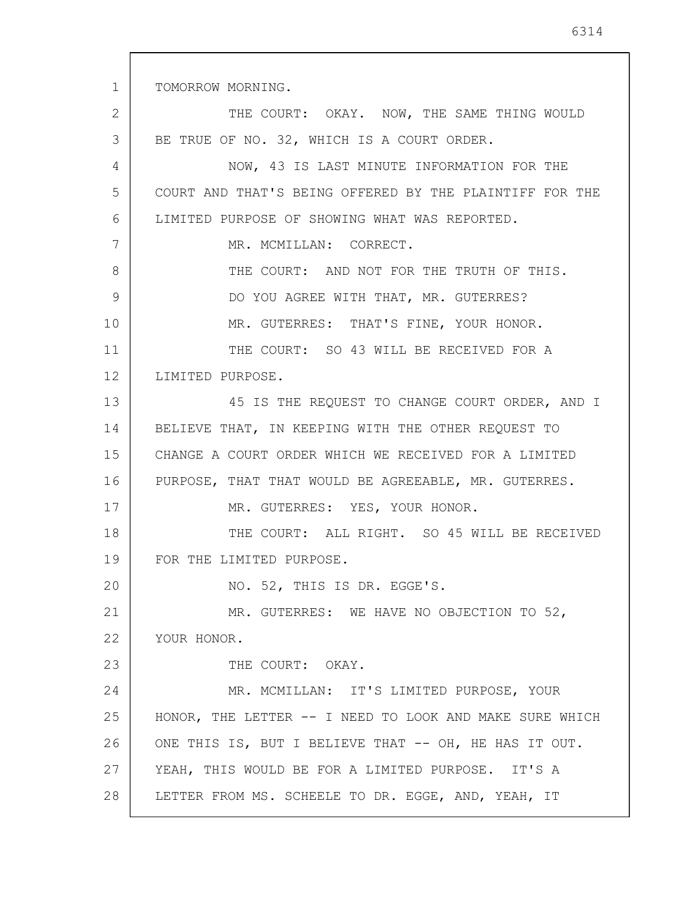TOMORROW MORNING.

THE COURT: OKAY. NOW, THE SAME THING WOULD BE TRUE OF NO. 32, WHICH IS A COURT ORDER.

NOW, 43 IS LAST MINUTE INFORMATION FOR THE COURT AND THAT'S BEING OFFERED BY THE PLAINTIFF FOR THE LIMITED PURPOSE OF SHOWING WHAT WAS REPORTED.

MR. MCMILLAN: CORRECT.

THE COURT: AND NOT FOR THE TRUTH OF THIS.

DO YOU AGREE WITH THAT, MR. GUTERRES?

MR. GUTERRES: THAT'S FINE, YOUR HONOR.

THE COURT: SO 43 WILL BE RECEIVED FOR A LIMITED PURPOSE.

45 IS THE REQUEST TO CHANGE COURT ORDER, AND I BELIEVE THAT, IN KEEPING WITH THE OTHER REQUEST TO CHANGE A COURT ORDER WHICH WE RECEIVED FOR A LIMITED PURPOSE, THAT THAT WOULD BE AGREEABLE, MR. GUTERRES.

MR. GUTERRES: YES, YOUR HONOR.

THE COURT: ALL RIGHT. SO 45 WILL BE RECEIVED FOR THE LIMITED PURPOSE.

NO. 52, THIS IS DR. EGGE'S.

MR. GUTERRES: WE HAVE NO OBJECTION TO 52, YOUR HONOR.

THE COURT: OKAY.

MR. MCMILLAN: IT'S LIMITED PURPOSE, YOUR HONOR, THE LETTER -- I NEED TO LOOK AND MAKE SURE WHICH ONE THIS IS, BUT I BELIEVE THAT -- OH, HE HAS IT OUT. YEAH, THIS WOULD BE FOR A LIMITED PURPOSE. IT'S A LETTER FROM MS. SCHEELE TO DR. EGGE, AND, YEAH, IT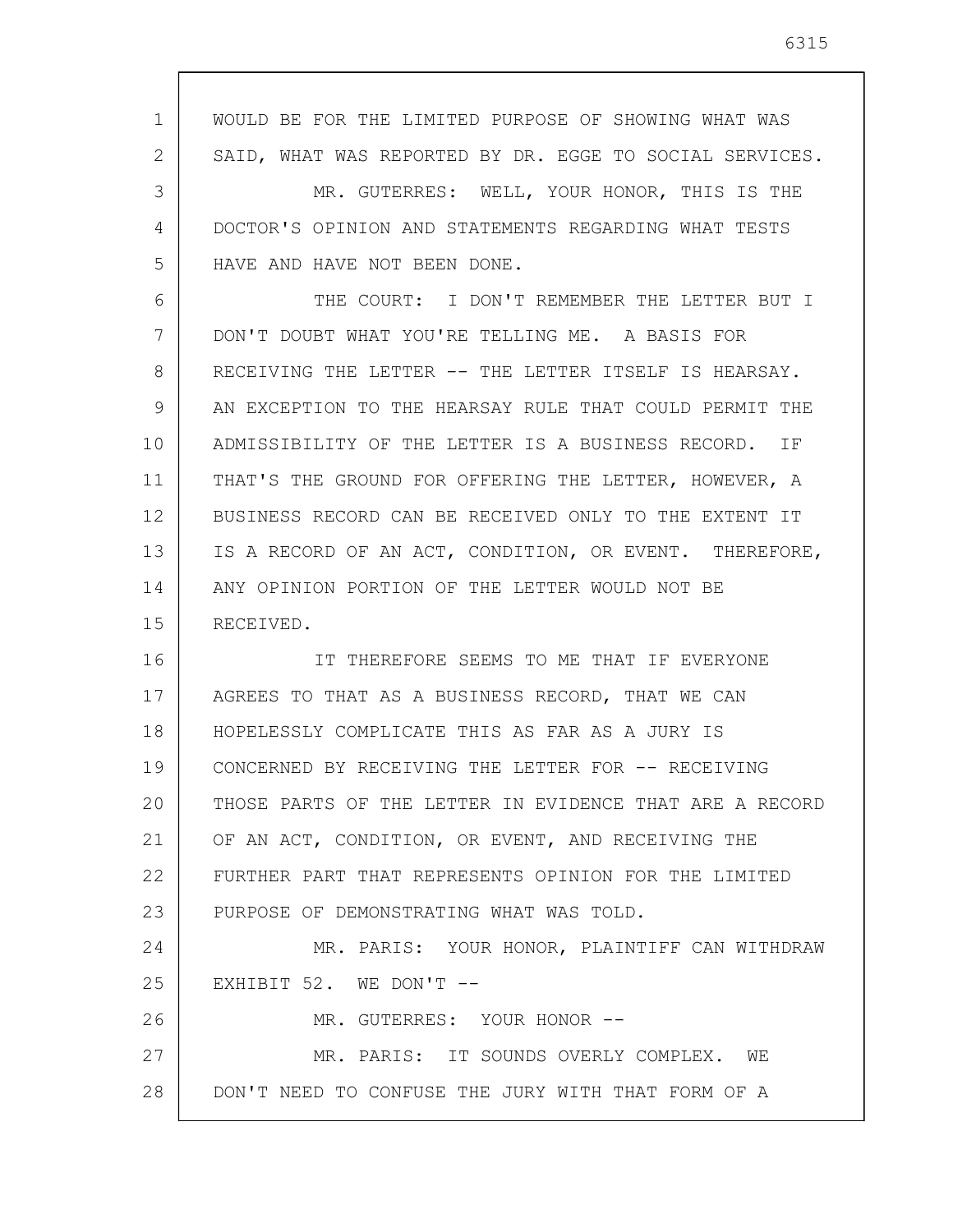WOULD BE FOR THE LIMITED PURPOSE OF SHOWING WHAT WAS SAID, WHAT WAS REPORTED BY DR. EGGE TO SOCIAL SERVICES.

MR. GUTERRES: WELL, YOUR HONOR, THIS IS THE DOCTOR'S OPINION AND STATEMENTS REGARDING WHAT TESTS HAVE AND HAVE NOT BEEN DONE.

THE COURT: I DON'T REMEMBER THE LETTER BUT I DON'T DOUBT WHAT YOU'RE TELLING ME. A BASIS FOR RECEIVING THE LETTER -- THE LETTER ITSELF IS HEARSAY. AN EXCEPTION TO THE HEARSAY RULE THAT COULD PERMIT THE ADMISSIBILITY OF THE LETTER IS A BUSINESS RECORD. IF THAT'S THE GROUND FOR OFFERING THE LETTER, HOWEVER, A BUSINESS RECORD CAN BE RECEIVED ONLY TO THE EXTENT IT IS A RECORD OF AN ACT, CONDITION, OR EVENT. THEREFORE, ANY OPINION PORTION OF THE LETTER WOULD NOT BE RECEIVED.

IT THEREFORE SEEMS TO ME THAT IF EVERYONE AGREES TO THAT AS A BUSINESS RECORD, THAT WE CAN HOPELESSLY COMPLICATE THIS AS FAR AS A JURY IS CONCERNED BY RECEIVING THE LETTER FOR -- RECEIVING THOSE PARTS OF THE LETTER IN EVIDENCE THAT ARE A RECORD OF AN ACT, CONDITION, OR EVENT, AND RECEIVING THE FURTHER PART THAT REPRESENTS OPINION FOR THE LIMITED PURPOSE OF DEMONSTRATING WHAT WAS TOLD.

MR. PARIS: YOUR HONOR, PLAINTIFF CAN WITHDRAW EXHIBIT 52. WE DON'T --

MR. GUTERRES: YOUR HONOR --

MR. PARIS: IT SOUNDS OVERLY COMPLEX. WE DON'T NEED TO CONFUSE THE JURY WITH THAT FORM OF A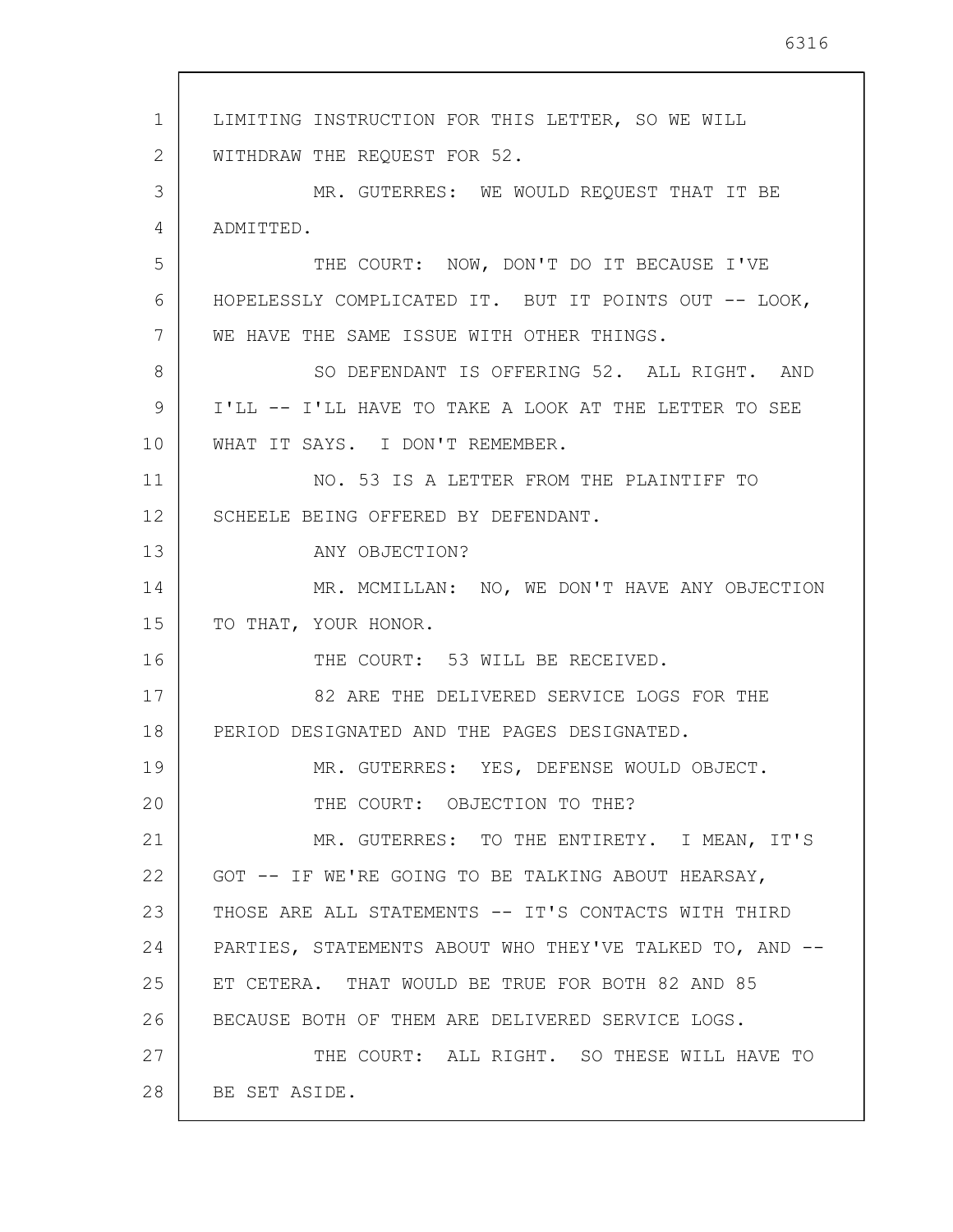LIMITING INSTRUCTION FOR THIS LETTER, SO WE WILL WITHDRAW THE REQUEST FOR 52.

MR. GUTERRES: WE WOULD REQUEST THAT IT BE ADMITTED.

THE COURT: NOW, DON'T DO IT BECAUSE I'VE HOPELESSLY COMPLICATED IT. BUT IT POINTS OUT -- LOOK, WE HAVE THE SAME ISSUE WITH OTHER THINGS.

SO DEFENDANT IS OFFERING 52. ALL RIGHT. AND I'LL -- I'LL HAVE TO TAKE A LOOK AT THE LETTER TO SEE WHAT IT SAYS. I DON'T REMEMBER.

NO. 53 IS A LETTER FROM THE PLAINTIFF TO SCHEELE BEING OFFERED BY DEFENDANT.

ANY OBJECTION?

MR. MCMILLAN: NO, WE DON'T HAVE ANY OBJECTION TO THAT, YOUR HONOR.

THE COURT: 53 WILL BE RECEIVED.

82 ARE THE DELIVERED SERVICE LOGS FOR THE PERIOD DESIGNATED AND THE PAGES DESIGNATED.

MR. GUTERRES: YES, DEFENSE WOULD OBJECT.

THE COURT: OBJECTION TO THE?

MR. GUTERRES: TO THE ENTIRETY. I MEAN, IT'S GOT -- IF WE'RE GOING TO BE TALKING ABOUT HEARSAY, THOSE ARE ALL STATEMENTS -- IT'S CONTACTS WITH THIRD PARTIES, STATEMENTS ABOUT WHO THEY'VE TALKED TO, AND -- ET CETERA. THAT WOULD BE TRUE FOR BOTH 82 AND 85 BECAUSE BOTH OF THEM ARE DELIVERED SERVICE LOGS.

THE COURT: ALL RIGHT. SO THESE WILL HAVE TO BE SET ASIDE.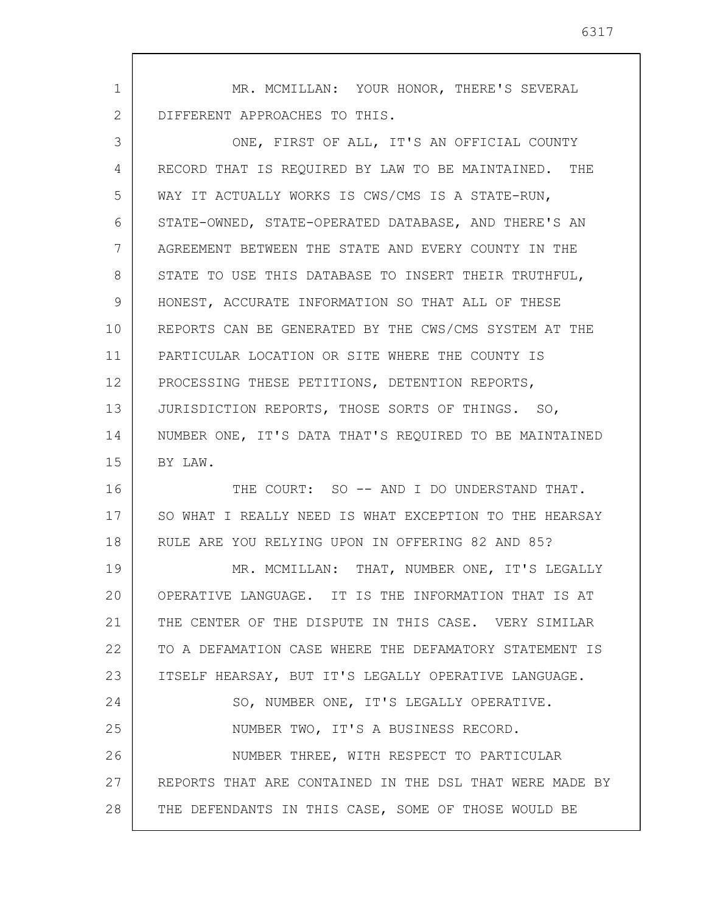MR. MCMILLAN: YOUR HONOR, THERE'S SEVERAL DIFFERENT APPROACHES TO THIS.

ONE, FIRST OF ALL, IT'S AN OFFICIAL COUNTY RECORD THAT IS REQUIRED BY LAW TO BE MAINTAINED. THE WAY IT ACTUALLY WORKS IS CWS/CMS IS A STATE-RUN, STATE-OWNED, STATE-OPERATED DATABASE, AND THERE'S AN AGREEMENT BETWEEN THE STATE AND EVERY COUNTY IN THE STATE TO USE THIS DATABASE TO INSERT THEIR TRUTHFUL, HONEST, ACCURATE INFORMATION SO THAT ALL OF THESE REPORTS CAN BE GENERATED BY THE CWS/CMS SYSTEM AT THE PARTICULAR LOCATION OR SITE WHERE THE COUNTY IS PROCESSING THESE PETITIONS, DETENTION REPORTS, JURISDICTION REPORTS, THOSE SORTS OF THINGS. SO, NUMBER ONE, IT'S DATA THAT'S REQUIRED TO BE MAINTAINED BY LAW.

THE COURT: SO -- AND I DO UNDERSTAND THAT. SO WHAT I REALLY NEED IS WHAT EXCEPTION TO THE HEARSAY RULE ARE YOU RELYING UPON IN OFFERING 82 AND 85?

MR. MCMILLAN: THAT, NUMBER ONE, IT'S LEGALLY OPERATIVE LANGUAGE. IT IS THE INFORMATION THAT IS AT THE CENTER OF THE DISPUTE IN THIS CASE. VERY SIMILAR TO A DEFAMATION CASE WHERE THE DEFAMATORY STATEMENT IS ITSELF HEARSAY, BUT IT'S LEGALLY OPERATIVE LANGUAGE.

SO, NUMBER ONE, IT'S LEGALLY OPERATIVE.

NUMBER TWO, IT'S A BUSINESS RECORD.

NUMBER THREE, WITH RESPECT TO PARTICULAR REPORTS THAT ARE CONTAINED IN THE DSL THAT WERE MADE BY THE DEFENDANTS IN THIS CASE, SOME OF THOSE WOULD BE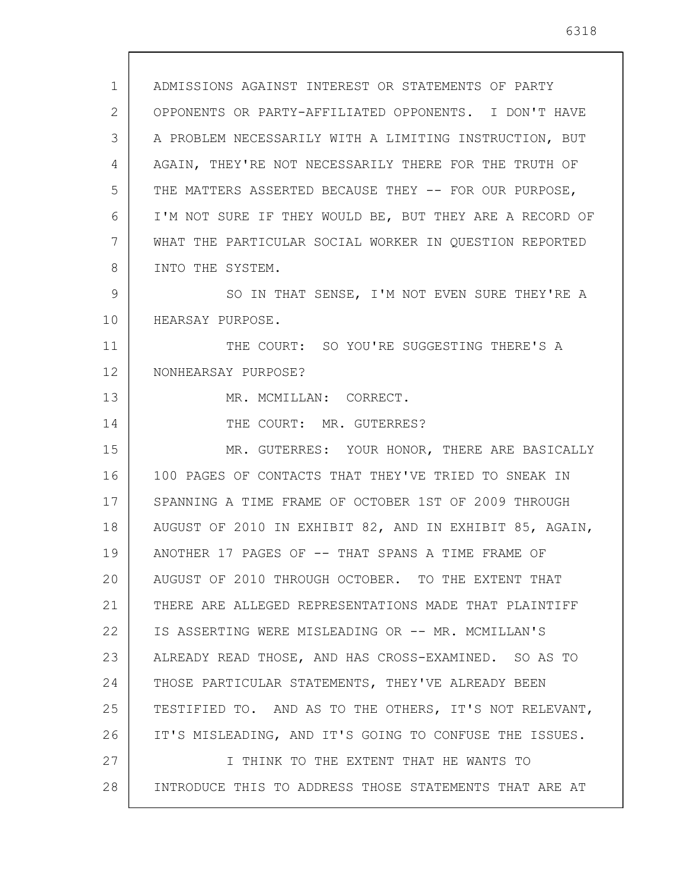ADMISSIONS AGAINST INTEREST OR STATEMENTS OF PARTY OPPONENTS OR PARTY-AFFILIATED OPPONENTS. I DON'T HAVE A PROBLEM NECESSARILY WITH A LIMITING INSTRUCTION, BUT AGAIN, THEY'RE NOT NECESSARILY THERE FOR THE TRUTH OF THE MATTERS ASSERTED BECAUSE THEY -- FOR OUR PURPOSE, I'M NOT SURE IF THEY WOULD BE, BUT THEY ARE A RECORD OF WHAT THE PARTICULAR SOCIAL WORKER IN QUESTION REPORTED INTO THE SYSTEM.

SO IN THAT SENSE, I'M NOT EVEN SURE THEY'RE A HEARSAY PURPOSE.

THE COURT: SO YOU'RE SUGGESTING THERE'S A NONHEARSAY PURPOSE?

MR. MCMILLAN: CORRECT.

THE COURT: MR. GUTERRES?

MR. GUTERRES: YOUR HONOR, THERE ARE BASICALLY 100 PAGES OF CONTACTS THAT THEY'VE TRIED TO SNEAK IN SPANNING A TIME FRAME OF OCTOBER 1ST OF 2009 THROUGH AUGUST OF 2010 IN EXHIBIT 82, AND IN EXHIBIT 85, AGAIN, ANOTHER 17 PAGES OF -- THAT SPANS A TIME FRAME OF AUGUST OF 2010 THROUGH OCTOBER. TO THE EXTENT THAT THERE ARE ALLEGED REPRESENTATIONS MADE THAT PLAINTIFF IS ASSERTING WERE MISLEADING OR -- MR. MCMILLAN'S ALREADY READ THOSE, AND HAS CROSS-EXAMINED. SO AS TO THOSE PARTICULAR STATEMENTS, THEY'VE ALREADY BEEN TESTIFIED TO. AND AS TO THE OTHERS, IT'S NOT RELEVANT, IT'S MISLEADING, AND IT'S GOING TO CONFUSE THE ISSUES.

I THINK TO THE EXTENT THAT HE WANTS TO INTRODUCE THIS TO ADDRESS THOSE STATEMENTS THAT ARE AT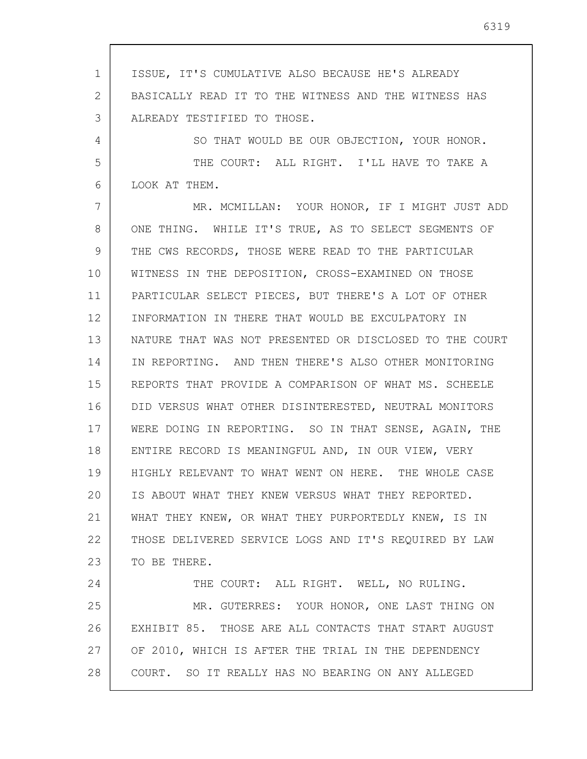ISSUE, IT'S CUMULATIVE ALSO BECAUSE HE'S ALREADY BASICALLY READ IT TO THE WITNESS AND THE WITNESS HAS ALREADY TESTIFIED TO THOSE.

SO THAT WOULD BE OUR OBJECTION, YOUR HONOR.

THE COURT: ALL RIGHT. I'LL HAVE TO TAKE A LOOK AT THEM.

MR. MCMILLAN: YOUR HONOR, IF I MIGHT JUST ADD ONE THING. WHILE IT'S TRUE, AS TO SELECT SEGMENTS OF THE CWS RECORDS, THOSE WERE READ TO THE PARTICULAR WITNESS IN THE DEPOSITION, CROSS-EXAMINED ON THOSE PARTICULAR SELECT PIECES, BUT THERE'S A LOT OF OTHER INFORMATION IN THERE THAT WOULD BE EXCULPATORY IN NATURE THAT WAS NOT PRESENTED OR DISCLOSED TO THE COURT IN REPORTING. AND THEN THERE'S ALSO OTHER MONITORING REPORTS THAT PROVIDE A COMPARISON OF WHAT MS. SCHEELE DID VERSUS WHAT OTHER DISINTERESTED, NEUTRAL MONITORS WERE DOING IN REPORTING. SO IN THAT SENSE, AGAIN, THE ENTIRE RECORD IS MEANINGFUL AND, IN OUR VIEW, VERY HIGHLY RELEVANT TO WHAT WENT ON HERE. THE WHOLE CASE IS ABOUT WHAT THEY KNEW VERSUS WHAT THEY REPORTED. WHAT THEY KNEW, OR WHAT THEY PURPORTEDLY KNEW, IS IN THOSE DELIVERED SERVICE LOGS AND IT'S REQUIRED BY LAW TO BE THERE.

THE COURT: ALL RIGHT. WELL, NO RULING.

MR. GUTERRES: YOUR HONOR, ONE LAST THING ON EXHIBIT 85. THOSE ARE ALL CONTACTS THAT START AUGUST OF 2010, WHICH IS AFTER THE TRIAL IN THE DEPENDENCY COURT. SO IT REALLY HAS NO BEARING ON ANY ALLEGED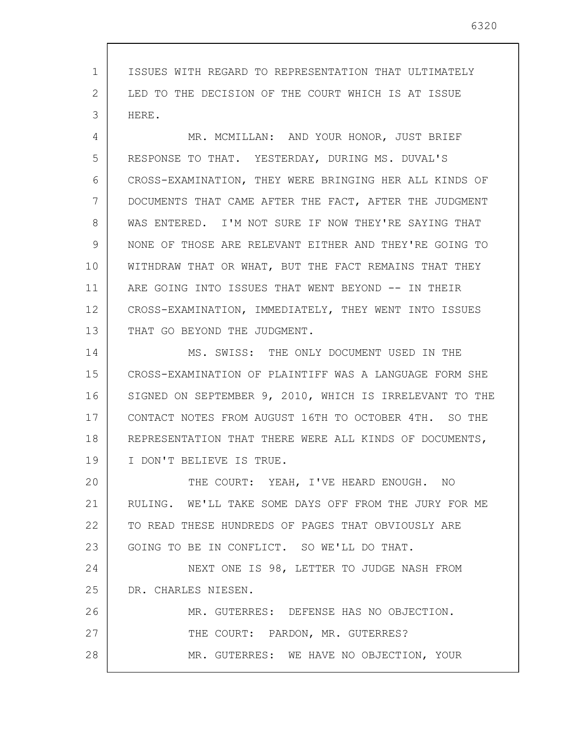ISSUES WITH REGARD TO REPRESENTATION THAT ULTIMATELY LED TO THE DECISION OF THE COURT WHICH IS AT ISSUE HERE.

MR. MCMILLAN: AND YOUR HONOR, JUST BRIEF RESPONSE TO THAT. YESTERDAY, DURING MS. DUVAL'S CROSS-EXAMINATION, THEY WERE BRINGING HER ALL KINDS OF DOCUMENTS THAT CAME AFTER THE FACT, AFTER THE JUDGMENT WAS ENTERED. I'M NOT SURE IF NOW THEY'RE SAYING THAT NONE OF THOSE ARE RELEVANT EITHER AND THEY'RE GOING TO WITHDRAW THAT OR WHAT, BUT THE FACT REMAINS THAT THEY ARE GOING INTO ISSUES THAT WENT BEYOND -- IN THEIR CROSS-EXAMINATION, IMMEDIATELY, THEY WENT INTO ISSUES THAT GO BEYOND THE JUDGMENT.

MS. SWISS: THE ONLY DOCUMENT USED IN THE CROSS-EXAMINATION OF PLAINTIFF WAS A LANGUAGE FORM SHE SIGNED ON SEPTEMBER 9, 2010, WHICH IS IRRELEVANT TO THE CONTACT NOTES FROM AUGUST 16TH TO OCTOBER 4TH. SO THE REPRESENTATION THAT THERE WERE ALL KINDS OF DOCUMENTS, I DON'T BELIEVE IS TRUE.

THE COURT: YEAH, I'VE HEARD ENOUGH. NO RULING. WE'LL TAKE SOME DAYS OFF FROM THE JURY FOR ME TO READ THESE HUNDREDS OF PAGES THAT OBVIOUSLY ARE GOING TO BE IN CONFLICT. SO WE'LL DO THAT.

NEXT ONE IS 98, LETTER TO JUDGE NASH FROM DR. CHARLES NIESEN.

MR. GUTERRES: DEFENSE HAS NO OBJECTION.

THE COURT: PARDON, MR. GUTERRES?

MR. GUTERRES: WE HAVE NO OBJECTION, YOUR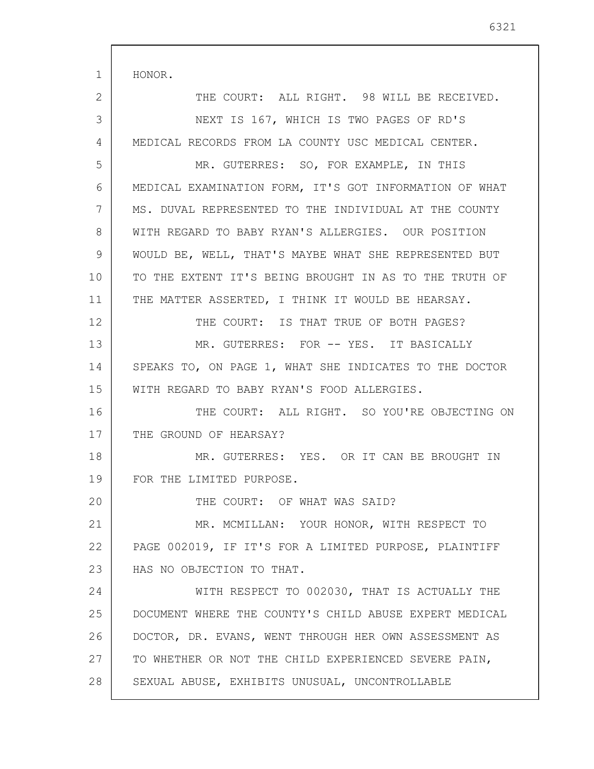HONOR.

THE COURT: ALL RIGHT. 98 WILL BE RECEIVED.

NEXT IS 167, WHICH IS TWO PAGES OF RD'S MEDICAL RECORDS FROM LA COUNTY USC MEDICAL CENTER.

MR. GUTERRES: SO, FOR EXAMPLE, IN THIS MEDICAL EXAMINATION FORM, IT'S GOT INFORMATION OF WHAT MS. DUVAL REPRESENTED TO THE INDIVIDUAL AT THE COUNTY WITH REGARD TO BABY RYAN'S ALLERGIES. OUR POSITION WOULD BE, WELL, THAT'S MAYBE WHAT SHE REPRESENTED BUT TO THE EXTENT IT'S BEING BROUGHT IN AS TO THE TRUTH OF THE MATTER ASSERTED, I THINK IT WOULD BE HEARSAY.

THE COURT: IS THAT TRUE OF BOTH PAGES?

MR. GUTERRES: FOR -- YES. IT BASICALLY SPEAKS TO, ON PAGE 1, WHAT SHE INDICATES TO THE DOCTOR WITH REGARD TO BABY RYAN'S FOOD ALLERGIES.

THE COURT: ALL RIGHT. SO YOU'RE OBJECTING ON THE GROUND OF HEARSAY?

MR. GUTERRES: YES. OR IT CAN BE BROUGHT IN FOR THE LIMITED PURPOSE.

THE COURT: OF WHAT WAS SAID?

MR. MCMILLAN: YOUR HONOR, WITH RESPECT TO PAGE 002019, IF IT'S FOR A LIMITED PURPOSE, PLAINTIFF HAS NO OBJECTION TO THAT.

WITH RESPECT TO 002030, THAT IS ACTUALLY THE DOCUMENT WHERE THE COUNTY'S CHILD ABUSE EXPERT MEDICAL DOCTOR, DR. EVANS, WENT THROUGH HER OWN ASSESSMENT AS TO WHETHER OR NOT THE CHILD EXPERIENCED SEVERE PAIN, SEXUAL ABUSE, EXHIBITS UNUSUAL, UNCONTROLLABLE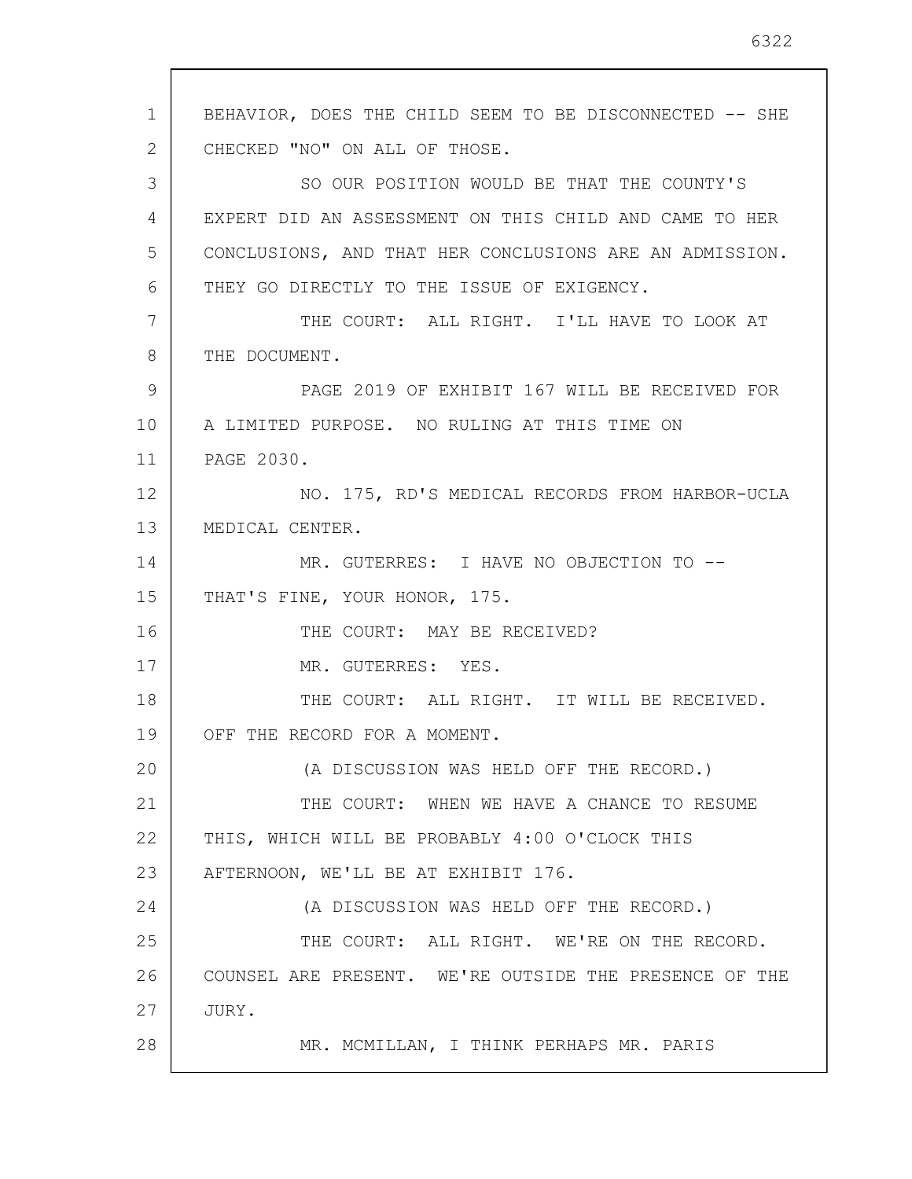BEHAVIOR, DOES THE CHILD SEEM TO BE DISCONNECTED -- SHE CHECKED "NO" ON ALL OF THOSE.

SO OUR POSITION WOULD BE THAT THE COUNTY'S EXPERT DID AN ASSESSMENT ON THIS CHILD AND CAME TO HER CONCLUSIONS, AND THAT HER CONCLUSIONS ARE AN ADMISSION. THEY GO DIRECTLY TO THE ISSUE OF EXIGENCY.

THE COURT: ALL RIGHT. I'LL HAVE TO LOOK AT THE DOCUMENT.

PAGE 2019 OF EXHIBIT 167 WILL BE RECEIVED FOR A LIMITED PURPOSE. NO RULING AT THIS TIME ON PAGE 2030.

NO. 175, RD'S MEDICAL RECORDS FROM HARBOR-UCLA MEDICAL CENTER.

MR. GUTERRES: I HAVE NO OBJECTION TO -- THAT'S FINE, YOUR HONOR, 175.

THE COURT: MAY BE RECEIVED?

MR. GUTERRES: YES.

THE COURT: ALL RIGHT. IT WILL BE RECEIVED. OFF THE RECORD FOR A MOMENT.

(A DISCUSSION WAS HELD OFF THE RECORD.)

THE COURT: WHEN WE HAVE A CHANCE TO RESUME THIS, WHICH WILL BE PROBABLY 4:00 O'CLOCK THIS AFTERNOON, WE'LL BE AT EXHIBIT 176.

(A DISCUSSION WAS HELD OFF THE RECORD.)

THE COURT: ALL RIGHT. WE'RE ON THE RECORD. COUNSEL ARE PRESENT. WE'RE OUTSIDE THE PRESENCE OF THE JURY.

MR. MCMILLAN, I THINK PERHAPS MR. PARIS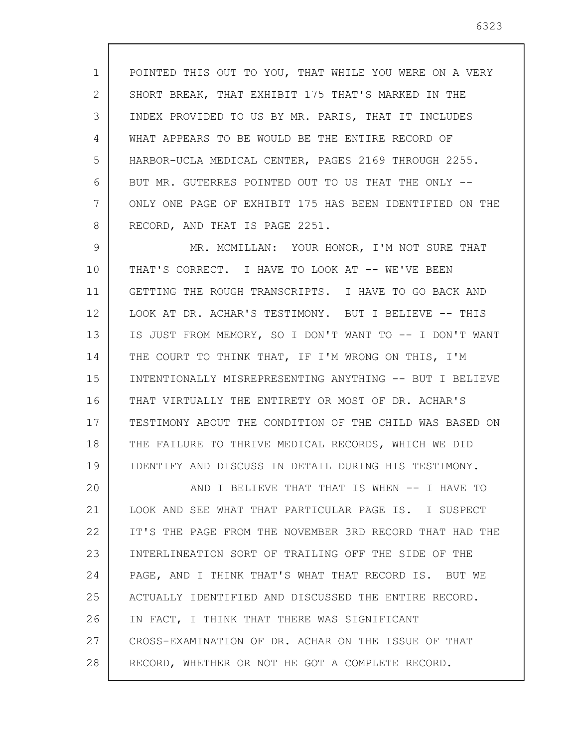POINTED THIS OUT TO YOU, THAT WHILE YOU WERE ON A VERY SHORT BREAK, THAT EXHIBIT 175 THAT'S MARKED IN THE INDEX PROVIDED TO US BY MR. PARIS, THAT IT INCLUDES WHAT APPEARS TO BE WOULD BE THE ENTIRE RECORD OF HARBOR-UCLA MEDICAL CENTER, PAGES 2169 THROUGH 2255. BUT MR. GUTERRES POINTED OUT TO US THAT THE ONLY -- ONLY ONE PAGE OF EXHIBIT 175 HAS BEEN IDENTIFIED ON THE RECORD, AND THAT IS PAGE 2251.

MR. MCMILLAN: YOUR HONOR, I'M NOT SURE THAT THAT'S CORRECT. I HAVE TO LOOK AT -- WE'VE BEEN GETTING THE ROUGH TRANSCRIPTS. I HAVE TO GO BACK AND LOOK AT DR. ACHAR'S TESTIMONY. BUT I BELIEVE -- THIS IS JUST FROM MEMORY, SO I DON'T WANT TO -- I DON'T WANT THE COURT TO THINK THAT, IF I'M WRONG ON THIS, I'M INTENTIONALLY MISREPRESENTING ANYTHING -- BUT I BELIEVE THAT VIRTUALLY THE ENTIRETY OR MOST OF DR. ACHAR'S TESTIMONY ABOUT THE CONDITION OF THE CHILD WAS BASED ON THE FAILURE TO THRIVE MEDICAL RECORDS, WHICH WE DID IDENTIFY AND DISCUSS IN DETAIL DURING HIS TESTIMONY.

AND I BELIEVE THAT THAT IS WHEN -- I HAVE TO LOOK AND SEE WHAT THAT PARTICULAR PAGE IS. I SUSPECT IT'S THE PAGE FROM THE NOVEMBER 3RD RECORD THAT HAD THE INTERLINEATION SORT OF TRAILING OFF THE SIDE OF THE PAGE, AND I THINK THAT'S WHAT THAT RECORD IS. BUT WE ACTUALLY IDENTIFIED AND DISCUSSED THE ENTIRE RECORD. IN FACT, I THINK THAT THERE WAS SIGNIFICANT CROSS-EXAMINATION OF DR. ACHAR ON THE ISSUE OF THAT RECORD, WHETHER OR NOT HE GOT A COMPLETE RECORD.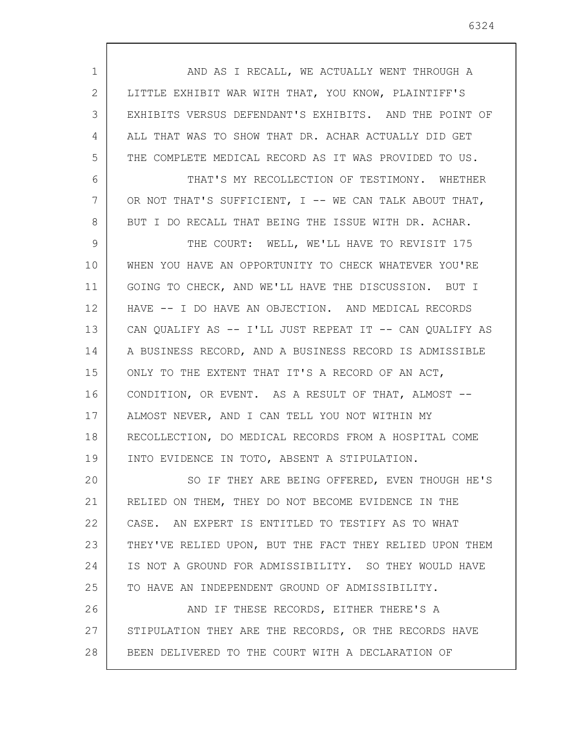AND AS I RECALL, WE ACTUALLY WENT THROUGH A LITTLE EXHIBIT WAR WITH THAT, YOU KNOW, PLAINTIFF'S EXHIBITS VERSUS DEFENDANT'S EXHIBITS. AND THE POINT OF ALL THAT WAS TO SHOW THAT DR. ACHAR ACTUALLY DID GET THE COMPLETE MEDICAL RECORD AS IT WAS PROVIDED TO US.

THAT'S MY RECOLLECTION OF TESTIMONY. WHETHER OR NOT THAT'S SUFFICIENT, I -- WE CAN TALK ABOUT THAT, BUT I DO RECALL THAT BEING THE ISSUE WITH DR. ACHAR.

THE COURT: WELL, WE'LL HAVE TO REVISIT 175 WHEN YOU HAVE AN OPPORTUNITY TO CHECK WHATEVER YOU'RE GOING TO CHECK, AND WE'LL HAVE THE DISCUSSION. BUT I HAVE -- I DO HAVE AN OBJECTION. AND MEDICAL RECORDS CAN QUALIFY AS -- I'LL JUST REPEAT IT -- CAN QUALIFY AS A BUSINESS RECORD, AND A BUSINESS RECORD IS ADMISSIBLE ONLY TO THE EXTENT THAT IT'S A RECORD OF AN ACT, CONDITION, OR EVENT. AS A RESULT OF THAT, ALMOST -- ALMOST NEVER, AND I CAN TELL YOU NOT WITHIN MY RECOLLECTION, DO MEDICAL RECORDS FROM A HOSPITAL COME INTO EVIDENCE IN TOTO, ABSENT A STIPULATION.

SO IF THEY ARE BEING OFFERED, EVEN THOUGH HE'S RELIED ON THEM, THEY DO NOT BECOME EVIDENCE IN THE CASE. AN EXPERT IS ENTITLED TO TESTIFY AS TO WHAT THEY'VE RELIED UPON, BUT THE FACT THEY RELIED UPON THEM IS NOT A GROUND FOR ADMISSIBILITY. SO THEY WOULD HAVE TO HAVE AN INDEPENDENT GROUND OF ADMISSIBILITY.

AND IF THESE RECORDS, EITHER THERE'S A STIPULATION THEY ARE THE RECORDS, OR THE RECORDS HAVE BEEN DELIVERED TO THE COURT WITH A DECLARATION OF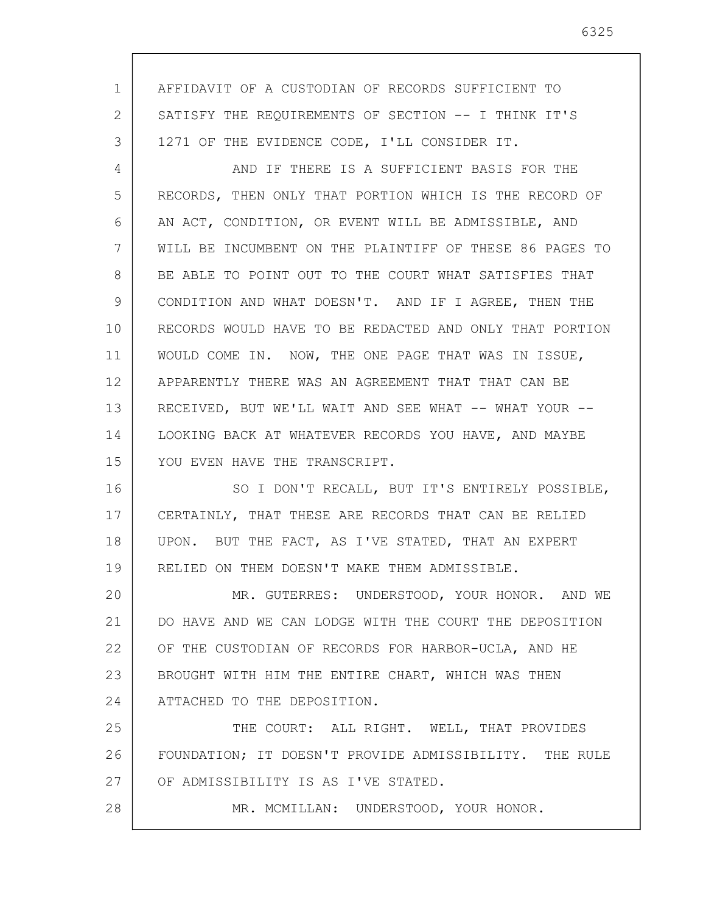AFFIDAVIT OF A CUSTODIAN OF RECORDS SUFFICIENT TO SATISFY THE REQUIREMENTS OF SECTION -- I THINK IT'S 1271 OF THE EVIDENCE CODE, I'LL CONSIDER IT.

AND IF THERE IS A SUFFICIENT BASIS FOR THE RECORDS, THEN ONLY THAT PORTION WHICH IS THE RECORD OF AN ACT, CONDITION, OR EVENT WILL BE ADMISSIBLE, AND WILL BE INCUMBENT ON THE PLAINTIFF OF THESE 86 PAGES TO BE ABLE TO POINT OUT TO THE COURT WHAT SATISFIES THAT CONDITION AND WHAT DOESN'T. AND IF I AGREE, THEN THE RECORDS WOULD HAVE TO BE REDACTED AND ONLY THAT PORTION WOULD COME IN. NOW, THE ONE PAGE THAT WAS IN ISSUE, APPARENTLY THERE WAS AN AGREEMENT THAT THAT CAN BE RECEIVED, BUT WE'LL WAIT AND SEE WHAT -- WHAT YOUR -- LOOKING BACK AT WHATEVER RECORDS YOU HAVE, AND MAYBE YOU EVEN HAVE THE TRANSCRIPT.

SO I DON'T RECALL, BUT IT'S ENTIRELY POSSIBLE, CERTAINLY, THAT THESE ARE RECORDS THAT CAN BE RELIED UPON. BUT THE FACT, AS I'VE STATED, THAT AN EXPERT RELIED ON THEM DOESN'T MAKE THEM ADMISSIBLE.

MR. GUTERRES: UNDERSTOOD, YOUR HONOR. AND WE DO HAVE AND WE CAN LODGE WITH THE COURT THE DEPOSITION OF THE CUSTODIAN OF RECORDS FOR HARBOR-UCLA, AND HE BROUGHT WITH HIM THE ENTIRE CHART, WHICH WAS THEN ATTACHED TO THE DEPOSITION.

THE COURT: ALL RIGHT. WELL, THAT PROVIDES FOUNDATION; IT DOESN'T PROVIDE ADMISSIBILITY. THE RULE OF ADMISSIBILITY IS AS I'VE STATED.

MR. MCMILLAN: UNDERSTOOD, YOUR HONOR.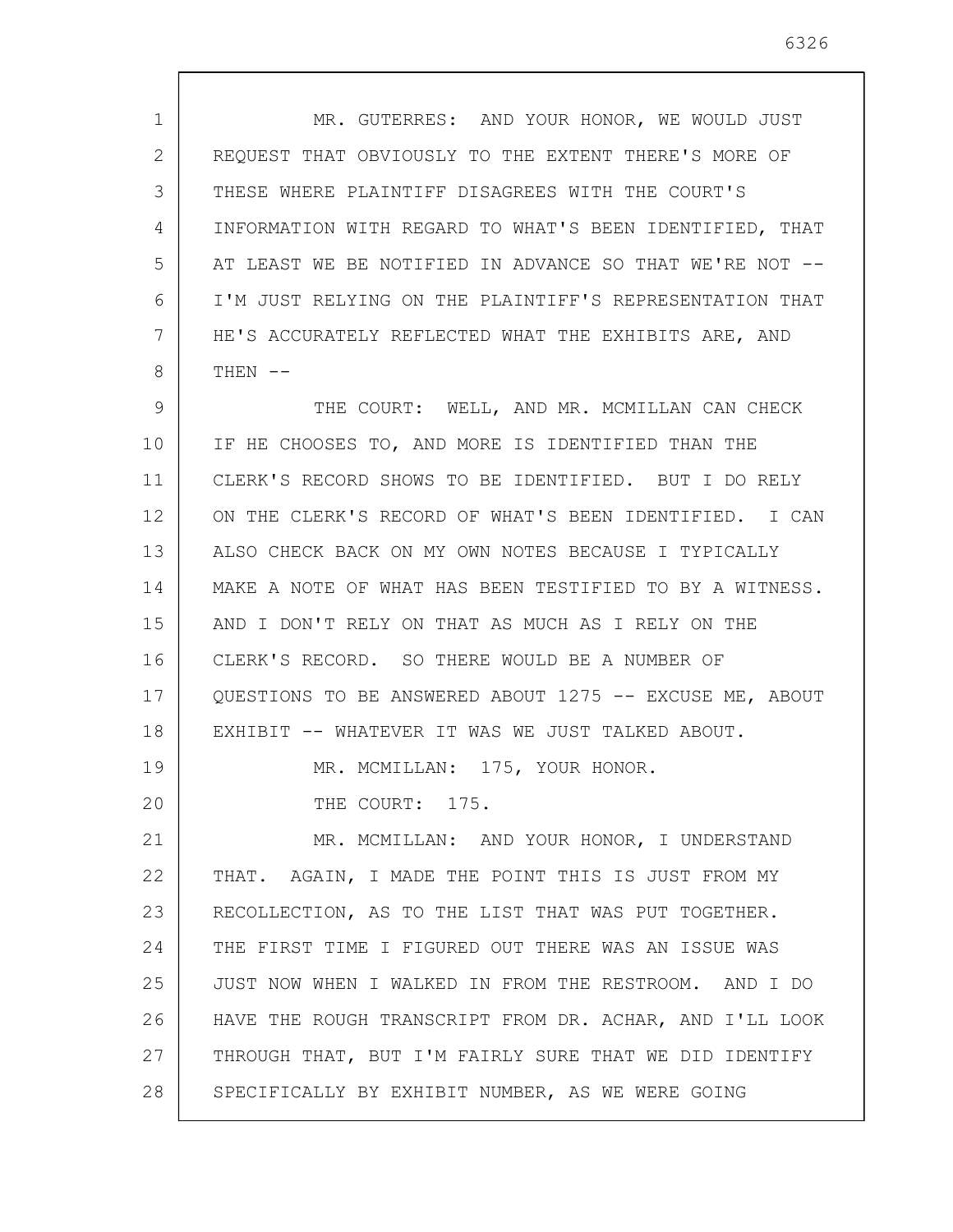MR. GUTERRES: AND YOUR HONOR, WE WOULD JUST REQUEST THAT OBVIOUSLY TO THE EXTENT THERE'S MORE OF THESE WHERE PLAINTIFF DISAGREES WITH THE COURT'S INFORMATION WITH REGARD TO WHAT'S BEEN IDENTIFIED, THAT AT LEAST WE BE NOTIFIED IN ADVANCE SO THAT WE'RE NOT -- I'M JUST RELYING ON THE PLAINTIFF'S REPRESENTATION THAT HE'S ACCURATELY REFLECTED WHAT THE EXHIBITS ARE, AND THEN --

THE COURT: WELL, AND MR. MCMILLAN CAN CHECK IF HE CHOOSES TO, AND MORE IS IDENTIFIED THAN THE CLERK'S RECORD SHOWS TO BE IDENTIFIED. BUT I DO RELY ON THE CLERK'S RECORD OF WHAT'S BEEN IDENTIFIED. I CAN ALSO CHECK BACK ON MY OWN NOTES BECAUSE I TYPICALLY MAKE A NOTE OF WHAT HAS BEEN TESTIFIED TO BY A WITNESS. AND I DON'T RELY ON THAT AS MUCH AS I RELY ON THE CLERK'S RECORD. SO THERE WOULD BE A NUMBER OF QUESTIONS TO BE ANSWERED ABOUT 1275 -- EXCUSE ME, ABOUT EXHIBIT -- WHATEVER IT WAS WE JUST TALKED ABOUT.

MR. MCMILLAN: 175, YOUR HONOR.

THE COURT: 175.

MR. MCMILLAN: AND YOUR HONOR, I UNDERSTAND THAT. AGAIN, I MADE THE POINT THIS IS JUST FROM MY RECOLLECTION, AS TO THE LIST THAT WAS PUT TOGETHER. THE FIRST TIME I FIGURED OUT THERE WAS AN ISSUE WAS JUST NOW WHEN I WALKED IN FROM THE RESTROOM. AND I DO HAVE THE ROUGH TRANSCRIPT FROM DR. ACHAR, AND I'LL LOOK THROUGH THAT, BUT I'M FAIRLY SURE THAT WE DID IDENTIFY SPECIFICALLY BY EXHIBIT NUMBER, AS WE WERE GOING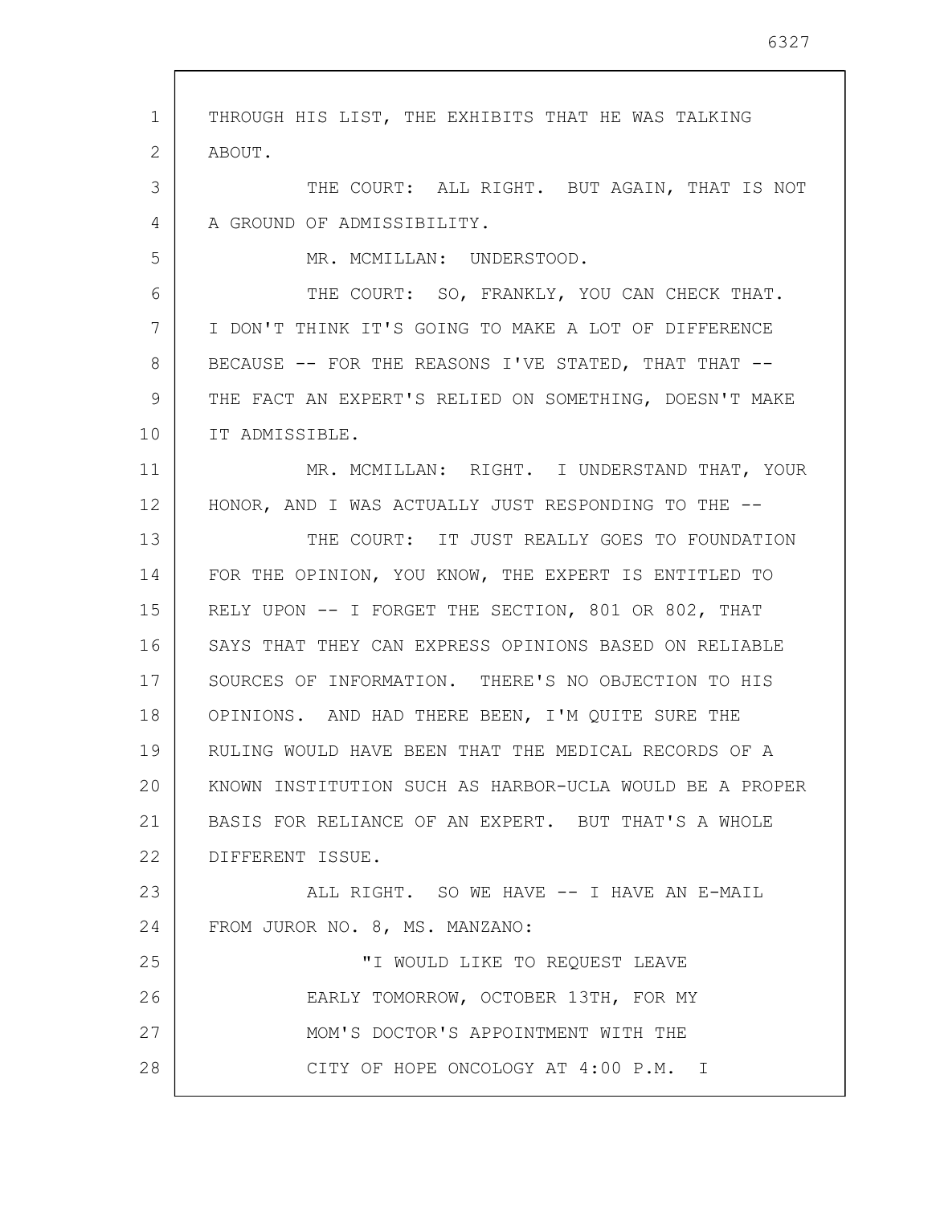THROUGH HIS LIST, THE EXHIBITS THAT HE WAS TALKING ABOUT.

THE COURT: ALL RIGHT. BUT AGAIN, THAT IS NOT A GROUND OF ADMISSIBILITY.

MR. MCMILLAN: UNDERSTOOD.

THE COURT: SO, FRANKLY, YOU CAN CHECK THAT. I DON'T THINK IT'S GOING TO MAKE A LOT OF DIFFERENCE BECAUSE -- FOR THE REASONS I'VE STATED, THAT THAT -- THE FACT AN EXPERT'S RELIED ON SOMETHING, DOESN'T MAKE IT ADMISSIBLE.

MR. MCMILLAN: RIGHT. I UNDERSTAND THAT, YOUR HONOR, AND I WAS ACTUALLY JUST RESPONDING TO THE --

THE COURT: IT JUST REALLY GOES TO FOUNDATION FOR THE OPINION, YOU KNOW, THE EXPERT IS ENTITLED TO RELY UPON -- I FORGET THE SECTION, 801 OR 802, THAT SAYS THAT THEY CAN EXPRESS OPINIONS BASED ON RELIABLE SOURCES OF INFORMATION. THERE'S NO OBJECTION TO HIS OPINIONS. AND HAD THERE BEEN, I'M QUITE SURE THE RULING WOULD HAVE BEEN THAT THE MEDICAL RECORDS OF A KNOWN INSTITUTION SUCH AS HARBOR-UCLA WOULD BE A PROPER BASIS FOR RELIANCE OF AN EXPERT. BUT THAT'S A WHOLE DIFFERENT ISSUE.

ALL RIGHT. SO WE HAVE -- I HAVE AN E-MAIL FROM JUROR NO. 8, MS. MANZANO:

> "I WOULD LIKE TO REQUEST LEAVE EARLY TOMORROW, OCTOBER 13TH, FOR MY MOM'S DOCTOR'S APPOINTMENT WITH THE CITY OF HOPE ONCOLOGY AT 4:00 P.M. I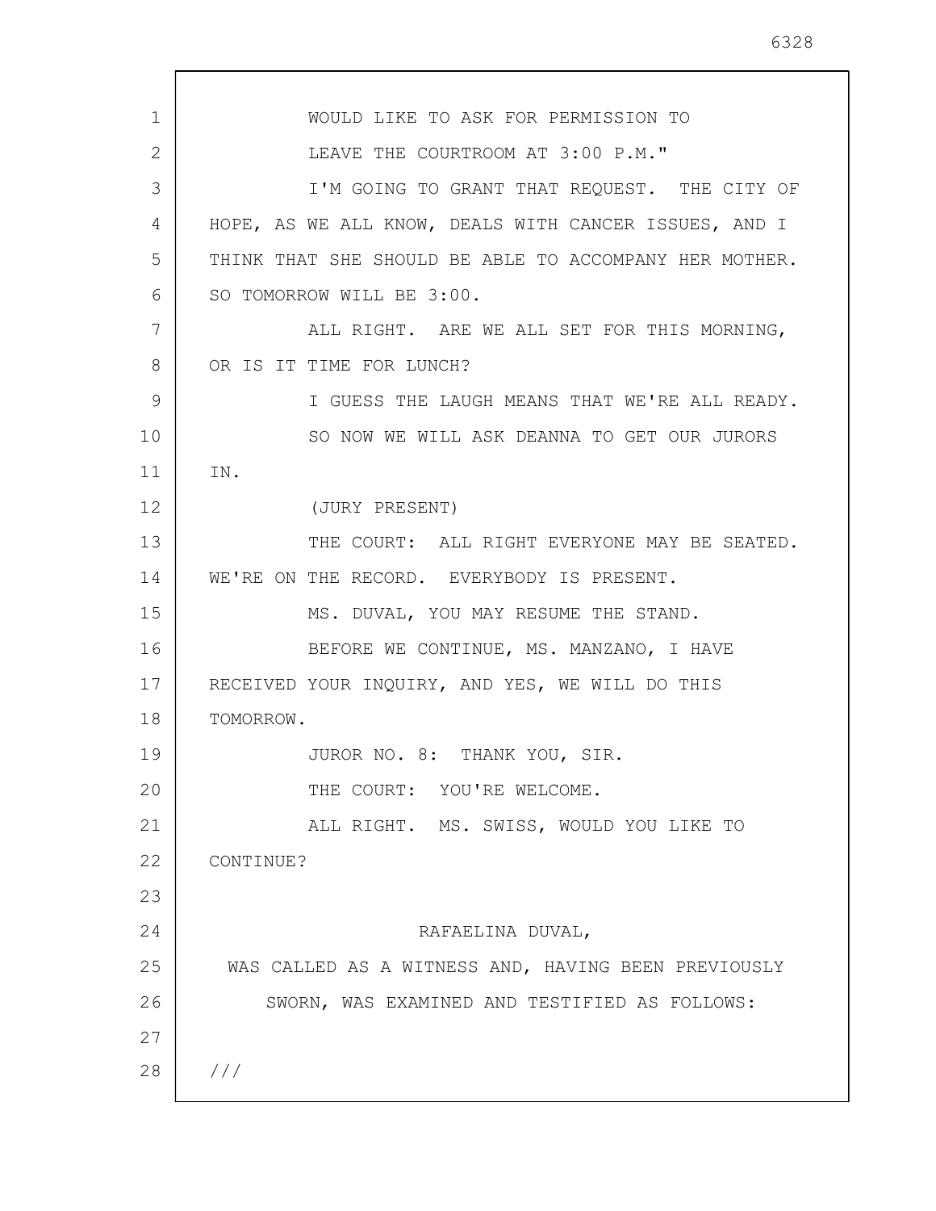WOULD LIKE TO ASK FOR PERMISSION TO LEAVE THE COURTROOM AT 3:00 P.M."

I'M GOING TO GRANT THAT REQUEST. THE CITY OF HOPE, AS WE ALL KNOW, DEALS WITH CANCER ISSUES, AND I THINK THAT SHE SHOULD BE ABLE TO ACCOMPANY HER MOTHER. SO TOMORROW WILL BE 3:00.

ALL RIGHT. ARE WE ALL SET FOR THIS MORNING, OR IS IT TIME FOR LUNCH?

I GUESS THE LAUGH MEANS THAT WE'RE ALL READY.

SO NOW WE WILL ASK DEANNA TO GET OUR JURORS IN.

(JURY PRESENT)

THE COURT: ALL RIGHT EVERYONE MAY BE SEATED. WE'RE ON THE RECORD. EVERYBODY IS PRESENT.

MS. DUVAL, YOU MAY RESUME THE STAND.

BEFORE WE CONTINUE, MS. MANZANO, I HAVE RECEIVED YOUR INQUIRY, AND YES, WE WILL DO THIS TOMORROW.

JUROR NO. 8: THANK YOU, SIR.

THE COURT: YOU'RE WELCOME.

ALL RIGHT. MS. SWISS, WOULD YOU LIKE TO CONTINUE?

RAFAELINA DUVAL,

WAS CALLED AS A WITNESS AND, HAVING BEEN PREVIOUSLY SWORN, WAS EXAMINED AND TESTIFIED AS FOLLOWS:

///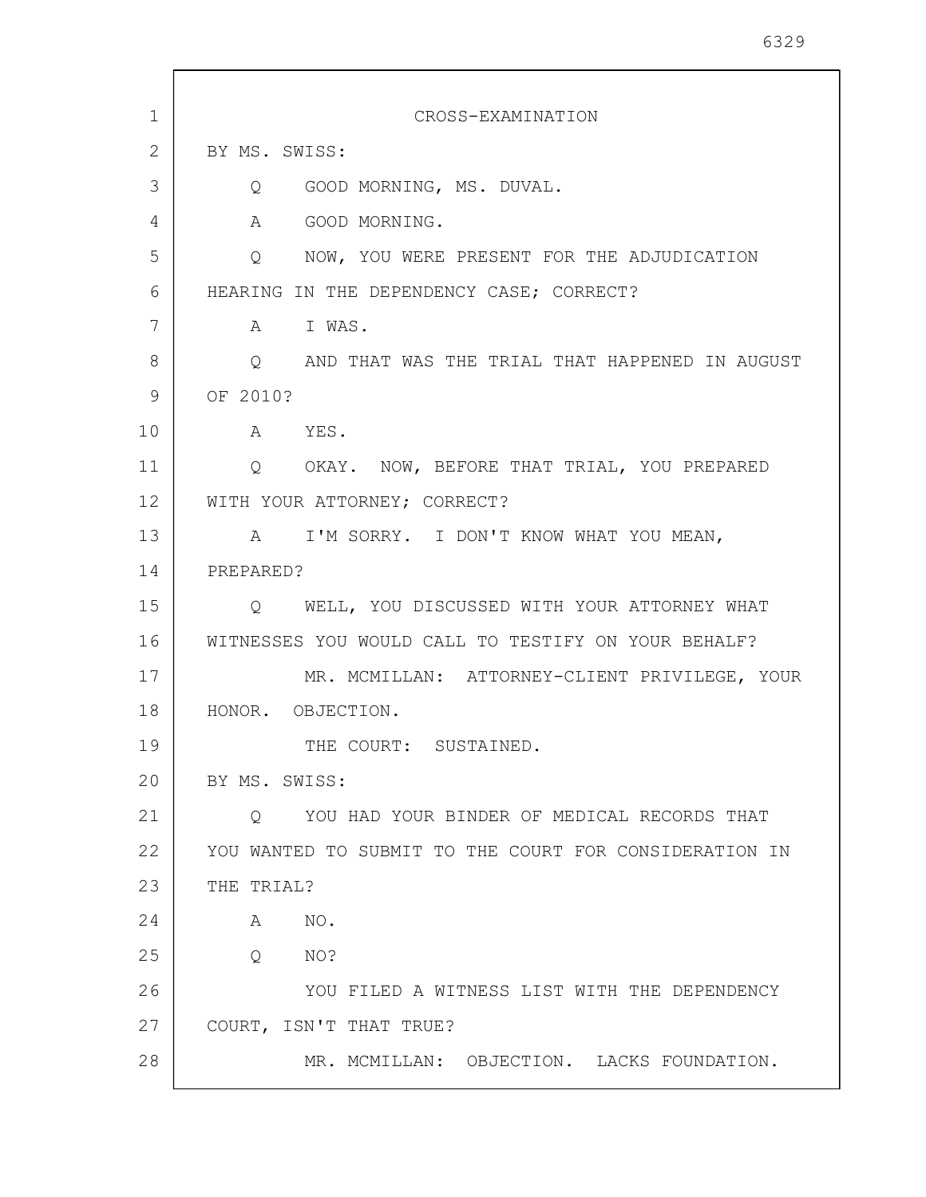CROSS-EXAMINATION

BY MS. SWISS:

Q GOOD MORNING, MS. DUVAL.

A GOOD MORNING.

Q NOW, YOU WERE PRESENT FOR THE ADJUDICATION HEARING IN THE DEPENDENCY CASE; CORRECT?

A I WAS.

Q AND THAT WAS THE TRIAL THAT HAPPENED IN AUGUST OF 2010?

A YES.

Q OKAY. NOW, BEFORE THAT TRIAL, YOU PREPARED WITH YOUR ATTORNEY; CORRECT?

A I'M SORRY. I DON'T KNOW WHAT YOU MEAN, PREPARED?

Q WELL, YOU DISCUSSED WITH YOUR ATTORNEY WHAT WITNESSES YOU WOULD CALL TO TESTIFY ON YOUR BEHALF?

MR. MCMILLAN: ATTORNEY-CLIENT PRIVILEGE, YOUR HONOR. OBJECTION.

THE COURT: SUSTAINED.

BY MS. SWISS:

Q YOU HAD YOUR BINDER OF MEDICAL RECORDS THAT YOU WANTED TO SUBMIT TO THE COURT FOR CONSIDERATION IN THE TRIAL?

A NO.

Q NO?

YOU FILED A WITNESS LIST WITH THE DEPENDENCY COURT, ISN'T THAT TRUE?

MR. MCMILLAN: OBJECTION. LACKS FOUNDATION.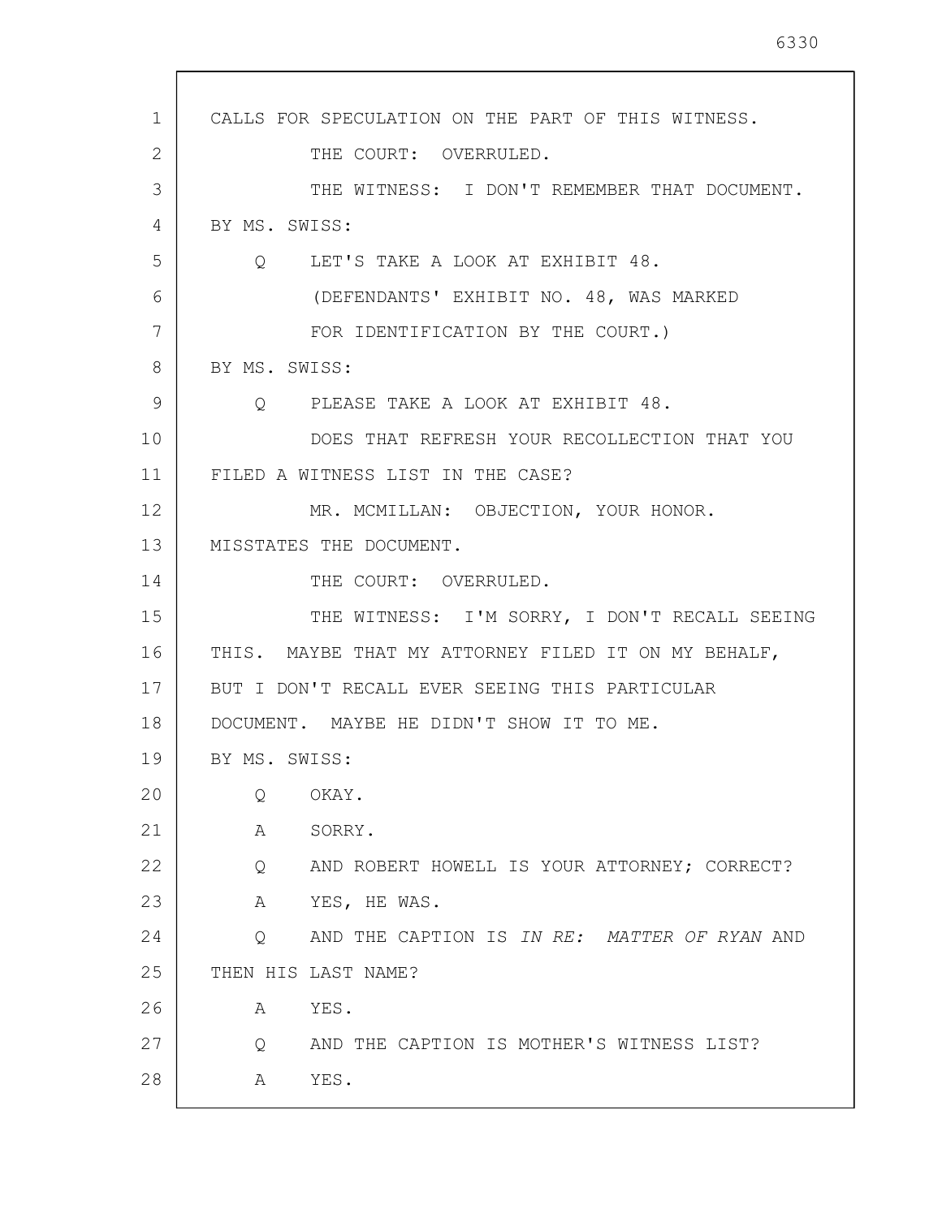CALLS FOR SPECULATION ON THE PART OF THIS WITNESS.

THE COURT: OVERRULED.

THE WITNESS: I DON'T REMEMBER THAT DOCUMENT.

BY MS. SWISS:

Q LET'S TAKE A LOOK AT EXHIBIT 48.

(DEFENDANTS' EXHIBIT NO. 48, WAS MARKED FOR IDENTIFICATION BY THE COURT.)

BY MS. SWISS:

Q PLEASE TAKE A LOOK AT EXHIBIT 48.

DOES THAT REFRESH YOUR RECOLLECTION THAT YOU FILED A WITNESS LIST IN THE CASE?

MR. MCMILLAN: OBJECTION, YOUR HONOR. MISSTATES THE DOCUMENT.

THE COURT: OVERRULED.

THE WITNESS: I'M SORRY, I DON'T RECALL SEEING THIS. MAYBE THAT MY ATTORNEY FILED IT ON MY BEHALF, BUT I DON'T RECALL EVER SEEING THIS PARTICULAR DOCUMENT. MAYBE HE DIDN'T SHOW IT TO ME.

BY MS. SWISS:

Q OKAY.

A SORRY.

Q AND ROBERT HOWELL IS YOUR ATTORNEY; CORRECT?

A YES, HE WAS.

Q AND THE CAPTION IS *IN RE: MATTER OF RYAN* AND THEN HIS LAST NAME?

A YES.

Q AND THE CAPTION IS MOTHER'S WITNESS LIST?

A YES.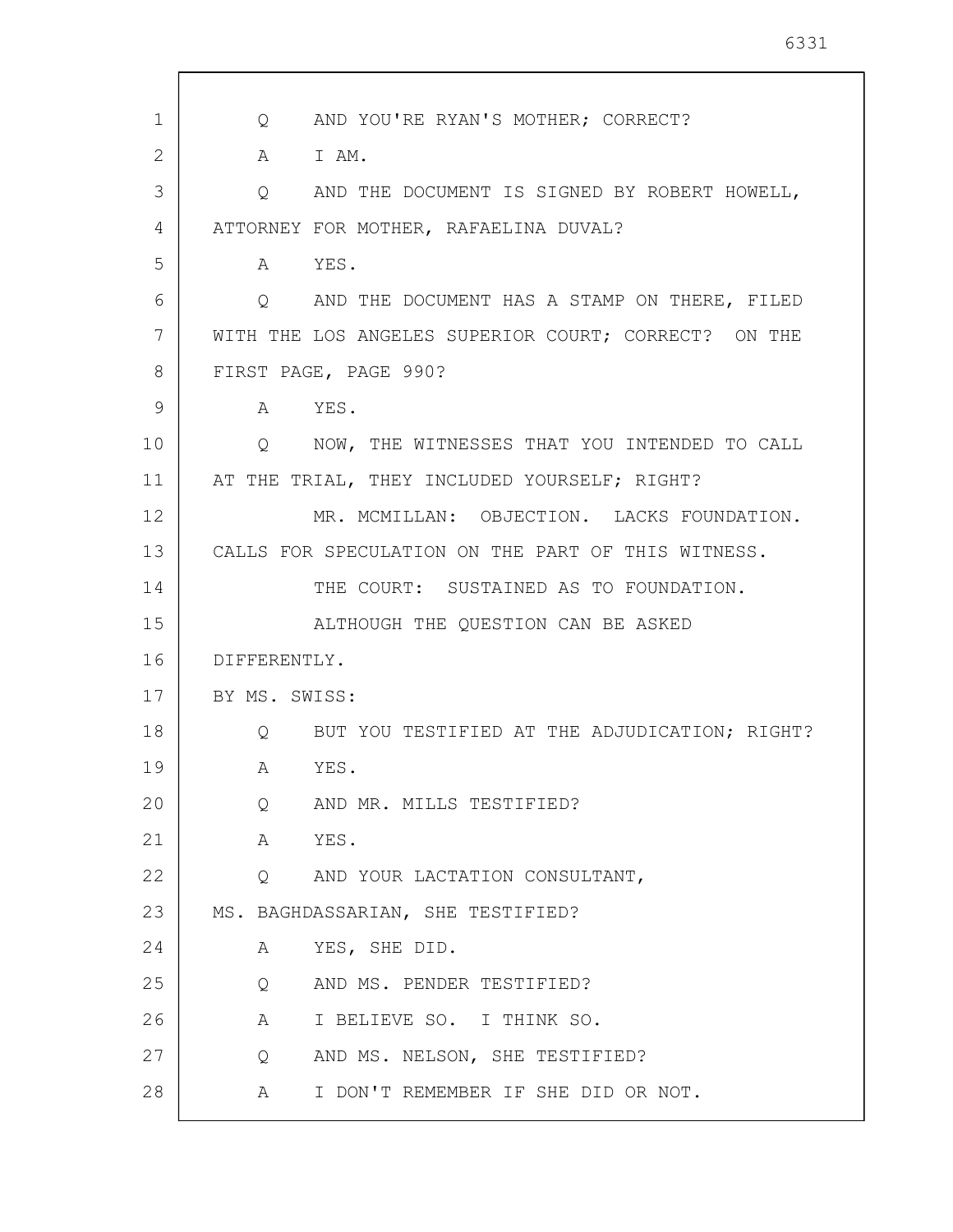Q AND YOU'RE RYAN'S MOTHER; CORRECT?

A I AM.

Q AND THE DOCUMENT IS SIGNED BY ROBERT HOWELL, ATTORNEY FOR MOTHER, RAFAELINA DUVAL?

A YES.

Q AND THE DOCUMENT HAS A STAMP ON THERE, FILED WITH THE LOS ANGELES SUPERIOR COURT; CORRECT? ON THE FIRST PAGE, PAGE 990?

A YES.

Q NOW, THE WITNESSES THAT YOU INTENDED TO CALL AT THE TRIAL, THEY INCLUDED YOURSELF; RIGHT?

MR. MCMILLAN: OBJECTION. LACKS FOUNDATION. CALLS FOR SPECULATION ON THE PART OF THIS WITNESS.

THE COURT: SUSTAINED AS TO FOUNDATION.

ALTHOUGH THE QUESTION CAN BE ASKED DIFFERENTLY.

BY MS. SWISS:

Q BUT YOU TESTIFIED AT THE ADJUDICATION; RIGHT?

A YES.

Q AND MR. MILLS TESTIFIED?

A YES.

Q AND YOUR LACTATION CONSULTANT, MS. BAGHDASSARIAN, SHE TESTIFIED?

A YES, SHE DID.

Q AND MS. PENDER TESTIFIED?

A I BELIEVE SO. I THINK SO.

Q AND MS. NELSON, SHE TESTIFIED?

A I DON'T REMEMBER IF SHE DID OR NOT.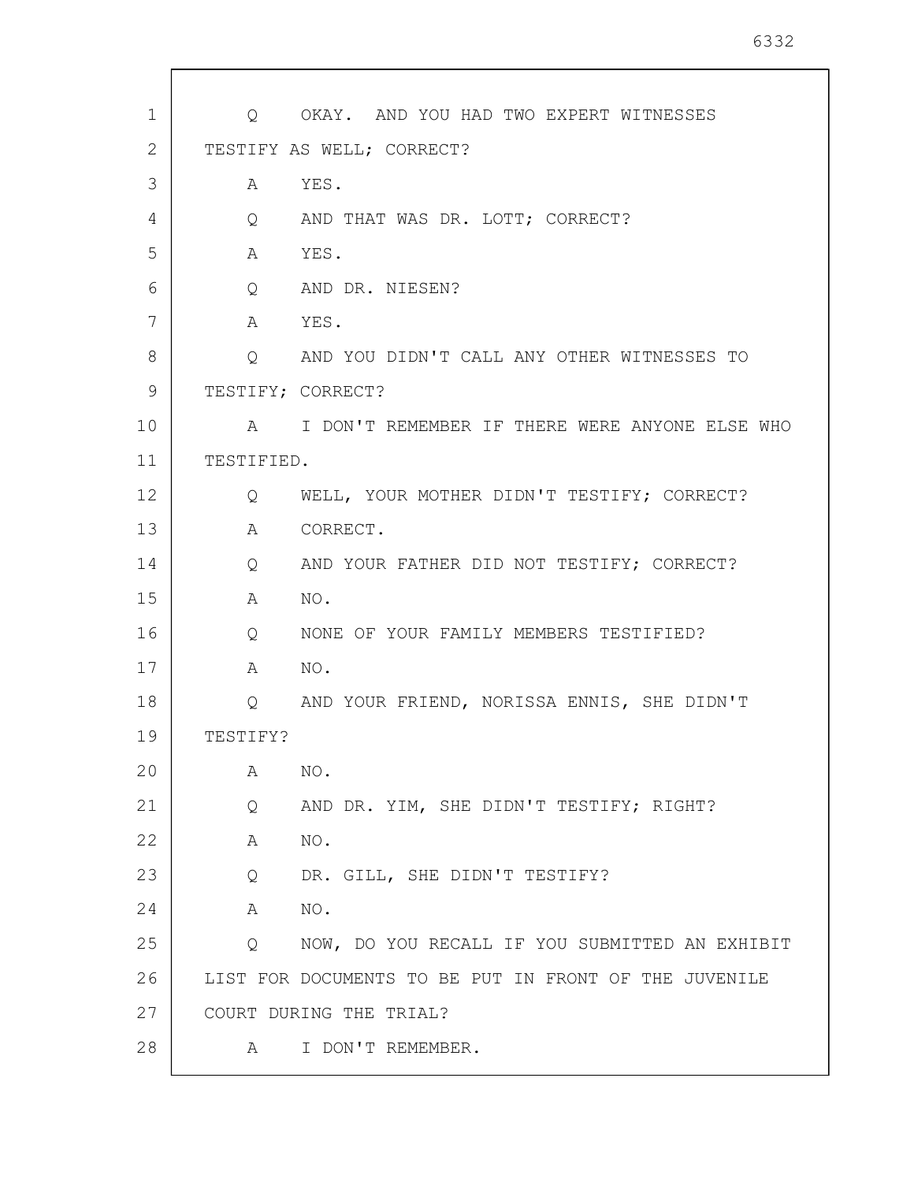Q  OKAY. AND YOU HAD TWO EXPERT WITNESSES TESTIFY AS WELL; CORRECT?

A  YES.

Q  AND THAT WAS DR. LOTT; CORRECT?

A  YES.

Q  AND DR. NIESEN?

A  YES.

Q  AND YOU DIDN'T CALL ANY OTHER WITNESSES TO TESTIFY; CORRECT?

A  I DON'T REMEMBER IF THERE WERE ANYONE ELSE WHO TESTIFIED.

Q  WELL, YOUR MOTHER DIDN'T TESTIFY; CORRECT?

A  CORRECT.

Q  AND YOUR FATHER DID NOT TESTIFY; CORRECT?

A  NO.

Q  NONE OF YOUR FAMILY MEMBERS TESTIFIED?

A  NO.

Q  AND YOUR FRIEND, NORISSA ENNIS, SHE DIDN'T TESTIFY?

A  NO.

Q  AND DR. YIM, SHE DIDN'T TESTIFY; RIGHT?

A  NO.

Q  DR. GILL, SHE DIDN'T TESTIFY?

A  NO.

Q  NOW, DO YOU RECALL IF YOU SUBMITTED AN EXHIBIT LIST FOR DOCUMENTS TO BE PUT IN FRONT OF THE JUVENILE COURT DURING THE TRIAL?

A  I DON'T REMEMBER.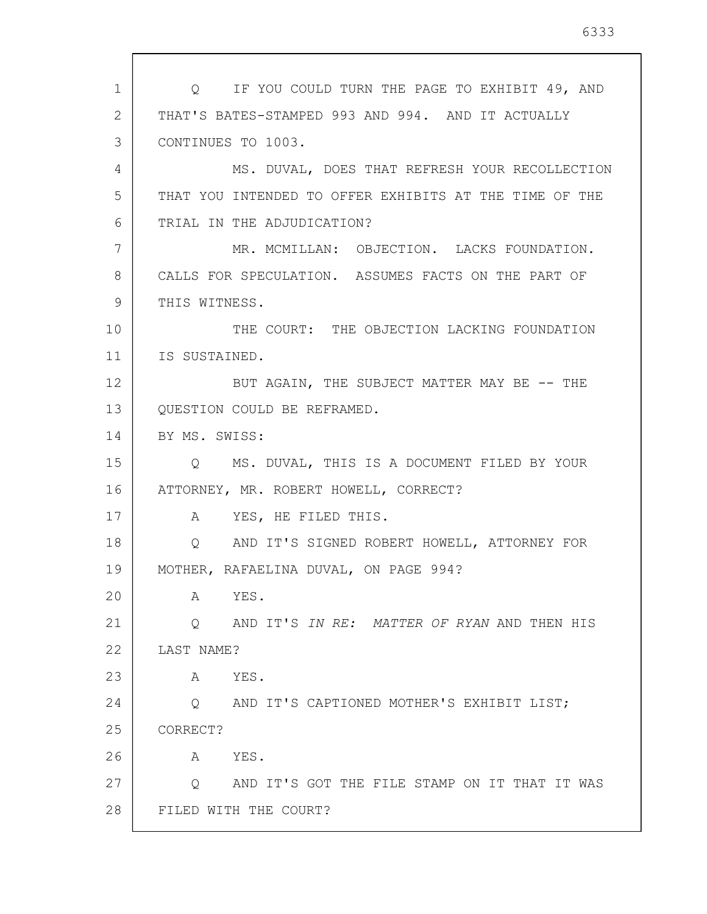Q IF YOU COULD TURN THE PAGE TO EXHIBIT 49, AND THAT'S BATES-STAMPED 993 AND 994. AND IT ACTUALLY CONTINUES TO 1003.

MS. DUVAL, DOES THAT REFRESH YOUR RECOLLECTION THAT YOU INTENDED TO OFFER EXHIBITS AT THE TIME OF THE TRIAL IN THE ADJUDICATION?

MR. MCMILLAN: OBJECTION. LACKS FOUNDATION. CALLS FOR SPECULATION. ASSUMES FACTS ON THE PART OF THIS WITNESS.

THE COURT: THE OBJECTION LACKING FOUNDATION IS SUSTAINED.

BUT AGAIN, THE SUBJECT MATTER MAY BE -- THE QUESTION COULD BE REFRAMED.

BY MS. SWISS:

Q MS. DUVAL, THIS IS A DOCUMENT FILED BY YOUR ATTORNEY, MR. ROBERT HOWELL, CORRECT?

A YES, HE FILED THIS.

Q AND IT'S SIGNED ROBERT HOWELL, ATTORNEY FOR MOTHER, RAFAELINA DUVAL, ON PAGE 994?

A YES.

Q AND IT'S *IN RE: MATTER OF RYAN* AND THEN HIS LAST NAME?

A YES.

Q AND IT'S CAPTIONED MOTHER'S EXHIBIT LIST; CORRECT?

A YES.

Q AND IT'S GOT THE FILE STAMP ON IT THAT IT WAS FILED WITH THE COURT?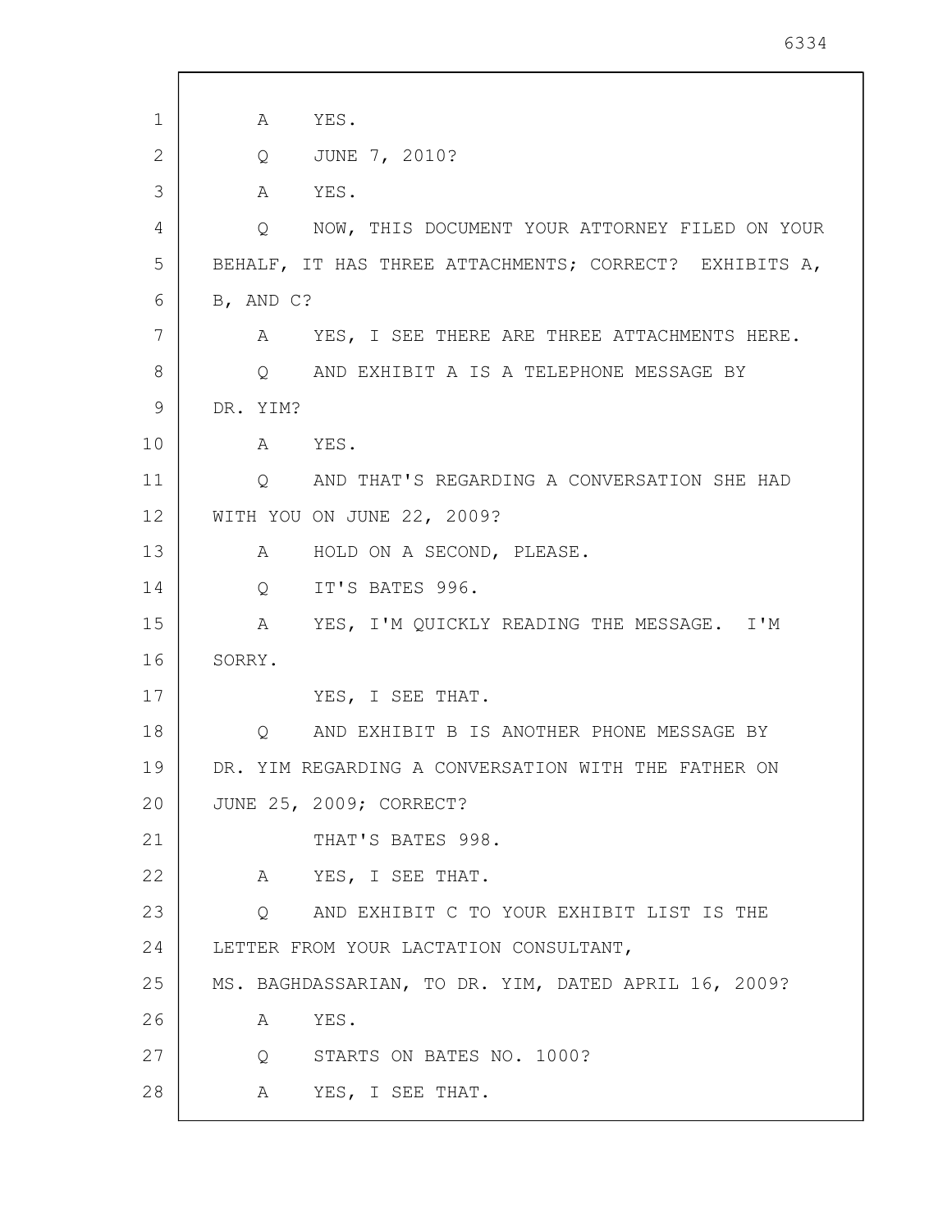A YES.

Q JUNE 7, 2010?

A YES.

Q NOW, THIS DOCUMENT YOUR ATTORNEY FILED ON YOUR BEHALF, IT HAS THREE ATTACHMENTS; CORRECT? EXHIBITS A, B, AND C?

A YES, I SEE THERE ARE THREE ATTACHMENTS HERE.

Q AND EXHIBIT A IS A TELEPHONE MESSAGE BY DR. YIM?

A YES.

Q AND THAT'S REGARDING A CONVERSATION SHE HAD WITH YOU ON JUNE 22, 2009?

A HOLD ON A SECOND, PLEASE.

Q IT'S BATES 996.

A YES, I'M QUICKLY READING THE MESSAGE. I'M SORRY.

YES, I SEE THAT.

Q AND EXHIBIT B IS ANOTHER PHONE MESSAGE BY DR. YIM REGARDING A CONVERSATION WITH THE FATHER ON JUNE 25, 2009; CORRECT?

THAT'S BATES 998.

A YES, I SEE THAT.

Q AND EXHIBIT C TO YOUR EXHIBIT LIST IS THE LETTER FROM YOUR LACTATION CONSULTANT, MS. BAGHDASSARIAN, TO DR. YIM, DATED APRIL 16, 2009?

A YES.

Q STARTS ON BATES NO. 1000?

A YES, I SEE THAT.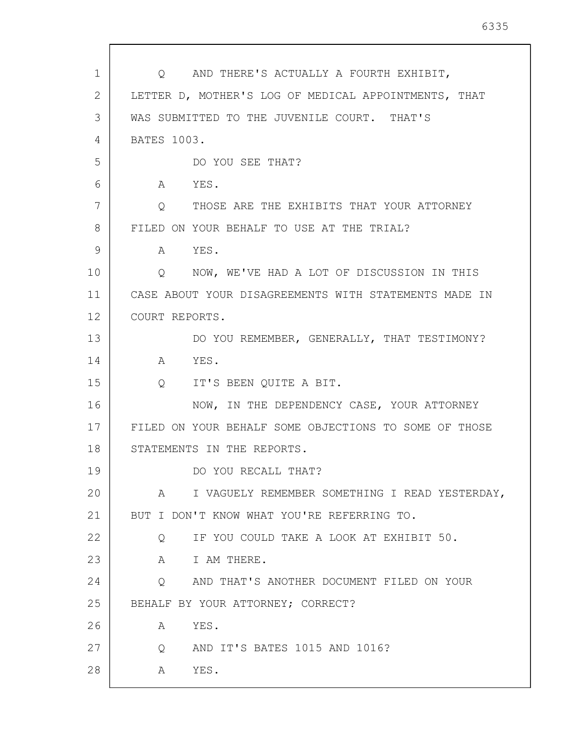Q AND THERE'S ACTUALLY A FOURTH EXHIBIT, LETTER D, MOTHER'S LOG OF MEDICAL APPOINTMENTS, THAT WAS SUBMITTED TO THE JUVENILE COURT. THAT'S BATES 1003.

DO YOU SEE THAT?

A YES.

Q THOSE ARE THE EXHIBITS THAT YOUR ATTORNEY FILED ON YOUR BEHALF TO USE AT THE TRIAL?

A YES.

Q NOW, WE'VE HAD A LOT OF DISCUSSION IN THIS CASE ABOUT YOUR DISAGREEMENTS WITH STATEMENTS MADE IN COURT REPORTS.

DO YOU REMEMBER, GENERALLY, THAT TESTIMONY?

A YES.

Q IT'S BEEN QUITE A BIT.

NOW, IN THE DEPENDENCY CASE, YOUR ATTORNEY FILED ON YOUR BEHALF SOME OBJECTIONS TO SOME OF THOSE STATEMENTS IN THE REPORTS.

DO YOU RECALL THAT?

A I VAGUELY REMEMBER SOMETHING I READ YESTERDAY, BUT I DON'T KNOW WHAT YOU'RE REFERRING TO.

Q IF YOU COULD TAKE A LOOK AT EXHIBIT 50.

A I AM THERE.

Q AND THAT'S ANOTHER DOCUMENT FILED ON YOUR BEHALF BY YOUR ATTORNEY; CORRECT?

A YES.

Q AND IT'S BATES 1015 AND 1016?

A YES.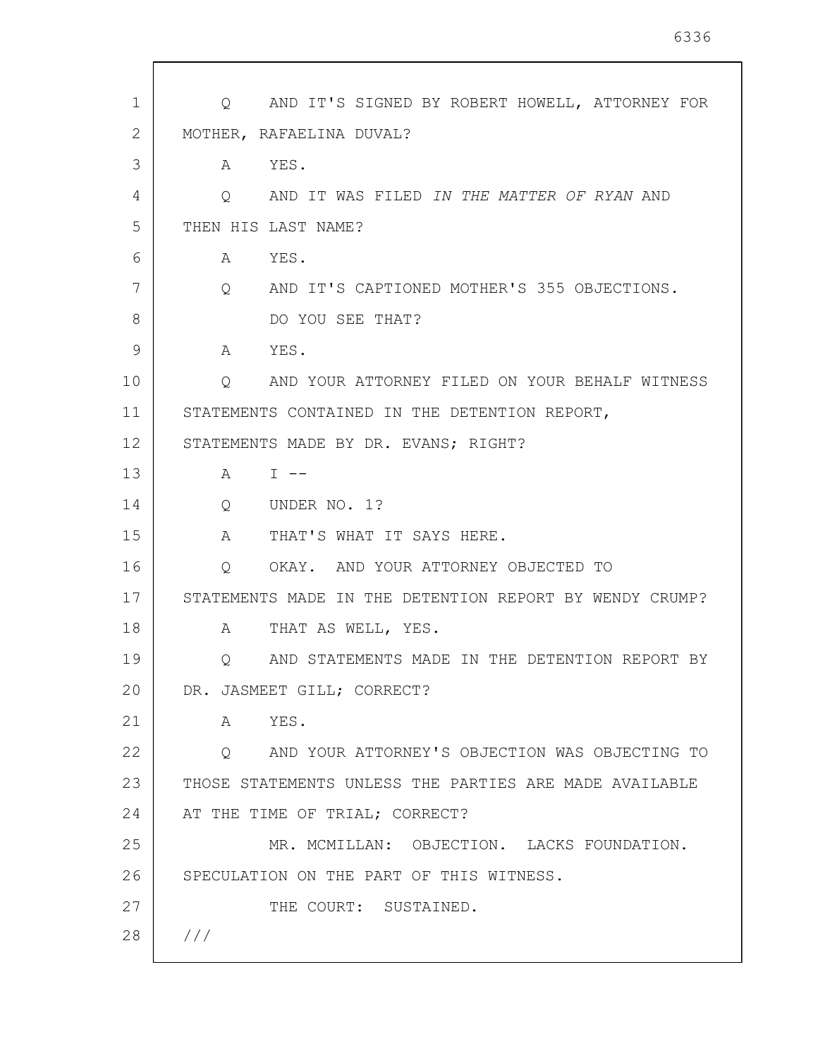Q AND IT'S SIGNED BY ROBERT HOWELL, ATTORNEY FOR MOTHER, RAFAELINA DUVAL?

A YES.

Q AND IT WAS FILED *IN THE MATTER OF RYAN* AND THEN HIS LAST NAME?

A YES.

Q AND IT'S CAPTIONED MOTHER'S 355 OBJECTIONS.

DO YOU SEE THAT?

A YES.

Q AND YOUR ATTORNEY FILED ON YOUR BEHALF WITNESS STATEMENTS CONTAINED IN THE DETENTION REPORT, STATEMENTS MADE BY DR. EVANS; RIGHT?

A I --

Q UNDER NO. 1?

A THAT'S WHAT IT SAYS HERE.

Q OKAY. AND YOUR ATTORNEY OBJECTED TO STATEMENTS MADE IN THE DETENTION REPORT BY WENDY CRUMP?

A THAT AS WELL, YES.

Q AND STATEMENTS MADE IN THE DETENTION REPORT BY DR. JASMEET GILL; CORRECT?

A YES.

Q AND YOUR ATTORNEY'S OBJECTION WAS OBJECTING TO THOSE STATEMENTS UNLESS THE PARTIES ARE MADE AVAILABLE AT THE TIME OF TRIAL; CORRECT?

MR. MCMILLAN: OBJECTION. LACKS FOUNDATION. SPECULATION ON THE PART OF THIS WITNESS.

THE COURT: SUSTAINED.

///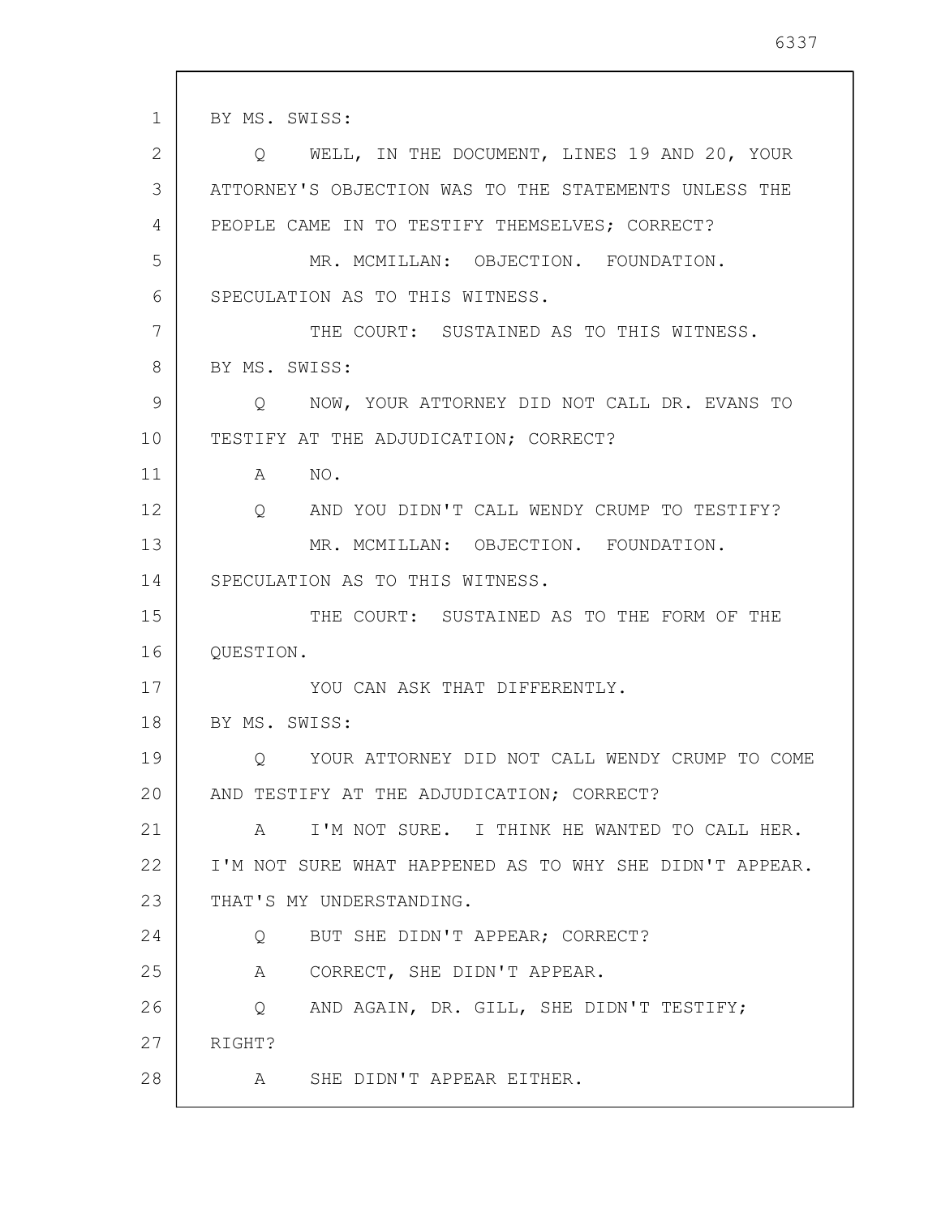BY MS. SWISS:

Q WELL, IN THE DOCUMENT, LINES 19 AND 20, YOUR ATTORNEY'S OBJECTION WAS TO THE STATEMENTS UNLESS THE PEOPLE CAME IN TO TESTIFY THEMSELVES; CORRECT?

MR. MCMILLAN: OBJECTION. FOUNDATION. SPECULATION AS TO THIS WITNESS.

THE COURT: SUSTAINED AS TO THIS WITNESS.

BY MS. SWISS:

Q NOW, YOUR ATTORNEY DID NOT CALL DR. EVANS TO TESTIFY AT THE ADJUDICATION; CORRECT?

A NO.

Q AND YOU DIDN'T CALL WENDY CRUMP TO TESTIFY?

MR. MCMILLAN: OBJECTION. FOUNDATION. SPECULATION AS TO THIS WITNESS.

THE COURT: SUSTAINED AS TO THE FORM OF THE QUESTION.

YOU CAN ASK THAT DIFFERENTLY.

BY MS. SWISS:

Q YOUR ATTORNEY DID NOT CALL WENDY CRUMP TO COME AND TESTIFY AT THE ADJUDICATION; CORRECT?

A I'M NOT SURE. I THINK HE WANTED TO CALL HER. I'M NOT SURE WHAT HAPPENED AS TO WHY SHE DIDN'T APPEAR. THAT'S MY UNDERSTANDING.

Q BUT SHE DIDN'T APPEAR; CORRECT?

A CORRECT, SHE DIDN'T APPEAR.

Q AND AGAIN, DR. GILL, SHE DIDN'T TESTIFY; RIGHT?

A SHE DIDN'T APPEAR EITHER.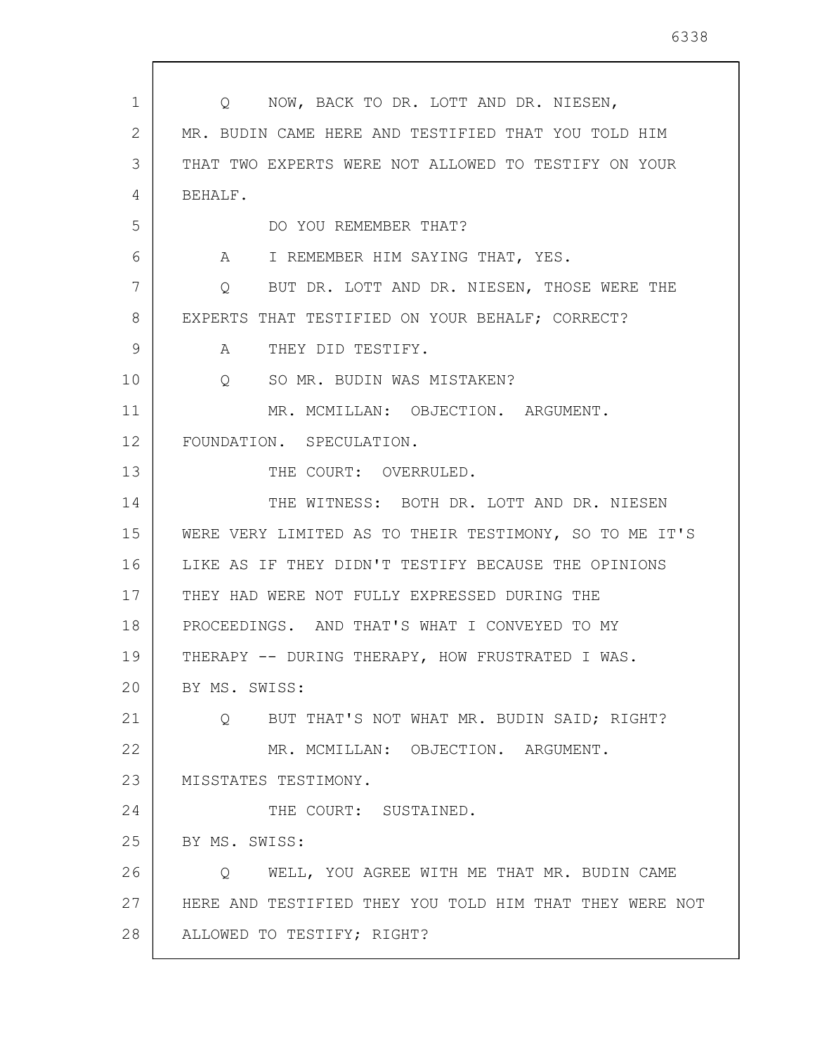Q NOW, BACK TO DR. LOTT AND DR. NIESEN, MR. BUDIN CAME HERE AND TESTIFIED THAT YOU TOLD HIM THAT TWO EXPERTS WERE NOT ALLOWED TO TESTIFY ON YOUR BEHALF.

DO YOU REMEMBER THAT?

A I REMEMBER HIM SAYING THAT, YES.

Q BUT DR. LOTT AND DR. NIESEN, THOSE WERE THE EXPERTS THAT TESTIFIED ON YOUR BEHALF; CORRECT?

A THEY DID TESTIFY.

Q SO MR. BUDIN WAS MISTAKEN?

MR. MCMILLAN: OBJECTION. ARGUMENT. FOUNDATION. SPECULATION.

THE COURT: OVERRULED.

THE WITNESS: BOTH DR. LOTT AND DR. NIESEN WERE VERY LIMITED AS TO THEIR TESTIMONY, SO TO ME IT'S LIKE AS IF THEY DIDN'T TESTIFY BECAUSE THE OPINIONS THEY HAD WERE NOT FULLY EXPRESSED DURING THE PROCEEDINGS. AND THAT'S WHAT I CONVEYED TO MY THERAPY -- DURING THERAPY, HOW FRUSTRATED I WAS.

BY MS. SWISS:

Q BUT THAT'S NOT WHAT MR. BUDIN SAID; RIGHT?

MR. MCMILLAN: OBJECTION. ARGUMENT. MISSTATES TESTIMONY.

THE COURT: SUSTAINED.

BY MS. SWISS:

Q WELL, YOU AGREE WITH ME THAT MR. BUDIN CAME HERE AND TESTIFIED THEY YOU TOLD HIM THAT THEY WERE NOT ALLOWED TO TESTIFY; RIGHT?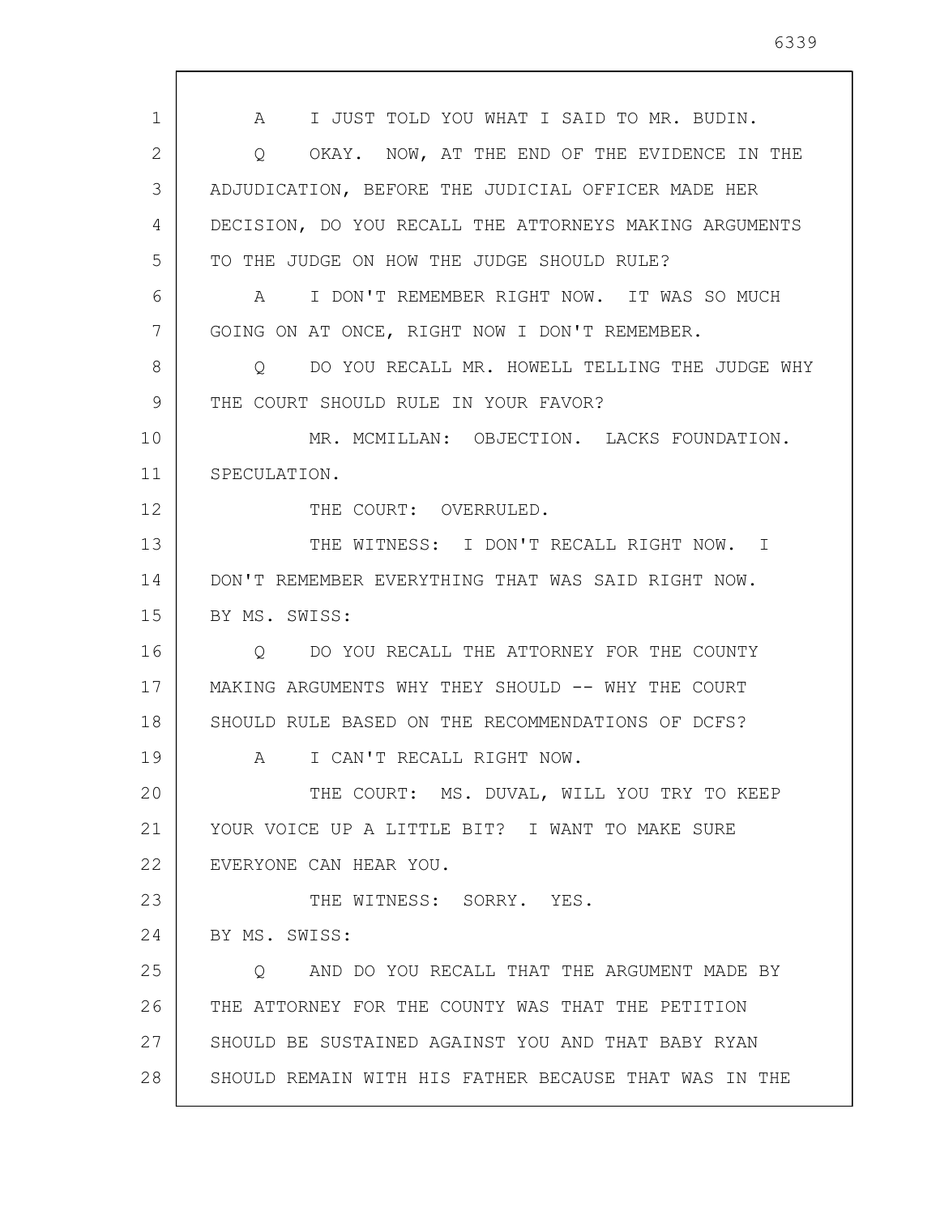A I JUST TOLD YOU WHAT I SAID TO MR. BUDIN.

Q OKAY. NOW, AT THE END OF THE EVIDENCE IN THE ADJUDICATION, BEFORE THE JUDICIAL OFFICER MADE HER DECISION, DO YOU RECALL THE ATTORNEYS MAKING ARGUMENTS TO THE JUDGE ON HOW THE JUDGE SHOULD RULE?

A I DON'T REMEMBER RIGHT NOW. IT WAS SO MUCH GOING ON AT ONCE, RIGHT NOW I DON'T REMEMBER.

Q DO YOU RECALL MR. HOWELL TELLING THE JUDGE WHY THE COURT SHOULD RULE IN YOUR FAVOR?

MR. MCMILLAN: OBJECTION. LACKS FOUNDATION. SPECULATION.

THE COURT: OVERRULED.

THE WITNESS: I DON'T RECALL RIGHT NOW. I DON'T REMEMBER EVERYTHING THAT WAS SAID RIGHT NOW.

BY MS. SWISS:

Q DO YOU RECALL THE ATTORNEY FOR THE COUNTY MAKING ARGUMENTS WHY THEY SHOULD -- WHY THE COURT SHOULD RULE BASED ON THE RECOMMENDATIONS OF DCFS?

A I CAN'T RECALL RIGHT NOW.

THE COURT: MS. DUVAL, WILL YOU TRY TO KEEP YOUR VOICE UP A LITTLE BIT? I WANT TO MAKE SURE EVERYONE CAN HEAR YOU.

THE WITNESS: SORRY. YES.

BY MS. SWISS:

Q AND DO YOU RECALL THAT THE ARGUMENT MADE BY THE ATTORNEY FOR THE COUNTY WAS THAT THE PETITION SHOULD BE SUSTAINED AGAINST YOU AND THAT BABY RYAN SHOULD REMAIN WITH HIS FATHER BECAUSE THAT WAS IN THE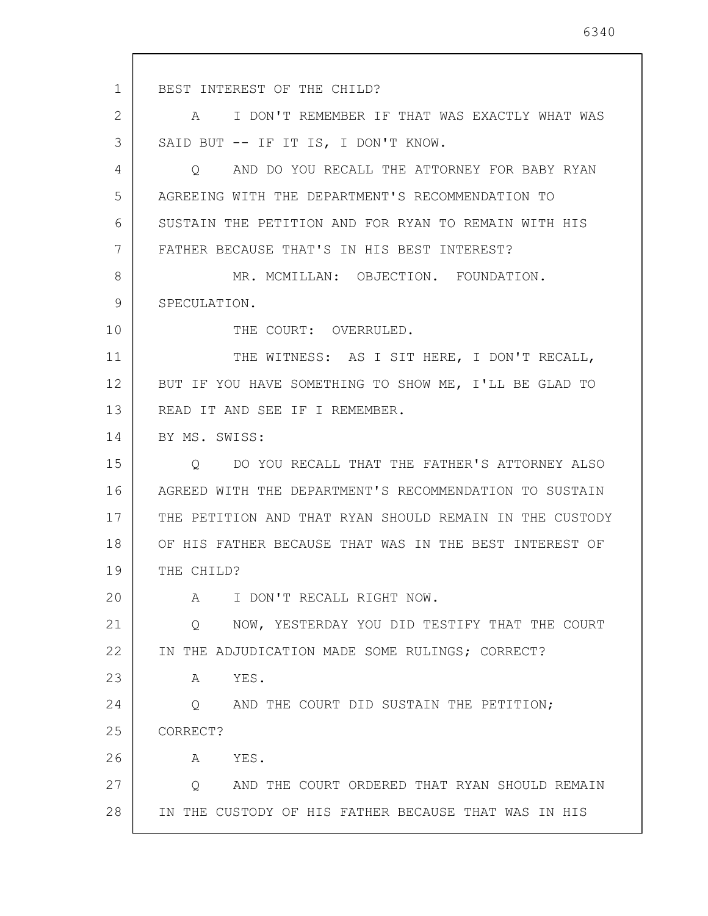BEST INTEREST OF THE CHILD?

A I DON'T REMEMBER IF THAT WAS EXACTLY WHAT WAS SAID BUT -- IF IT IS, I DON'T KNOW.

Q AND DO YOU RECALL THE ATTORNEY FOR BABY RYAN AGREEING WITH THE DEPARTMENT'S RECOMMENDATION TO SUSTAIN THE PETITION AND FOR RYAN TO REMAIN WITH HIS FATHER BECAUSE THAT'S IN HIS BEST INTEREST?

MR. MCMILLAN: OBJECTION. FOUNDATION. SPECULATION.

THE COURT: OVERRULED.

THE WITNESS: AS I SIT HERE, I DON'T RECALL, BUT IF YOU HAVE SOMETHING TO SHOW ME, I'LL BE GLAD TO READ IT AND SEE IF I REMEMBER.

BY MS. SWISS:

Q DO YOU RECALL THAT THE FATHER'S ATTORNEY ALSO AGREED WITH THE DEPARTMENT'S RECOMMENDATION TO SUSTAIN THE PETITION AND THAT RYAN SHOULD REMAIN IN THE CUSTODY OF HIS FATHER BECAUSE THAT WAS IN THE BEST INTEREST OF THE CHILD?

A I DON'T RECALL RIGHT NOW.

Q NOW, YESTERDAY YOU DID TESTIFY THAT THE COURT IN THE ADJUDICATION MADE SOME RULINGS; CORRECT?

A YES.

Q AND THE COURT DID SUSTAIN THE PETITION; CORRECT?

A YES.

Q AND THE COURT ORDERED THAT RYAN SHOULD REMAIN IN THE CUSTODY OF HIS FATHER BECAUSE THAT WAS IN HIS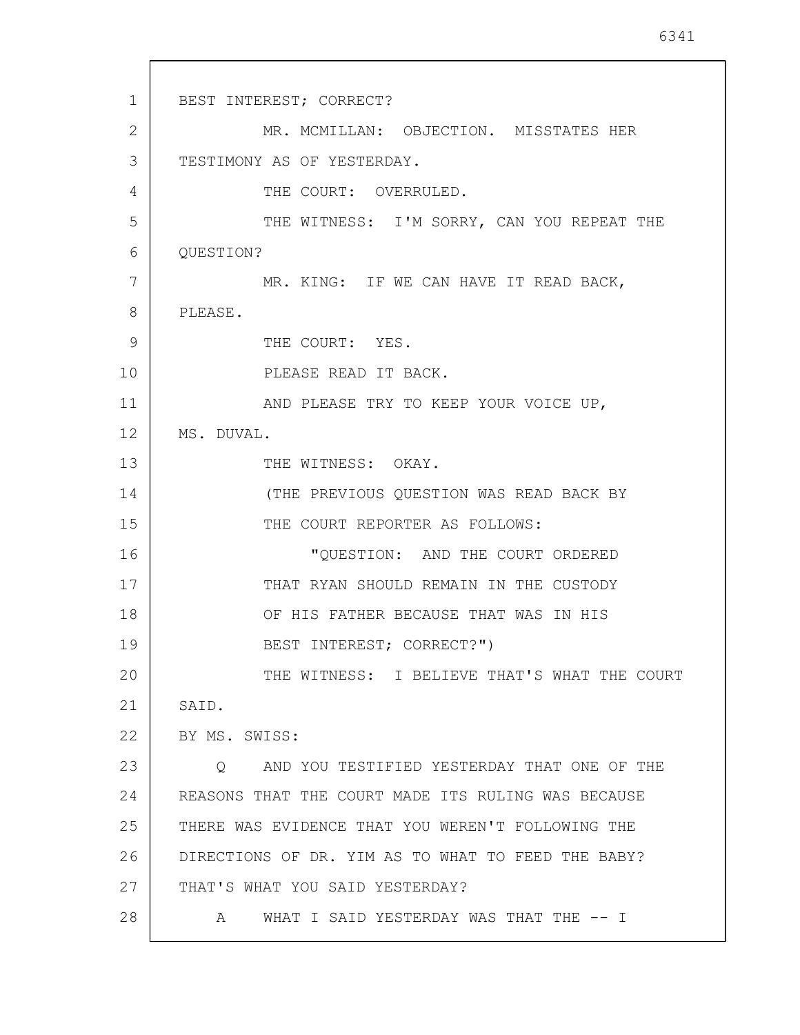BEST INTEREST; CORRECT?

MR. MCMILLAN: OBJECTION. MISSTATES HER TESTIMONY AS OF YESTERDAY.

THE COURT: OVERRULED.

THE WITNESS: I'M SORRY, CAN YOU REPEAT THE QUESTION?

MR. KING: IF WE CAN HAVE IT READ BACK, PLEASE.

THE COURT: YES.

PLEASE READ IT BACK.

AND PLEASE TRY TO KEEP YOUR VOICE UP, MS. DUVAL.

THE WITNESS: OKAY.

(THE PREVIOUS QUESTION WAS READ BACK BY THE COURT REPORTER AS FOLLOWS:

"QUESTION: AND THE COURT ORDERED THAT RYAN SHOULD REMAIN IN THE CUSTODY OF HIS FATHER BECAUSE THAT WAS IN HIS BEST INTEREST; CORRECT?")

THE WITNESS: I BELIEVE THAT'S WHAT THE COURT SAID.

BY MS. SWISS:

Q AND YOU TESTIFIED YESTERDAY THAT ONE OF THE REASONS THAT THE COURT MADE ITS RULING WAS BECAUSE THERE WAS EVIDENCE THAT YOU WEREN'T FOLLOWING THE DIRECTIONS OF DR. YIM AS TO WHAT TO FEED THE BABY? THAT'S WHAT YOU SAID YESTERDAY?

A WHAT I SAID YESTERDAY WAS THAT THE -- I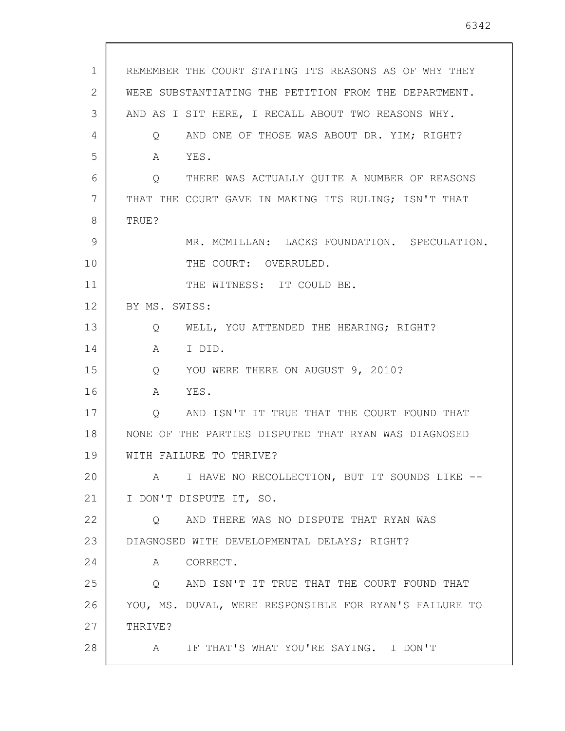REMEMBER THE COURT STATING ITS REASONS AS OF WHY THEY WERE SUBSTANTIATING THE PETITION FROM THE DEPARTMENT. AND AS I SIT HERE, I RECALL ABOUT TWO REASONS WHY.

Q AND ONE OF THOSE WAS ABOUT DR. YIM; RIGHT?

A YES.

Q THERE WAS ACTUALLY QUITE A NUMBER OF REASONS THAT THE COURT GAVE IN MAKING ITS RULING; ISN'T THAT TRUE?

MR. MCMILLAN: LACKS FOUNDATION. SPECULATION.

THE COURT: OVERRULED.

THE WITNESS: IT COULD BE.

BY MS. SWISS:

Q WELL, YOU ATTENDED THE HEARING; RIGHT?

A I DID.

Q YOU WERE THERE ON AUGUST 9, 2010?

A YES.

Q AND ISN'T IT TRUE THAT THE COURT FOUND THAT NONE OF THE PARTIES DISPUTED THAT RYAN WAS DIAGNOSED WITH FAILURE TO THRIVE?

A I HAVE NO RECOLLECTION, BUT IT SOUNDS LIKE -- I DON'T DISPUTE IT, SO.

Q AND THERE WAS NO DISPUTE THAT RYAN WAS DIAGNOSED WITH DEVELOPMENTAL DELAYS; RIGHT?

A CORRECT.

Q AND ISN'T IT TRUE THAT THE COURT FOUND THAT YOU, MS. DUVAL, WERE RESPONSIBLE FOR RYAN'S FAILURE TO THRIVE?

A IF THAT'S WHAT YOU'RE SAYING. I DON'T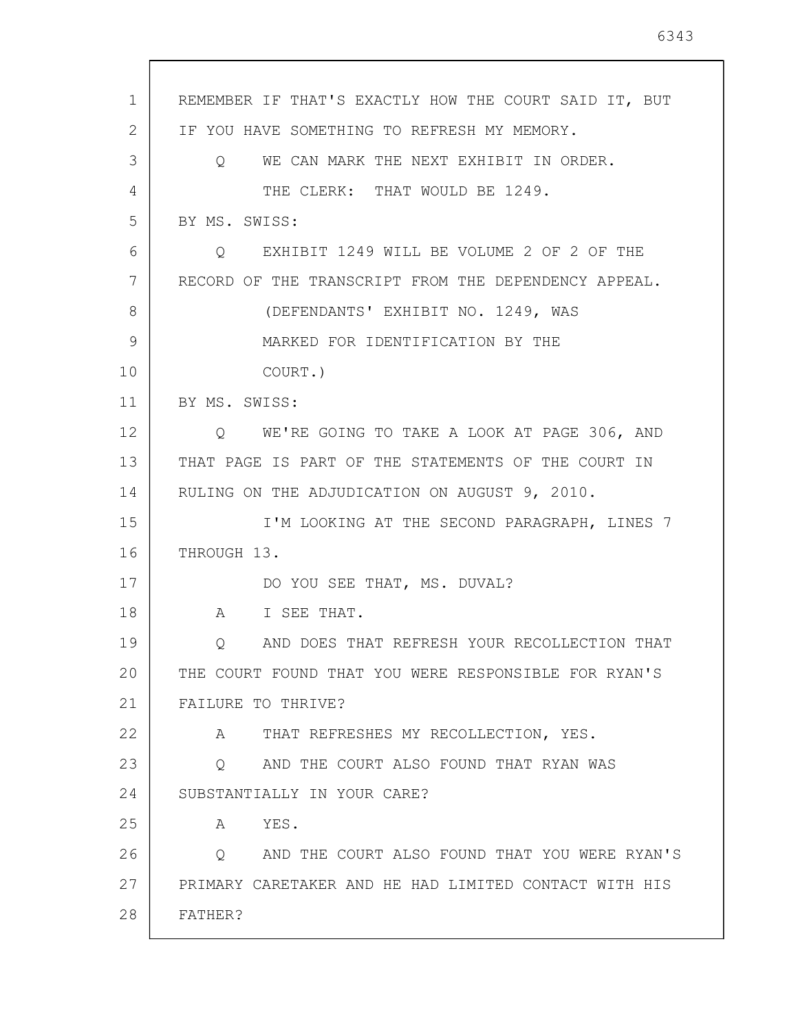REMEMBER IF THAT'S EXACTLY HOW THE COURT SAID IT, BUT IF YOU HAVE SOMETHING TO REFRESH MY MEMORY.

Q WE CAN MARK THE NEXT EXHIBIT IN ORDER.

THE CLERK: THAT WOULD BE 1249.

BY MS. SWISS:

Q EXHIBIT 1249 WILL BE VOLUME 2 OF 2 OF THE RECORD OF THE TRANSCRIPT FROM THE DEPENDENCY APPEAL.

(DEFENDANTS' EXHIBIT NO. 1249, WAS MARKED FOR IDENTIFICATION BY THE COURT.)

BY MS. SWISS:

Q WE'RE GOING TO TAKE A LOOK AT PAGE 306, AND THAT PAGE IS PART OF THE STATEMENTS OF THE COURT IN RULING ON THE ADJUDICATION ON AUGUST 9, 2010.

I'M LOOKING AT THE SECOND PARAGRAPH, LINES 7 THROUGH 13.

DO YOU SEE THAT, MS. DUVAL?

A I SEE THAT.

Q AND DOES THAT REFRESH YOUR RECOLLECTION THAT THE COURT FOUND THAT YOU WERE RESPONSIBLE FOR RYAN'S FAILURE TO THRIVE?

A THAT REFRESHES MY RECOLLECTION, YES.

Q AND THE COURT ALSO FOUND THAT RYAN WAS SUBSTANTIALLY IN YOUR CARE?

A YES.

Q AND THE COURT ALSO FOUND THAT YOU WERE RYAN'S PRIMARY CARETAKER AND HE HAD LIMITED CONTACT WITH HIS FATHER?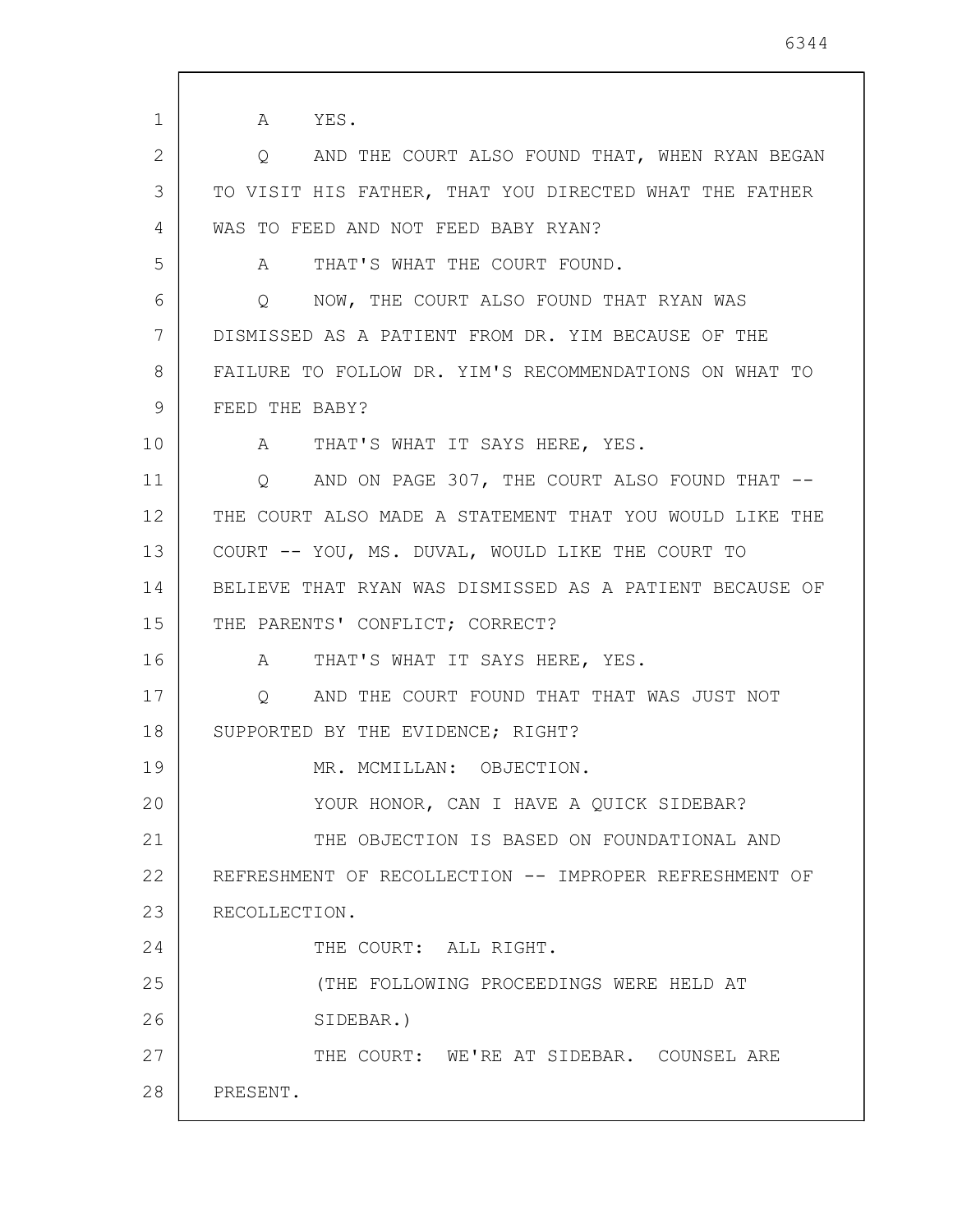A YES.

Q AND THE COURT ALSO FOUND THAT, WHEN RYAN BEGAN TO VISIT HIS FATHER, THAT YOU DIRECTED WHAT THE FATHER WAS TO FEED AND NOT FEED BABY RYAN?

A THAT'S WHAT THE COURT FOUND.

Q NOW, THE COURT ALSO FOUND THAT RYAN WAS DISMISSED AS A PATIENT FROM DR. YIM BECAUSE OF THE FAILURE TO FOLLOW DR. YIM'S RECOMMENDATIONS ON WHAT TO FEED THE BABY?

A THAT'S WHAT IT SAYS HERE, YES.

Q AND ON PAGE 307, THE COURT ALSO FOUND THAT -- THE COURT ALSO MADE A STATEMENT THAT YOU WOULD LIKE THE COURT -- YOU, MS. DUVAL, WOULD LIKE THE COURT TO BELIEVE THAT RYAN WAS DISMISSED AS A PATIENT BECAUSE OF THE PARENTS' CONFLICT; CORRECT?

A THAT'S WHAT IT SAYS HERE, YES.

Q AND THE COURT FOUND THAT THAT WAS JUST NOT SUPPORTED BY THE EVIDENCE; RIGHT?

MR. MCMILLAN: OBJECTION.

YOUR HONOR, CAN I HAVE A QUICK SIDEBAR?

THE OBJECTION IS BASED ON FOUNDATIONAL AND REFRESHMENT OF RECOLLECTION -- IMPROPER REFRESHMENT OF RECOLLECTION.

THE COURT: ALL RIGHT.

(THE FOLLOWING PROCEEDINGS WERE HELD AT SIDEBAR.)

THE COURT: WE'RE AT SIDEBAR. COUNSEL ARE PRESENT.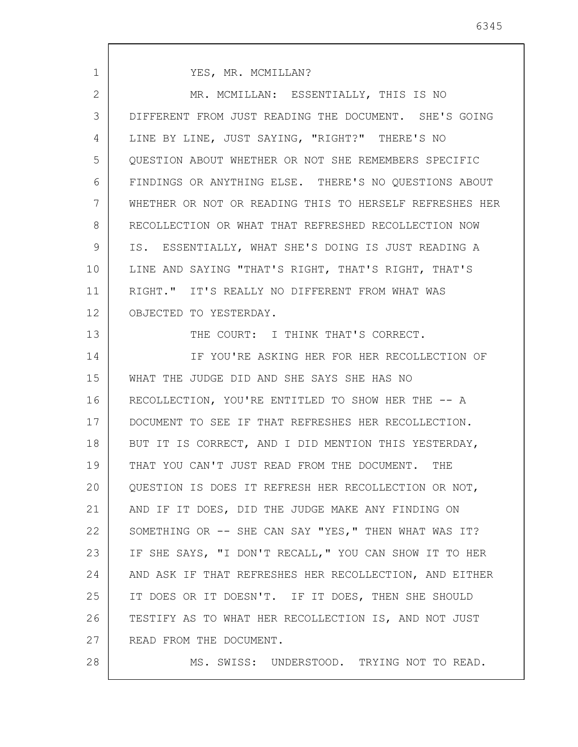YES, MR. MCMILLAN?

MR. MCMILLAN: ESSENTIALLY, THIS IS NO DIFFERENT FROM JUST READING THE DOCUMENT. SHE'S GOING LINE BY LINE, JUST SAYING, "RIGHT?" THERE'S NO QUESTION ABOUT WHETHER OR NOT SHE REMEMBERS SPECIFIC FINDINGS OR ANYTHING ELSE. THERE'S NO QUESTIONS ABOUT WHETHER OR NOT OR READING THIS TO HERSELF REFRESHES HER RECOLLECTION OR WHAT THAT REFRESHED RECOLLECTION NOW IS. ESSENTIALLY, WHAT SHE'S DOING IS JUST READING A LINE AND SAYING "THAT'S RIGHT, THAT'S RIGHT, THAT'S RIGHT." IT'S REALLY NO DIFFERENT FROM WHAT WAS OBJECTED TO YESTERDAY.

THE COURT: I THINK THAT'S CORRECT.

IF YOU'RE ASKING HER FOR HER RECOLLECTION OF WHAT THE JUDGE DID AND SHE SAYS SHE HAS NO RECOLLECTION, YOU'RE ENTITLED TO SHOW HER THE -- A DOCUMENT TO SEE IF THAT REFRESHES HER RECOLLECTION. BUT IT IS CORRECT, AND I DID MENTION THIS YESTERDAY, THAT YOU CAN'T JUST READ FROM THE DOCUMENT. THE QUESTION IS DOES IT REFRESH HER RECOLLECTION OR NOT, AND IF IT DOES, DID THE JUDGE MAKE ANY FINDING ON SOMETHING OR -- SHE CAN SAY "YES," THEN WHAT WAS IT? IF SHE SAYS, "I DON'T RECALL," YOU CAN SHOW IT TO HER AND ASK IF THAT REFRESHES HER RECOLLECTION, AND EITHER IT DOES OR IT DOESN'T. IF IT DOES, THEN SHE SHOULD TESTIFY AS TO WHAT HER RECOLLECTION IS, AND NOT JUST READ FROM THE DOCUMENT.

MS. SWISS: UNDERSTOOD. TRYING NOT TO READ.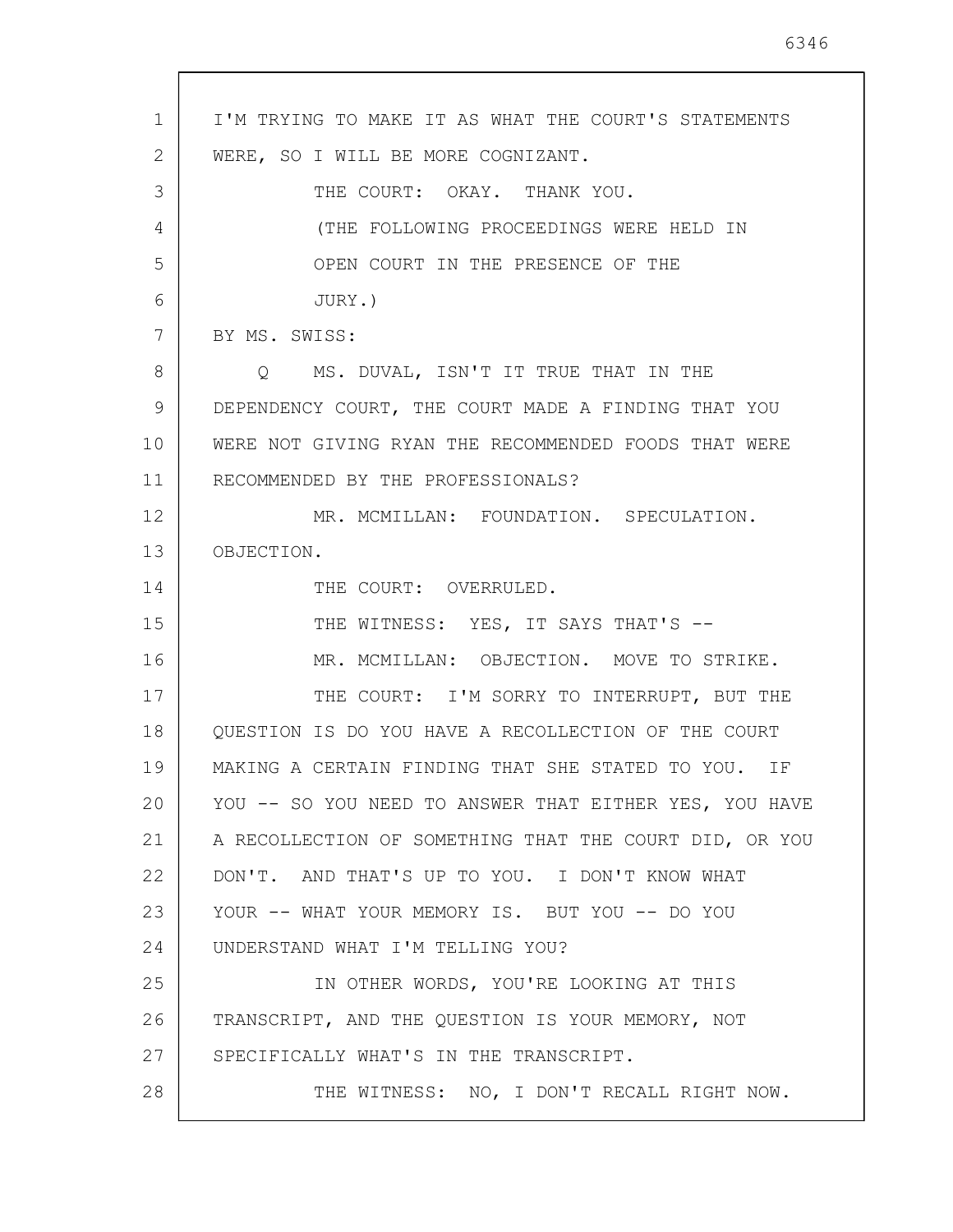I'M TRYING TO MAKE IT AS WHAT THE COURT'S STATEMENTS WERE, SO I WILL BE MORE COGNIZANT.

THE COURT: OKAY. THANK YOU.

(THE FOLLOWING PROCEEDINGS WERE HELD IN OPEN COURT IN THE PRESENCE OF THE JURY.)

BY MS. SWISS:

Q MS. DUVAL, ISN'T IT TRUE THAT IN THE DEPENDENCY COURT, THE COURT MADE A FINDING THAT YOU WERE NOT GIVING RYAN THE RECOMMENDED FOODS THAT WERE RECOMMENDED BY THE PROFESSIONALS?

MR. MCMILLAN: FOUNDATION. SPECULATION. OBJECTION.

THE COURT: OVERRULED.

THE WITNESS: YES, IT SAYS THAT'S --

MR. MCMILLAN: OBJECTION. MOVE TO STRIKE.

THE COURT: I'M SORRY TO INTERRUPT, BUT THE QUESTION IS DO YOU HAVE A RECOLLECTION OF THE COURT MAKING A CERTAIN FINDING THAT SHE STATED TO YOU. IF YOU -- SO YOU NEED TO ANSWER THAT EITHER YES, YOU HAVE A RECOLLECTION OF SOMETHING THAT THE COURT DID, OR YOU DON'T. AND THAT'S UP TO YOU. I DON'T KNOW WHAT YOUR -- WHAT YOUR MEMORY IS. BUT YOU -- DO YOU UNDERSTAND WHAT I'M TELLING YOU?

IN OTHER WORDS, YOU'RE LOOKING AT THIS TRANSCRIPT, AND THE QUESTION IS YOUR MEMORY, NOT SPECIFICALLY WHAT'S IN THE TRANSCRIPT.

THE WITNESS: NO, I DON'T RECALL RIGHT NOW.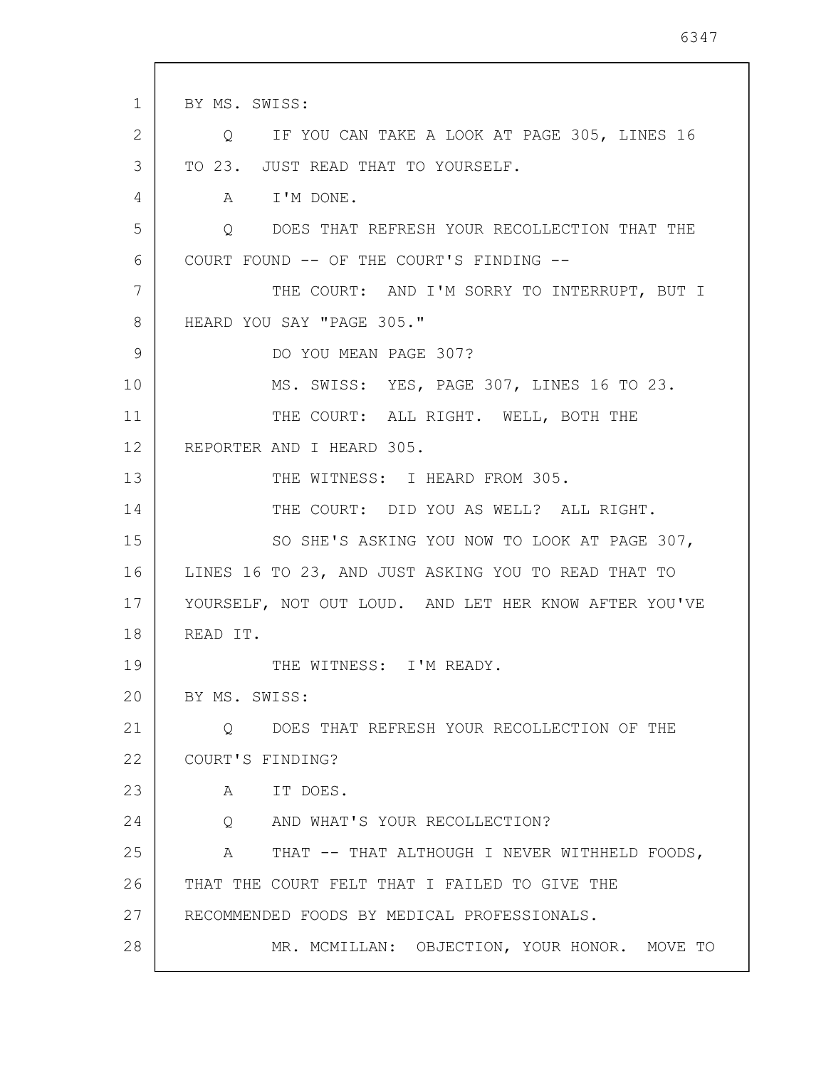BY MS. SWISS:

Q IF YOU CAN TAKE A LOOK AT PAGE 305, LINES 16 TO 23. JUST READ THAT TO YOURSELF.

A I'M DONE.

Q DOES THAT REFRESH YOUR RECOLLECTION THAT THE COURT FOUND -- OF THE COURT'S FINDING --

THE COURT: AND I'M SORRY TO INTERRUPT, BUT I HEARD YOU SAY "PAGE 305."

DO YOU MEAN PAGE 307?

MS. SWISS: YES, PAGE 307, LINES 16 TO 23.

THE COURT: ALL RIGHT. WELL, BOTH THE REPORTER AND I HEARD 305.

THE WITNESS: I HEARD FROM 305.

THE COURT: DID YOU AS WELL? ALL RIGHT.

SO SHE'S ASKING YOU NOW TO LOOK AT PAGE 307, LINES 16 TO 23, AND JUST ASKING YOU TO READ THAT TO YOURSELF, NOT OUT LOUD. AND LET HER KNOW AFTER YOU'VE READ IT.

THE WITNESS: I'M READY.

BY MS. SWISS:

Q DOES THAT REFRESH YOUR RECOLLECTION OF THE COURT'S FINDING?

A IT DOES.

Q AND WHAT'S YOUR RECOLLECTION?

A THAT -- THAT ALTHOUGH I NEVER WITHHELD FOODS, THAT THE COURT FELT THAT I FAILED TO GIVE THE RECOMMENDED FOODS BY MEDICAL PROFESSIONALS.

MR. MCMILLAN: OBJECTION, YOUR HONOR. MOVE TO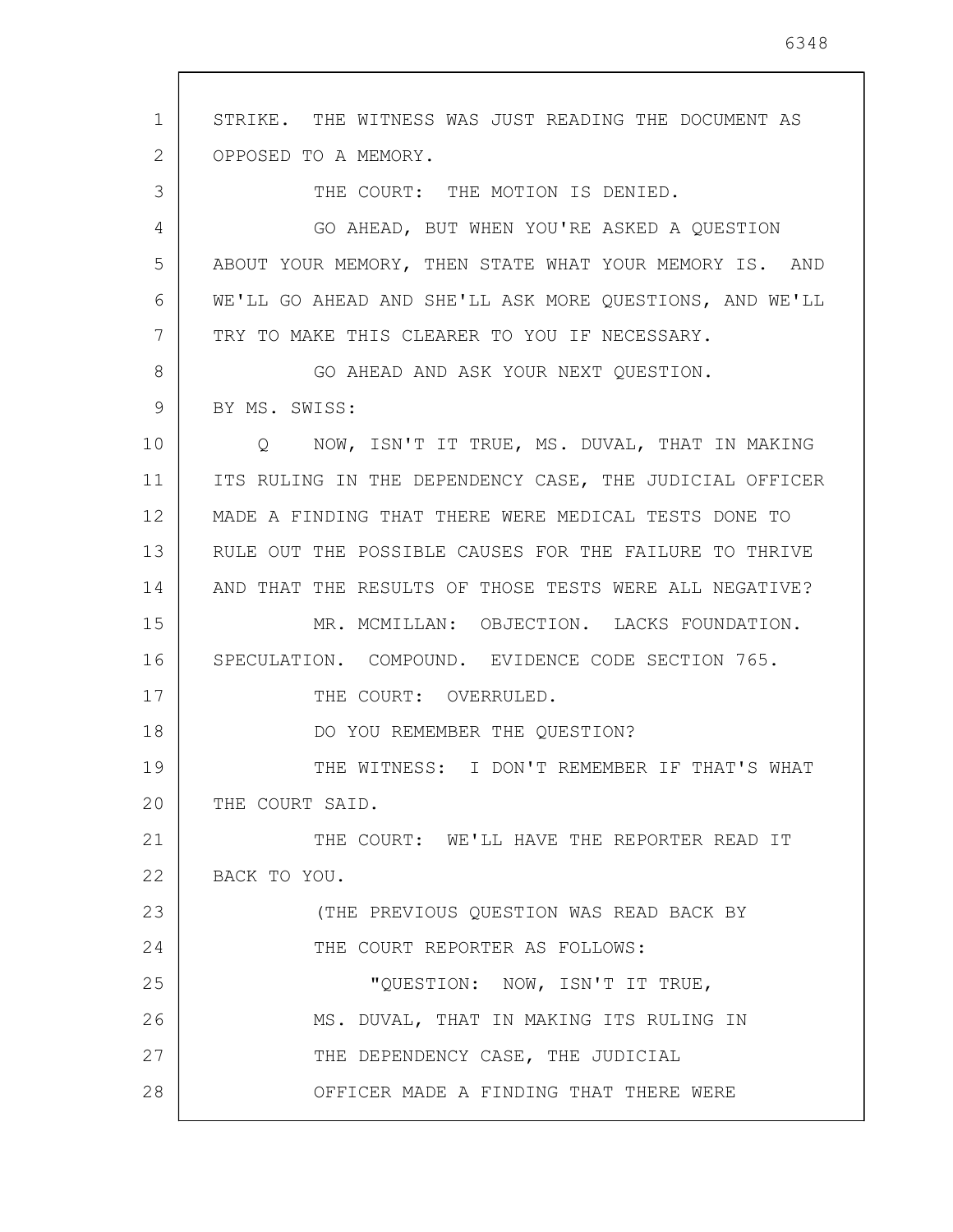STRIKE. THE WITNESS WAS JUST READING THE DOCUMENT AS OPPOSED TO A MEMORY.

THE COURT: THE MOTION IS DENIED.

GO AHEAD, BUT WHEN YOU'RE ASKED A QUESTION ABOUT YOUR MEMORY, THEN STATE WHAT YOUR MEMORY IS. AND WE'LL GO AHEAD AND SHE'LL ASK MORE QUESTIONS, AND WE'LL TRY TO MAKE THIS CLEARER TO YOU IF NECESSARY.

GO AHEAD AND ASK YOUR NEXT QUESTION.

BY MS. SWISS:

Q NOW, ISN'T IT TRUE, MS. DUVAL, THAT IN MAKING ITS RULING IN THE DEPENDENCY CASE, THE JUDICIAL OFFICER MADE A FINDING THAT THERE WERE MEDICAL TESTS DONE TO RULE OUT THE POSSIBLE CAUSES FOR THE FAILURE TO THRIVE AND THAT THE RESULTS OF THOSE TESTS WERE ALL NEGATIVE?

MR. MCMILLAN: OBJECTION. LACKS FOUNDATION. SPECULATION. COMPOUND. EVIDENCE CODE SECTION 765.

THE COURT: OVERRULED.

DO YOU REMEMBER THE QUESTION?

THE WITNESS: I DON'T REMEMBER IF THAT'S WHAT THE COURT SAID.

THE COURT: WE'LL HAVE THE REPORTER READ IT BACK TO YOU.

(THE PREVIOUS QUESTION WAS READ BACK BY THE COURT REPORTER AS FOLLOWS:

"QUESTION: NOW, ISN'T IT TRUE, MS. DUVAL, THAT IN MAKING ITS RULING IN THE DEPENDENCY CASE, THE JUDICIAL OFFICER MADE A FINDING THAT THERE WERE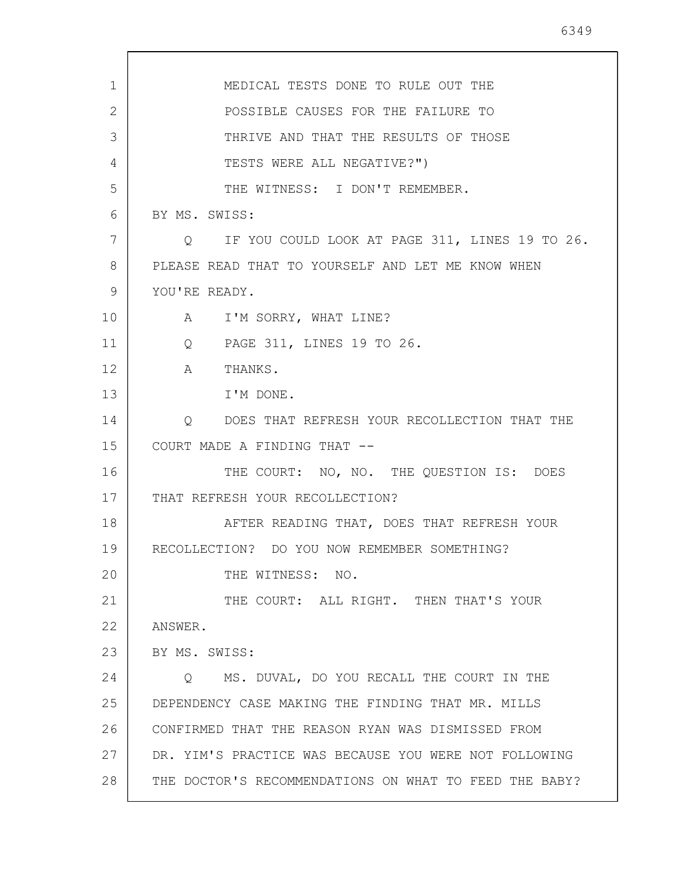MEDICAL TESTS DONE TO RULE OUT THE POSSIBLE CAUSES FOR THE FAILURE TO THRIVE AND THAT THE RESULTS OF THOSE TESTS WERE ALL NEGATIVE?")

THE WITNESS: I DON'T REMEMBER.

BY MS. SWISS:

Q IF YOU COULD LOOK AT PAGE 311, LINES 19 TO 26. PLEASE READ THAT TO YOURSELF AND LET ME KNOW WHEN YOU'RE READY.

A I'M SORRY, WHAT LINE?

Q PAGE 311, LINES 19 TO 26.

A THANKS.

I'M DONE.

Q DOES THAT REFRESH YOUR RECOLLECTION THAT THE COURT MADE A FINDING THAT --

THE COURT: NO, NO. THE QUESTION IS: DOES THAT REFRESH YOUR RECOLLECTION?

AFTER READING THAT, DOES THAT REFRESH YOUR RECOLLECTION? DO YOU NOW REMEMBER SOMETHING?

THE WITNESS: NO.

THE COURT: ALL RIGHT. THEN THAT'S YOUR ANSWER.

BY MS. SWISS:

Q MS. DUVAL, DO YOU RECALL THE COURT IN THE DEPENDENCY CASE MAKING THE FINDING THAT MR. MILLS CONFIRMED THAT THE REASON RYAN WAS DISMISSED FROM DR. YIM'S PRACTICE WAS BECAUSE YOU WERE NOT FOLLOWING THE DOCTOR'S RECOMMENDATIONS ON WHAT TO FEED THE BABY?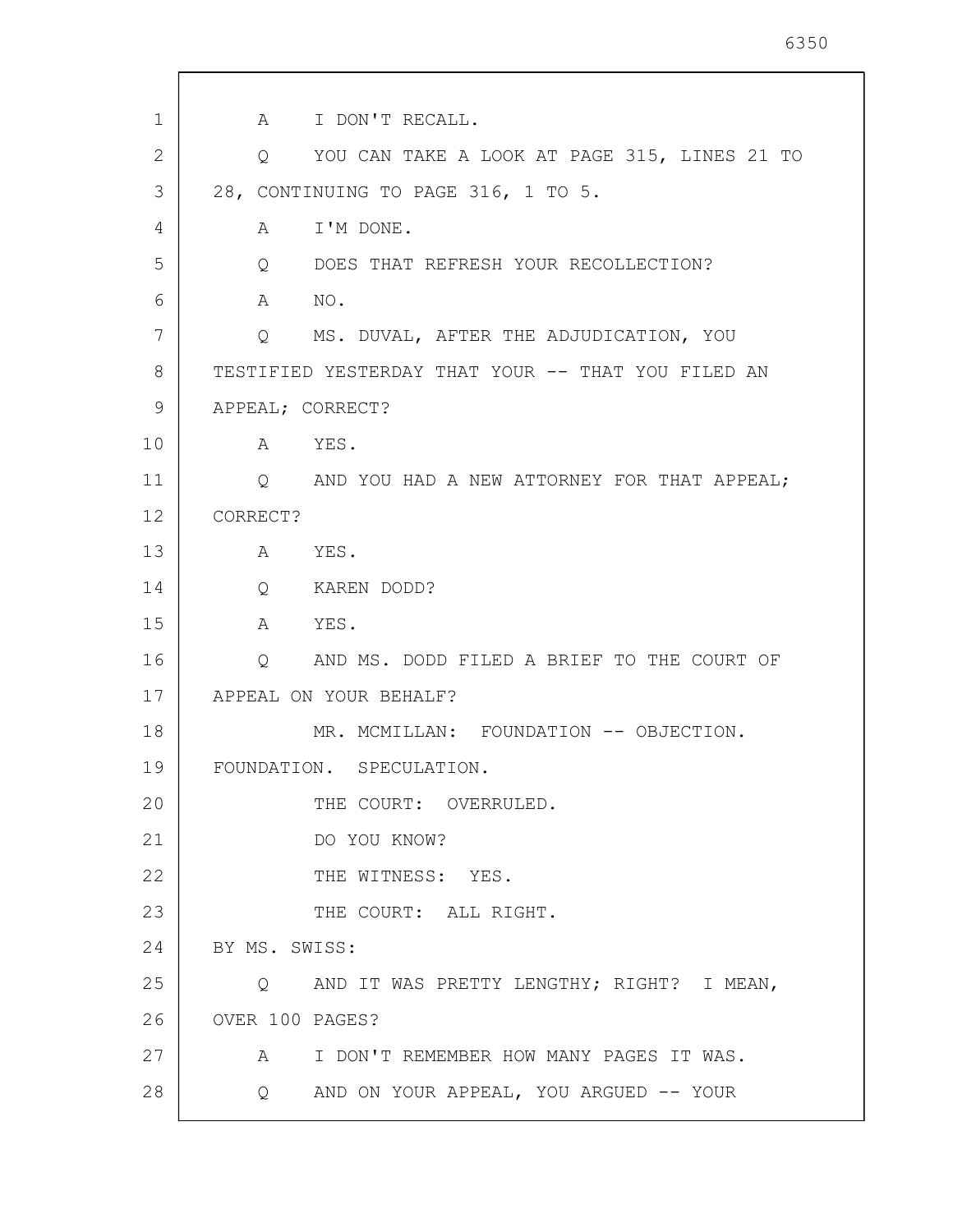A I DON'T RECALL.

Q YOU CAN TAKE A LOOK AT PAGE 315, LINES 21 TO 28, CONTINUING TO PAGE 316, 1 TO 5.

A I'M DONE.

Q DOES THAT REFRESH YOUR RECOLLECTION?

A NO.

Q MS. DUVAL, AFTER THE ADJUDICATION, YOU TESTIFIED YESTERDAY THAT YOUR -- THAT YOU FILED AN APPEAL; CORRECT?

A YES.

Q AND YOU HAD A NEW ATTORNEY FOR THAT APPEAL; CORRECT?

A YES.

Q KAREN DODD?

A YES.

Q AND MS. DODD FILED A BRIEF TO THE COURT OF APPEAL ON YOUR BEHALF?

MR. MCMILLAN: FOUNDATION -- OBJECTION. FOUNDATION. SPECULATION.

THE COURT: OVERRULED.

DO YOU KNOW?

THE WITNESS: YES.

THE COURT: ALL RIGHT.

BY MS. SWISS:

Q AND IT WAS PRETTY LENGTHY; RIGHT? I MEAN, OVER 100 PAGES?

A I DON'T REMEMBER HOW MANY PAGES IT WAS.

Q AND ON YOUR APPEAL, YOU ARGUED -- YOUR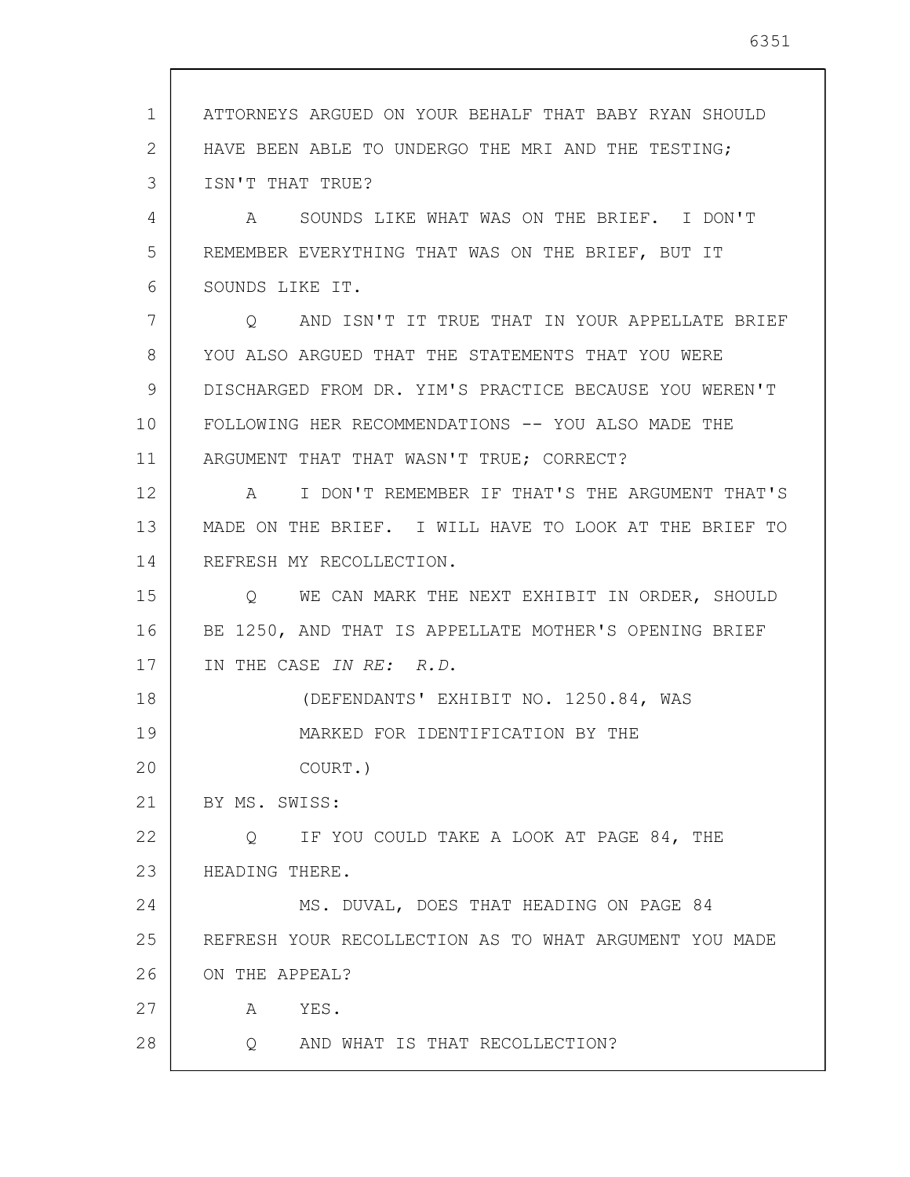ATTORNEYS ARGUED ON YOUR BEHALF THAT BABY RYAN SHOULD HAVE BEEN ABLE TO UNDERGO THE MRI AND THE TESTING; ISN'T THAT TRUE?

A SOUNDS LIKE WHAT WAS ON THE BRIEF. I DON'T REMEMBER EVERYTHING THAT WAS ON THE BRIEF, BUT IT SOUNDS LIKE IT.

Q AND ISN'T IT TRUE THAT IN YOUR APPELLATE BRIEF YOU ALSO ARGUED THAT THE STATEMENTS THAT YOU WERE DISCHARGED FROM DR. YIM'S PRACTICE BECAUSE YOU WEREN'T FOLLOWING HER RECOMMENDATIONS -- YOU ALSO MADE THE ARGUMENT THAT THAT WASN'T TRUE; CORRECT?

A I DON'T REMEMBER IF THAT'S THE ARGUMENT THAT'S MADE ON THE BRIEF. I WILL HAVE TO LOOK AT THE BRIEF TO REFRESH MY RECOLLECTION.

Q WE CAN MARK THE NEXT EXHIBIT IN ORDER, SHOULD BE 1250, AND THAT IS APPELLATE MOTHER'S OPENING BRIEF IN THE CASE *IN RE: R.D.*

(DEFENDANTS' EXHIBIT NO. 1250.84, WAS MARKED FOR IDENTIFICATION BY THE COURT.)

BY MS. SWISS:

Q IF YOU COULD TAKE A LOOK AT PAGE 84, THE HEADING THERE.

MS. DUVAL, DOES THAT HEADING ON PAGE 84 REFRESH YOUR RECOLLECTION AS TO WHAT ARGUMENT YOU MADE ON THE APPEAL?

A YES.

Q AND WHAT IS THAT RECOLLECTION?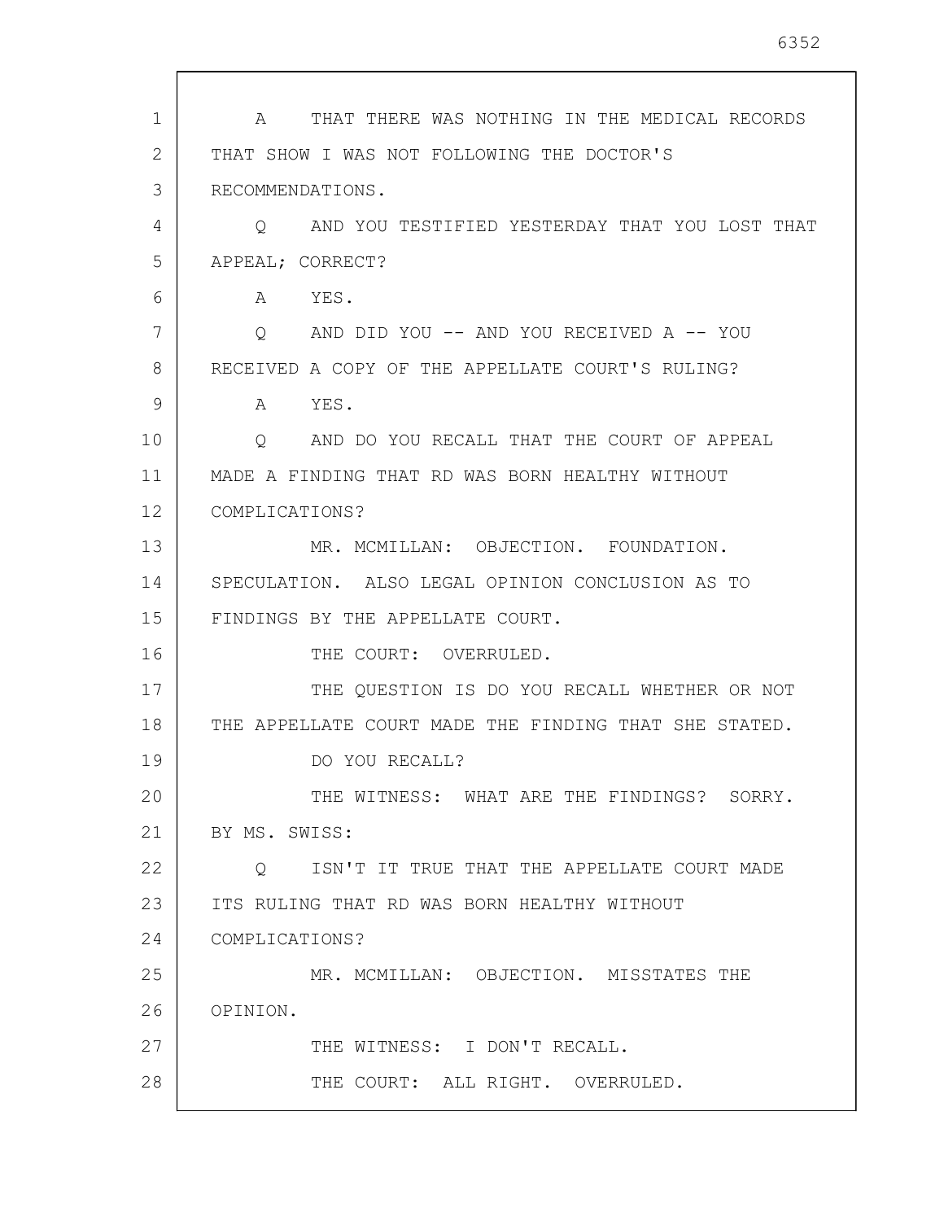A THAT THERE WAS NOTHING IN THE MEDICAL RECORDS THAT SHOW I WAS NOT FOLLOWING THE DOCTOR'S RECOMMENDATIONS.

Q AND YOU TESTIFIED YESTERDAY THAT YOU LOST THAT APPEAL; CORRECT?

A YES.

Q AND DID YOU -- AND YOU RECEIVED A -- YOU RECEIVED A COPY OF THE APPELLATE COURT'S RULING?

A YES.

Q AND DO YOU RECALL THAT THE COURT OF APPEAL MADE A FINDING THAT RD WAS BORN HEALTHY WITHOUT COMPLICATIONS?

MR. MCMILLAN: OBJECTION. FOUNDATION. SPECULATION. ALSO LEGAL OPINION CONCLUSION AS TO FINDINGS BY THE APPELLATE COURT.

THE COURT: OVERRULED.

THE QUESTION IS DO YOU RECALL WHETHER OR NOT THE APPELLATE COURT MADE THE FINDING THAT SHE STATED.

DO YOU RECALL?

THE WITNESS: WHAT ARE THE FINDINGS? SORRY.

BY MS. SWISS:

Q ISN'T IT TRUE THAT THE APPELLATE COURT MADE ITS RULING THAT RD WAS BORN HEALTHY WITHOUT COMPLICATIONS?

MR. MCMILLAN: OBJECTION. MISSTATES THE OPINION.

THE WITNESS: I DON'T RECALL.

THE COURT: ALL RIGHT. OVERRULED.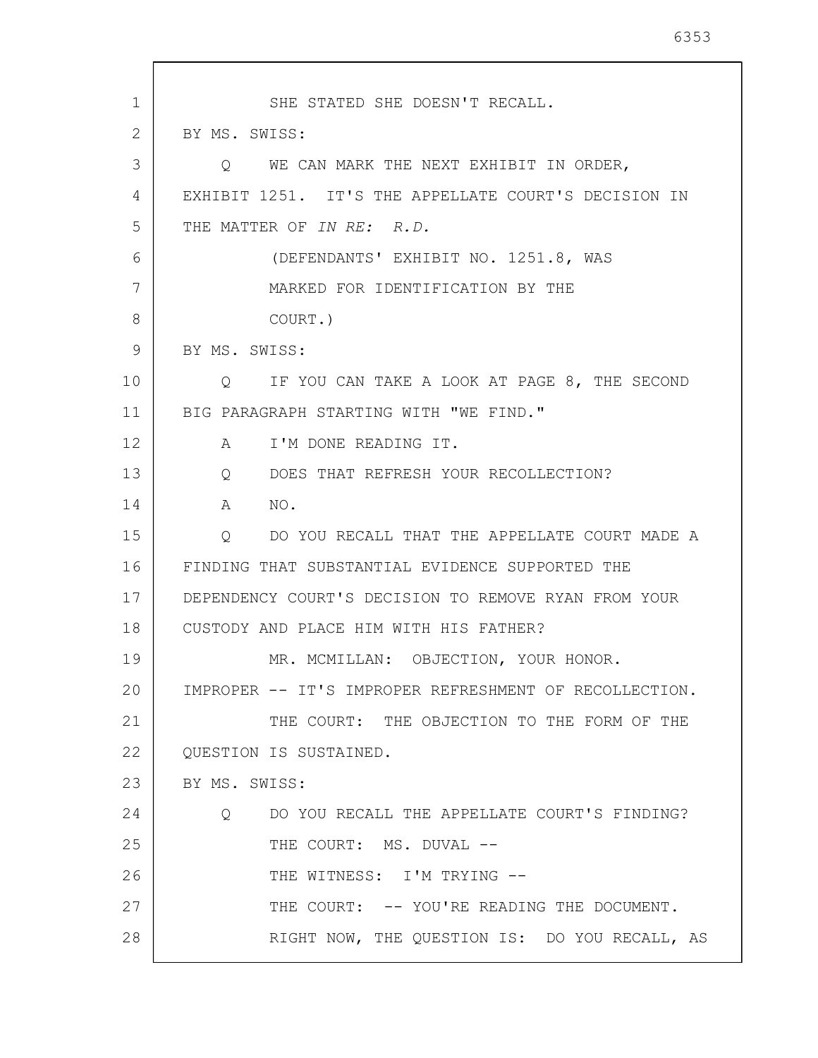SHE STATED SHE DOESN'T RECALL.

BY MS. SWISS:

Q WE CAN MARK THE NEXT EXHIBIT IN ORDER, EXHIBIT 1251. IT'S THE APPELLATE COURT'S DECISION IN THE MATTER OF *IN RE: R.D.*

(DEFENDANTS' EXHIBIT NO. 1251.8, WAS MARKED FOR IDENTIFICATION BY THE COURT.)

BY MS. SWISS:

Q IF YOU CAN TAKE A LOOK AT PAGE 8, THE SECOND BIG PARAGRAPH STARTING WITH "WE FIND."

A I'M DONE READING IT.

Q DOES THAT REFRESH YOUR RECOLLECTION?

A NO.

Q DO YOU RECALL THAT THE APPELLATE COURT MADE A FINDING THAT SUBSTANTIAL EVIDENCE SUPPORTED THE DEPENDENCY COURT'S DECISION TO REMOVE RYAN FROM YOUR CUSTODY AND PLACE HIM WITH HIS FATHER?

MR. MCMILLAN: OBJECTION, YOUR HONOR. IMPROPER -- IT'S IMPROPER REFRESHMENT OF RECOLLECTION.

THE COURT: THE OBJECTION TO THE FORM OF THE QUESTION IS SUSTAINED.

BY MS. SWISS:

Q DO YOU RECALL THE APPELLATE COURT'S FINDING?

THE COURT: MS. DUVAL --

THE WITNESS: I'M TRYING --

THE COURT: -- YOU'RE READING THE DOCUMENT.

RIGHT NOW, THE QUESTION IS: DO YOU RECALL, AS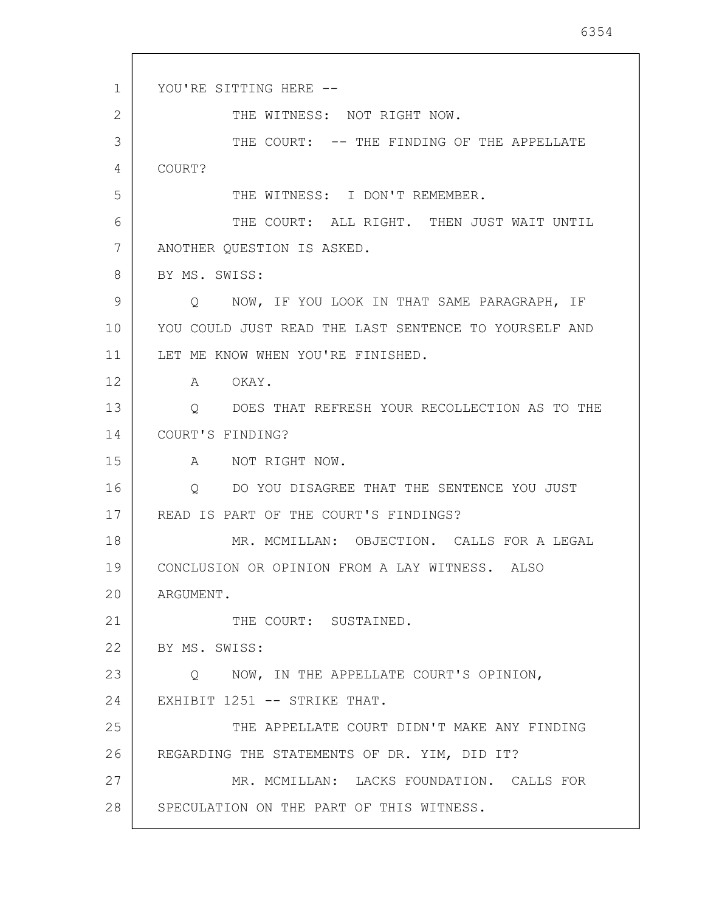YOU'RE SITTING HERE --

THE WITNESS: NOT RIGHT NOW.

THE COURT: -- THE FINDING OF THE APPELLATE COURT?

THE WITNESS: I DON'T REMEMBER.

THE COURT: ALL RIGHT. THEN JUST WAIT UNTIL ANOTHER QUESTION IS ASKED.

BY MS. SWISS:

Q NOW, IF YOU LOOK IN THAT SAME PARAGRAPH, IF YOU COULD JUST READ THE LAST SENTENCE TO YOURSELF AND LET ME KNOW WHEN YOU'RE FINISHED.

A OKAY.

Q DOES THAT REFRESH YOUR RECOLLECTION AS TO THE COURT'S FINDING?

A NOT RIGHT NOW.

Q DO YOU DISAGREE THAT THE SENTENCE YOU JUST READ IS PART OF THE COURT'S FINDINGS?

MR. MCMILLAN: OBJECTION. CALLS FOR A LEGAL CONCLUSION OR OPINION FROM A LAY WITNESS. ALSO ARGUMENT.

THE COURT: SUSTAINED.

BY MS. SWISS:

Q NOW, IN THE APPELLATE COURT'S OPINION, EXHIBIT 1251 -- STRIKE THAT.

THE APPELLATE COURT DIDN'T MAKE ANY FINDING REGARDING THE STATEMENTS OF DR. YIM, DID IT?

MR. MCMILLAN: LACKS FOUNDATION. CALLS FOR SPECULATION ON THE PART OF THIS WITNESS.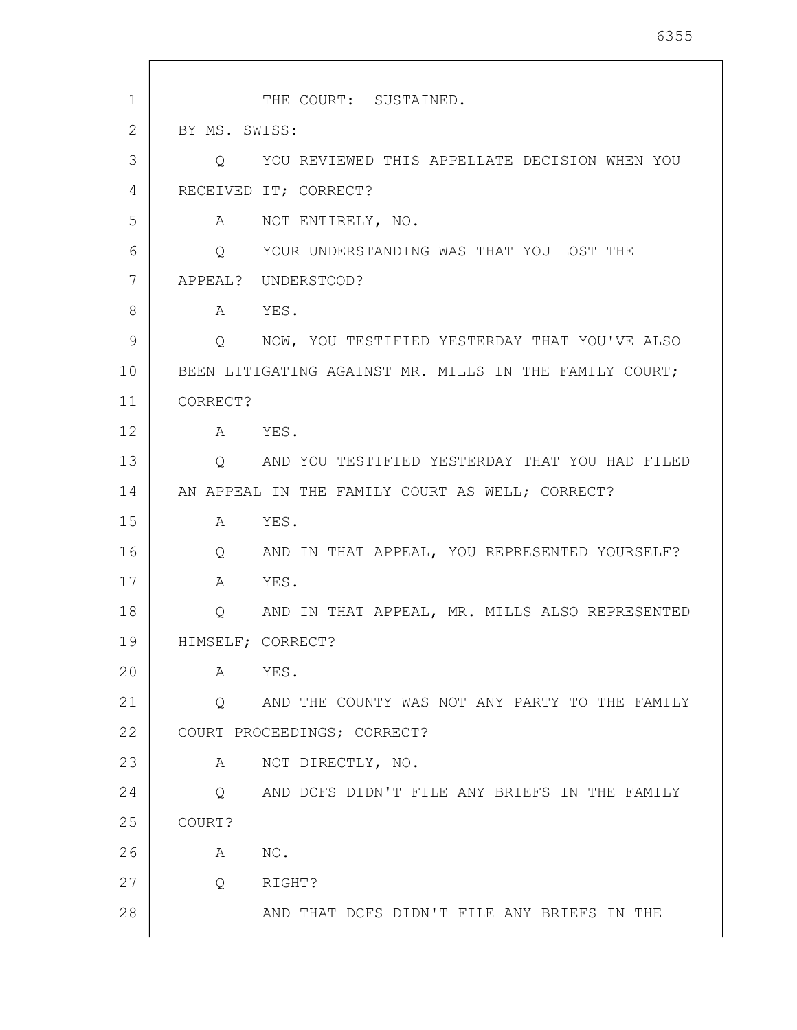THE COURT: SUSTAINED.

BY MS. SWISS:

Q YOU REVIEWED THIS APPELLATE DECISION WHEN YOU RECEIVED IT; CORRECT?

A NOT ENTIRELY, NO.

Q YOUR UNDERSTANDING WAS THAT YOU LOST THE APPEAL? UNDERSTOOD?

A YES.

Q NOW, YOU TESTIFIED YESTERDAY THAT YOU'VE ALSO BEEN LITIGATING AGAINST MR. MILLS IN THE FAMILY COURT; CORRECT?

A YES.

Q AND YOU TESTIFIED YESTERDAY THAT YOU HAD FILED AN APPEAL IN THE FAMILY COURT AS WELL; CORRECT?

A YES.

Q AND IN THAT APPEAL, YOU REPRESENTED YOURSELF?

A YES.

Q AND IN THAT APPEAL, MR. MILLS ALSO REPRESENTED HIMSELF; CORRECT?

A YES.

Q AND THE COUNTY WAS NOT ANY PARTY TO THE FAMILY COURT PROCEEDINGS; CORRECT?

A NOT DIRECTLY, NO.

Q AND DCFS DIDN'T FILE ANY BRIEFS IN THE FAMILY COURT?

A NO.

Q RIGHT?

AND THAT DCFS DIDN'T FILE ANY BRIEFS IN THE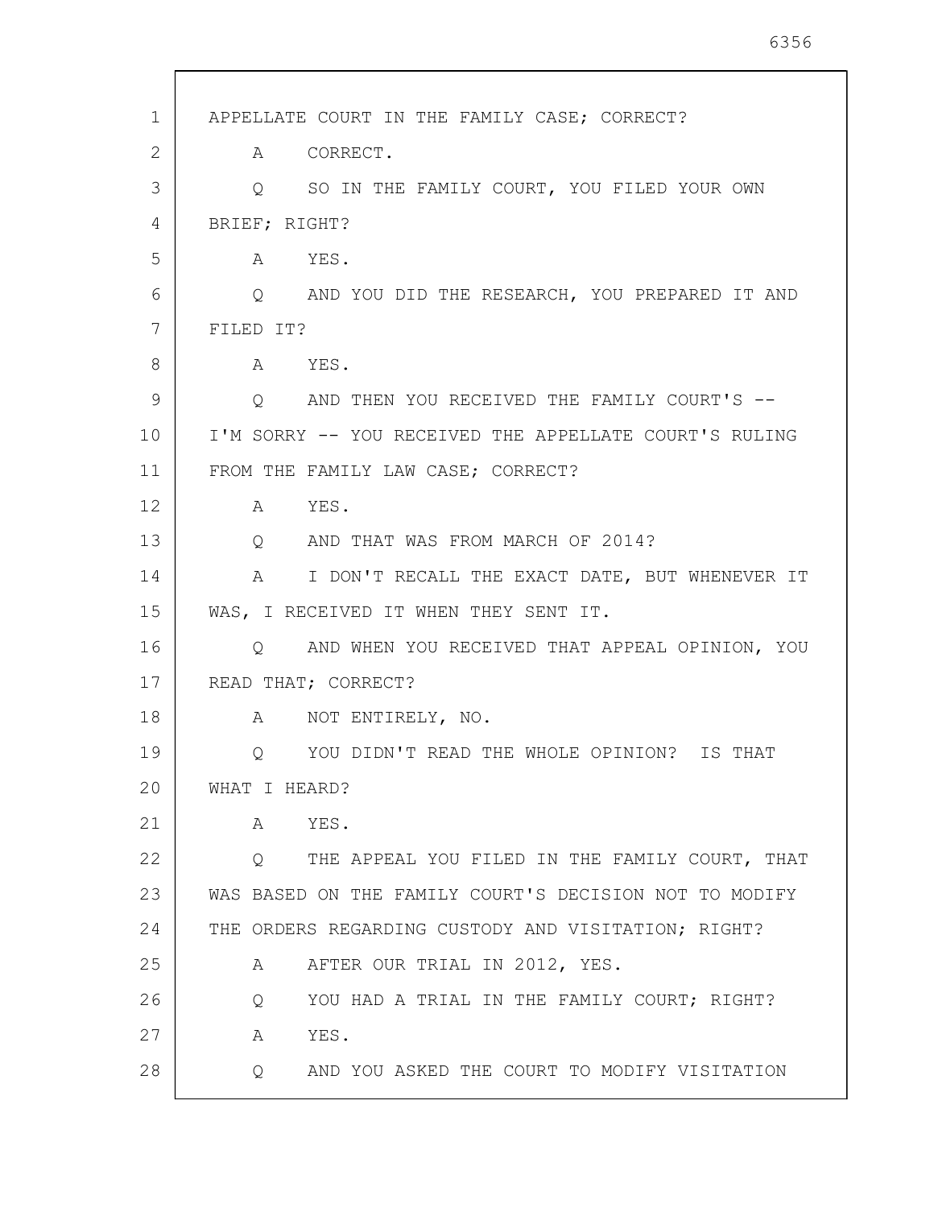APPELLATE COURT IN THE FAMILY CASE; CORRECT?

A CORRECT.

Q SO IN THE FAMILY COURT, YOU FILED YOUR OWN BRIEF; RIGHT?

A YES.

Q AND YOU DID THE RESEARCH, YOU PREPARED IT AND FILED IT?

A YES.

Q AND THEN YOU RECEIVED THE FAMILY COURT'S -- I'M SORRY -- YOU RECEIVED THE APPELLATE COURT'S RULING FROM THE FAMILY LAW CASE; CORRECT?

A YES.

Q AND THAT WAS FROM MARCH OF 2014?

A I DON'T RECALL THE EXACT DATE, BUT WHENEVER IT WAS, I RECEIVED IT WHEN THEY SENT IT.

Q AND WHEN YOU RECEIVED THAT APPEAL OPINION, YOU READ THAT; CORRECT?

A NOT ENTIRELY, NO.

Q YOU DIDN'T READ THE WHOLE OPINION? IS THAT WHAT I HEARD?

A YES.

Q THE APPEAL YOU FILED IN THE FAMILY COURT, THAT WAS BASED ON THE FAMILY COURT'S DECISION NOT TO MODIFY THE ORDERS REGARDING CUSTODY AND VISITATION; RIGHT?

A AFTER OUR TRIAL IN 2012, YES.

Q YOU HAD A TRIAL IN THE FAMILY COURT; RIGHT?

A YES.

Q AND YOU ASKED THE COURT TO MODIFY VISITATION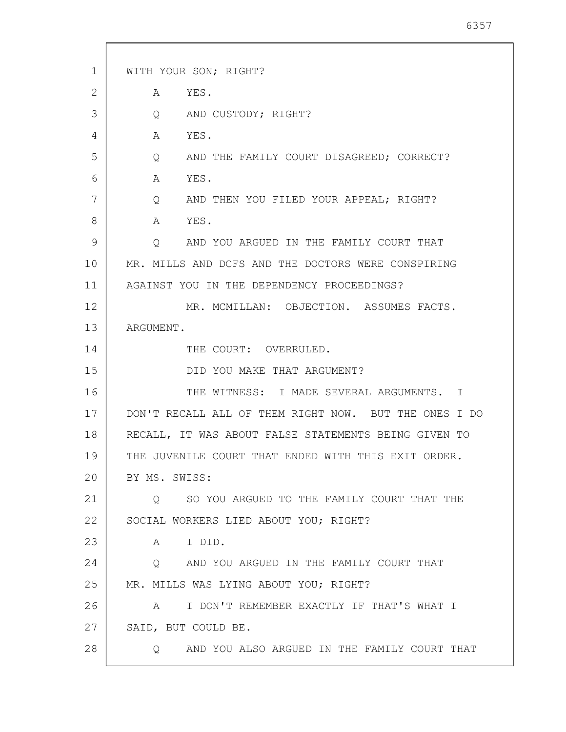WITH YOUR SON; RIGHT?

A    YES.

Q    AND CUSTODY; RIGHT?

A    YES.

Q    AND THE FAMILY COURT DISAGREED; CORRECT?

A    YES.

Q    AND THEN YOU FILED YOUR APPEAL; RIGHT?

A    YES.

Q    AND YOU ARGUED IN THE FAMILY COURT THAT MR. MILLS AND DCFS AND THE DOCTORS WERE CONSPIRING AGAINST YOU IN THE DEPENDENCY PROCEEDINGS?

MR. MCMILLAN: OBJECTION. ASSUMES FACTS. ARGUMENT.

THE COURT: OVERRULED.

DID YOU MAKE THAT ARGUMENT?

THE WITNESS: I MADE SEVERAL ARGUMENTS. I DON'T RECALL ALL OF THEM RIGHT NOW. BUT THE ONES I DO RECALL, IT WAS ABOUT FALSE STATEMENTS BEING GIVEN TO THE JUVENILE COURT THAT ENDED WITH THIS EXIT ORDER.

BY MS. SWISS:

Q    SO YOU ARGUED TO THE FAMILY COURT THAT THE SOCIAL WORKERS LIED ABOUT YOU; RIGHT?

A    I DID.

Q    AND YOU ARGUED IN THE FAMILY COURT THAT MR. MILLS WAS LYING ABOUT YOU; RIGHT?

A    I DON'T REMEMBER EXACTLY IF THAT'S WHAT I SAID, BUT COULD BE.

Q    AND YOU ALSO ARGUED IN THE FAMILY COURT THAT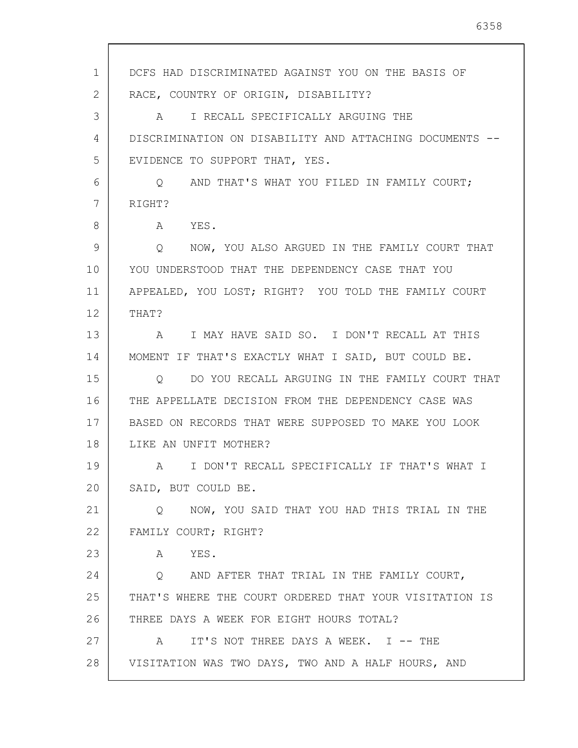DCFS HAD DISCRIMINATED AGAINST YOU ON THE BASIS OF RACE, COUNTRY OF ORIGIN, DISABILITY?

A I RECALL SPECIFICALLY ARGUING THE DISCRIMINATION ON DISABILITY AND ATTACHING DOCUMENTS -- EVIDENCE TO SUPPORT THAT, YES.

Q AND THAT'S WHAT YOU FILED IN FAMILY COURT; RIGHT?

A YES.

Q NOW, YOU ALSO ARGUED IN THE FAMILY COURT THAT YOU UNDERSTOOD THAT THE DEPENDENCY CASE THAT YOU APPEALED, YOU LOST; RIGHT? YOU TOLD THE FAMILY COURT THAT?

A I MAY HAVE SAID SO. I DON'T RECALL AT THIS MOMENT IF THAT'S EXACTLY WHAT I SAID, BUT COULD BE.

Q DO YOU RECALL ARGUING IN THE FAMILY COURT THAT THE APPELLATE DECISION FROM THE DEPENDENCY CASE WAS BASED ON RECORDS THAT WERE SUPPOSED TO MAKE YOU LOOK LIKE AN UNFIT MOTHER?

A I DON'T RECALL SPECIFICALLY IF THAT'S WHAT I SAID, BUT COULD BE.

Q NOW, YOU SAID THAT YOU HAD THIS TRIAL IN THE FAMILY COURT; RIGHT?

A YES.

Q AND AFTER THAT TRIAL IN THE FAMILY COURT, THAT'S WHERE THE COURT ORDERED THAT YOUR VISITATION IS THREE DAYS A WEEK FOR EIGHT HOURS TOTAL?

A IT'S NOT THREE DAYS A WEEK. I -- THE VISITATION WAS TWO DAYS, TWO AND A HALF HOURS, AND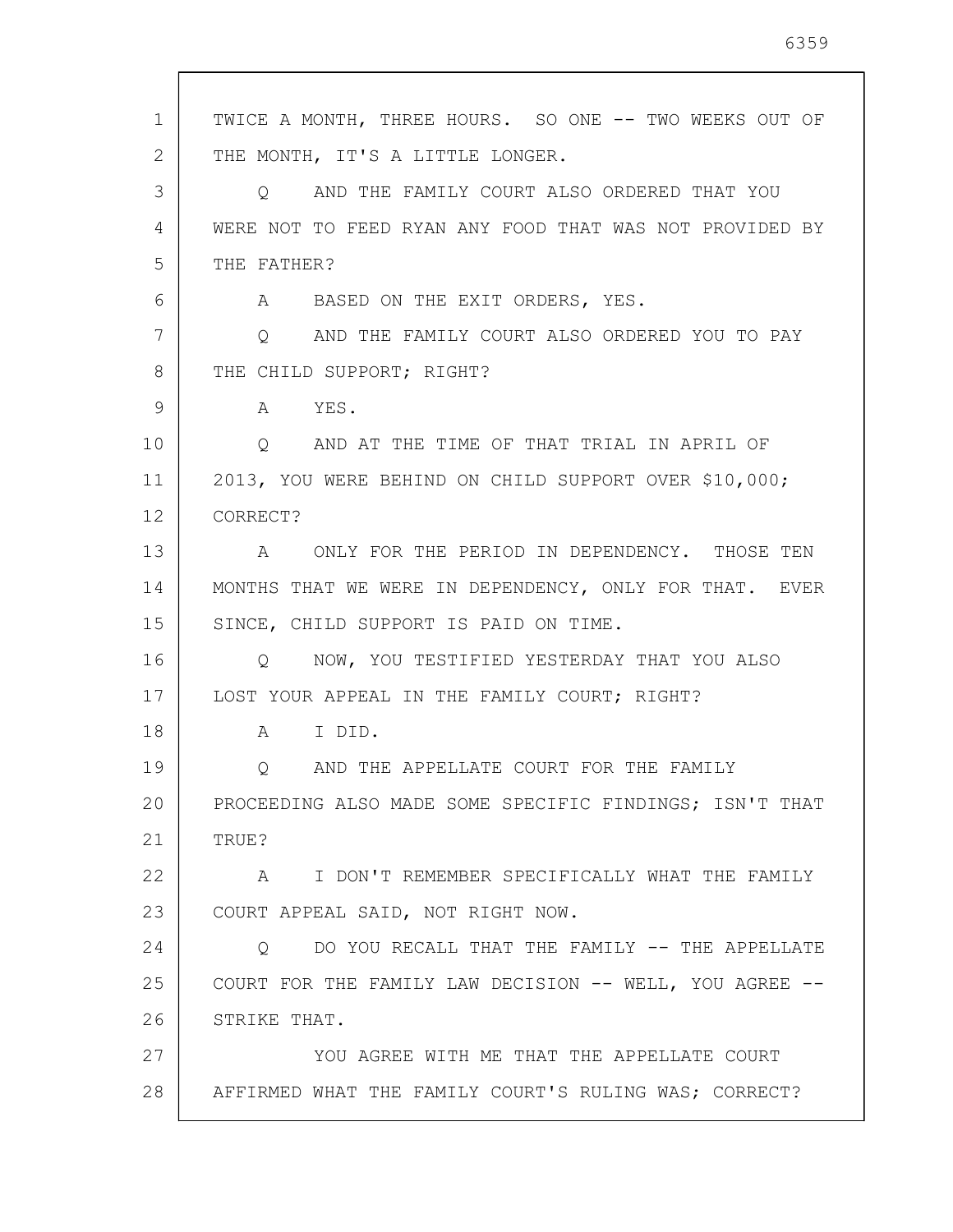TWICE A MONTH, THREE HOURS. SO ONE -- TWO WEEKS OUT OF THE MONTH, IT'S A LITTLE LONGER.

Q AND THE FAMILY COURT ALSO ORDERED THAT YOU WERE NOT TO FEED RYAN ANY FOOD THAT WAS NOT PROVIDED BY THE FATHER?

A BASED ON THE EXIT ORDERS, YES.

Q AND THE FAMILY COURT ALSO ORDERED YOU TO PAY THE CHILD SUPPORT; RIGHT?

A YES.

Q AND AT THE TIME OF THAT TRIAL IN APRIL OF 2013, YOU WERE BEHIND ON CHILD SUPPORT OVER $10,000; CORRECT?

A ONLY FOR THE PERIOD IN DEPENDENCY. THOSE TEN MONTHS THAT WE WERE IN DEPENDENCY, ONLY FOR THAT. EVER SINCE, CHILD SUPPORT IS PAID ON TIME.

Q NOW, YOU TESTIFIED YESTERDAY THAT YOU ALSO LOST YOUR APPEAL IN THE FAMILY COURT; RIGHT?

A I DID.

Q AND THE APPELLATE COURT FOR THE FAMILY PROCEEDING ALSO MADE SOME SPECIFIC FINDINGS; ISN'T THAT TRUE?

A I DON'T REMEMBER SPECIFICALLY WHAT THE FAMILY COURT APPEAL SAID, NOT RIGHT NOW.

Q DO YOU RECALL THAT THE FAMILY -- THE APPELLATE COURT FOR THE FAMILY LAW DECISION -- WELL, YOU AGREE -- STRIKE THAT.

YOU AGREE WITH ME THAT THE APPELLATE COURT AFFIRMED WHAT THE FAMILY COURT'S RULING WAS; CORRECT?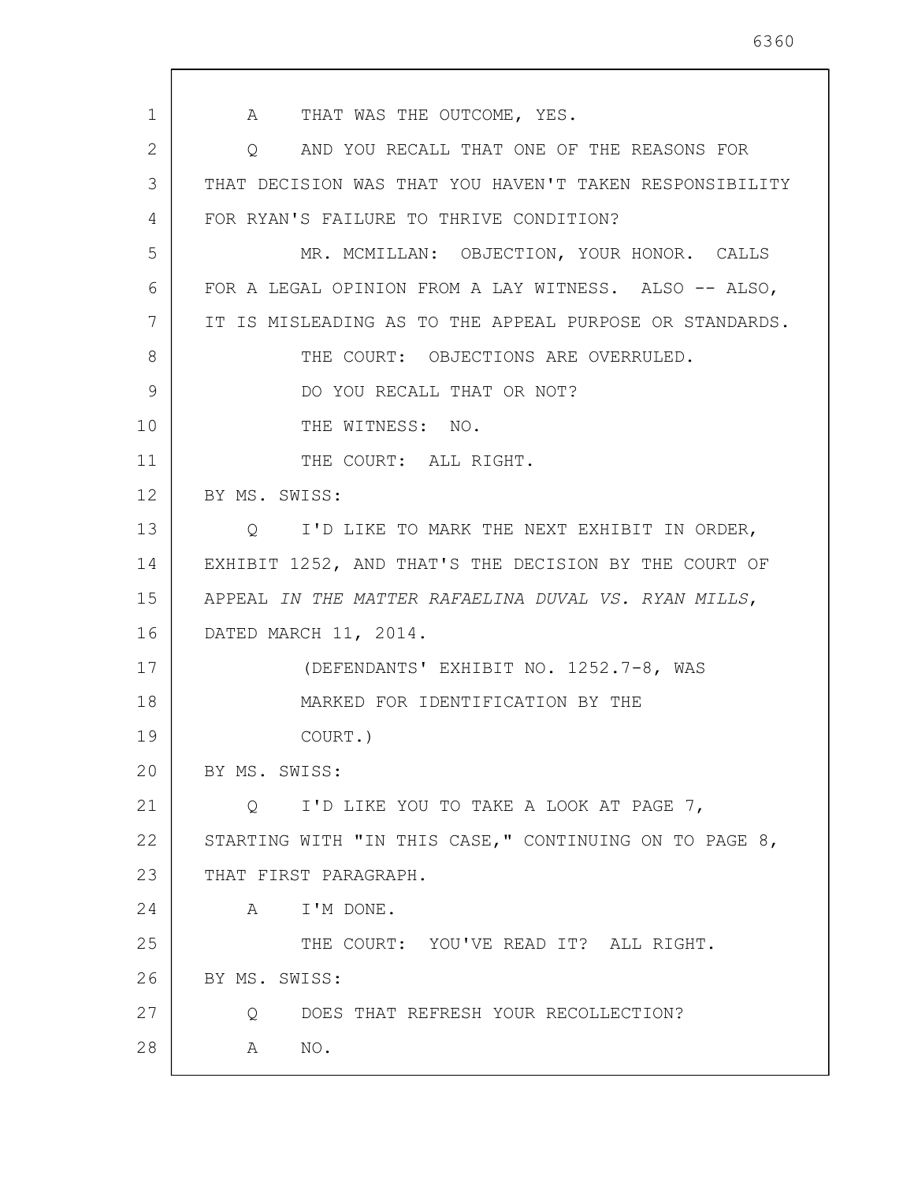A THAT WAS THE OUTCOME, YES.

Q AND YOU RECALL THAT ONE OF THE REASONS FOR THAT DECISION WAS THAT YOU HAVEN'T TAKEN RESPONSIBILITY FOR RYAN'S FAILURE TO THRIVE CONDITION?

MR. MCMILLAN: OBJECTION, YOUR HONOR. CALLS FOR A LEGAL OPINION FROM A LAY WITNESS. ALSO -- ALSO, IT IS MISLEADING AS TO THE APPEAL PURPOSE OR STANDARDS.

THE COURT: OBJECTIONS ARE OVERRULED.

DO YOU RECALL THAT OR NOT?

THE WITNESS: NO.

THE COURT: ALL RIGHT.

BY MS. SWISS:

Q I'D LIKE TO MARK THE NEXT EXHIBIT IN ORDER, EXHIBIT 1252, AND THAT'S THE DECISION BY THE COURT OF APPEAL *IN THE MATTER RAFAELINA DUVAL VS. RYAN MILLS*, DATED MARCH 11, 2014.

(DEFENDANTS' EXHIBIT NO. 1252.7-8, WAS MARKED FOR IDENTIFICATION BY THE COURT.)

BY MS. SWISS:

Q I'D LIKE YOU TO TAKE A LOOK AT PAGE 7, STARTING WITH "IN THIS CASE," CONTINUING ON TO PAGE 8, THAT FIRST PARAGRAPH.

A I'M DONE.

THE COURT: YOU'VE READ IT? ALL RIGHT.

BY MS. SWISS:

Q DOES THAT REFRESH YOUR RECOLLECTION?

A NO.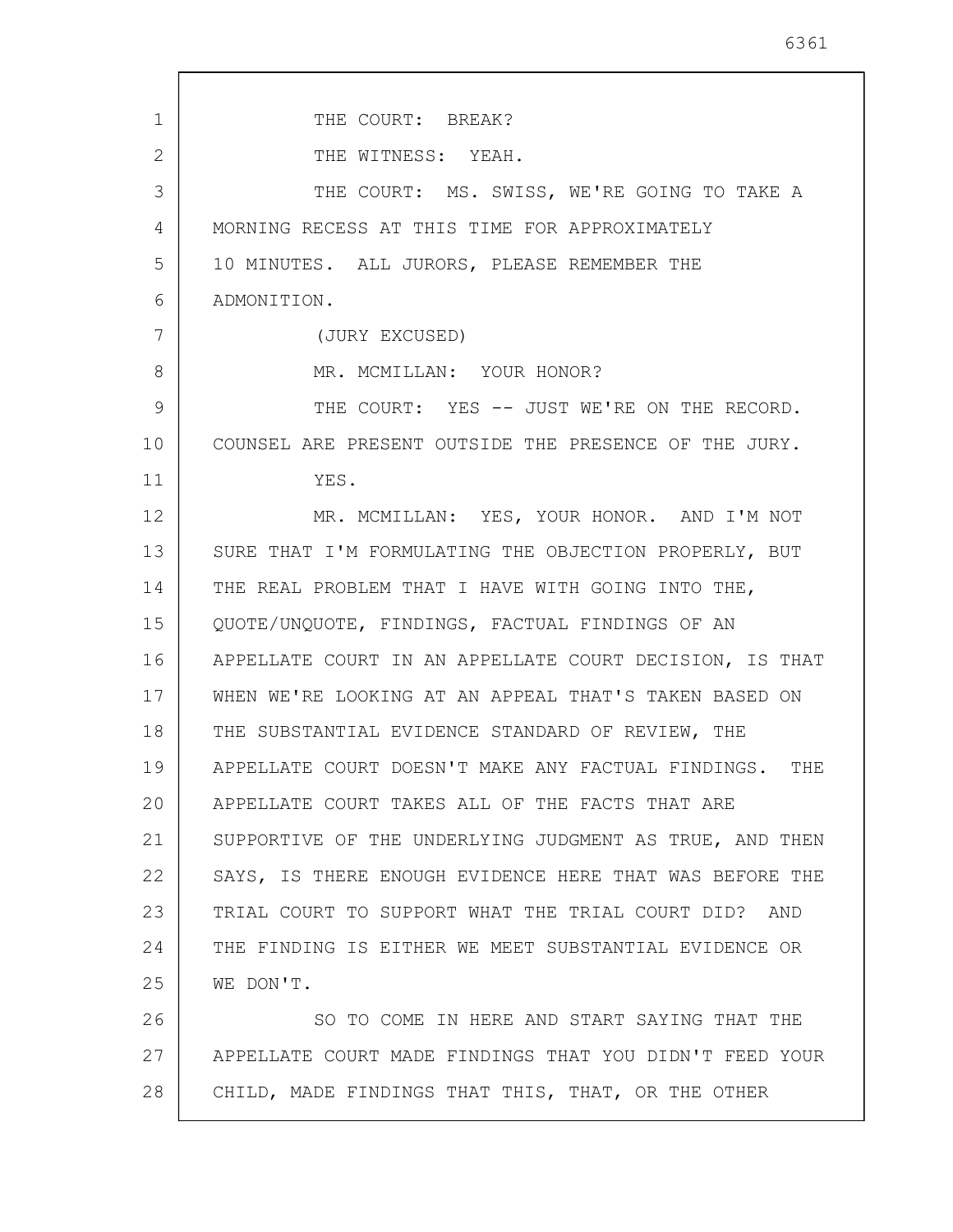THE COURT: BREAK?

THE WITNESS: YEAH.

THE COURT: MS. SWISS, WE'RE GOING TO TAKE A MORNING RECESS AT THIS TIME FOR APPROXIMATELY 10 MINUTES. ALL JURORS, PLEASE REMEMBER THE ADMONITION.

(JURY EXCUSED)

MR. MCMILLAN: YOUR HONOR?

THE COURT: YES -- JUST WE'RE ON THE RECORD. COUNSEL ARE PRESENT OUTSIDE THE PRESENCE OF THE JURY.

YES.

MR. MCMILLAN: YES, YOUR HONOR. AND I'M NOT SURE THAT I'M FORMULATING THE OBJECTION PROPERLY, BUT THE REAL PROBLEM THAT I HAVE WITH GOING INTO THE, QUOTE/UNQUOTE, FINDINGS, FACTUAL FINDINGS OF AN APPELLATE COURT IN AN APPELLATE COURT DECISION, IS THAT WHEN WE'RE LOOKING AT AN APPEAL THAT'S TAKEN BASED ON THE SUBSTANTIAL EVIDENCE STANDARD OF REVIEW, THE APPELLATE COURT DOESN'T MAKE ANY FACTUAL FINDINGS. THE APPELLATE COURT TAKES ALL OF THE FACTS THAT ARE SUPPORTIVE OF THE UNDERLYING JUDGMENT AS TRUE, AND THEN SAYS, IS THERE ENOUGH EVIDENCE HERE THAT WAS BEFORE THE TRIAL COURT TO SUPPORT WHAT THE TRIAL COURT DID? AND THE FINDING IS EITHER WE MEET SUBSTANTIAL EVIDENCE OR WE DON'T.

SO TO COME IN HERE AND START SAYING THAT THE APPELLATE COURT MADE FINDINGS THAT YOU DIDN'T FEED YOUR CHILD, MADE FINDINGS THAT THIS, THAT, OR THE OTHER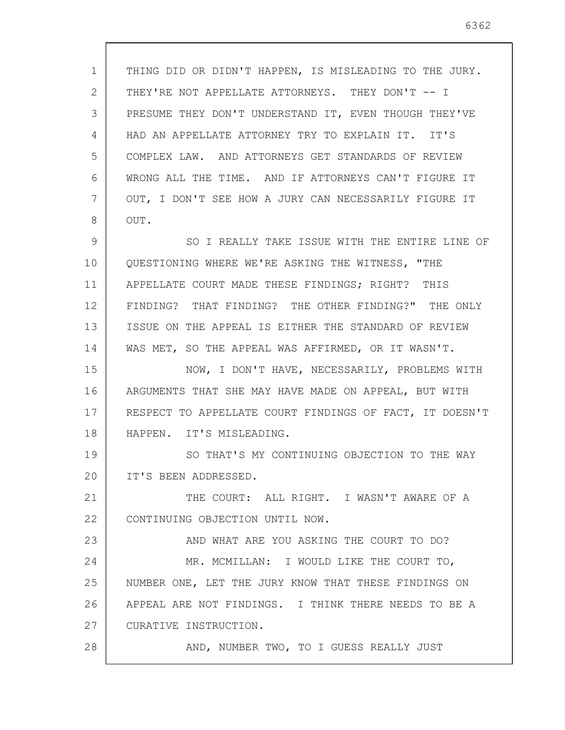THING DID OR DIDN'T HAPPEN, IS MISLEADING TO THE JURY. THEY'RE NOT APPELLATE ATTORNEYS. THEY DON'T -- I PRESUME THEY DON'T UNDERSTAND IT, EVEN THOUGH THEY'VE HAD AN APPELLATE ATTORNEY TRY TO EXPLAIN IT. IT'S COMPLEX LAW. AND ATTORNEYS GET STANDARDS OF REVIEW WRONG ALL THE TIME. AND IF ATTORNEYS CAN'T FIGURE IT OUT, I DON'T SEE HOW A JURY CAN NECESSARILY FIGURE IT OUT.

SO I REALLY TAKE ISSUE WITH THE ENTIRE LINE OF QUESTIONING WHERE WE'RE ASKING THE WITNESS, "THE APPELLATE COURT MADE THESE FINDINGS; RIGHT? THIS FINDING? THAT FINDING? THE OTHER FINDING?" THE ONLY ISSUE ON THE APPEAL IS EITHER THE STANDARD OF REVIEW WAS MET, SO THE APPEAL WAS AFFIRMED, OR IT WASN'T.

NOW, I DON'T HAVE, NECESSARILY, PROBLEMS WITH ARGUMENTS THAT SHE MAY HAVE MADE ON APPEAL, BUT WITH RESPECT TO APPELLATE COURT FINDINGS OF FACT, IT DOESN'T HAPPEN. IT'S MISLEADING.

SO THAT'S MY CONTINUING OBJECTION TO THE WAY IT'S BEEN ADDRESSED.

THE COURT: ALL RIGHT. I WASN'T AWARE OF A CONTINUING OBJECTION UNTIL NOW.

AND WHAT ARE YOU ASKING THE COURT TO DO?

MR. MCMILLAN: I WOULD LIKE THE COURT TO, NUMBER ONE, LET THE JURY KNOW THAT THESE FINDINGS ON APPEAL ARE NOT FINDINGS. I THINK THERE NEEDS TO BE A CURATIVE INSTRUCTION.

AND, NUMBER TWO, TO I GUESS REALLY JUST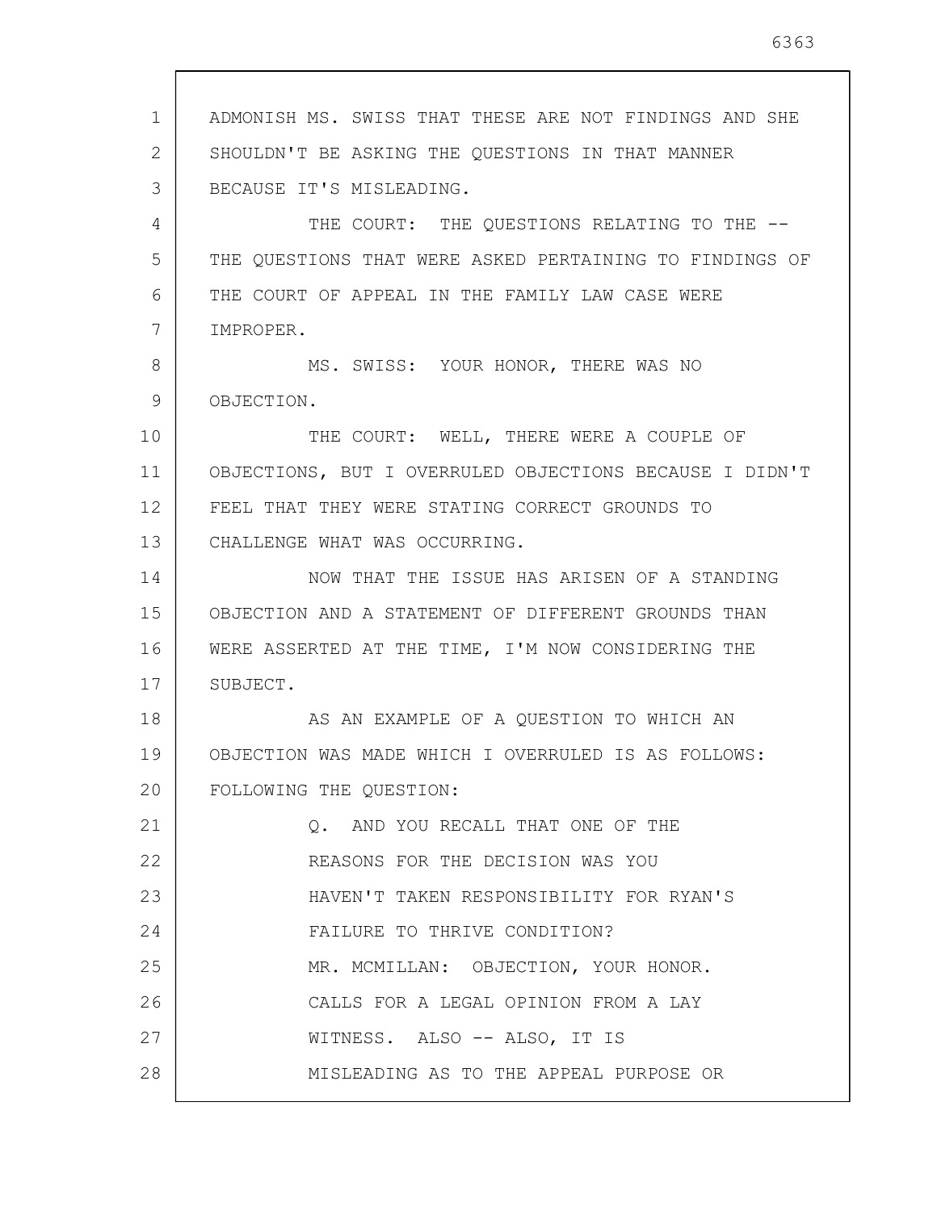ADMONISH MS. SWISS THAT THESE ARE NOT FINDINGS AND SHE SHOULDN'T BE ASKING THE QUESTIONS IN THAT MANNER BECAUSE IT'S MISLEADING.

THE COURT: THE QUESTIONS RELATING TO THE -- THE QUESTIONS THAT WERE ASKED PERTAINING TO FINDINGS OF THE COURT OF APPEAL IN THE FAMILY LAW CASE WERE IMPROPER.

MS. SWISS: YOUR HONOR, THERE WAS NO OBJECTION.

THE COURT: WELL, THERE WERE A COUPLE OF OBJECTIONS, BUT I OVERRULED OBJECTIONS BECAUSE I DIDN'T FEEL THAT THEY WERE STATING CORRECT GROUNDS TO CHALLENGE WHAT WAS OCCURRING.

NOW THAT THE ISSUE HAS ARISEN OF A STANDING OBJECTION AND A STATEMENT OF DIFFERENT GROUNDS THAN WERE ASSERTED AT THE TIME, I'M NOW CONSIDERING THE SUBJECT.

AS AN EXAMPLE OF A QUESTION TO WHICH AN OBJECTION WAS MADE WHICH I OVERRULED IS AS FOLLOWS: FOLLOWING THE QUESTION:

> Q. AND YOU RECALL THAT ONE OF THE REASONS FOR THE DECISION WAS YOU HAVEN'T TAKEN RESPONSIBILITY FOR RYAN'S FAILURE TO THRIVE CONDITION?
>
> MR. MCMILLAN: OBJECTION, YOUR HONOR. CALLS FOR A LEGAL OPINION FROM A LAY WITNESS. ALSO -- ALSO, IT IS MISLEADING AS TO THE APPEAL PURPOSE OR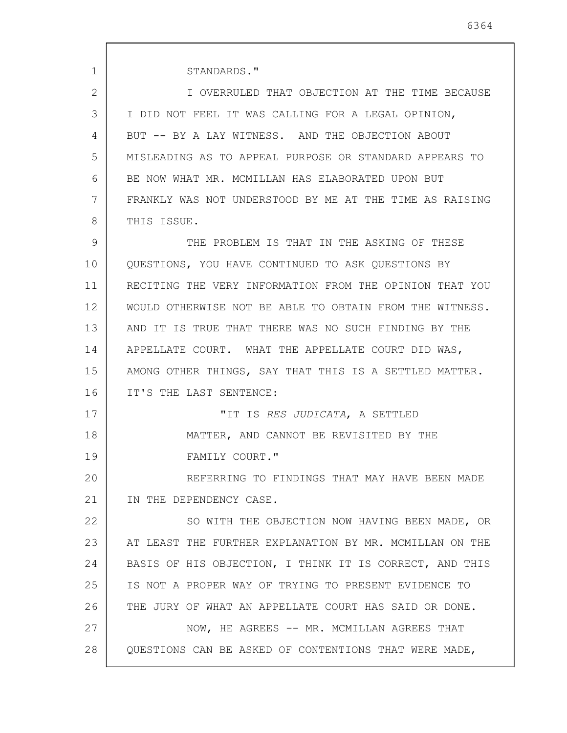STANDARDS."

I OVERRULED THAT OBJECTION AT THE TIME BECAUSE I DID NOT FEEL IT WAS CALLING FOR A LEGAL OPINION, BUT -- BY A LAY WITNESS. AND THE OBJECTION ABOUT MISLEADING AS TO APPEAL PURPOSE OR STANDARD APPEARS TO BE NOW WHAT MR. MCMILLAN HAS ELABORATED UPON BUT FRANKLY WAS NOT UNDERSTOOD BY ME AT THE TIME AS RAISING THIS ISSUE.

THE PROBLEM IS THAT IN THE ASKING OF THESE QUESTIONS, YOU HAVE CONTINUED TO ASK QUESTIONS BY RECITING THE VERY INFORMATION FROM THE OPINION THAT YOU WOULD OTHERWISE NOT BE ABLE TO OBTAIN FROM THE WITNESS. AND IT IS TRUE THAT THERE WAS NO SUCH FINDING BY THE APPELLATE COURT. WHAT THE APPELLATE COURT DID WAS, AMONG OTHER THINGS, SAY THAT THIS IS A SETTLED MATTER. IT'S THE LAST SENTENCE:

> "IT IS *RES JUDICATA*, A SETTLED MATTER, AND CANNOT BE REVISITED BY THE FAMILY COURT."

REFERRING TO FINDINGS THAT MAY HAVE BEEN MADE IN THE DEPENDENCY CASE.

SO WITH THE OBJECTION NOW HAVING BEEN MADE, OR AT LEAST THE FURTHER EXPLANATION BY MR. MCMILLAN ON THE BASIS OF HIS OBJECTION, I THINK IT IS CORRECT, AND THIS IS NOT A PROPER WAY OF TRYING TO PRESENT EVIDENCE TO THE JURY OF WHAT AN APPELLATE COURT HAS SAID OR DONE.

NOW, HE AGREES -- MR. MCMILLAN AGREES THAT QUESTIONS CAN BE ASKED OF CONTENTIONS THAT WERE MADE,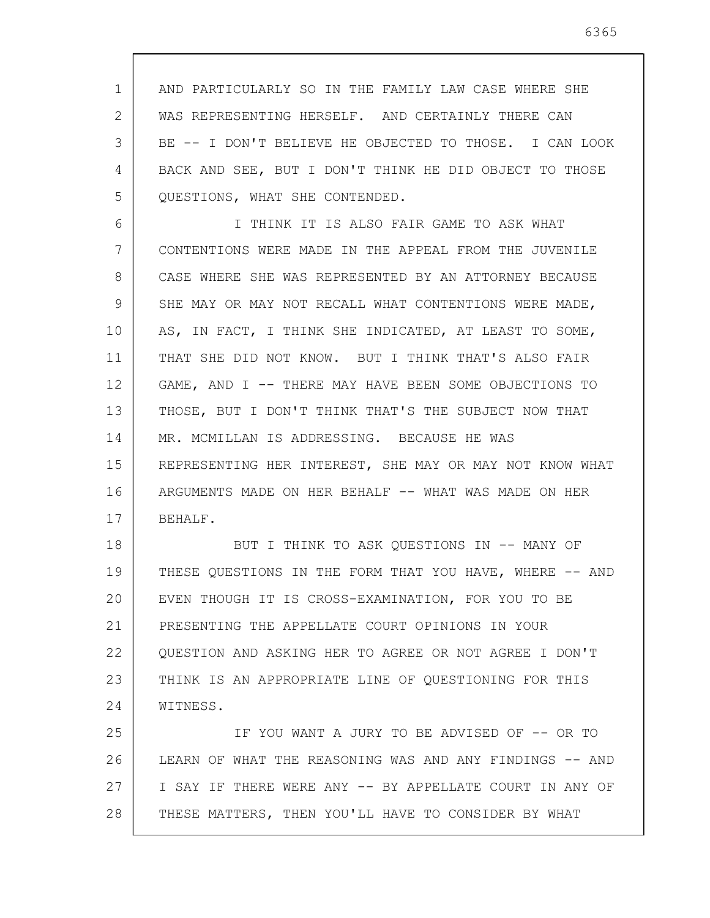AND PARTICULARLY SO IN THE FAMILY LAW CASE WHERE SHE WAS REPRESENTING HERSELF. AND CERTAINLY THERE CAN BE -- I DON'T BELIEVE HE OBJECTED TO THOSE. I CAN LOOK BACK AND SEE, BUT I DON'T THINK HE DID OBJECT TO THOSE QUESTIONS, WHAT SHE CONTENDED.

I THINK IT IS ALSO FAIR GAME TO ASK WHAT CONTENTIONS WERE MADE IN THE APPEAL FROM THE JUVENILE CASE WHERE SHE WAS REPRESENTED BY AN ATTORNEY BECAUSE SHE MAY OR MAY NOT RECALL WHAT CONTENTIONS WERE MADE, AS, IN FACT, I THINK SHE INDICATED, AT LEAST TO SOME, THAT SHE DID NOT KNOW. BUT I THINK THAT'S ALSO FAIR GAME, AND I -- THERE MAY HAVE BEEN SOME OBJECTIONS TO THOSE, BUT I DON'T THINK THAT'S THE SUBJECT NOW THAT MR. MCMILLAN IS ADDRESSING. BECAUSE HE WAS REPRESENTING HER INTEREST, SHE MAY OR MAY NOT KNOW WHAT ARGUMENTS MADE ON HER BEHALF -- WHAT WAS MADE ON HER BEHALF.

BUT I THINK TO ASK QUESTIONS IN -- MANY OF THESE QUESTIONS IN THE FORM THAT YOU HAVE, WHERE -- AND EVEN THOUGH IT IS CROSS-EXAMINATION, FOR YOU TO BE PRESENTING THE APPELLATE COURT OPINIONS IN YOUR QUESTION AND ASKING HER TO AGREE OR NOT AGREE I DON'T THINK IS AN APPROPRIATE LINE OF QUESTIONING FOR THIS WITNESS.

IF YOU WANT A JURY TO BE ADVISED OF -- OR TO LEARN OF WHAT THE REASONING WAS AND ANY FINDINGS -- AND I SAY IF THERE WERE ANY -- BY APPELLATE COURT IN ANY OF THESE MATTERS, THEN YOU'LL HAVE TO CONSIDER BY WHAT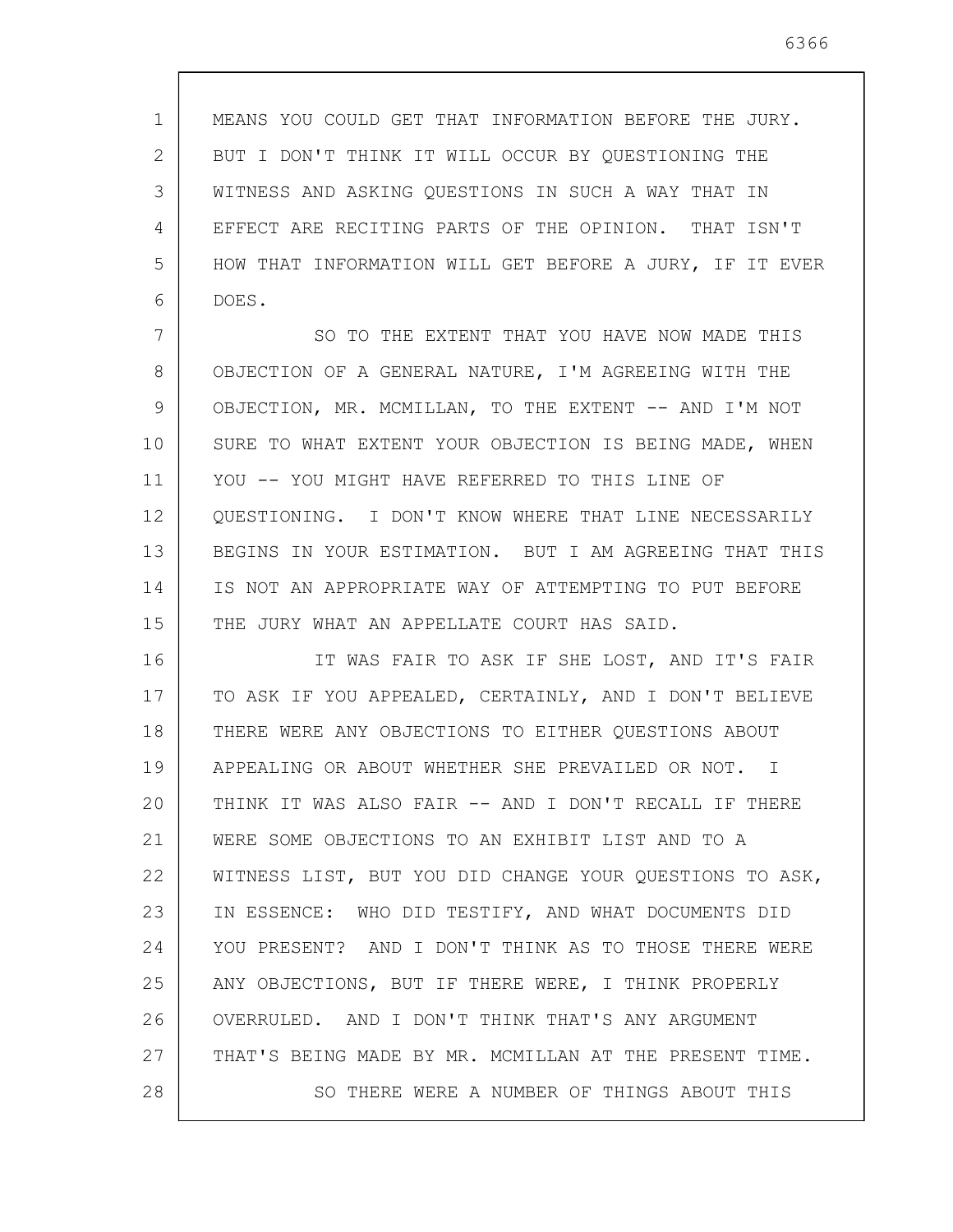MEANS YOU COULD GET THAT INFORMATION BEFORE THE JURY. BUT I DON'T THINK IT WILL OCCUR BY QUESTIONING THE WITNESS AND ASKING QUESTIONS IN SUCH A WAY THAT IN EFFECT ARE RECITING PARTS OF THE OPINION. THAT ISN'T HOW THAT INFORMATION WILL GET BEFORE A JURY, IF IT EVER DOES.

SO TO THE EXTENT THAT YOU HAVE NOW MADE THIS OBJECTION OF A GENERAL NATURE, I'M AGREEING WITH THE OBJECTION, MR. MCMILLAN, TO THE EXTENT -- AND I'M NOT SURE TO WHAT EXTENT YOUR OBJECTION IS BEING MADE, WHEN YOU -- YOU MIGHT HAVE REFERRED TO THIS LINE OF QUESTIONING. I DON'T KNOW WHERE THAT LINE NECESSARILY BEGINS IN YOUR ESTIMATION. BUT I AM AGREEING THAT THIS IS NOT AN APPROPRIATE WAY OF ATTEMPTING TO PUT BEFORE THE JURY WHAT AN APPELLATE COURT HAS SAID.

IT WAS FAIR TO ASK IF SHE LOST, AND IT'S FAIR TO ASK IF YOU APPEALED, CERTAINLY, AND I DON'T BELIEVE THERE WERE ANY OBJECTIONS TO EITHER QUESTIONS ABOUT APPEALING OR ABOUT WHETHER SHE PREVAILED OR NOT. I THINK IT WAS ALSO FAIR -- AND I DON'T RECALL IF THERE WERE SOME OBJECTIONS TO AN EXHIBIT LIST AND TO A WITNESS LIST, BUT YOU DID CHANGE YOUR QUESTIONS TO ASK, IN ESSENCE: WHO DID TESTIFY, AND WHAT DOCUMENTS DID YOU PRESENT? AND I DON'T THINK AS TO THOSE THERE WERE ANY OBJECTIONS, BUT IF THERE WERE, I THINK PROPERLY OVERRULED. AND I DON'T THINK THAT'S ANY ARGUMENT THAT'S BEING MADE BY MR. MCMILLAN AT THE PRESENT TIME.

SO THERE WERE A NUMBER OF THINGS ABOUT THIS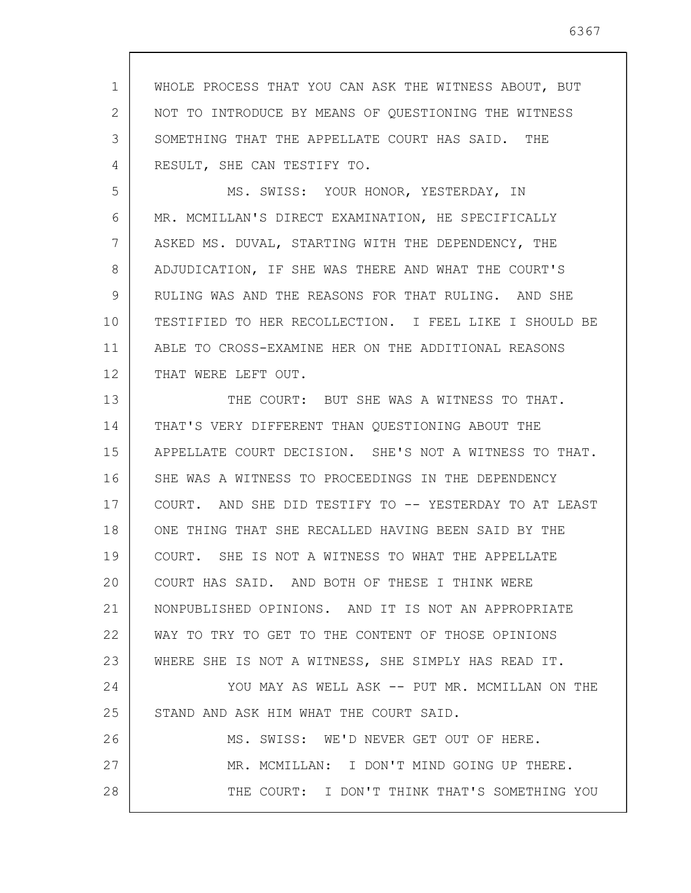WHOLE PROCESS THAT YOU CAN ASK THE WITNESS ABOUT, BUT NOT TO INTRODUCE BY MEANS OF QUESTIONING THE WITNESS SOMETHING THAT THE APPELLATE COURT HAS SAID. THE RESULT, SHE CAN TESTIFY TO.

MS. SWISS: YOUR HONOR, YESTERDAY, IN MR. MCMILLAN'S DIRECT EXAMINATION, HE SPECIFICALLY ASKED MS. DUVAL, STARTING WITH THE DEPENDENCY, THE ADJUDICATION, IF SHE WAS THERE AND WHAT THE COURT'S RULING WAS AND THE REASONS FOR THAT RULING. AND SHE TESTIFIED TO HER RECOLLECTION. I FEEL LIKE I SHOULD BE ABLE TO CROSS-EXAMINE HER ON THE ADDITIONAL REASONS THAT WERE LEFT OUT.

THE COURT: BUT SHE WAS A WITNESS TO THAT. THAT'S VERY DIFFERENT THAN QUESTIONING ABOUT THE APPELLATE COURT DECISION. SHE'S NOT A WITNESS TO THAT. SHE WAS A WITNESS TO PROCEEDINGS IN THE DEPENDENCY COURT. AND SHE DID TESTIFY TO -- YESTERDAY TO AT LEAST ONE THING THAT SHE RECALLED HAVING BEEN SAID BY THE COURT. SHE IS NOT A WITNESS TO WHAT THE APPELLATE COURT HAS SAID. AND BOTH OF THESE I THINK WERE NONPUBLISHED OPINIONS. AND IT IS NOT AN APPROPRIATE WAY TO TRY TO GET TO THE CONTENT OF THOSE OPINIONS WHERE SHE IS NOT A WITNESS, SHE SIMPLY HAS READ IT.

YOU MAY AS WELL ASK -- PUT MR. MCMILLAN ON THE STAND AND ASK HIM WHAT THE COURT SAID.

MS. SWISS: WE'D NEVER GET OUT OF HERE.

MR. MCMILLAN: I DON'T MIND GOING UP THERE.

THE COURT: I DON'T THINK THAT'S SOMETHING YOU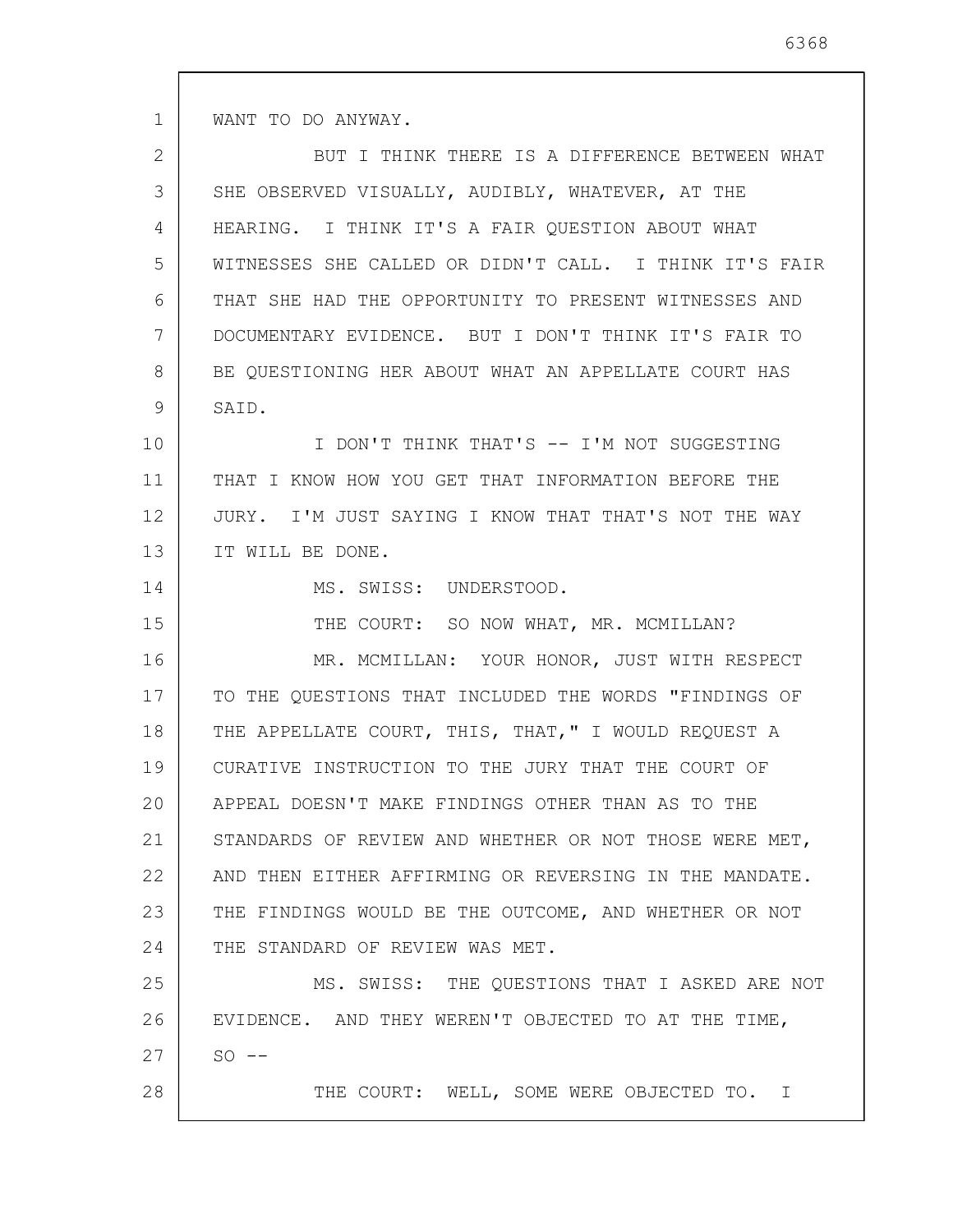WANT TO DO ANYWAY.

BUT I THINK THERE IS A DIFFERENCE BETWEEN WHAT SHE OBSERVED VISUALLY, AUDIBLY, WHATEVER, AT THE HEARING. I THINK IT'S A FAIR QUESTION ABOUT WHAT WITNESSES SHE CALLED OR DIDN'T CALL. I THINK IT'S FAIR THAT SHE HAD THE OPPORTUNITY TO PRESENT WITNESSES AND DOCUMENTARY EVIDENCE. BUT I DON'T THINK IT'S FAIR TO BE QUESTIONING HER ABOUT WHAT AN APPELLATE COURT HAS SAID.

I DON'T THINK THAT'S -- I'M NOT SUGGESTING THAT I KNOW HOW YOU GET THAT INFORMATION BEFORE THE JURY. I'M JUST SAYING I KNOW THAT THAT'S NOT THE WAY IT WILL BE DONE.

MS. SWISS: UNDERSTOOD.

THE COURT: SO NOW WHAT, MR. MCMILLAN?

MR. MCMILLAN: YOUR HONOR, JUST WITH RESPECT TO THE QUESTIONS THAT INCLUDED THE WORDS "FINDINGS OF THE APPELLATE COURT, THIS, THAT," I WOULD REQUEST A CURATIVE INSTRUCTION TO THE JURY THAT THE COURT OF APPEAL DOESN'T MAKE FINDINGS OTHER THAN AS TO THE STANDARDS OF REVIEW AND WHETHER OR NOT THOSE WERE MET, AND THEN EITHER AFFIRMING OR REVERSING IN THE MANDATE. THE FINDINGS WOULD BE THE OUTCOME, AND WHETHER OR NOT THE STANDARD OF REVIEW WAS MET.

MS. SWISS: THE QUESTIONS THAT I ASKED ARE NOT EVIDENCE. AND THEY WEREN'T OBJECTED TO AT THE TIME, SO --

THE COURT: WELL, SOME WERE OBJECTED TO. I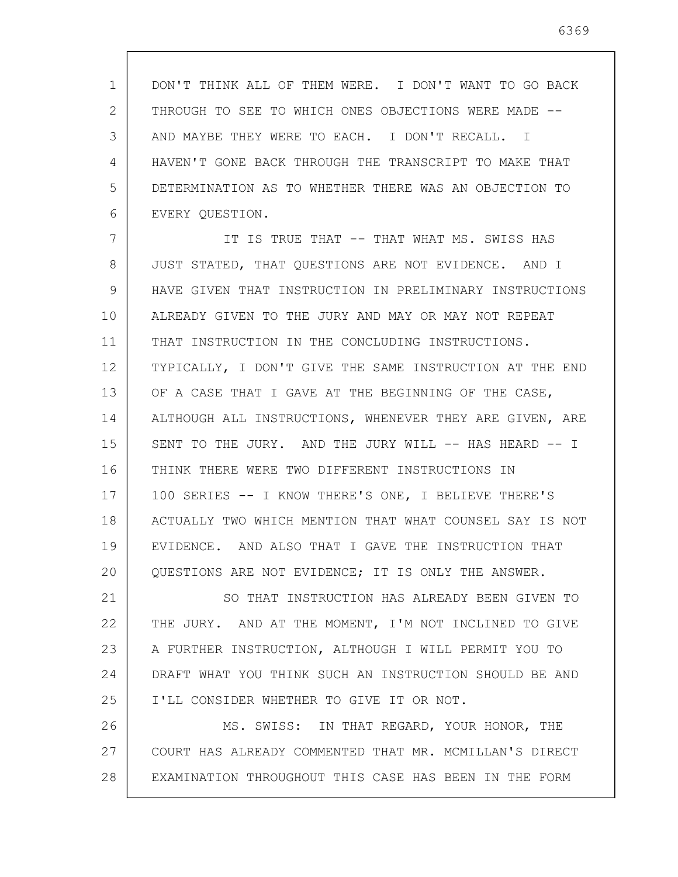DON'T THINK ALL OF THEM WERE. I DON'T WANT TO GO BACK THROUGH TO SEE TO WHICH ONES OBJECTIONS WERE MADE -- AND MAYBE THEY WERE TO EACH. I DON'T RECALL. I HAVEN'T GONE BACK THROUGH THE TRANSCRIPT TO MAKE THAT DETERMINATION AS TO WHETHER THERE WAS AN OBJECTION TO EVERY QUESTION.

IT IS TRUE THAT -- THAT WHAT MS. SWISS HAS JUST STATED, THAT QUESTIONS ARE NOT EVIDENCE. AND I HAVE GIVEN THAT INSTRUCTION IN PRELIMINARY INSTRUCTIONS ALREADY GIVEN TO THE JURY AND MAY OR MAY NOT REPEAT THAT INSTRUCTION IN THE CONCLUDING INSTRUCTIONS. TYPICALLY, I DON'T GIVE THE SAME INSTRUCTION AT THE END OF A CASE THAT I GAVE AT THE BEGINNING OF THE CASE, ALTHOUGH ALL INSTRUCTIONS, WHENEVER THEY ARE GIVEN, ARE SENT TO THE JURY. AND THE JURY WILL -- HAS HEARD -- I THINK THERE WERE TWO DIFFERENT INSTRUCTIONS IN 100 SERIES -- I KNOW THERE'S ONE, I BELIEVE THERE'S ACTUALLY TWO WHICH MENTION THAT WHAT COUNSEL SAY IS NOT EVIDENCE. AND ALSO THAT I GAVE THE INSTRUCTION THAT QUESTIONS ARE NOT EVIDENCE; IT IS ONLY THE ANSWER.

SO THAT INSTRUCTION HAS ALREADY BEEN GIVEN TO THE JURY. AND AT THE MOMENT, I'M NOT INCLINED TO GIVE A FURTHER INSTRUCTION, ALTHOUGH I WILL PERMIT YOU TO DRAFT WHAT YOU THINK SUCH AN INSTRUCTION SHOULD BE AND I'LL CONSIDER WHETHER TO GIVE IT OR NOT.

MS. SWISS: IN THAT REGARD, YOUR HONOR, THE COURT HAS ALREADY COMMENTED THAT MR. MCMILLAN'S DIRECT EXAMINATION THROUGHOUT THIS CASE HAS BEEN IN THE FORM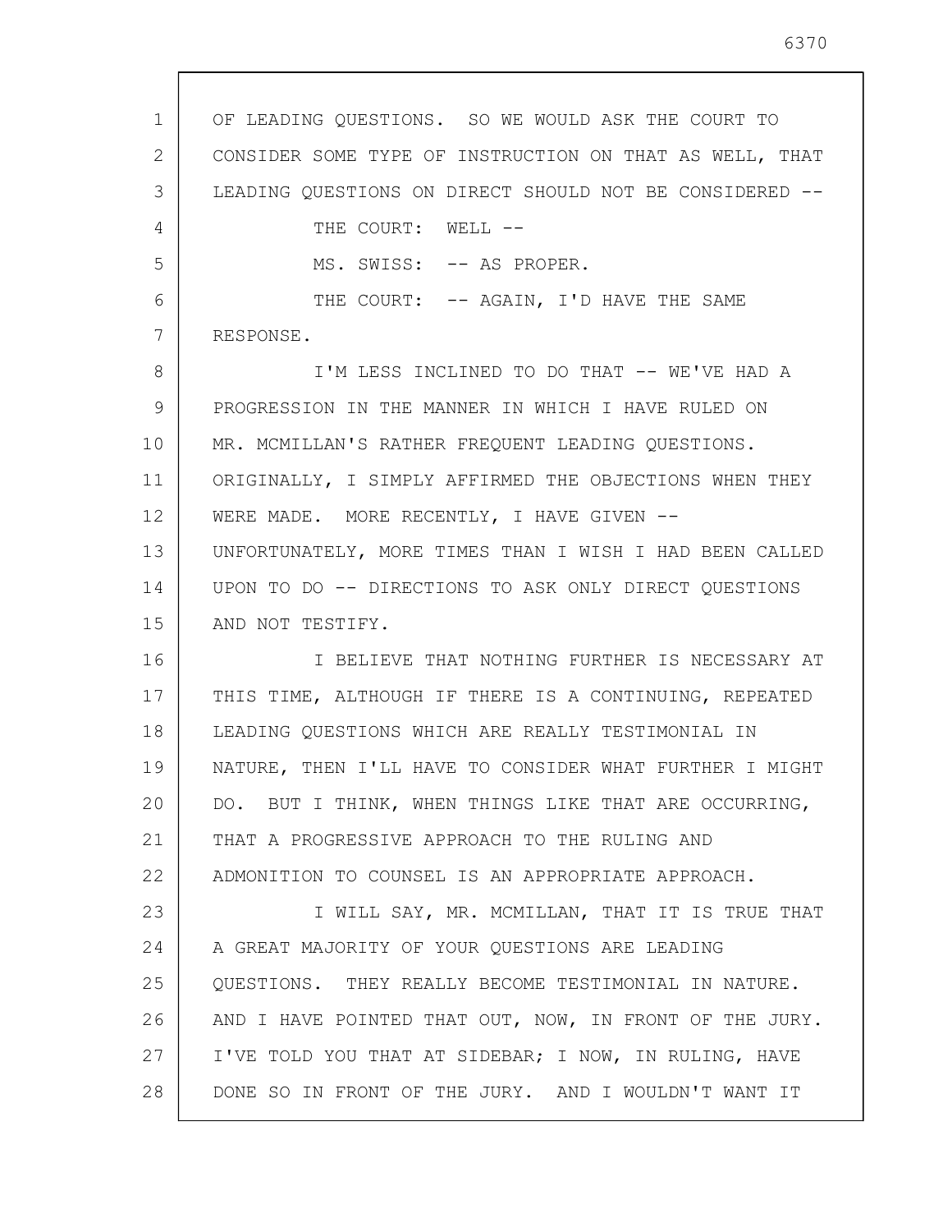OF LEADING QUESTIONS. SO WE WOULD ASK THE COURT TO CONSIDER SOME TYPE OF INSTRUCTION ON THAT AS WELL, THAT LEADING QUESTIONS ON DIRECT SHOULD NOT BE CONSIDERED --

THE COURT: WELL --

MS. SWISS: -- AS PROPER.

THE COURT: -- AGAIN, I'D HAVE THE SAME RESPONSE.

I'M LESS INCLINED TO DO THAT -- WE'VE HAD A PROGRESSION IN THE MANNER IN WHICH I HAVE RULED ON MR. MCMILLAN'S RATHER FREQUENT LEADING QUESTIONS. ORIGINALLY, I SIMPLY AFFIRMED THE OBJECTIONS WHEN THEY WERE MADE. MORE RECENTLY, I HAVE GIVEN -- UNFORTUNATELY, MORE TIMES THAN I WISH I HAD BEEN CALLED UPON TO DO -- DIRECTIONS TO ASK ONLY DIRECT QUESTIONS AND NOT TESTIFY.

I BELIEVE THAT NOTHING FURTHER IS NECESSARY AT THIS TIME, ALTHOUGH IF THERE IS A CONTINUING, REPEATED LEADING QUESTIONS WHICH ARE REALLY TESTIMONIAL IN NATURE, THEN I'LL HAVE TO CONSIDER WHAT FURTHER I MIGHT DO. BUT I THINK, WHEN THINGS LIKE THAT ARE OCCURRING, THAT A PROGRESSIVE APPROACH TO THE RULING AND ADMONITION TO COUNSEL IS AN APPROPRIATE APPROACH.

I WILL SAY, MR. MCMILLAN, THAT IT IS TRUE THAT A GREAT MAJORITY OF YOUR QUESTIONS ARE LEADING QUESTIONS. THEY REALLY BECOME TESTIMONIAL IN NATURE. AND I HAVE POINTED THAT OUT, NOW, IN FRONT OF THE JURY. I'VE TOLD YOU THAT AT SIDEBAR; I NOW, IN RULING, HAVE DONE SO IN FRONT OF THE JURY. AND I WOULDN'T WANT IT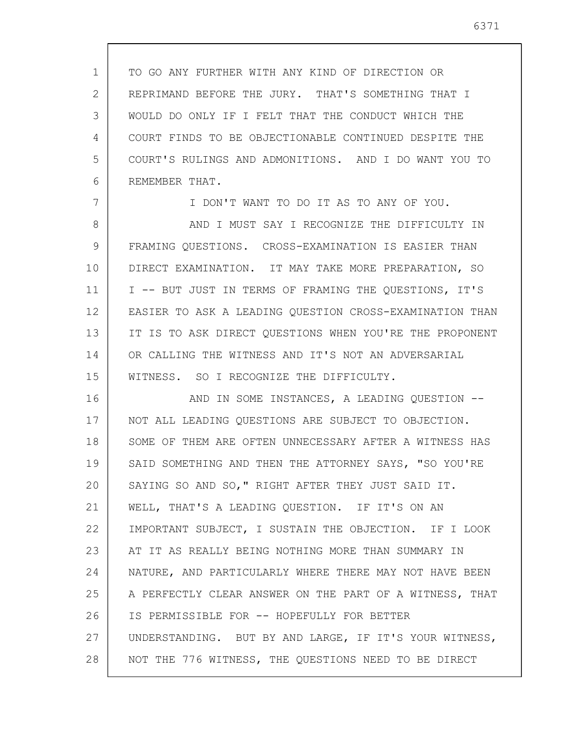TO GO ANY FURTHER WITH ANY KIND OF DIRECTION OR REPRIMAND BEFORE THE JURY. THAT'S SOMETHING THAT I WOULD DO ONLY IF I FELT THAT THE CONDUCT WHICH THE COURT FINDS TO BE OBJECTIONABLE CONTINUED DESPITE THE COURT'S RULINGS AND ADMONITIONS. AND I DO WANT YOU TO REMEMBER THAT.

I DON'T WANT TO DO IT AS TO ANY OF YOU.

AND I MUST SAY I RECOGNIZE THE DIFFICULTY IN FRAMING QUESTIONS. CROSS-EXAMINATION IS EASIER THAN DIRECT EXAMINATION. IT MAY TAKE MORE PREPARATION, SO I -- BUT JUST IN TERMS OF FRAMING THE QUESTIONS, IT'S EASIER TO ASK A LEADING QUESTION CROSS-EXAMINATION THAN IT IS TO ASK DIRECT QUESTIONS WHEN YOU'RE THE PROPONENT OR CALLING THE WITNESS AND IT'S NOT AN ADVERSARIAL WITNESS. SO I RECOGNIZE THE DIFFICULTY.

AND IN SOME INSTANCES, A LEADING QUESTION -- NOT ALL LEADING QUESTIONS ARE SUBJECT TO OBJECTION. SOME OF THEM ARE OFTEN UNNECESSARY AFTER A WITNESS HAS SAID SOMETHING AND THEN THE ATTORNEY SAYS, "SO YOU'RE SAYING SO AND SO," RIGHT AFTER THEY JUST SAID IT. WELL, THAT'S A LEADING QUESTION. IF IT'S ON AN IMPORTANT SUBJECT, I SUSTAIN THE OBJECTION. IF I LOOK AT IT AS REALLY BEING NOTHING MORE THAN SUMMARY IN NATURE, AND PARTICULARLY WHERE THERE MAY NOT HAVE BEEN A PERFECTLY CLEAR ANSWER ON THE PART OF A WITNESS, THAT IS PERMISSIBLE FOR -- HOPEFULLY FOR BETTER UNDERSTANDING. BUT BY AND LARGE, IF IT'S YOUR WITNESS, NOT THE 776 WITNESS, THE QUESTIONS NEED TO BE DIRECT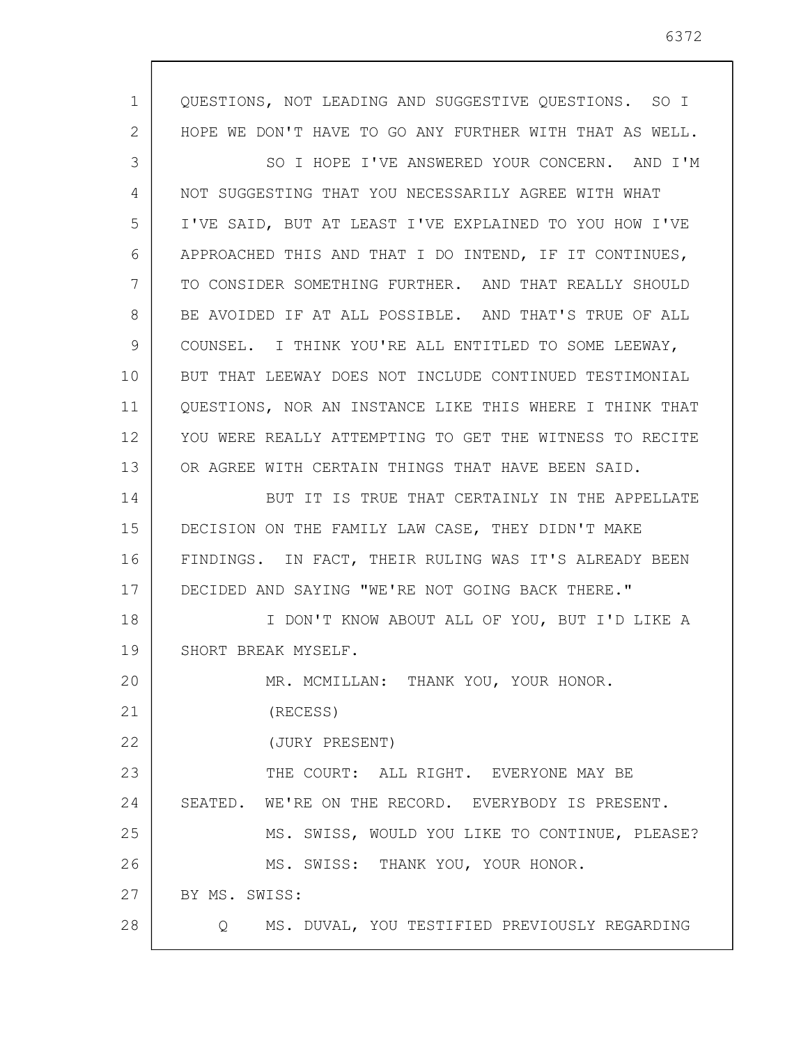QUESTIONS, NOT LEADING AND SUGGESTIVE QUESTIONS. SO I HOPE WE DON'T HAVE TO GO ANY FURTHER WITH THAT AS WELL.

SO I HOPE I'VE ANSWERED YOUR CONCERN. AND I'M NOT SUGGESTING THAT YOU NECESSARILY AGREE WITH WHAT I'VE SAID, BUT AT LEAST I'VE EXPLAINED TO YOU HOW I'VE APPROACHED THIS AND THAT I DO INTEND, IF IT CONTINUES, TO CONSIDER SOMETHING FURTHER. AND THAT REALLY SHOULD BE AVOIDED IF AT ALL POSSIBLE. AND THAT'S TRUE OF ALL COUNSEL. I THINK YOU'RE ALL ENTITLED TO SOME LEEWAY, BUT THAT LEEWAY DOES NOT INCLUDE CONTINUED TESTIMONIAL QUESTIONS, NOR AN INSTANCE LIKE THIS WHERE I THINK THAT YOU WERE REALLY ATTEMPTING TO GET THE WITNESS TO RECITE OR AGREE WITH CERTAIN THINGS THAT HAVE BEEN SAID.

BUT IT IS TRUE THAT CERTAINLY IN THE APPELLATE DECISION ON THE FAMILY LAW CASE, THEY DIDN'T MAKE FINDINGS. IN FACT, THEIR RULING WAS IT'S ALREADY BEEN DECIDED AND SAYING "WE'RE NOT GOING BACK THERE."

I DON'T KNOW ABOUT ALL OF YOU, BUT I'D LIKE A SHORT BREAK MYSELF.

MR. MCMILLAN: THANK YOU, YOUR HONOR.

(RECESS)

(JURY PRESENT)

THE COURT: ALL RIGHT. EVERYONE MAY BE SEATED. WE'RE ON THE RECORD. EVERYBODY IS PRESENT.

MS. SWISS, WOULD YOU LIKE TO CONTINUE, PLEASE?

MS. SWISS: THANK YOU, YOUR HONOR.

BY MS. SWISS:

Q MS. DUVAL, YOU TESTIFIED PREVIOUSLY REGARDING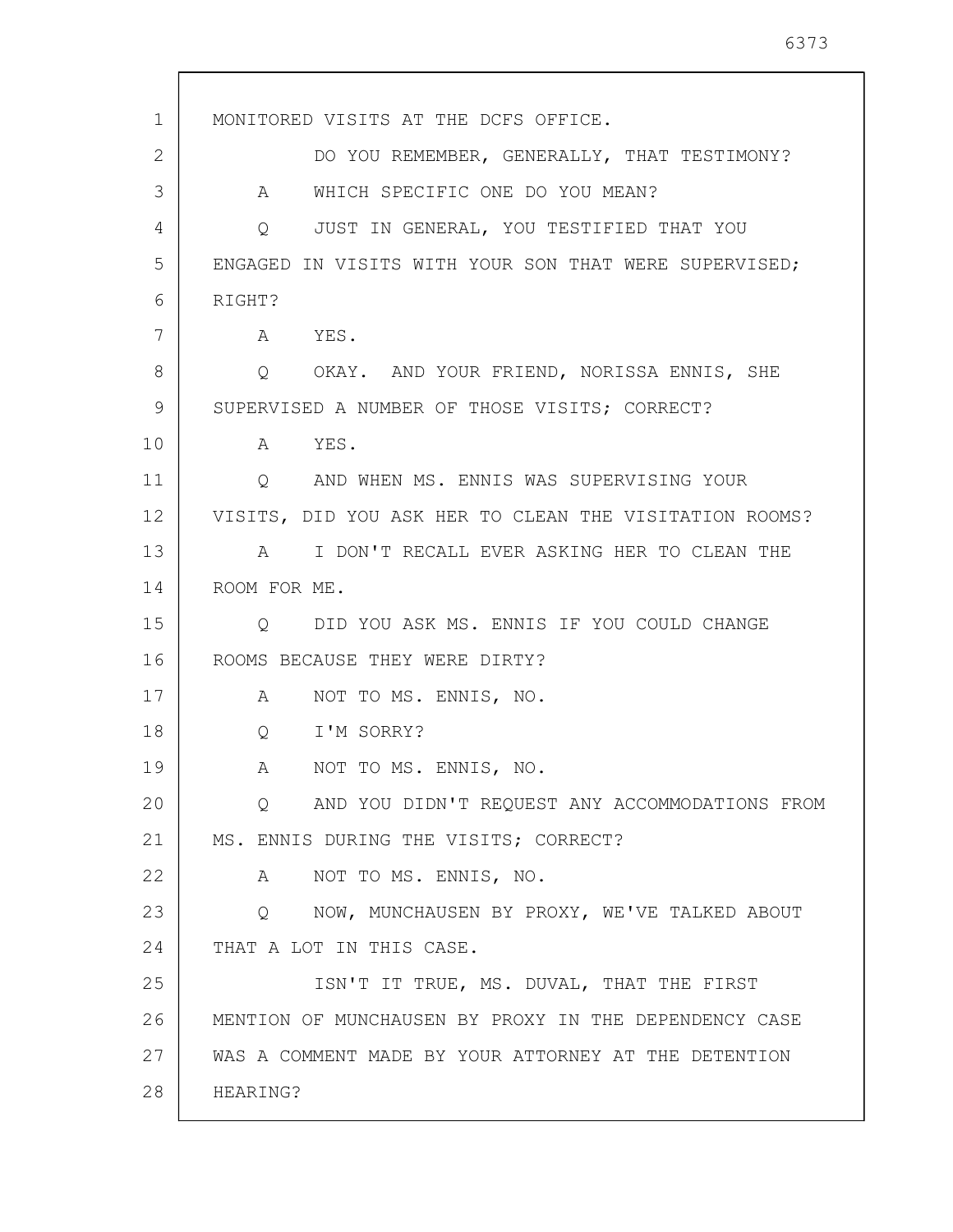MONITORED VISITS AT THE DCFS OFFICE.

DO YOU REMEMBER, GENERALLY, THAT TESTIMONY?

A WHICH SPECIFIC ONE DO YOU MEAN?

Q JUST IN GENERAL, YOU TESTIFIED THAT YOU ENGAGED IN VISITS WITH YOUR SON THAT WERE SUPERVISED; RIGHT?

A YES.

Q OKAY. AND YOUR FRIEND, NORISSA ENNIS, SHE SUPERVISED A NUMBER OF THOSE VISITS; CORRECT?

A YES.

Q AND WHEN MS. ENNIS WAS SUPERVISING YOUR VISITS, DID YOU ASK HER TO CLEAN THE VISITATION ROOMS?

A I DON'T RECALL EVER ASKING HER TO CLEAN THE ROOM FOR ME.

Q DID YOU ASK MS. ENNIS IF YOU COULD CHANGE ROOMS BECAUSE THEY WERE DIRTY?

A NOT TO MS. ENNIS, NO.

Q I'M SORRY?

A NOT TO MS. ENNIS, NO.

Q AND YOU DIDN'T REQUEST ANY ACCOMMODATIONS FROM MS. ENNIS DURING THE VISITS; CORRECT?

A NOT TO MS. ENNIS, NO.

Q NOW, MUNCHAUSEN BY PROXY, WE'VE TALKED ABOUT THAT A LOT IN THIS CASE.

ISN'T IT TRUE, MS. DUVAL, THAT THE FIRST MENTION OF MUNCHAUSEN BY PROXY IN THE DEPENDENCY CASE WAS A COMMENT MADE BY YOUR ATTORNEY AT THE DETENTION HEARING?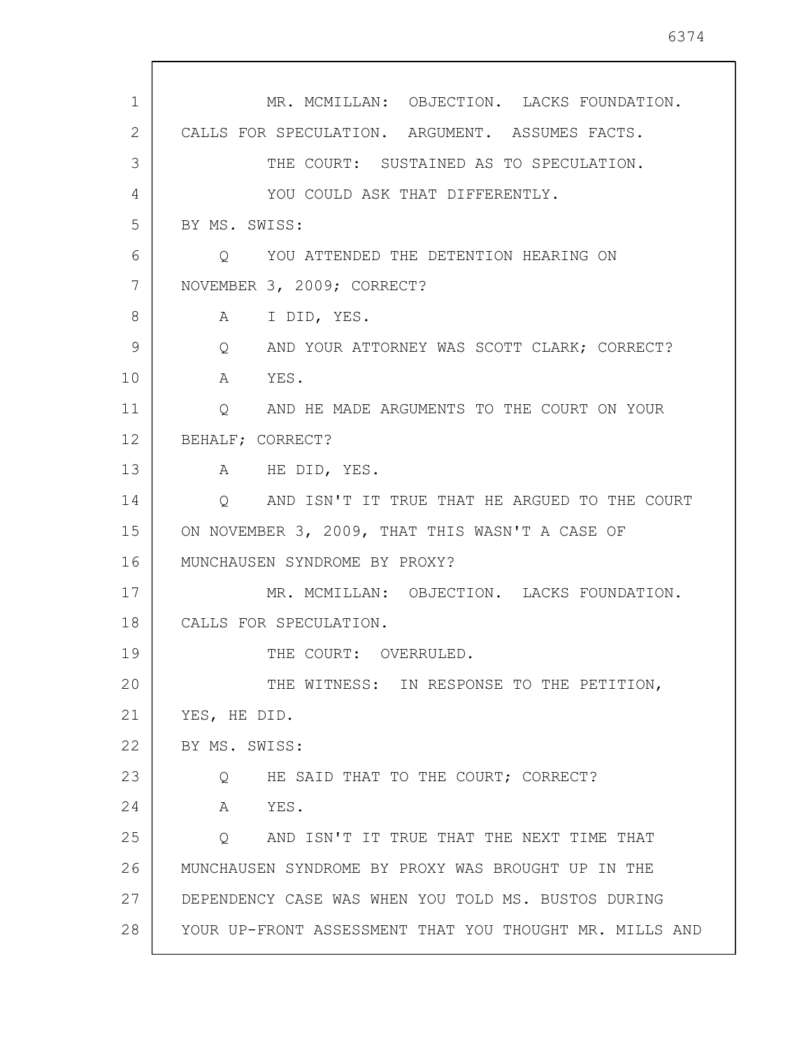MR. MCMILLAN: OBJECTION. LACKS FOUNDATION. CALLS FOR SPECULATION. ARGUMENT. ASSUMES FACTS.

THE COURT: SUSTAINED AS TO SPECULATION.

YOU COULD ASK THAT DIFFERENTLY.

BY MS. SWISS:

Q YOU ATTENDED THE DETENTION HEARING ON NOVEMBER 3, 2009; CORRECT?

A I DID, YES.

Q AND YOUR ATTORNEY WAS SCOTT CLARK; CORRECT?

A YES.

Q AND HE MADE ARGUMENTS TO THE COURT ON YOUR BEHALF; CORRECT?

A HE DID, YES.

Q AND ISN'T IT TRUE THAT HE ARGUED TO THE COURT ON NOVEMBER 3, 2009, THAT THIS WASN'T A CASE OF MUNCHAUSEN SYNDROME BY PROXY?

MR. MCMILLAN: OBJECTION. LACKS FOUNDATION. CALLS FOR SPECULATION.

THE COURT: OVERRULED.

THE WITNESS: IN RESPONSE TO THE PETITION, YES, HE DID.

BY MS. SWISS:

Q HE SAID THAT TO THE COURT; CORRECT?

A YES.

Q AND ISN'T IT TRUE THAT THE NEXT TIME THAT MUNCHAUSEN SYNDROME BY PROXY WAS BROUGHT UP IN THE DEPENDENCY CASE WAS WHEN YOU TOLD MS. BUSTOS DURING YOUR UP-FRONT ASSESSMENT THAT YOU THOUGHT MR. MILLS AND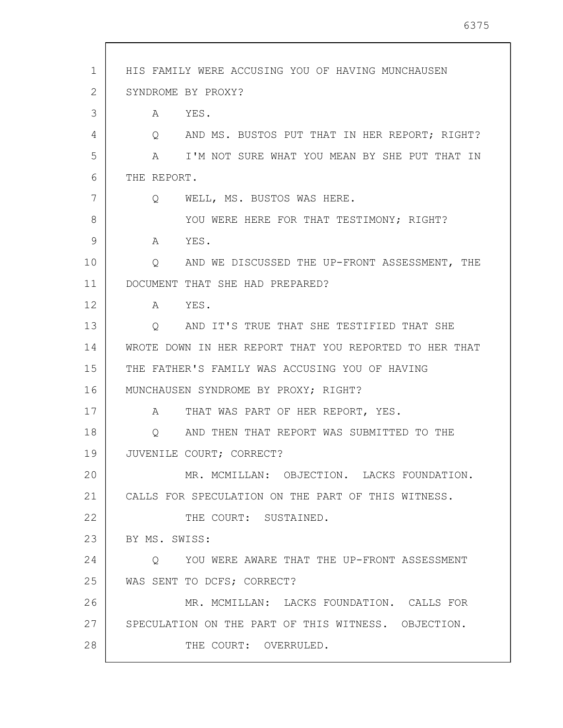HIS FAMILY WERE ACCUSING YOU OF HAVING MUNCHAUSEN SYNDROME BY PROXY?

A YES.

Q AND MS. BUSTOS PUT THAT IN HER REPORT; RIGHT?

A I'M NOT SURE WHAT YOU MEAN BY SHE PUT THAT IN THE REPORT.

Q WELL, MS. BUSTOS WAS HERE.

YOU WERE HERE FOR THAT TESTIMONY; RIGHT?

A YES.

Q AND WE DISCUSSED THE UP-FRONT ASSESSMENT, THE DOCUMENT THAT SHE HAD PREPARED?

A YES.

Q AND IT'S TRUE THAT SHE TESTIFIED THAT SHE WROTE DOWN IN HER REPORT THAT YOU REPORTED TO HER THAT THE FATHER'S FAMILY WAS ACCUSING YOU OF HAVING MUNCHAUSEN SYNDROME BY PROXY; RIGHT?

A THAT WAS PART OF HER REPORT, YES.

Q AND THEN THAT REPORT WAS SUBMITTED TO THE JUVENILE COURT; CORRECT?

MR. MCMILLAN: OBJECTION. LACKS FOUNDATION. CALLS FOR SPECULATION ON THE PART OF THIS WITNESS.

THE COURT: SUSTAINED.

BY MS. SWISS:

Q YOU WERE AWARE THAT THE UP-FRONT ASSESSMENT WAS SENT TO DCFS; CORRECT?

MR. MCMILLAN: LACKS FOUNDATION. CALLS FOR SPECULATION ON THE PART OF THIS WITNESS. OBJECTION.

THE COURT: OVERRULED.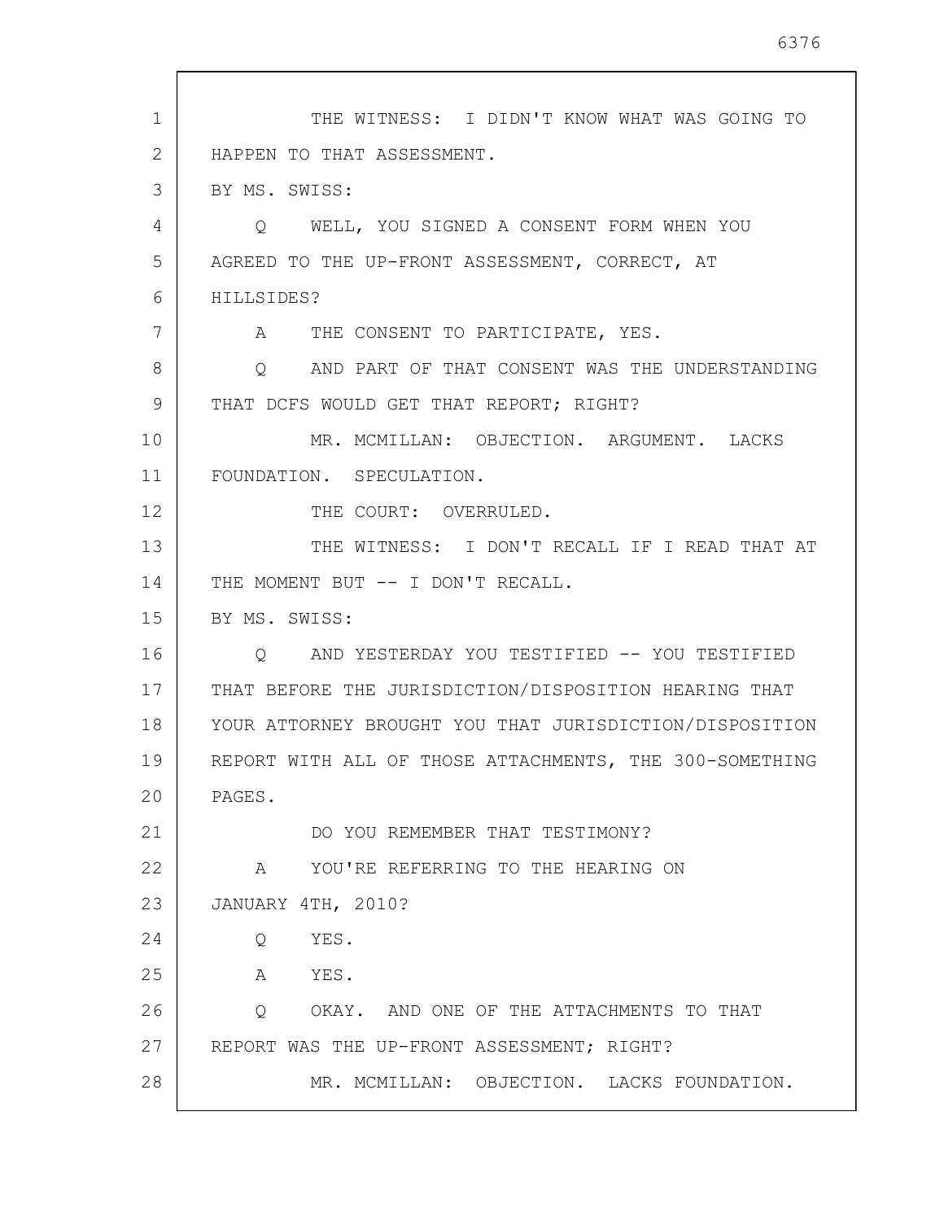THE WITNESS: I DIDN'T KNOW WHAT WAS GOING TO HAPPEN TO THAT ASSESSMENT.

BY MS. SWISS:

Q WELL, YOU SIGNED A CONSENT FORM WHEN YOU AGREED TO THE UP-FRONT ASSESSMENT, CORRECT, AT HILLSIDES?

A THE CONSENT TO PARTICIPATE, YES.

Q AND PART OF THAT CONSENT WAS THE UNDERSTANDING THAT DCFS WOULD GET THAT REPORT; RIGHT?

MR. MCMILLAN: OBJECTION. ARGUMENT. LACKS FOUNDATION. SPECULATION.

THE COURT: OVERRULED.

THE WITNESS: I DON'T RECALL IF I READ THAT AT THE MOMENT BUT -- I DON'T RECALL.

BY MS. SWISS:

Q AND YESTERDAY YOU TESTIFIED -- YOU TESTIFIED THAT BEFORE THE JURISDICTION/DISPOSITION HEARING THAT YOUR ATTORNEY BROUGHT YOU THAT JURISDICTION/DISPOSITION REPORT WITH ALL OF THOSE ATTACHMENTS, THE 300-SOMETHING PAGES.

DO YOU REMEMBER THAT TESTIMONY?

A YOU'RE REFERRING TO THE HEARING ON JANUARY 4TH, 2010?

Q YES.

A YES.

Q OKAY. AND ONE OF THE ATTACHMENTS TO THAT REPORT WAS THE UP-FRONT ASSESSMENT; RIGHT?

MR. MCMILLAN: OBJECTION. LACKS FOUNDATION.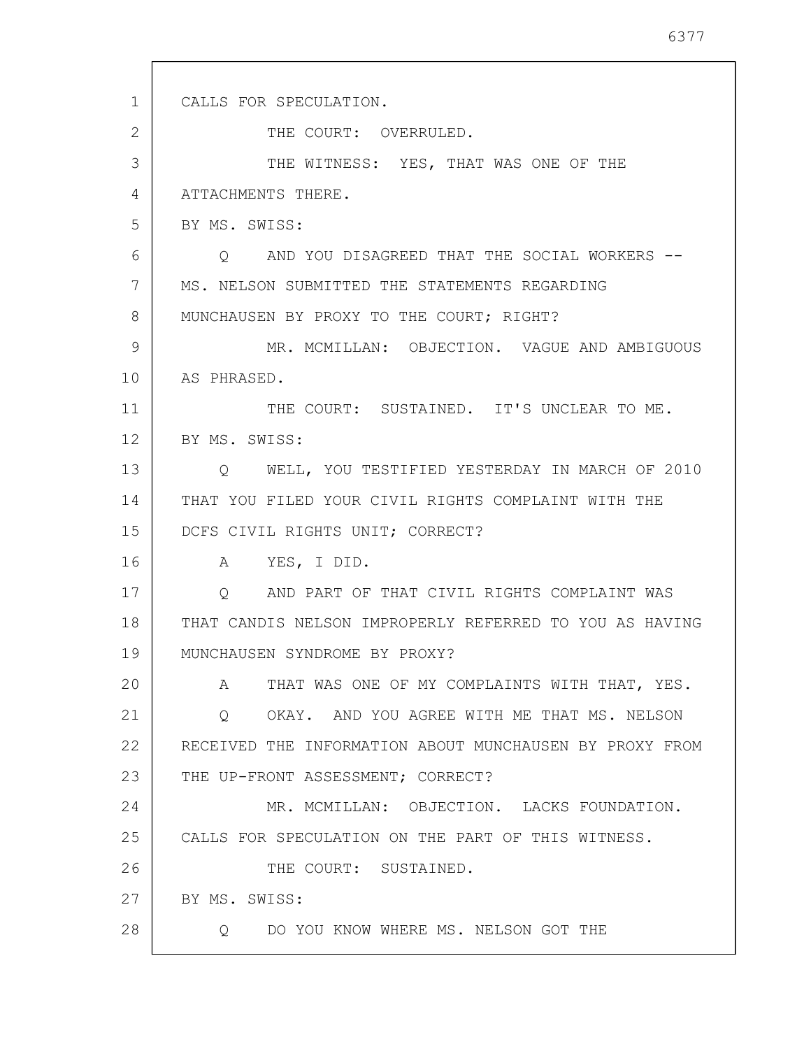CALLS FOR SPECULATION.

THE COURT: OVERRULED.

THE WITNESS: YES, THAT WAS ONE OF THE ATTACHMENTS THERE.

BY MS. SWISS:

Q AND YOU DISAGREED THAT THE SOCIAL WORKERS -- MS. NELSON SUBMITTED THE STATEMENTS REGARDING MUNCHAUSEN BY PROXY TO THE COURT; RIGHT?

MR. MCMILLAN: OBJECTION. VAGUE AND AMBIGUOUS AS PHRASED.

THE COURT: SUSTAINED. IT'S UNCLEAR TO ME.

BY MS. SWISS:

Q WELL, YOU TESTIFIED YESTERDAY IN MARCH OF 2010 THAT YOU FILED YOUR CIVIL RIGHTS COMPLAINT WITH THE DCFS CIVIL RIGHTS UNIT; CORRECT?

A YES, I DID.

Q AND PART OF THAT CIVIL RIGHTS COMPLAINT WAS THAT CANDIS NELSON IMPROPERLY REFERRED TO YOU AS HAVING MUNCHAUSEN SYNDROME BY PROXY?

A THAT WAS ONE OF MY COMPLAINTS WITH THAT, YES.

Q OKAY. AND YOU AGREE WITH ME THAT MS. NELSON RECEIVED THE INFORMATION ABOUT MUNCHAUSEN BY PROXY FROM THE UP-FRONT ASSESSMENT; CORRECT?

MR. MCMILLAN: OBJECTION. LACKS FOUNDATION. CALLS FOR SPECULATION ON THE PART OF THIS WITNESS.

THE COURT: SUSTAINED.

BY MS. SWISS:

Q DO YOU KNOW WHERE MS. NELSON GOT THE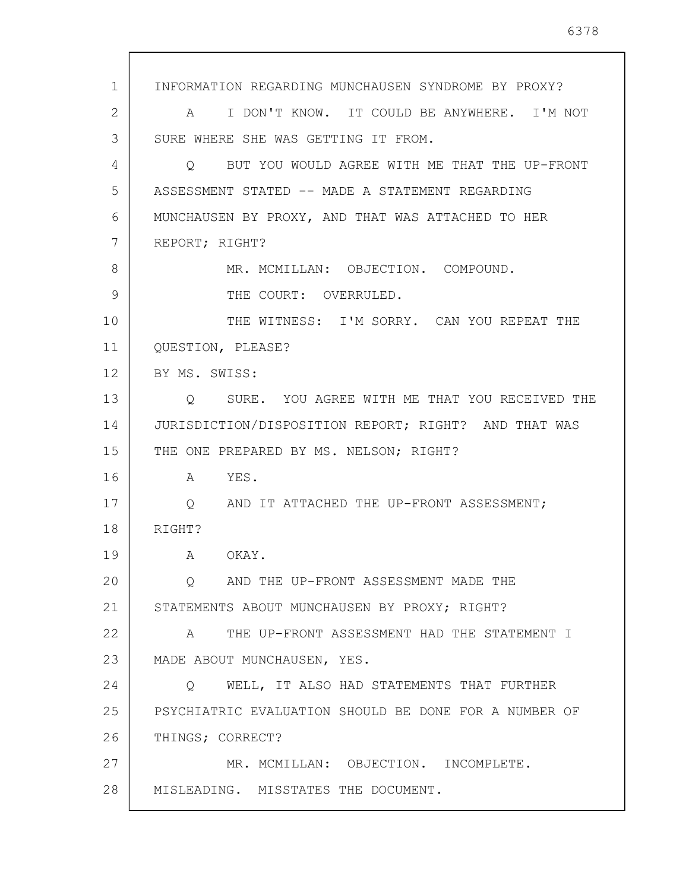INFORMATION REGARDING MUNCHAUSEN SYNDROME BY PROXY?

A I DON'T KNOW. IT COULD BE ANYWHERE. I'M NOT SURE WHERE SHE WAS GETTING IT FROM.

Q BUT YOU WOULD AGREE WITH ME THAT THE UP-FRONT ASSESSMENT STATED -- MADE A STATEMENT REGARDING MUNCHAUSEN BY PROXY, AND THAT WAS ATTACHED TO HER REPORT; RIGHT?

MR. MCMILLAN: OBJECTION. COMPOUND.

THE COURT: OVERRULED.

THE WITNESS: I'M SORRY. CAN YOU REPEAT THE QUESTION, PLEASE?

BY MS. SWISS:

Q SURE. YOU AGREE WITH ME THAT YOU RECEIVED THE JURISDICTION/DISPOSITION REPORT; RIGHT? AND THAT WAS THE ONE PREPARED BY MS. NELSON; RIGHT?

A YES.

Q AND IT ATTACHED THE UP-FRONT ASSESSMENT; RIGHT?

A OKAY.

Q AND THE UP-FRONT ASSESSMENT MADE THE STATEMENTS ABOUT MUNCHAUSEN BY PROXY; RIGHT?

A THE UP-FRONT ASSESSMENT HAD THE STATEMENT I MADE ABOUT MUNCHAUSEN, YES.

Q WELL, IT ALSO HAD STATEMENTS THAT FURTHER PSYCHIATRIC EVALUATION SHOULD BE DONE FOR A NUMBER OF THINGS; CORRECT?

MR. MCMILLAN: OBJECTION. INCOMPLETE. MISLEADING. MISSTATES THE DOCUMENT.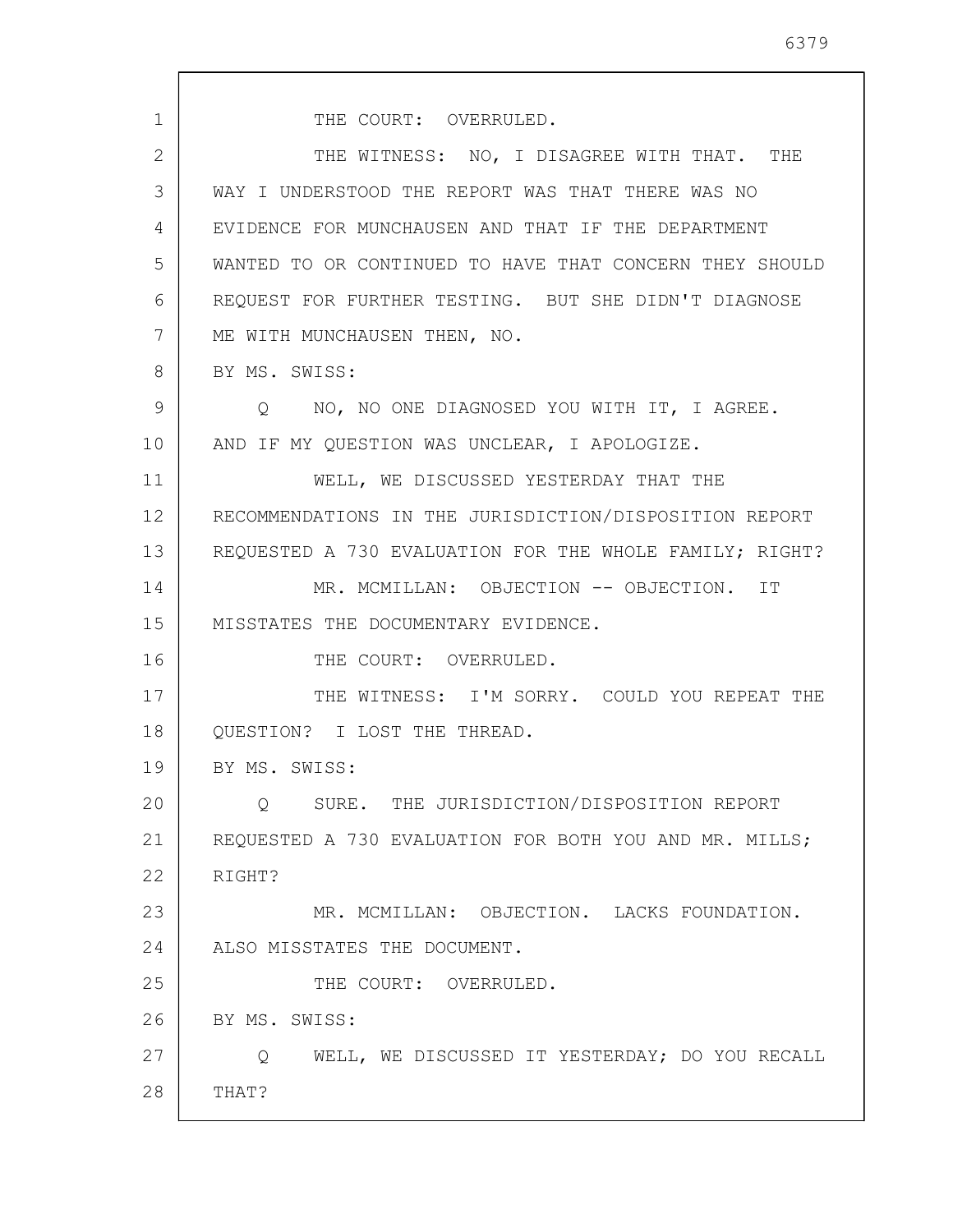THE COURT: OVERRULED.

THE WITNESS: NO, I DISAGREE WITH THAT. THE WAY I UNDERSTOOD THE REPORT WAS THAT THERE WAS NO EVIDENCE FOR MUNCHAUSEN AND THAT IF THE DEPARTMENT WANTED TO OR CONTINUED TO HAVE THAT CONCERN THEY SHOULD REQUEST FOR FURTHER TESTING. BUT SHE DIDN'T DIAGNOSE ME WITH MUNCHAUSEN THEN, NO.

BY MS. SWISS:

Q NO, NO ONE DIAGNOSED YOU WITH IT, I AGREE. AND IF MY QUESTION WAS UNCLEAR, I APOLOGIZE.

WELL, WE DISCUSSED YESTERDAY THAT THE RECOMMENDATIONS IN THE JURISDICTION/DISPOSITION REPORT REQUESTED A 730 EVALUATION FOR THE WHOLE FAMILY; RIGHT?

MR. MCMILLAN: OBJECTION -- OBJECTION. IT MISSTATES THE DOCUMENTARY EVIDENCE.

THE COURT: OVERRULED.

THE WITNESS: I'M SORRY. COULD YOU REPEAT THE QUESTION? I LOST THE THREAD.

BY MS. SWISS:

Q SURE. THE JURISDICTION/DISPOSITION REPORT REQUESTED A 730 EVALUATION FOR BOTH YOU AND MR. MILLS; RIGHT?

MR. MCMILLAN: OBJECTION. LACKS FOUNDATION. ALSO MISSTATES THE DOCUMENT.

THE COURT: OVERRULED.

BY MS. SWISS:

Q WELL, WE DISCUSSED IT YESTERDAY; DO YOU RECALL THAT?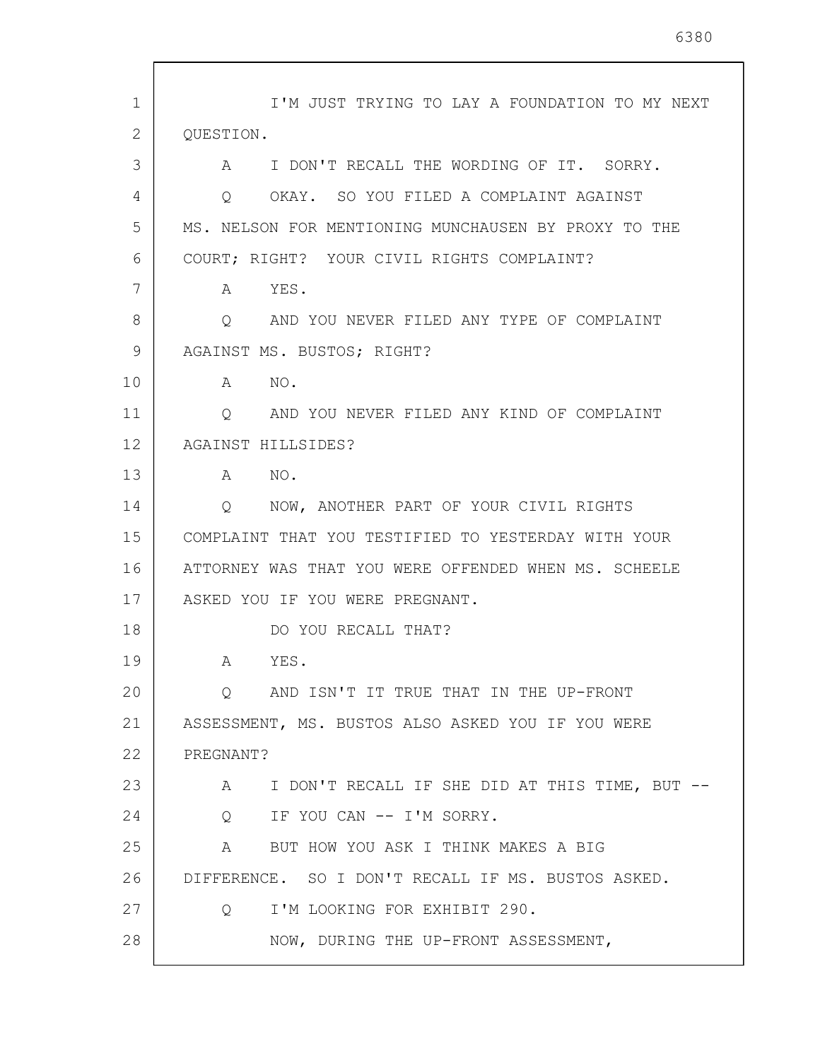I'M JUST TRYING TO LAY A FOUNDATION TO MY NEXT QUESTION.

A I DON'T RECALL THE WORDING OF IT. SORRY.

Q OKAY. SO YOU FILED A COMPLAINT AGAINST MS. NELSON FOR MENTIONING MUNCHAUSEN BY PROXY TO THE COURT; RIGHT? YOUR CIVIL RIGHTS COMPLAINT?

A YES.

Q AND YOU NEVER FILED ANY TYPE OF COMPLAINT AGAINST MS. BUSTOS; RIGHT?

A NO.

Q AND YOU NEVER FILED ANY KIND OF COMPLAINT AGAINST HILLSIDES?

A NO.

Q NOW, ANOTHER PART OF YOUR CIVIL RIGHTS COMPLAINT THAT YOU TESTIFIED TO YESTERDAY WITH YOUR ATTORNEY WAS THAT YOU WERE OFFENDED WHEN MS. SCHEELE ASKED YOU IF YOU WERE PREGNANT.

DO YOU RECALL THAT?

A YES.

Q AND ISN'T IT TRUE THAT IN THE UP-FRONT ASSESSMENT, MS. BUSTOS ALSO ASKED YOU IF YOU WERE PREGNANT?

A I DON'T RECALL IF SHE DID AT THIS TIME, BUT --

Q IF YOU CAN -- I'M SORRY.

A BUT HOW YOU ASK I THINK MAKES A BIG DIFFERENCE. SO I DON'T RECALL IF MS. BUSTOS ASKED.

Q I'M LOOKING FOR EXHIBIT 290.

NOW, DURING THE UP-FRONT ASSESSMENT,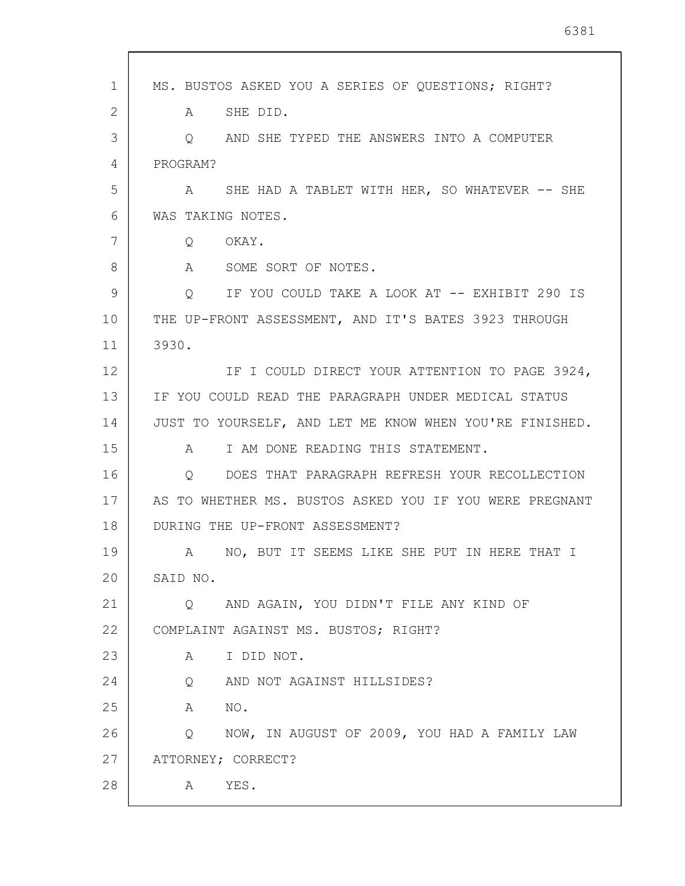MS. BUSTOS ASKED YOU A SERIES OF QUESTIONS; RIGHT?

A SHE DID.

Q AND SHE TYPED THE ANSWERS INTO A COMPUTER PROGRAM?

A SHE HAD A TABLET WITH HER, SO WHATEVER -- SHE WAS TAKING NOTES.

Q OKAY.

A SOME SORT OF NOTES.

Q IF YOU COULD TAKE A LOOK AT -- EXHIBIT 290 IS THE UP-FRONT ASSESSMENT, AND IT'S BATES 3923 THROUGH 3930.

IF I COULD DIRECT YOUR ATTENTION TO PAGE 3924, IF YOU COULD READ THE PARAGRAPH UNDER MEDICAL STATUS JUST TO YOURSELF, AND LET ME KNOW WHEN YOU'RE FINISHED.

A I AM DONE READING THIS STATEMENT.

Q DOES THAT PARAGRAPH REFRESH YOUR RECOLLECTION AS TO WHETHER MS. BUSTOS ASKED YOU IF YOU WERE PREGNANT DURING THE UP-FRONT ASSESSMENT?

A NO, BUT IT SEEMS LIKE SHE PUT IN HERE THAT I SAID NO.

Q AND AGAIN, YOU DIDN'T FILE ANY KIND OF COMPLAINT AGAINST MS. BUSTOS; RIGHT?

A I DID NOT.

Q AND NOT AGAINST HILLSIDES?

A NO.

Q NOW, IN AUGUST OF 2009, YOU HAD A FAMILY LAW ATTORNEY; CORRECT?

A YES.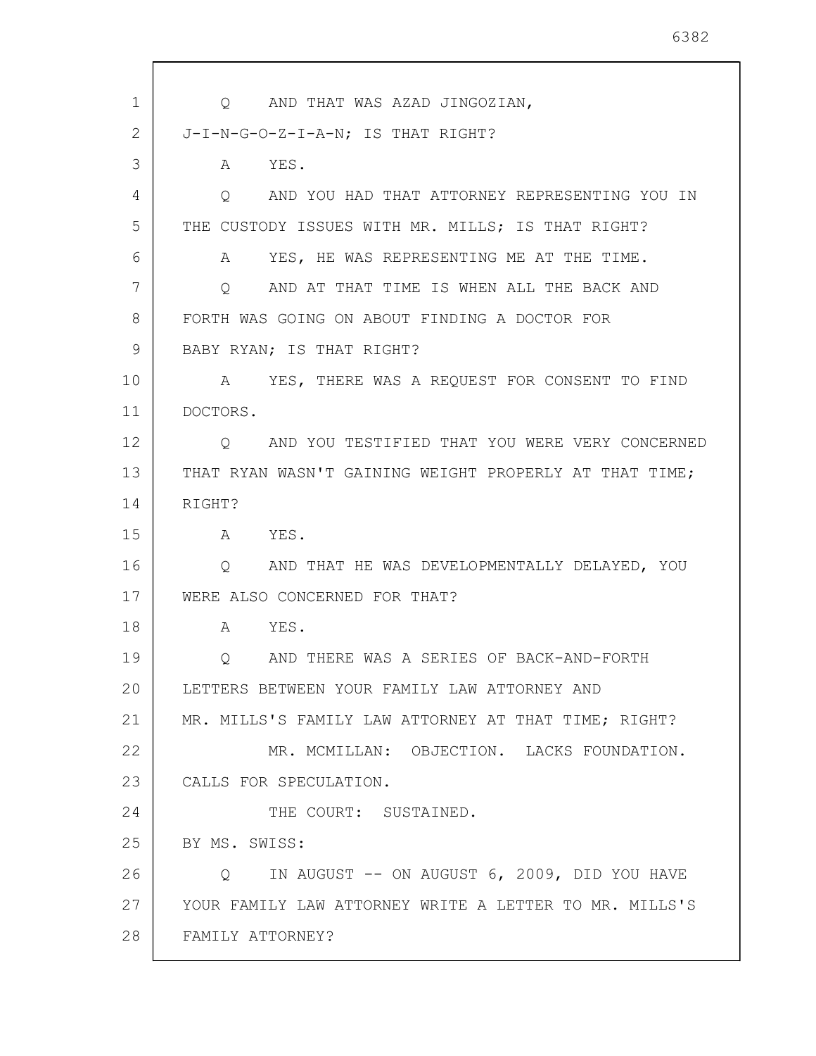Q AND THAT WAS AZAD JINGOZIAN, J-I-N-G-O-Z-I-A-N; IS THAT RIGHT?

A YES.

Q AND YOU HAD THAT ATTORNEY REPRESENTING YOU IN THE CUSTODY ISSUES WITH MR. MILLS; IS THAT RIGHT?

A YES, HE WAS REPRESENTING ME AT THE TIME.

Q AND AT THAT TIME IS WHEN ALL THE BACK AND FORTH WAS GOING ON ABOUT FINDING A DOCTOR FOR BABY RYAN; IS THAT RIGHT?

A YES, THERE WAS A REQUEST FOR CONSENT TO FIND DOCTORS.

Q AND YOU TESTIFIED THAT YOU WERE VERY CONCERNED THAT RYAN WASN'T GAINING WEIGHT PROPERLY AT THAT TIME; RIGHT?

A YES.

Q AND THAT HE WAS DEVELOPMENTALLY DELAYED, YOU WERE ALSO CONCERNED FOR THAT?

A YES.

Q AND THERE WAS A SERIES OF BACK-AND-FORTH LETTERS BETWEEN YOUR FAMILY LAW ATTORNEY AND MR. MILLS'S FAMILY LAW ATTORNEY AT THAT TIME; RIGHT?

MR. MCMILLAN: OBJECTION. LACKS FOUNDATION. CALLS FOR SPECULATION.

THE COURT: SUSTAINED.

BY MS. SWISS:

Q IN AUGUST -- ON AUGUST 6, 2009, DID YOU HAVE YOUR FAMILY LAW ATTORNEY WRITE A LETTER TO MR. MILLS'S FAMILY ATTORNEY?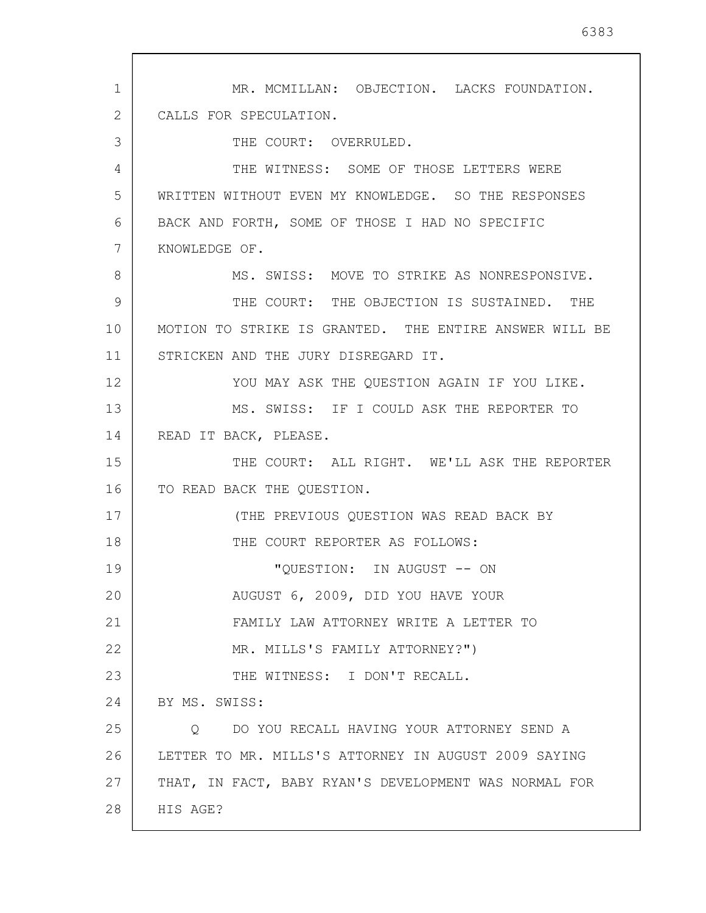MR. MCMILLAN: OBJECTION. LACKS FOUNDATION. CALLS FOR SPECULATION.

THE COURT: OVERRULED.

THE WITNESS: SOME OF THOSE LETTERS WERE WRITTEN WITHOUT EVEN MY KNOWLEDGE. SO THE RESPONSES BACK AND FORTH, SOME OF THOSE I HAD NO SPECIFIC KNOWLEDGE OF.

MS. SWISS: MOVE TO STRIKE AS NONRESPONSIVE.

THE COURT: THE OBJECTION IS SUSTAINED. THE MOTION TO STRIKE IS GRANTED. THE ENTIRE ANSWER WILL BE STRICKEN AND THE JURY DISREGARD IT.

YOU MAY ASK THE QUESTION AGAIN IF YOU LIKE.

MS. SWISS: IF I COULD ASK THE REPORTER TO READ IT BACK, PLEASE.

THE COURT: ALL RIGHT. WE'LL ASK THE REPORTER TO READ BACK THE QUESTION.

(THE PREVIOUS QUESTION WAS READ BACK BY THE COURT REPORTER AS FOLLOWS:

"QUESTION: IN AUGUST -- ON AUGUST 6, 2009, DID YOU HAVE YOUR FAMILY LAW ATTORNEY WRITE A LETTER TO MR. MILLS'S FAMILY ATTORNEY?")

THE WITNESS: I DON'T RECALL.

BY MS. SWISS:

Q DO YOU RECALL HAVING YOUR ATTORNEY SEND A LETTER TO MR. MILLS'S ATTORNEY IN AUGUST 2009 SAYING THAT, IN FACT, BABY RYAN'S DEVELOPMENT WAS NORMAL FOR HIS AGE?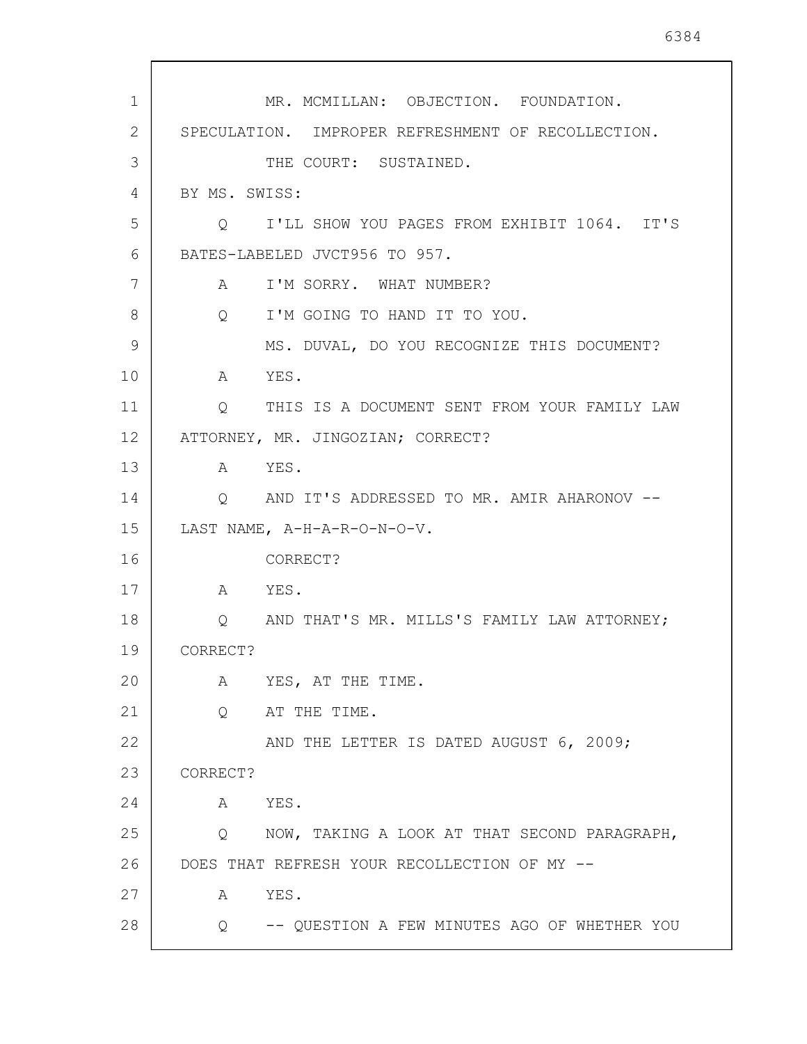MR. MCMILLAN: OBJECTION. FOUNDATION. SPECULATION. IMPROPER REFRESHMENT OF RECOLLECTION.

THE COURT: SUSTAINED.

BY MS. SWISS:

Q I'LL SHOW YOU PAGES FROM EXHIBIT 1064. IT'S BATES-LABELED JVCT956 TO 957.

A I'M SORRY. WHAT NUMBER?

Q I'M GOING TO HAND IT TO YOU.

MS. DUVAL, DO YOU RECOGNIZE THIS DOCUMENT?

A YES.

Q THIS IS A DOCUMENT SENT FROM YOUR FAMILY LAW ATTORNEY, MR. JINGOZIAN; CORRECT?

A YES.

Q AND IT'S ADDRESSED TO MR. AMIR AHARONOV -- LAST NAME, A-H-A-R-O-N-O-V.

CORRECT?

A YES.

Q AND THAT'S MR. MILLS'S FAMILY LAW ATTORNEY; CORRECT?

A YES, AT THE TIME.

Q AT THE TIME.

AND THE LETTER IS DATED AUGUST 6, 2009; CORRECT?

A YES.

Q NOW, TAKING A LOOK AT THAT SECOND PARAGRAPH, DOES THAT REFRESH YOUR RECOLLECTION OF MY --

A YES.

Q -- QUESTION A FEW MINUTES AGO OF WHETHER YOU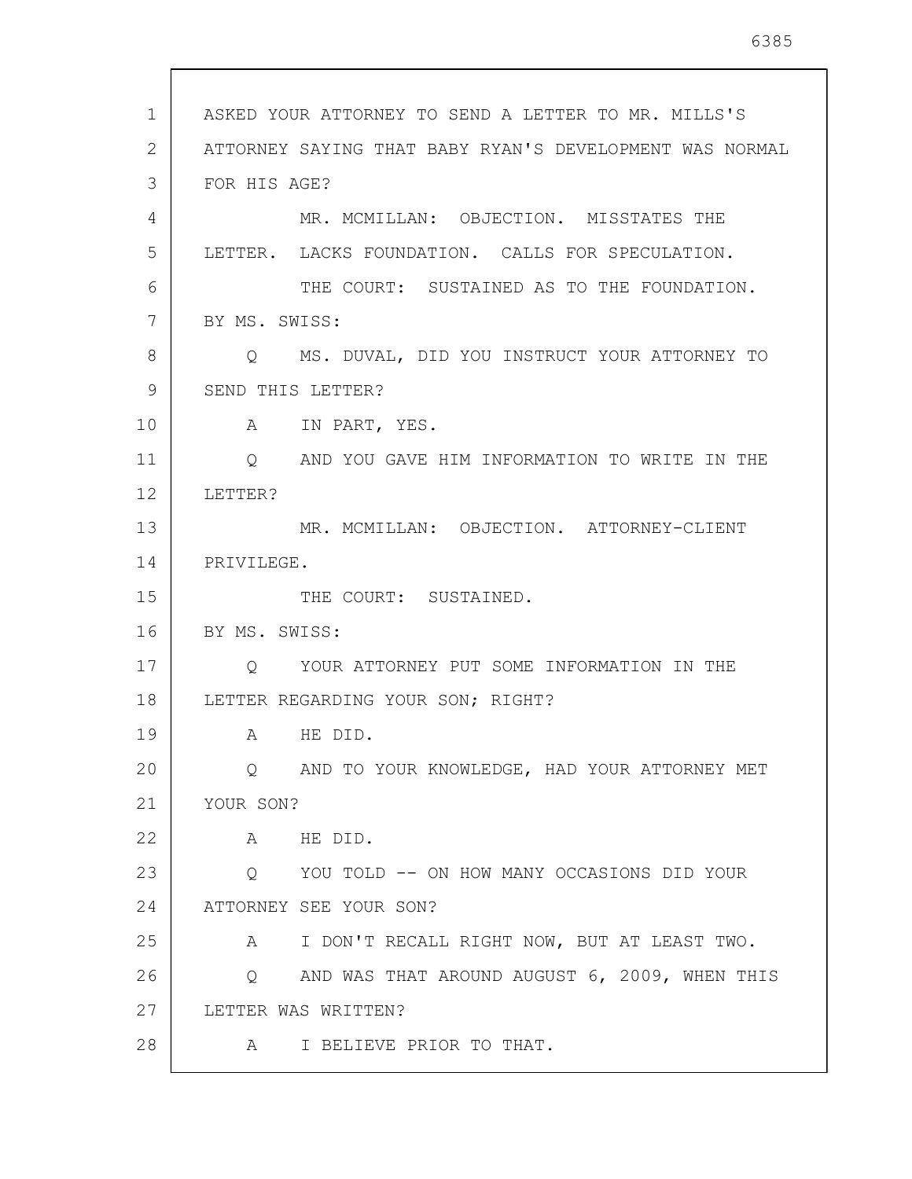ASKED YOUR ATTORNEY TO SEND A LETTER TO MR. MILLS'S ATTORNEY SAYING THAT BABY RYAN'S DEVELOPMENT WAS NORMAL FOR HIS AGE?

MR. MCMILLAN: OBJECTION. MISSTATES THE LETTER. LACKS FOUNDATION. CALLS FOR SPECULATION.

THE COURT: SUSTAINED AS TO THE FOUNDATION.

BY MS. SWISS:

Q MS. DUVAL, DID YOU INSTRUCT YOUR ATTORNEY TO SEND THIS LETTER?

A IN PART, YES.

Q AND YOU GAVE HIM INFORMATION TO WRITE IN THE LETTER?

MR. MCMILLAN: OBJECTION. ATTORNEY-CLIENT PRIVILEGE.

THE COURT: SUSTAINED.

BY MS. SWISS:

Q YOUR ATTORNEY PUT SOME INFORMATION IN THE LETTER REGARDING YOUR SON; RIGHT?

A HE DID.

Q AND TO YOUR KNOWLEDGE, HAD YOUR ATTORNEY MET YOUR SON?

A HE DID.

Q YOU TOLD -- ON HOW MANY OCCASIONS DID YOUR ATTORNEY SEE YOUR SON?

A I DON'T RECALL RIGHT NOW, BUT AT LEAST TWO.

Q AND WAS THAT AROUND AUGUST 6, 2009, WHEN THIS LETTER WAS WRITTEN?

A I BELIEVE PRIOR TO THAT.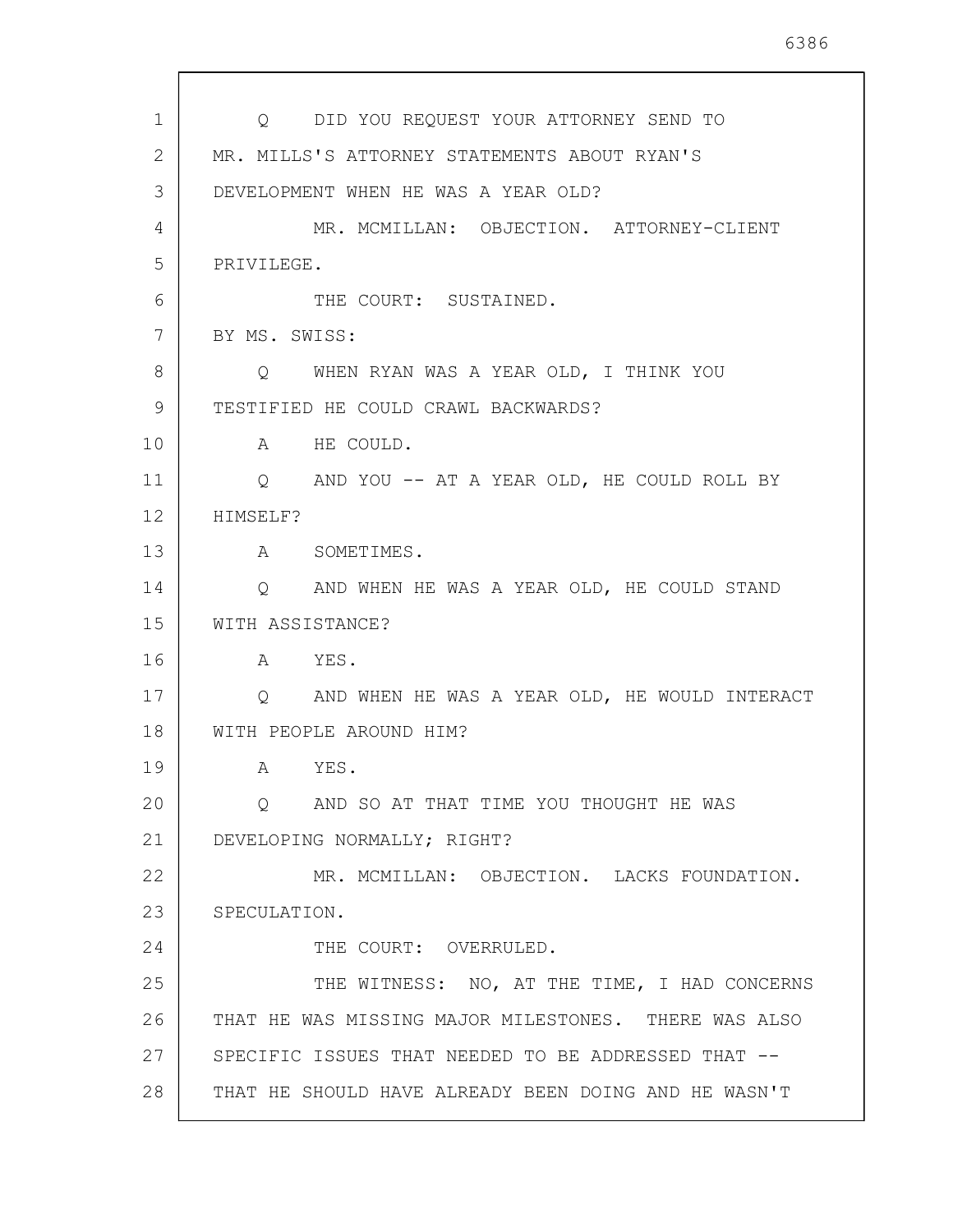Q DID YOU REQUEST YOUR ATTORNEY SEND TO MR. MILLS'S ATTORNEY STATEMENTS ABOUT RYAN'S DEVELOPMENT WHEN HE WAS A YEAR OLD?

MR. MCMILLAN: OBJECTION. ATTORNEY-CLIENT PRIVILEGE.

THE COURT: SUSTAINED.

BY MS. SWISS:

Q WHEN RYAN WAS A YEAR OLD, I THINK YOU TESTIFIED HE COULD CRAWL BACKWARDS?

A HE COULD.

Q AND YOU -- AT A YEAR OLD, HE COULD ROLL BY HIMSELF?

A SOMETIMES.

Q AND WHEN HE WAS A YEAR OLD, HE COULD STAND WITH ASSISTANCE?

A YES.

Q AND WHEN HE WAS A YEAR OLD, HE WOULD INTERACT WITH PEOPLE AROUND HIM?

A YES.

Q AND SO AT THAT TIME YOU THOUGHT HE WAS DEVELOPING NORMALLY; RIGHT?

MR. MCMILLAN: OBJECTION. LACKS FOUNDATION. SPECULATION.

THE COURT: OVERRULED.

THE WITNESS: NO, AT THE TIME, I HAD CONCERNS THAT HE WAS MISSING MAJOR MILESTONES. THERE WAS ALSO SPECIFIC ISSUES THAT NEEDED TO BE ADDRESSED THAT -- THAT HE SHOULD HAVE ALREADY BEEN DOING AND HE WASN'T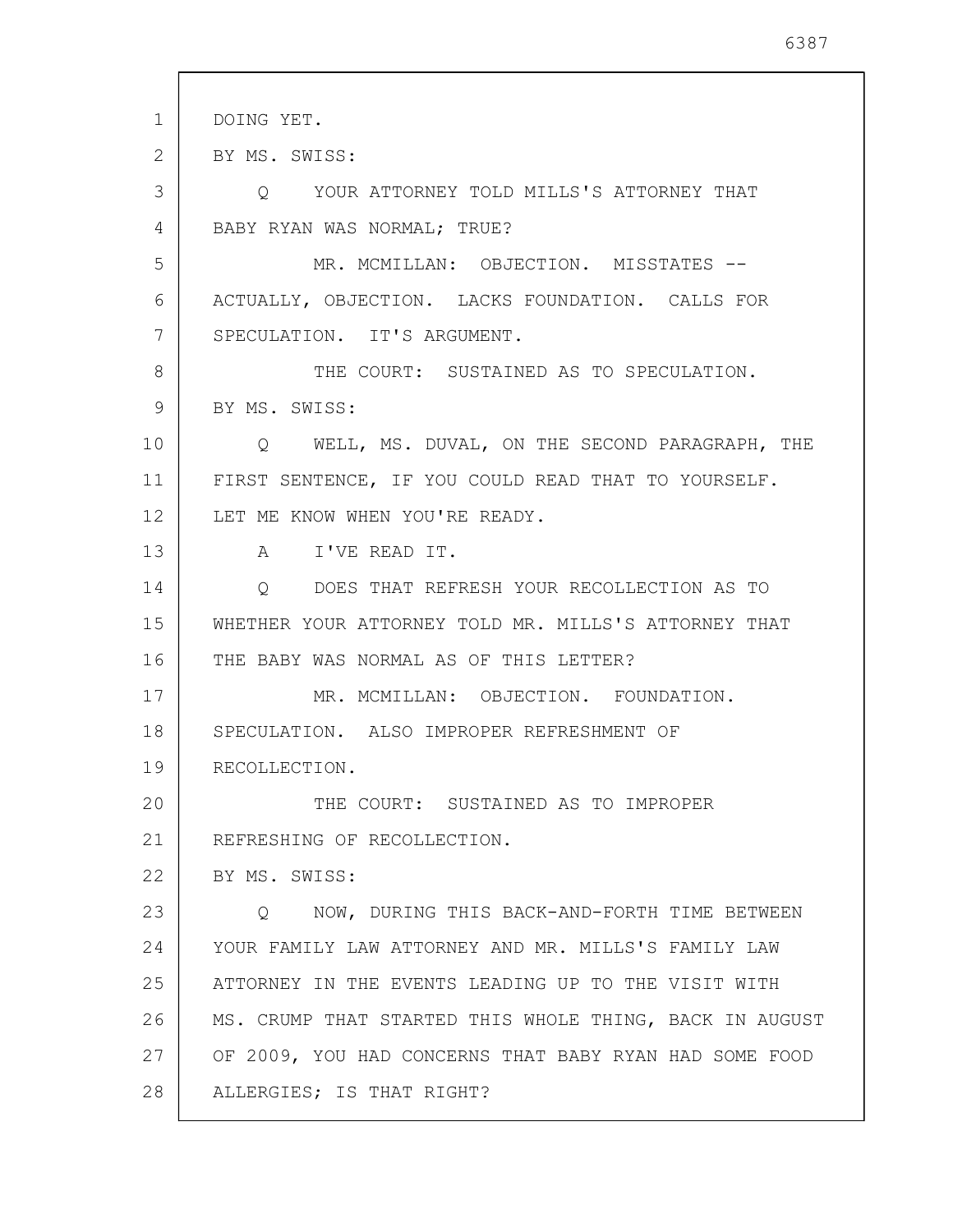DOING YET.

BY MS. SWISS:

Q YOUR ATTORNEY TOLD MILLS'S ATTORNEY THAT BABY RYAN WAS NORMAL; TRUE?

MR. MCMILLAN: OBJECTION. MISSTATES -- ACTUALLY, OBJECTION. LACKS FOUNDATION. CALLS FOR SPECULATION. IT'S ARGUMENT.

THE COURT: SUSTAINED AS TO SPECULATION.

BY MS. SWISS:

Q WELL, MS. DUVAL, ON THE SECOND PARAGRAPH, THE FIRST SENTENCE, IF YOU COULD READ THAT TO YOURSELF. LET ME KNOW WHEN YOU'RE READY.

A I'VE READ IT.

Q DOES THAT REFRESH YOUR RECOLLECTION AS TO WHETHER YOUR ATTORNEY TOLD MR. MILLS'S ATTORNEY THAT THE BABY WAS NORMAL AS OF THIS LETTER?

MR. MCMILLAN: OBJECTION. FOUNDATION. SPECULATION. ALSO IMPROPER REFRESHMENT OF RECOLLECTION.

THE COURT: SUSTAINED AS TO IMPROPER REFRESHING OF RECOLLECTION.

BY MS. SWISS:

Q NOW, DURING THIS BACK-AND-FORTH TIME BETWEEN YOUR FAMILY LAW ATTORNEY AND MR. MILLS'S FAMILY LAW ATTORNEY IN THE EVENTS LEADING UP TO THE VISIT WITH MS. CRUMP THAT STARTED THIS WHOLE THING, BACK IN AUGUST OF 2009, YOU HAD CONCERNS THAT BABY RYAN HAD SOME FOOD ALLERGIES; IS THAT RIGHT?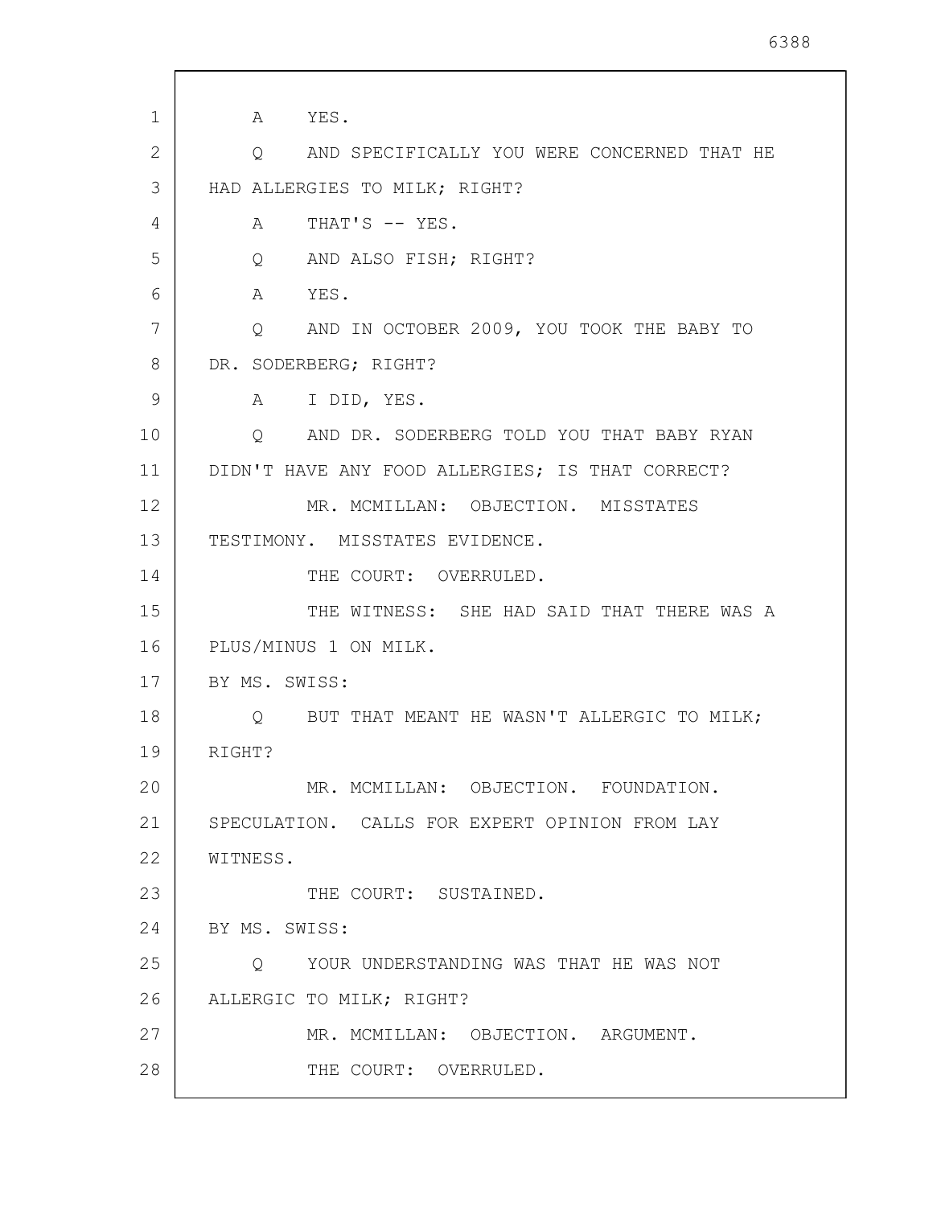A YES.

Q AND SPECIFICALLY YOU WERE CONCERNED THAT HE HAD ALLERGIES TO MILK; RIGHT?

A THAT'S -- YES.

Q AND ALSO FISH; RIGHT?

A YES.

Q AND IN OCTOBER 2009, YOU TOOK THE BABY TO DR. SODERBERG; RIGHT?

A I DID, YES.

Q AND DR. SODERBERG TOLD YOU THAT BABY RYAN DIDN'T HAVE ANY FOOD ALLERGIES; IS THAT CORRECT?

MR. MCMILLAN: OBJECTION. MISSTATES TESTIMONY. MISSTATES EVIDENCE.

THE COURT: OVERRULED.

THE WITNESS: SHE HAD SAID THAT THERE WAS A PLUS/MINUS 1 ON MILK.

BY MS. SWISS:

Q BUT THAT MEANT HE WASN'T ALLERGIC TO MILK; RIGHT?

MR. MCMILLAN: OBJECTION. FOUNDATION. SPECULATION. CALLS FOR EXPERT OPINION FROM LAY WITNESS.

THE COURT: SUSTAINED.

BY MS. SWISS:

Q YOUR UNDERSTANDING WAS THAT HE WAS NOT ALLERGIC TO MILK; RIGHT?

MR. MCMILLAN: OBJECTION. ARGUMENT.

THE COURT: OVERRULED.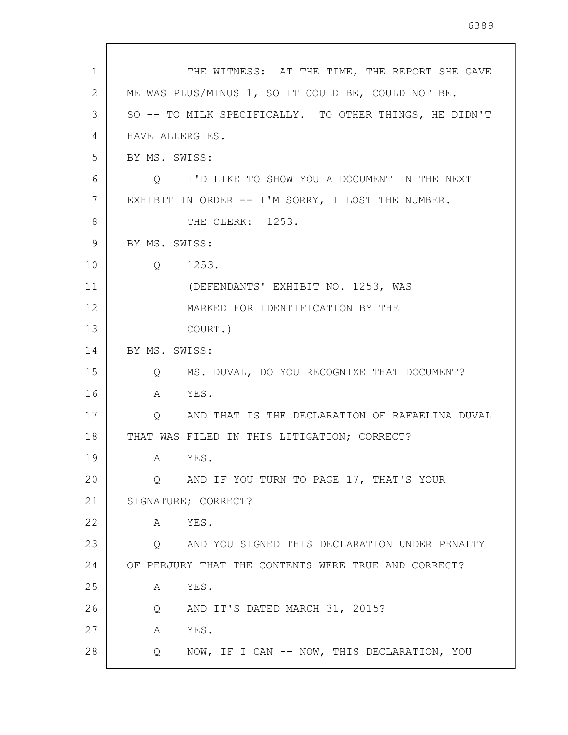THE WITNESS: AT THE TIME, THE REPORT SHE GAVE ME WAS PLUS/MINUS 1, SO IT COULD BE, COULD NOT BE. SO -- TO MILK SPECIFICALLY. TO OTHER THINGS, HE DIDN'T HAVE ALLERGIES.

BY MS. SWISS:

Q I'D LIKE TO SHOW YOU A DOCUMENT IN THE NEXT EXHIBIT IN ORDER -- I'M SORRY, I LOST THE NUMBER.

THE CLERK: 1253.

BY MS. SWISS:

Q 1253.

(DEFENDANTS' EXHIBIT NO. 1253, WAS MARKED FOR IDENTIFICATION BY THE COURT.)

BY MS. SWISS:

Q MS. DUVAL, DO YOU RECOGNIZE THAT DOCUMENT?

A YES.

Q AND THAT IS THE DECLARATION OF RAFAELINA DUVAL THAT WAS FILED IN THIS LITIGATION; CORRECT?

A YES.

Q AND IF YOU TURN TO PAGE 17, THAT'S YOUR SIGNATURE; CORRECT?

A YES.

Q AND YOU SIGNED THIS DECLARATION UNDER PENALTY OF PERJURY THAT THE CONTENTS WERE TRUE AND CORRECT?

A YES.

Q AND IT'S DATED MARCH 31, 2015?

A YES.

Q NOW, IF I CAN -- NOW, THIS DECLARATION, YOU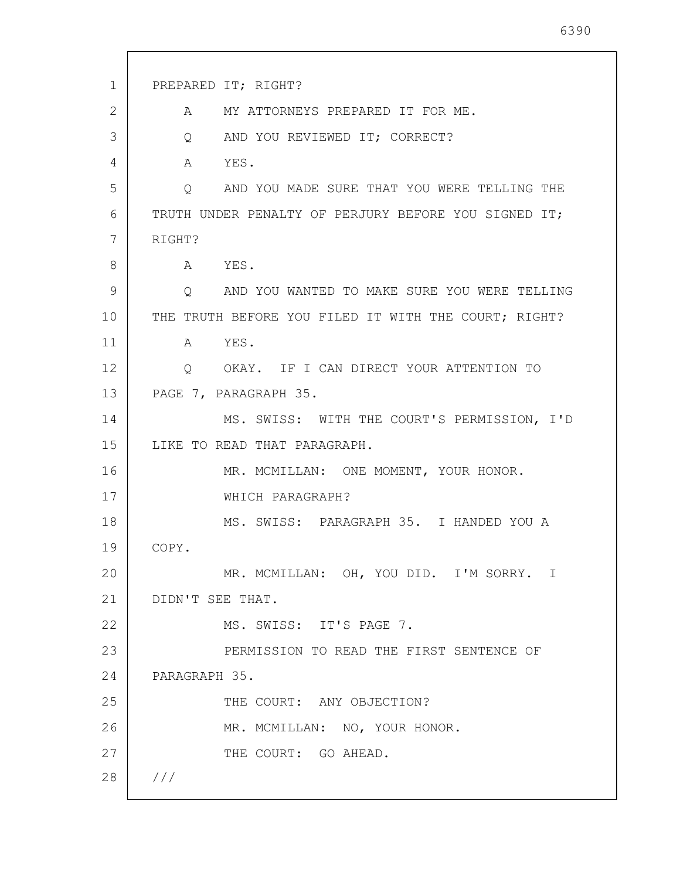PREPARED IT; RIGHT?

A MY ATTORNEYS PREPARED IT FOR ME.

Q AND YOU REVIEWED IT; CORRECT?

A YES.

Q AND YOU MADE SURE THAT YOU WERE TELLING THE TRUTH UNDER PENALTY OF PERJURY BEFORE YOU SIGNED IT; RIGHT?

A YES.

Q AND YOU WANTED TO MAKE SURE YOU WERE TELLING THE TRUTH BEFORE YOU FILED IT WITH THE COURT; RIGHT?

A YES.

Q OKAY. IF I CAN DIRECT YOUR ATTENTION TO PAGE 7, PARAGRAPH 35.

MS. SWISS: WITH THE COURT'S PERMISSION, I'D LIKE TO READ THAT PARAGRAPH.

MR. MCMILLAN: ONE MOMENT, YOUR HONOR. WHICH PARAGRAPH?

MS. SWISS: PARAGRAPH 35. I HANDED YOU A COPY.

MR. MCMILLAN: OH, YOU DID. I'M SORRY. I DIDN'T SEE THAT.

MS. SWISS: IT'S PAGE 7.

PERMISSION TO READ THE FIRST SENTENCE OF PARAGRAPH 35.

THE COURT: ANY OBJECTION?

MR. MCMILLAN: NO, YOUR HONOR.

THE COURT: GO AHEAD.

///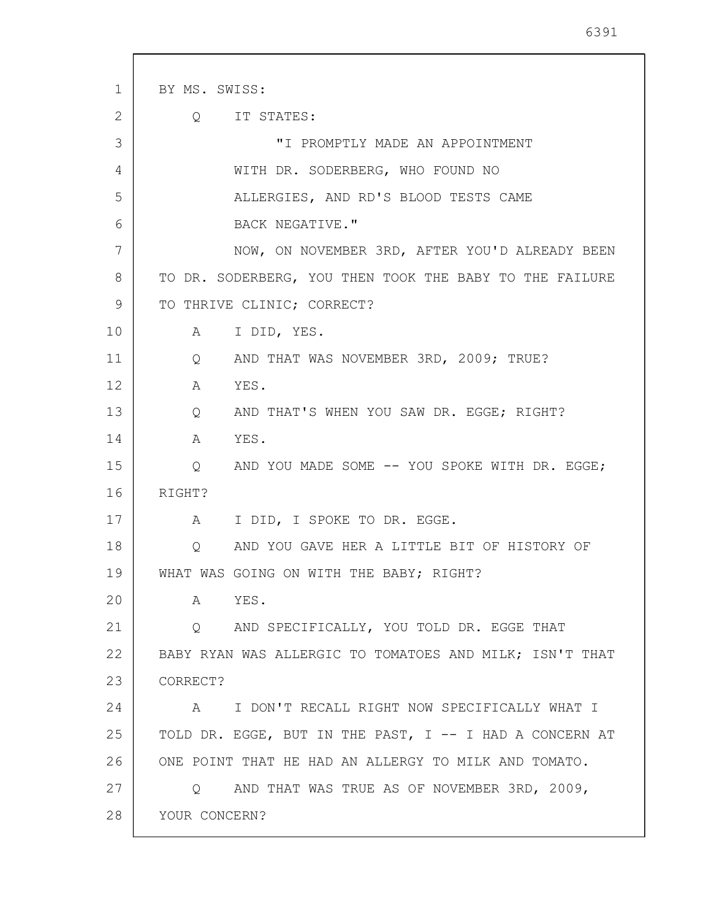BY MS. SWISS:

Q IT STATES:

"I PROMPTLY MADE AN APPOINTMENT WITH DR. SODERBERG, WHO FOUND NO ALLERGIES, AND RD'S BLOOD TESTS CAME BACK NEGATIVE."

NOW, ON NOVEMBER 3RD, AFTER YOU'D ALREADY BEEN TO DR. SODERBERG, YOU THEN TOOK THE BABY TO THE FAILURE TO THRIVE CLINIC; CORRECT?

A I DID, YES.

Q AND THAT WAS NOVEMBER 3RD, 2009; TRUE?

A YES.

Q AND THAT'S WHEN YOU SAW DR. EGGE; RIGHT?

A YES.

Q AND YOU MADE SOME -- YOU SPOKE WITH DR. EGGE; RIGHT?

A I DID, I SPOKE TO DR. EGGE.

Q AND YOU GAVE HER A LITTLE BIT OF HISTORY OF WHAT WAS GOING ON WITH THE BABY; RIGHT?

A YES.

Q AND SPECIFICALLY, YOU TOLD DR. EGGE THAT BABY RYAN WAS ALLERGIC TO TOMATOES AND MILK; ISN'T THAT CORRECT?

A I DON'T RECALL RIGHT NOW SPECIFICALLY WHAT I TOLD DR. EGGE, BUT IN THE PAST, I -- I HAD A CONCERN AT ONE POINT THAT HE HAD AN ALLERGY TO MILK AND TOMATO.

Q AND THAT WAS TRUE AS OF NOVEMBER 3RD, 2009, YOUR CONCERN?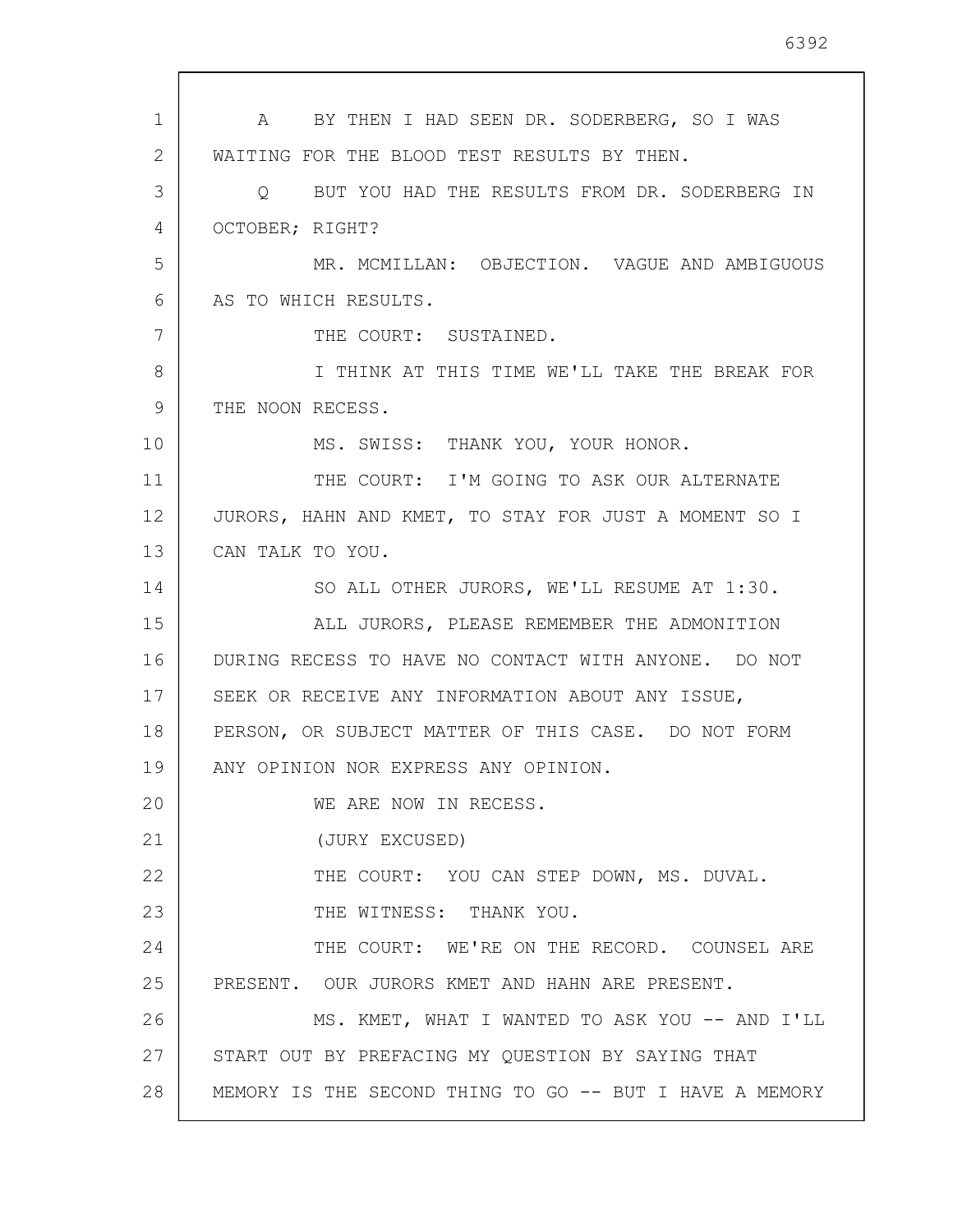A BY THEN I HAD SEEN DR. SODERBERG, SO I WAS WAITING FOR THE BLOOD TEST RESULTS BY THEN.

Q BUT YOU HAD THE RESULTS FROM DR. SODERBERG IN OCTOBER; RIGHT?

MR. MCMILLAN: OBJECTION. VAGUE AND AMBIGUOUS AS TO WHICH RESULTS.

THE COURT: SUSTAINED.

I THINK AT THIS TIME WE'LL TAKE THE BREAK FOR THE NOON RECESS.

MS. SWISS: THANK YOU, YOUR HONOR.

THE COURT: I'M GOING TO ASK OUR ALTERNATE JURORS, HAHN AND KMET, TO STAY FOR JUST A MOMENT SO I CAN TALK TO YOU.

SO ALL OTHER JURORS, WE'LL RESUME AT 1:30.

ALL JURORS, PLEASE REMEMBER THE ADMONITION DURING RECESS TO HAVE NO CONTACT WITH ANYONE. DO NOT SEEK OR RECEIVE ANY INFORMATION ABOUT ANY ISSUE, PERSON, OR SUBJECT MATTER OF THIS CASE. DO NOT FORM ANY OPINION NOR EXPRESS ANY OPINION.

WE ARE NOW IN RECESS.

(JURY EXCUSED)

THE COURT: YOU CAN STEP DOWN, MS. DUVAL.

THE WITNESS: THANK YOU.

THE COURT: WE'RE ON THE RECORD. COUNSEL ARE PRESENT. OUR JURORS KMET AND HAHN ARE PRESENT.

MS. KMET, WHAT I WANTED TO ASK YOU -- AND I'LL START OUT BY PREFACING MY QUESTION BY SAYING THAT MEMORY IS THE SECOND THING TO GO -- BUT I HAVE A MEMORY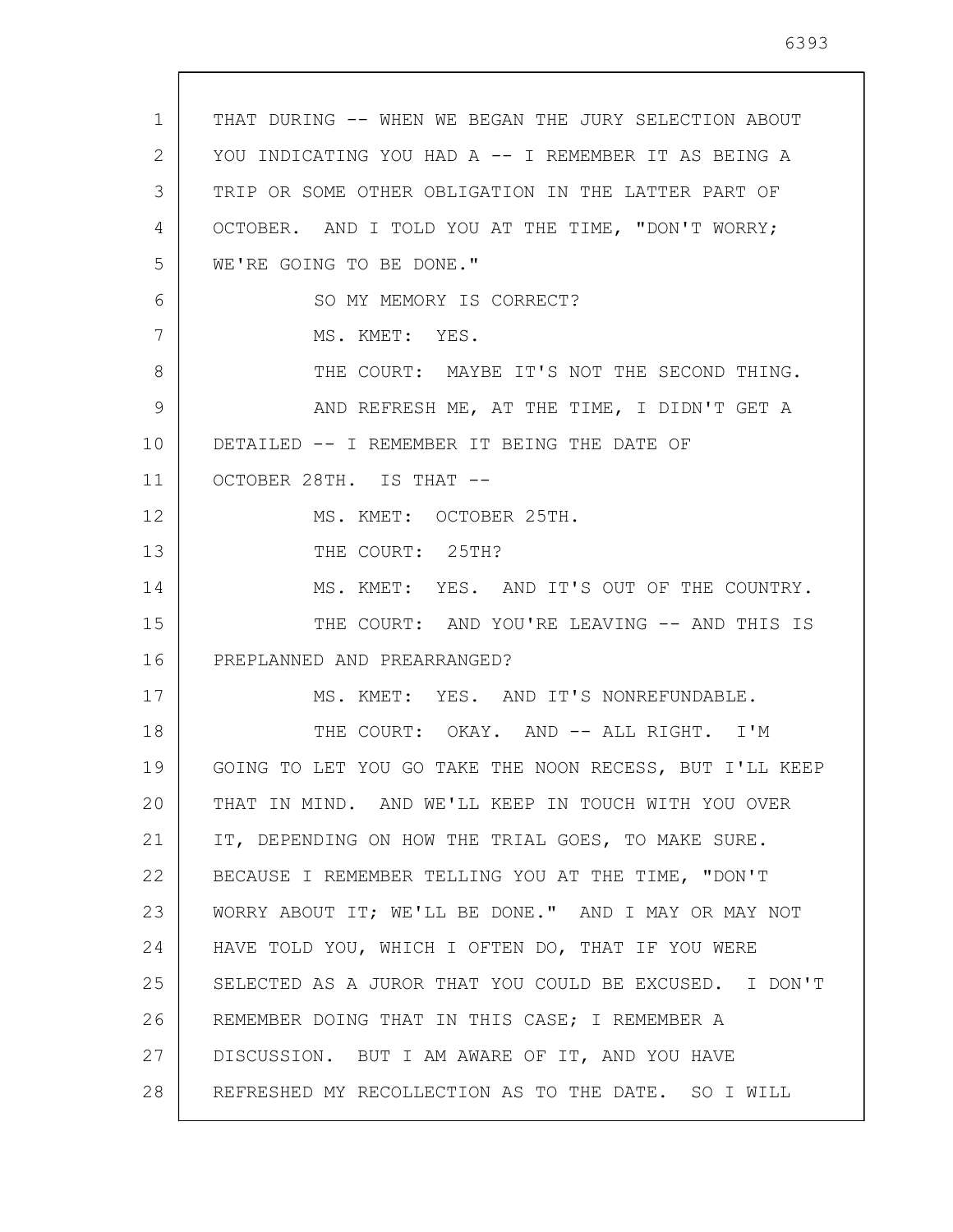THAT DURING -- WHEN WE BEGAN THE JURY SELECTION ABOUT YOU INDICATING YOU HAD A -- I REMEMBER IT AS BEING A TRIP OR SOME OTHER OBLIGATION IN THE LATTER PART OF OCTOBER. AND I TOLD YOU AT THE TIME, "DON'T WORRY; WE'RE GOING TO BE DONE."

SO MY MEMORY IS CORRECT?

MS. KMET: YES.

THE COURT: MAYBE IT'S NOT THE SECOND THING.

AND REFRESH ME, AT THE TIME, I DIDN'T GET A DETAILED -- I REMEMBER IT BEING THE DATE OF OCTOBER 28TH. IS THAT --

MS. KMET: OCTOBER 25TH.

THE COURT: 25TH?

MS. KMET: YES. AND IT'S OUT OF THE COUNTRY.

THE COURT: AND YOU'RE LEAVING -- AND THIS IS PREPLANNED AND PREARRANGED?

MS. KMET: YES. AND IT'S NONREFUNDABLE.

THE COURT: OKAY. AND -- ALL RIGHT. I'M GOING TO LET YOU GO TAKE THE NOON RECESS, BUT I'LL KEEP THAT IN MIND. AND WE'LL KEEP IN TOUCH WITH YOU OVER IT, DEPENDING ON HOW THE TRIAL GOES, TO MAKE SURE. BECAUSE I REMEMBER TELLING YOU AT THE TIME, "DON'T WORRY ABOUT IT; WE'LL BE DONE." AND I MAY OR MAY NOT HAVE TOLD YOU, WHICH I OFTEN DO, THAT IF YOU WERE SELECTED AS A JUROR THAT YOU COULD BE EXCUSED. I DON'T REMEMBER DOING THAT IN THIS CASE; I REMEMBER A DISCUSSION. BUT I AM AWARE OF IT, AND YOU HAVE REFRESHED MY RECOLLECTION AS TO THE DATE. SO I WILL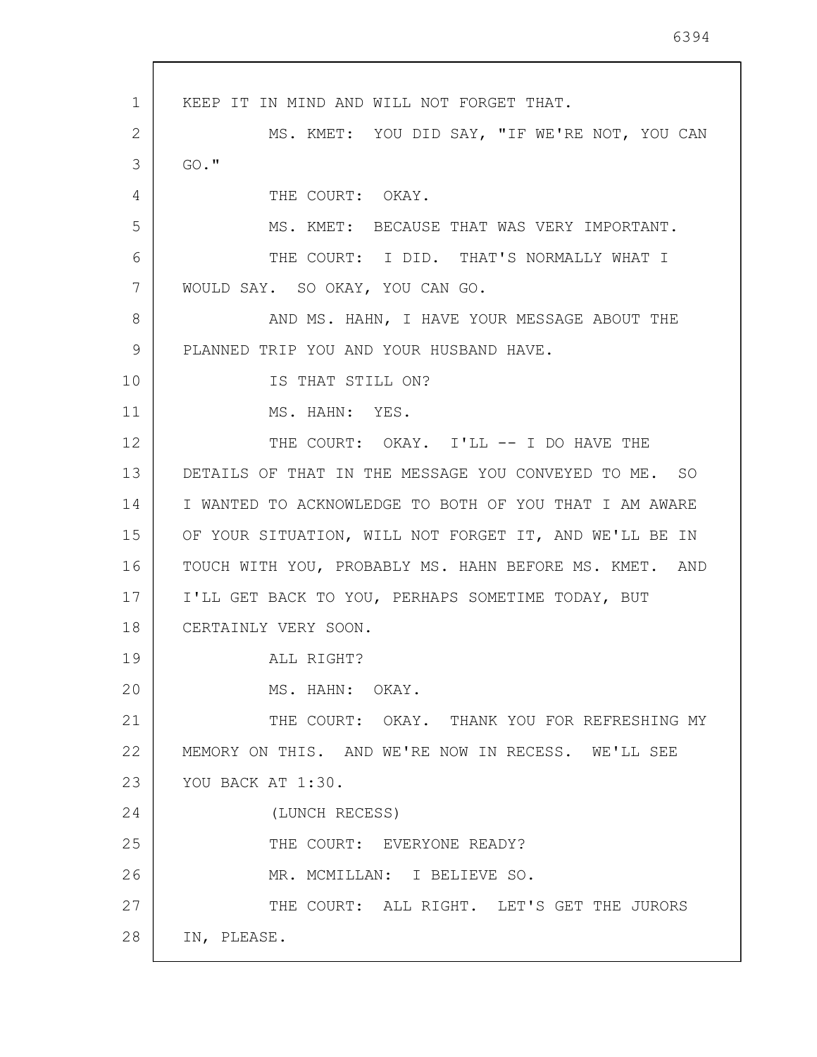KEEP IT IN MIND AND WILL NOT FORGET THAT.

MS. KMET: YOU DID SAY, "IF WE'RE NOT, YOU CAN GO."

THE COURT: OKAY.

MS. KMET: BECAUSE THAT WAS VERY IMPORTANT.

THE COURT: I DID. THAT'S NORMALLY WHAT I WOULD SAY. SO OKAY, YOU CAN GO.

AND MS. HAHN, I HAVE YOUR MESSAGE ABOUT THE PLANNED TRIP YOU AND YOUR HUSBAND HAVE.

IS THAT STILL ON?

MS. HAHN: YES.

THE COURT: OKAY. I'LL -- I DO HAVE THE DETAILS OF THAT IN THE MESSAGE YOU CONVEYED TO ME. SO I WANTED TO ACKNOWLEDGE TO BOTH OF YOU THAT I AM AWARE OF YOUR SITUATION, WILL NOT FORGET IT, AND WE'LL BE IN TOUCH WITH YOU, PROBABLY MS. HAHN BEFORE MS. KMET. AND I'LL GET BACK TO YOU, PERHAPS SOMETIME TODAY, BUT CERTAINLY VERY SOON.

ALL RIGHT?

MS. HAHN: OKAY.

THE COURT: OKAY. THANK YOU FOR REFRESHING MY MEMORY ON THIS. AND WE'RE NOW IN RECESS. WE'LL SEE YOU BACK AT 1:30.

(LUNCH RECESS)

THE COURT: EVERYONE READY?

MR. MCMILLAN: I BELIEVE SO.

THE COURT: ALL RIGHT. LET'S GET THE JURORS IN, PLEASE.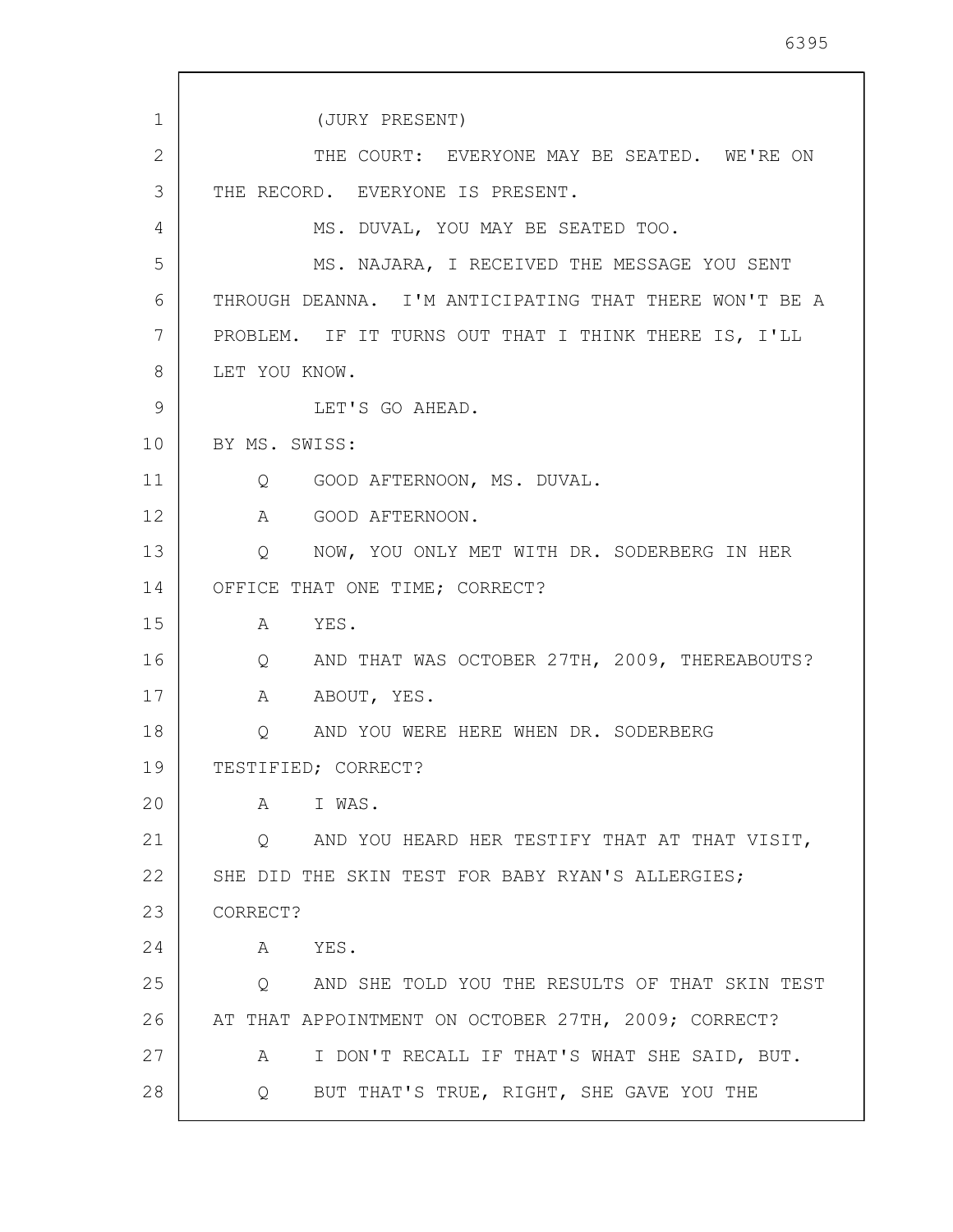(JURY PRESENT)

THE COURT: EVERYONE MAY BE SEATED. WE'RE ON THE RECORD. EVERYONE IS PRESENT.

MS. DUVAL, YOU MAY BE SEATED TOO.

MS. NAJARA, I RECEIVED THE MESSAGE YOU SENT THROUGH DEANNA. I'M ANTICIPATING THAT THERE WON'T BE A PROBLEM. IF IT TURNS OUT THAT I THINK THERE IS, I'LL LET YOU KNOW.

LET'S GO AHEAD.

BY MS. SWISS:

Q GOOD AFTERNOON, MS. DUVAL.

A GOOD AFTERNOON.

Q NOW, YOU ONLY MET WITH DR. SODERBERG IN HER OFFICE THAT ONE TIME; CORRECT?

A YES.

Q AND THAT WAS OCTOBER 27TH, 2009, THEREABOUTS?

A ABOUT, YES.

Q AND YOU WERE HERE WHEN DR. SODERBERG TESTIFIED; CORRECT?

A I WAS.

Q AND YOU HEARD HER TESTIFY THAT AT THAT VISIT, SHE DID THE SKIN TEST FOR BABY RYAN'S ALLERGIES; CORRECT?

A YES.

Q AND SHE TOLD YOU THE RESULTS OF THAT SKIN TEST AT THAT APPOINTMENT ON OCTOBER 27TH, 2009; CORRECT?

A I DON'T RECALL IF THAT'S WHAT SHE SAID, BUT.

Q BUT THAT'S TRUE, RIGHT, SHE GAVE YOU THE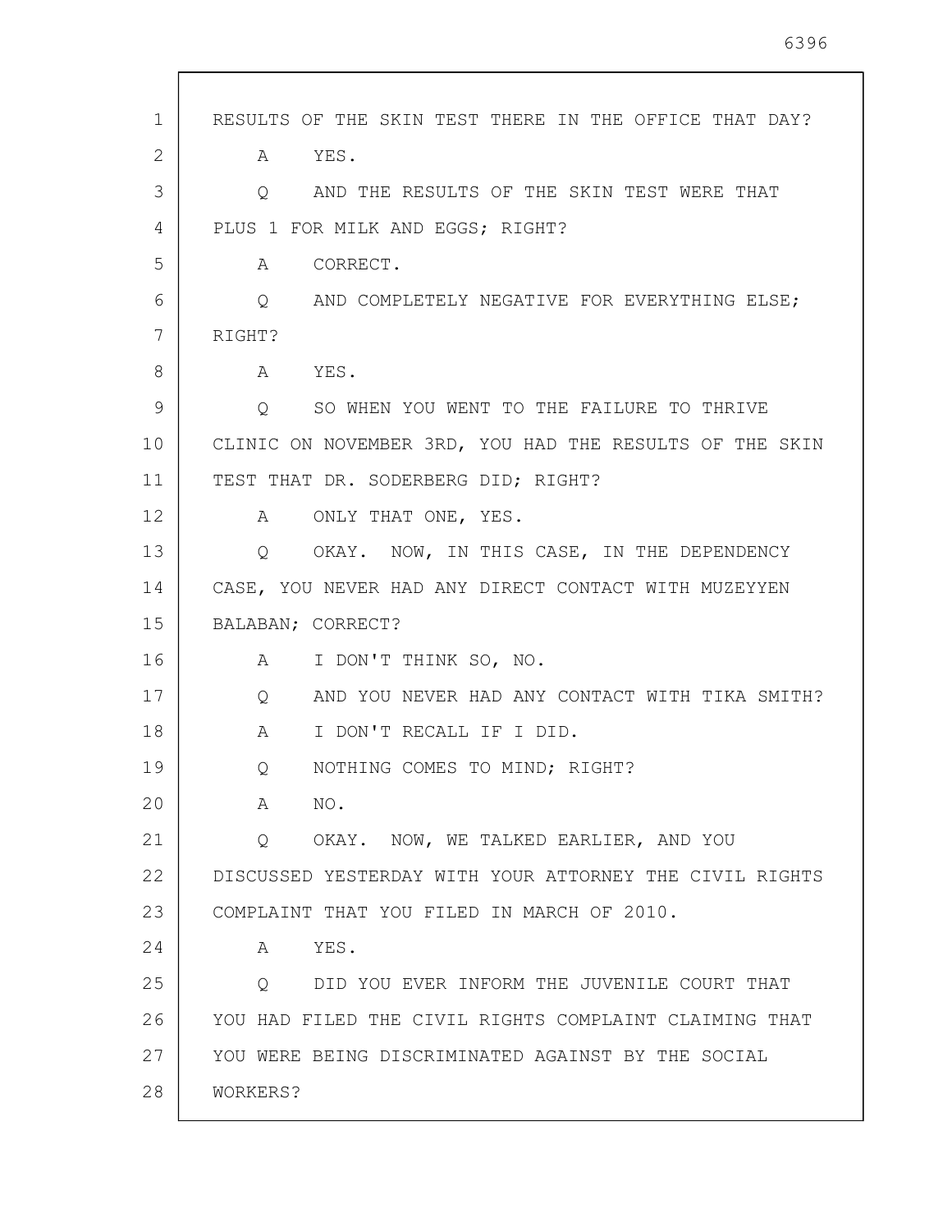RESULTS OF THE SKIN TEST THERE IN THE OFFICE THAT DAY?

A YES.

Q AND THE RESULTS OF THE SKIN TEST WERE THAT PLUS 1 FOR MILK AND EGGS; RIGHT?

A CORRECT.

Q AND COMPLETELY NEGATIVE FOR EVERYTHING ELSE; RIGHT?

A YES.

Q SO WHEN YOU WENT TO THE FAILURE TO THRIVE CLINIC ON NOVEMBER 3RD, YOU HAD THE RESULTS OF THE SKIN TEST THAT DR. SODERBERG DID; RIGHT?

A ONLY THAT ONE, YES.

Q OKAY. NOW, IN THIS CASE, IN THE DEPENDENCY CASE, YOU NEVER HAD ANY DIRECT CONTACT WITH MUZEYYEN BALABAN; CORRECT?

A I DON'T THINK SO, NO.

Q AND YOU NEVER HAD ANY CONTACT WITH TIKA SMITH?

A I DON'T RECALL IF I DID.

Q NOTHING COMES TO MIND; RIGHT?

A NO.

Q OKAY. NOW, WE TALKED EARLIER, AND YOU DISCUSSED YESTERDAY WITH YOUR ATTORNEY THE CIVIL RIGHTS COMPLAINT THAT YOU FILED IN MARCH OF 2010.

A YES.

Q DID YOU EVER INFORM THE JUVENILE COURT THAT YOU HAD FILED THE CIVIL RIGHTS COMPLAINT CLAIMING THAT YOU WERE BEING DISCRIMINATED AGAINST BY THE SOCIAL WORKERS?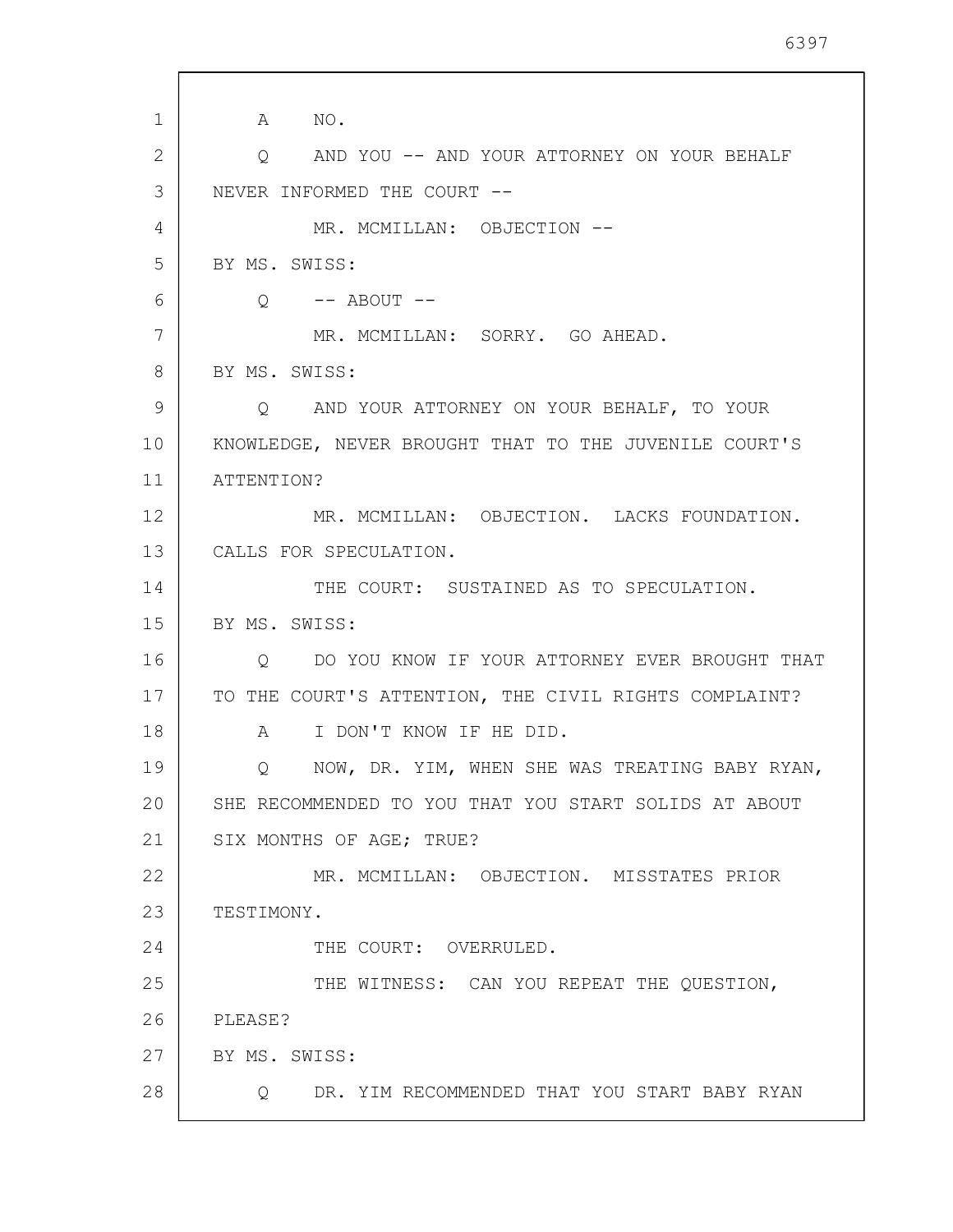A NO.

Q AND YOU -- AND YOUR ATTORNEY ON YOUR BEHALF NEVER INFORMED THE COURT --

MR. MCMILLAN: OBJECTION --

BY MS. SWISS:

Q -- ABOUT --

MR. MCMILLAN: SORRY. GO AHEAD.

BY MS. SWISS:

Q AND YOUR ATTORNEY ON YOUR BEHALF, TO YOUR KNOWLEDGE, NEVER BROUGHT THAT TO THE JUVENILE COURT'S ATTENTION?

MR. MCMILLAN: OBJECTION. LACKS FOUNDATION. CALLS FOR SPECULATION.

THE COURT: SUSTAINED AS TO SPECULATION.

BY MS. SWISS:

Q DO YOU KNOW IF YOUR ATTORNEY EVER BROUGHT THAT TO THE COURT'S ATTENTION, THE CIVIL RIGHTS COMPLAINT?

A I DON'T KNOW IF HE DID.

Q NOW, DR. YIM, WHEN SHE WAS TREATING BABY RYAN, SHE RECOMMENDED TO YOU THAT YOU START SOLIDS AT ABOUT SIX MONTHS OF AGE; TRUE?

MR. MCMILLAN: OBJECTION. MISSTATES PRIOR TESTIMONY.

THE COURT: OVERRULED.

THE WITNESS: CAN YOU REPEAT THE QUESTION, PLEASE?

BY MS. SWISS:

Q DR. YIM RECOMMENDED THAT YOU START BABY RYAN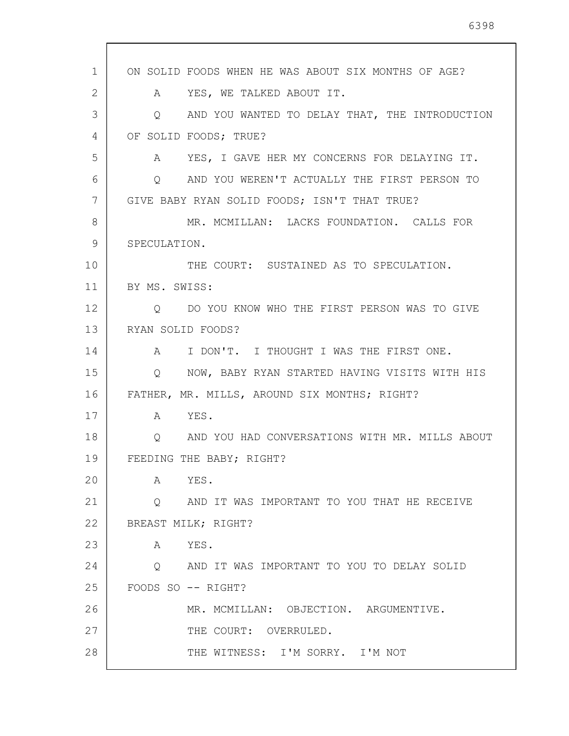ON SOLID FOODS WHEN HE WAS ABOUT SIX MONTHS OF AGE?

A YES, WE TALKED ABOUT IT.

Q AND YOU WANTED TO DELAY THAT, THE INTRODUCTION OF SOLID FOODS; TRUE?

A YES, I GAVE HER MY CONCERNS FOR DELAYING IT.

Q AND YOU WEREN'T ACTUALLY THE FIRST PERSON TO GIVE BABY RYAN SOLID FOODS; ISN'T THAT TRUE?

MR. MCMILLAN: LACKS FOUNDATION. CALLS FOR SPECULATION.

THE COURT: SUSTAINED AS TO SPECULATION.

BY MS. SWISS:

Q DO YOU KNOW WHO THE FIRST PERSON WAS TO GIVE RYAN SOLID FOODS?

A I DON'T. I THOUGHT I WAS THE FIRST ONE.

Q NOW, BABY RYAN STARTED HAVING VISITS WITH HIS FATHER, MR. MILLS, AROUND SIX MONTHS; RIGHT?

A YES.

Q AND YOU HAD CONVERSATIONS WITH MR. MILLS ABOUT FEEDING THE BABY; RIGHT?

A YES.

Q AND IT WAS IMPORTANT TO YOU THAT HE RECEIVE BREAST MILK; RIGHT?

A YES.

Q AND IT WAS IMPORTANT TO YOU TO DELAY SOLID FOODS SO -- RIGHT?

MR. MCMILLAN: OBJECTION. ARGUMENTIVE.

THE COURT: OVERRULED.

THE WITNESS: I'M SORRY. I'M NOT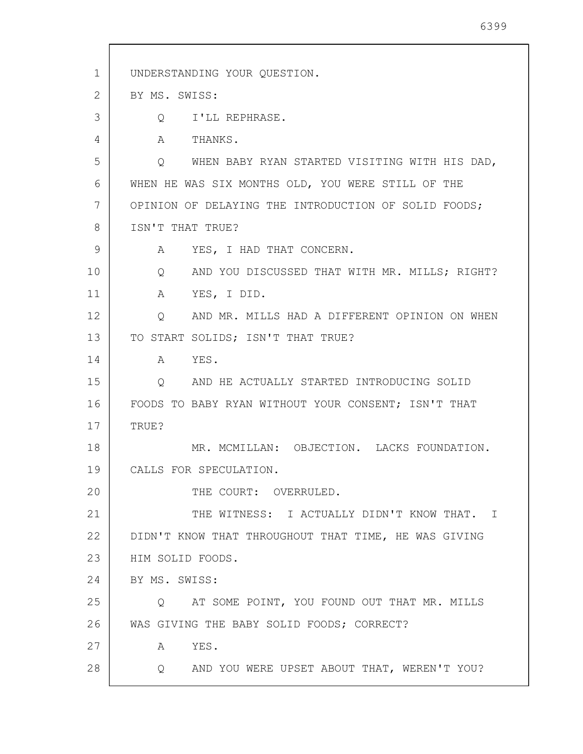UNDERSTANDING YOUR QUESTION.

BY MS. SWISS:

Q I'LL REPHRASE.

A THANKS.

Q WHEN BABY RYAN STARTED VISITING WITH HIS DAD, WHEN HE WAS SIX MONTHS OLD, YOU WERE STILL OF THE OPINION OF DELAYING THE INTRODUCTION OF SOLID FOODS; ISN'T THAT TRUE?

A YES, I HAD THAT CONCERN.

Q AND YOU DISCUSSED THAT WITH MR. MILLS; RIGHT?

A YES, I DID.

Q AND MR. MILLS HAD A DIFFERENT OPINION ON WHEN TO START SOLIDS; ISN'T THAT TRUE?

A YES.

Q AND HE ACTUALLY STARTED INTRODUCING SOLID FOODS TO BABY RYAN WITHOUT YOUR CONSENT; ISN'T THAT TRUE?

MR. MCMILLAN: OBJECTION. LACKS FOUNDATION. CALLS FOR SPECULATION.

THE COURT: OVERRULED.

THE WITNESS: I ACTUALLY DIDN'T KNOW THAT. I DIDN'T KNOW THAT THROUGHOUT THAT TIME, HE WAS GIVING HIM SOLID FOODS.

BY MS. SWISS:

Q AT SOME POINT, YOU FOUND OUT THAT MR. MILLS WAS GIVING THE BABY SOLID FOODS; CORRECT?

A YES.

Q AND YOU WERE UPSET ABOUT THAT, WEREN'T YOU?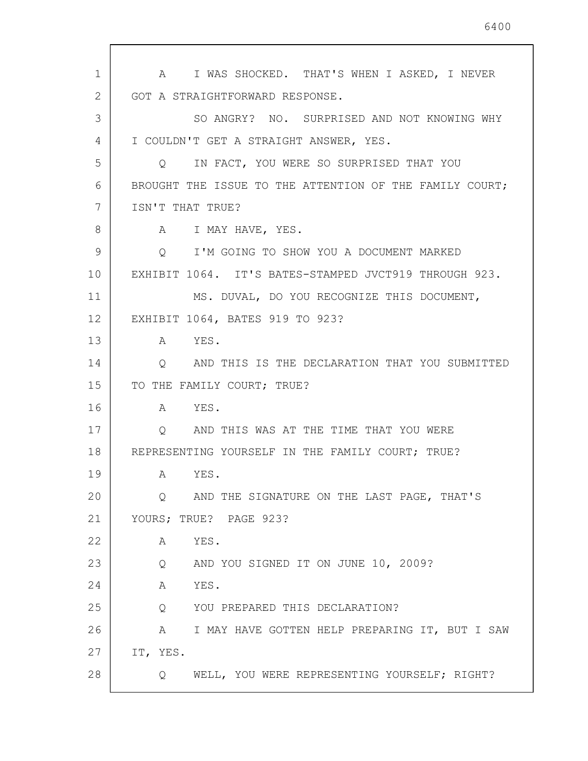A I WAS SHOCKED. THAT'S WHEN I ASKED, I NEVER GOT A STRAIGHTFORWARD RESPONSE.

SO ANGRY? NO. SURPRISED AND NOT KNOWING WHY I COULDN'T GET A STRAIGHT ANSWER, YES.

Q IN FACT, YOU WERE SO SURPRISED THAT YOU BROUGHT THE ISSUE TO THE ATTENTION OF THE FAMILY COURT; ISN'T THAT TRUE?

A I MAY HAVE, YES.

Q I'M GOING TO SHOW YOU A DOCUMENT MARKED EXHIBIT 1064. IT'S BATES-STAMPED JVCT919 THROUGH 923.

MS. DUVAL, DO YOU RECOGNIZE THIS DOCUMENT, EXHIBIT 1064, BATES 919 TO 923?

A YES.

Q AND THIS IS THE DECLARATION THAT YOU SUBMITTED TO THE FAMILY COURT; TRUE?

A YES.

Q AND THIS WAS AT THE TIME THAT YOU WERE REPRESENTING YOURSELF IN THE FAMILY COURT; TRUE?

A YES.

Q AND THE SIGNATURE ON THE LAST PAGE, THAT'S YOURS; TRUE? PAGE 923?

A YES.

Q AND YOU SIGNED IT ON JUNE 10, 2009?

A YES.

Q YOU PREPARED THIS DECLARATION?

A I MAY HAVE GOTTEN HELP PREPARING IT, BUT I SAW IT, YES.

Q WELL, YOU WERE REPRESENTING YOURSELF; RIGHT?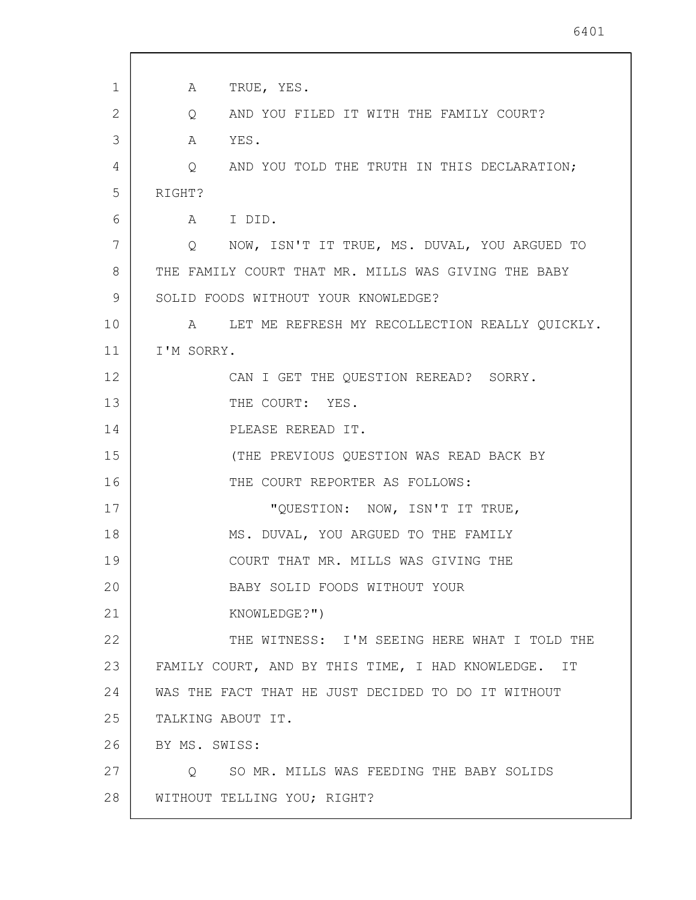A TRUE, YES.

Q AND YOU FILED IT WITH THE FAMILY COURT?

A YES.

Q AND YOU TOLD THE TRUTH IN THIS DECLARATION; RIGHT?

A I DID.

Q NOW, ISN'T IT TRUE, MS. DUVAL, YOU ARGUED TO THE FAMILY COURT THAT MR. MILLS WAS GIVING THE BABY SOLID FOODS WITHOUT YOUR KNOWLEDGE?

A LET ME REFRESH MY RECOLLECTION REALLY QUICKLY. I'M SORRY.

CAN I GET THE QUESTION REREAD? SORRY.

THE COURT: YES.

PLEASE REREAD IT.

(THE PREVIOUS QUESTION WAS READ BACK BY THE COURT REPORTER AS FOLLOWS:

"QUESTION: NOW, ISN'T IT TRUE, MS. DUVAL, YOU ARGUED TO THE FAMILY COURT THAT MR. MILLS WAS GIVING THE BABY SOLID FOODS WITHOUT YOUR KNOWLEDGE?")

THE WITNESS: I'M SEEING HERE WHAT I TOLD THE FAMILY COURT, AND BY THIS TIME, I HAD KNOWLEDGE. IT WAS THE FACT THAT HE JUST DECIDED TO DO IT WITHOUT TALKING ABOUT IT.

BY MS. SWISS:

Q SO MR. MILLS WAS FEEDING THE BABY SOLIDS WITHOUT TELLING YOU; RIGHT?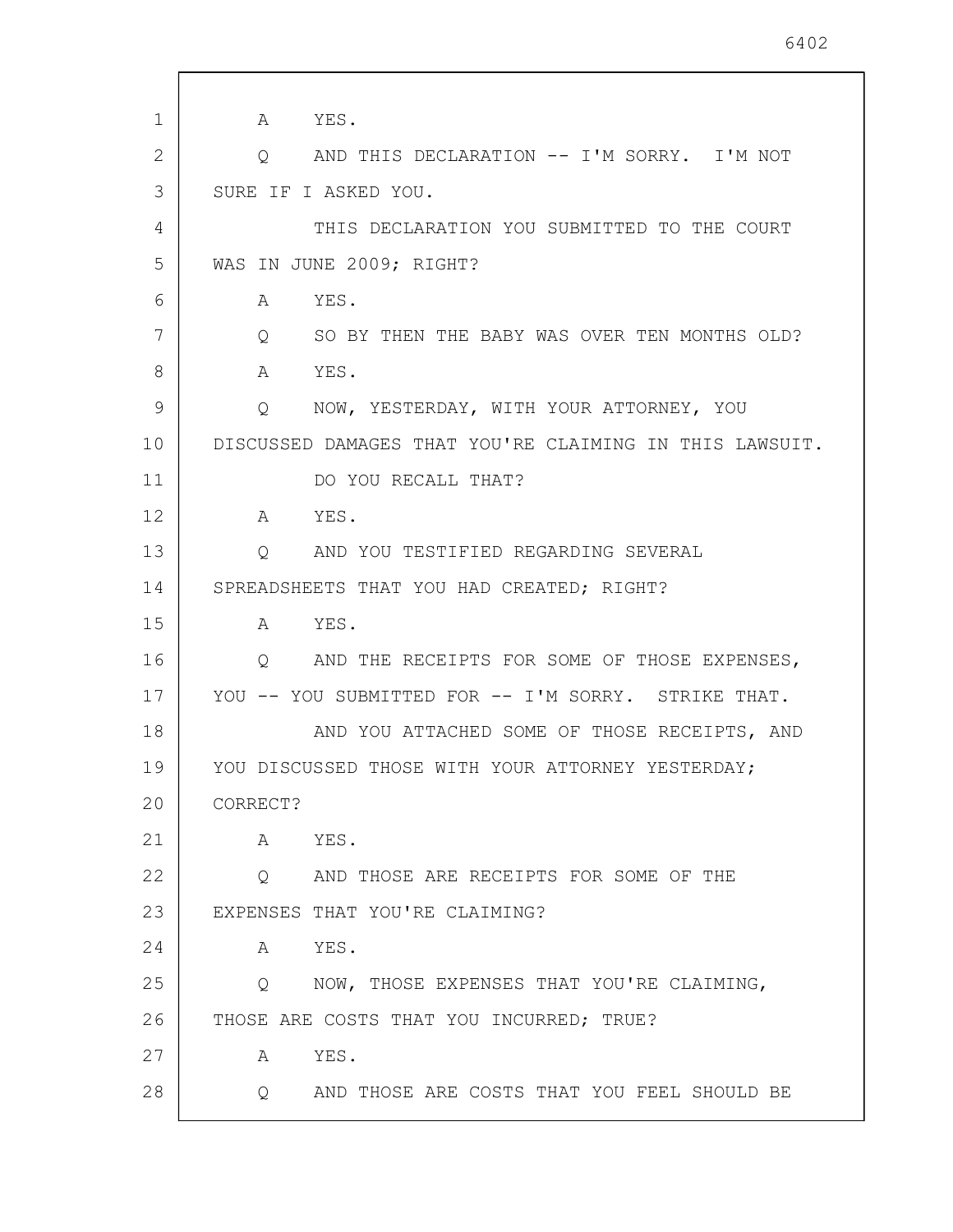A YES.

Q AND THIS DECLARATION -- I'M SORRY. I'M NOT SURE IF I ASKED YOU.

THIS DECLARATION YOU SUBMITTED TO THE COURT WAS IN JUNE 2009; RIGHT?

A YES.

Q SO BY THEN THE BABY WAS OVER TEN MONTHS OLD?

A YES.

Q NOW, YESTERDAY, WITH YOUR ATTORNEY, YOU DISCUSSED DAMAGES THAT YOU'RE CLAIMING IN THIS LAWSUIT.

DO YOU RECALL THAT?

A YES.

Q AND YOU TESTIFIED REGARDING SEVERAL SPREADSHEETS THAT YOU HAD CREATED; RIGHT?

A YES.

Q AND THE RECEIPTS FOR SOME OF THOSE EXPENSES, YOU -- YOU SUBMITTED FOR -- I'M SORRY. STRIKE THAT.

AND YOU ATTACHED SOME OF THOSE RECEIPTS, AND YOU DISCUSSED THOSE WITH YOUR ATTORNEY YESTERDAY; CORRECT?

A YES.

Q AND THOSE ARE RECEIPTS FOR SOME OF THE EXPENSES THAT YOU'RE CLAIMING?

A YES.

Q NOW, THOSE EXPENSES THAT YOU'RE CLAIMING, THOSE ARE COSTS THAT YOU INCURRED; TRUE?

A YES.

Q AND THOSE ARE COSTS THAT YOU FEEL SHOULD BE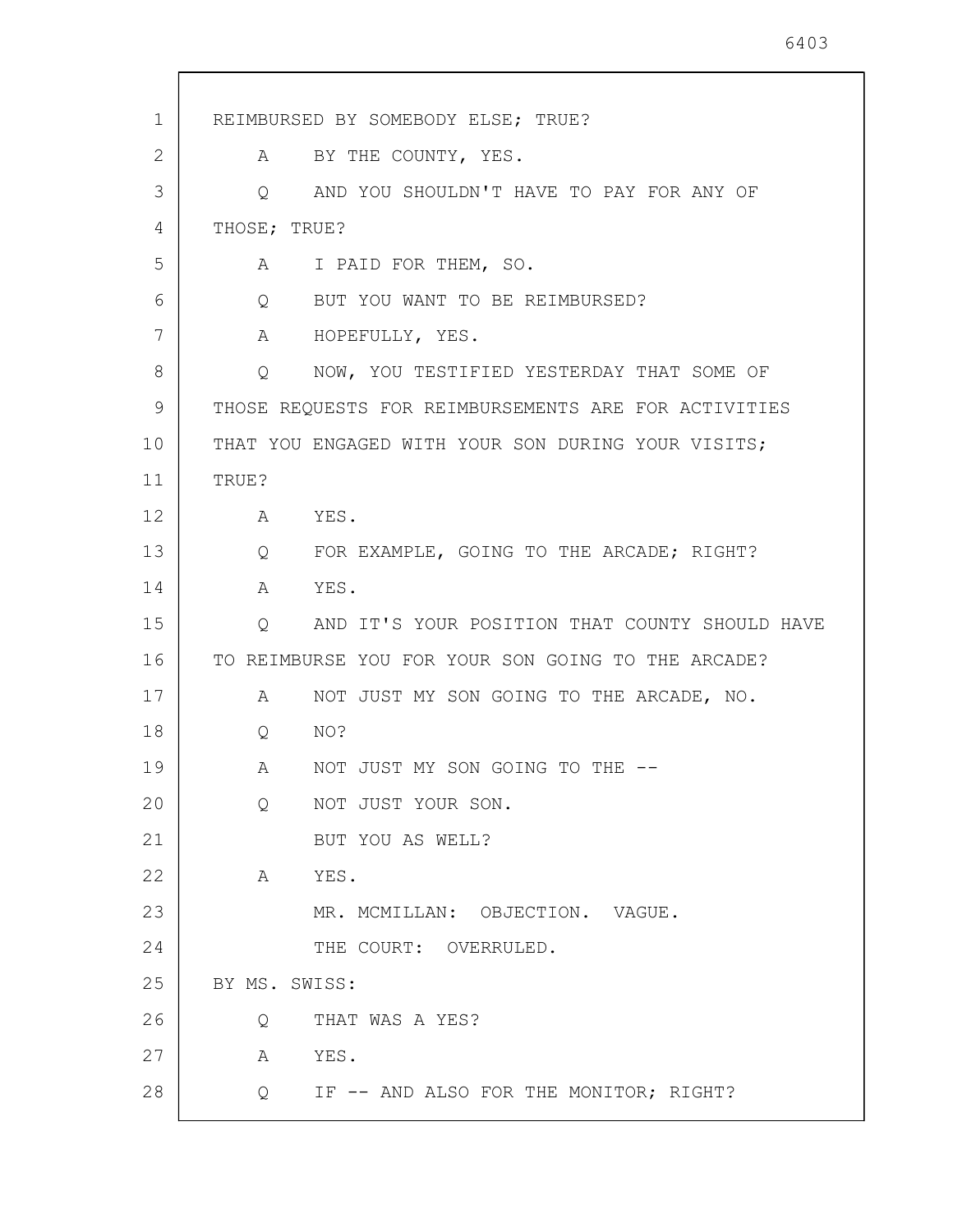REIMBURSED BY SOMEBODY ELSE; TRUE?

A BY THE COUNTY, YES.

Q AND YOU SHOULDN'T HAVE TO PAY FOR ANY OF THOSE; TRUE?

A I PAID FOR THEM, SO.

Q BUT YOU WANT TO BE REIMBURSED?

A HOPEFULLY, YES.

Q NOW, YOU TESTIFIED YESTERDAY THAT SOME OF THOSE REQUESTS FOR REIMBURSEMENTS ARE FOR ACTIVITIES THAT YOU ENGAGED WITH YOUR SON DURING YOUR VISITS; TRUE?

A YES.

Q FOR EXAMPLE, GOING TO THE ARCADE; RIGHT?

A YES.

Q AND IT'S YOUR POSITION THAT COUNTY SHOULD HAVE TO REIMBURSE YOU FOR YOUR SON GOING TO THE ARCADE?

A NOT JUST MY SON GOING TO THE ARCADE, NO.

Q NO?

A NOT JUST MY SON GOING TO THE --

Q NOT JUST YOUR SON.

BUT YOU AS WELL?

A YES.

MR. MCMILLAN: OBJECTION. VAGUE.

THE COURT: OVERRULED.

BY MS. SWISS:

Q THAT WAS A YES?

A YES.

Q IF -- AND ALSO FOR THE MONITOR; RIGHT?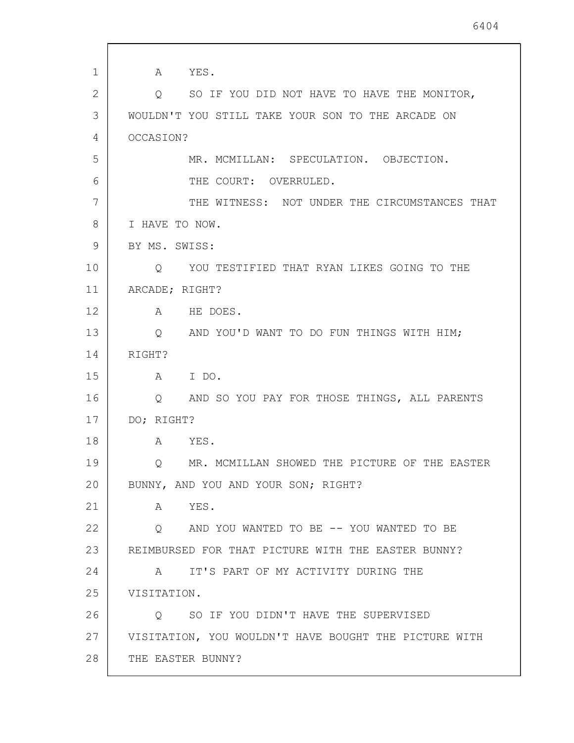A YES.

Q SO IF YOU DID NOT HAVE TO HAVE THE MONITOR, WOULDN'T YOU STILL TAKE YOUR SON TO THE ARCADE ON OCCASION?

MR. MCMILLAN: SPECULATION. OBJECTION.

THE COURT: OVERRULED.

THE WITNESS: NOT UNDER THE CIRCUMSTANCES THAT I HAVE TO NOW.

BY MS. SWISS:

Q YOU TESTIFIED THAT RYAN LIKES GOING TO THE ARCADE; RIGHT?

A HE DOES.

Q AND YOU'D WANT TO DO FUN THINGS WITH HIM; RIGHT?

A I DO.

Q AND SO YOU PAY FOR THOSE THINGS, ALL PARENTS DO; RIGHT?

A YES.

Q MR. MCMILLAN SHOWED THE PICTURE OF THE EASTER BUNNY, AND YOU AND YOUR SON; RIGHT?

A YES.

Q AND YOU WANTED TO BE -- YOU WANTED TO BE REIMBURSED FOR THAT PICTURE WITH THE EASTER BUNNY?

A IT'S PART OF MY ACTIVITY DURING THE VISITATION.

Q SO IF YOU DIDN'T HAVE THE SUPERVISED VISITATION, YOU WOULDN'T HAVE BOUGHT THE PICTURE WITH THE EASTER BUNNY?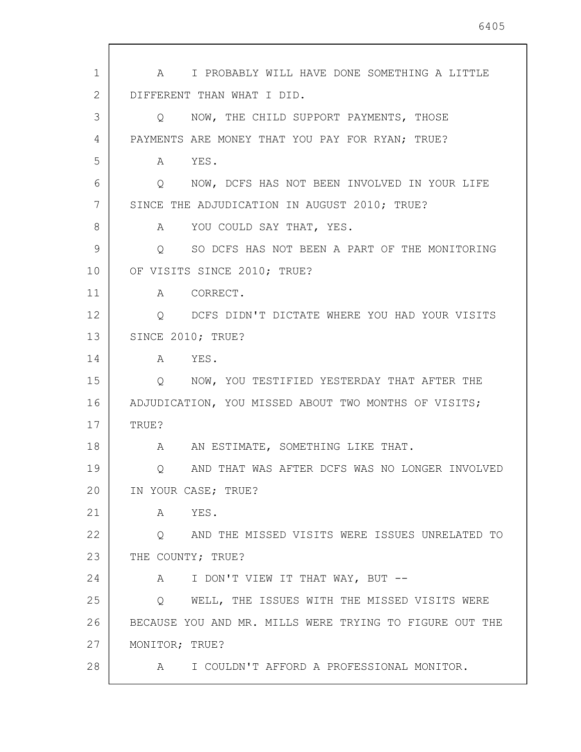A I PROBABLY WILL HAVE DONE SOMETHING A LITTLE DIFFERENT THAN WHAT I DID.

Q NOW, THE CHILD SUPPORT PAYMENTS, THOSE PAYMENTS ARE MONEY THAT YOU PAY FOR RYAN; TRUE?

A YES.

Q NOW, DCFS HAS NOT BEEN INVOLVED IN YOUR LIFE SINCE THE ADJUDICATION IN AUGUST 2010; TRUE?

A YOU COULD SAY THAT, YES.

Q SO DCFS HAS NOT BEEN A PART OF THE MONITORING OF VISITS SINCE 2010; TRUE?

A CORRECT.

Q DCFS DIDN'T DICTATE WHERE YOU HAD YOUR VISITS SINCE 2010; TRUE?

A YES.

Q NOW, YOU TESTIFIED YESTERDAY THAT AFTER THE ADJUDICATION, YOU MISSED ABOUT TWO MONTHS OF VISITS; TRUE?

A AN ESTIMATE, SOMETHING LIKE THAT.

Q AND THAT WAS AFTER DCFS WAS NO LONGER INVOLVED IN YOUR CASE; TRUE?

A YES.

Q AND THE MISSED VISITS WERE ISSUES UNRELATED TO THE COUNTY; TRUE?

A I DON'T VIEW IT THAT WAY, BUT --

Q WELL, THE ISSUES WITH THE MISSED VISITS WERE BECAUSE YOU AND MR. MILLS WERE TRYING TO FIGURE OUT THE MONITOR; TRUE?

A I COULDN'T AFFORD A PROFESSIONAL MONITOR.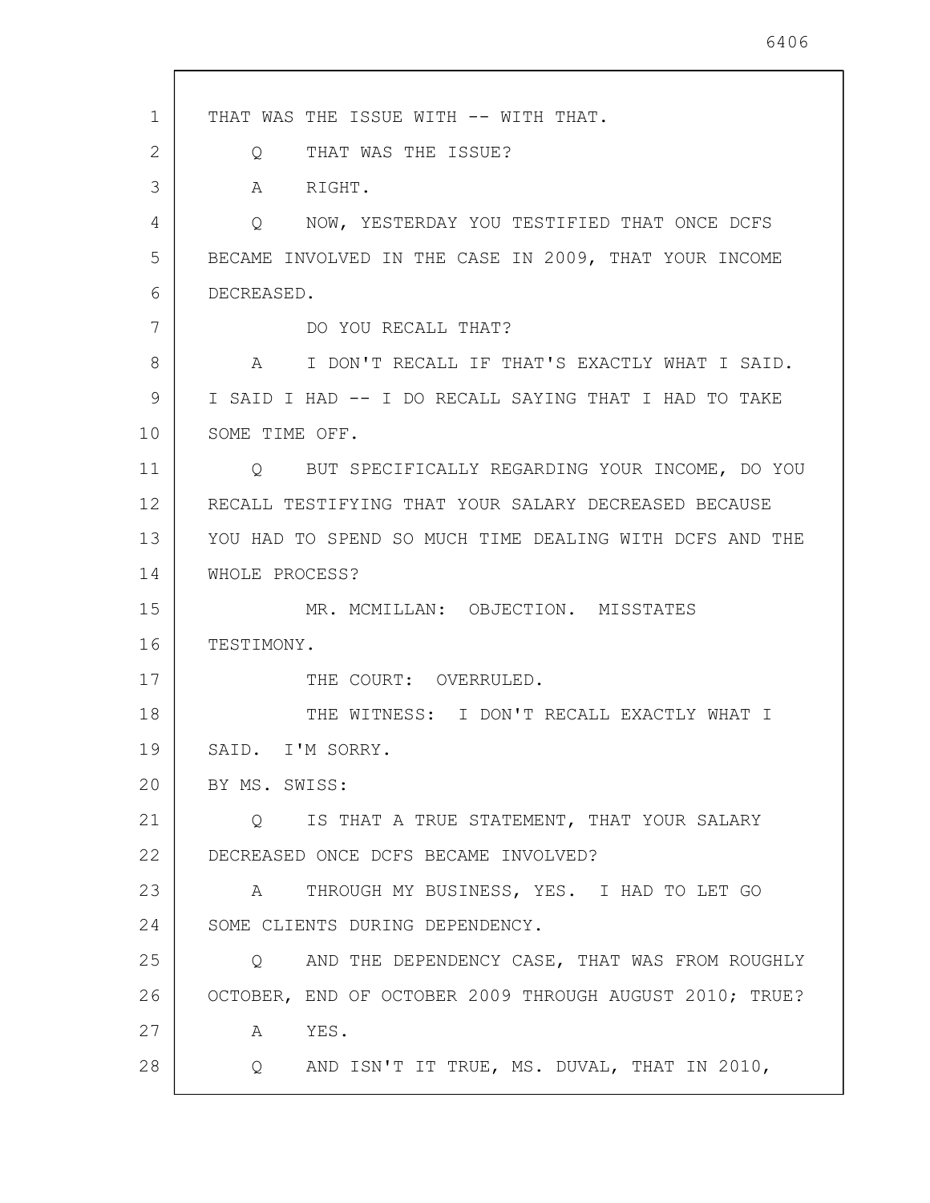THAT WAS THE ISSUE WITH -- WITH THAT.

Q THAT WAS THE ISSUE?

A RIGHT.

Q NOW, YESTERDAY YOU TESTIFIED THAT ONCE DCFS BECAME INVOLVED IN THE CASE IN 2009, THAT YOUR INCOME DECREASED.

DO YOU RECALL THAT?

A I DON'T RECALL IF THAT'S EXACTLY WHAT I SAID. I SAID I HAD -- I DO RECALL SAYING THAT I HAD TO TAKE SOME TIME OFF.

Q BUT SPECIFICALLY REGARDING YOUR INCOME, DO YOU RECALL TESTIFYING THAT YOUR SALARY DECREASED BECAUSE YOU HAD TO SPEND SO MUCH TIME DEALING WITH DCFS AND THE WHOLE PROCESS?

MR. MCMILLAN: OBJECTION. MISSTATES TESTIMONY.

THE COURT: OVERRULED.

THE WITNESS: I DON'T RECALL EXACTLY WHAT I SAID. I'M SORRY.

BY MS. SWISS:

Q IS THAT A TRUE STATEMENT, THAT YOUR SALARY DECREASED ONCE DCFS BECAME INVOLVED?

A THROUGH MY BUSINESS, YES. I HAD TO LET GO SOME CLIENTS DURING DEPENDENCY.

Q AND THE DEPENDENCY CASE, THAT WAS FROM ROUGHLY OCTOBER, END OF OCTOBER 2009 THROUGH AUGUST 2010; TRUE?

A YES.

Q AND ISN'T IT TRUE, MS. DUVAL, THAT IN 2010,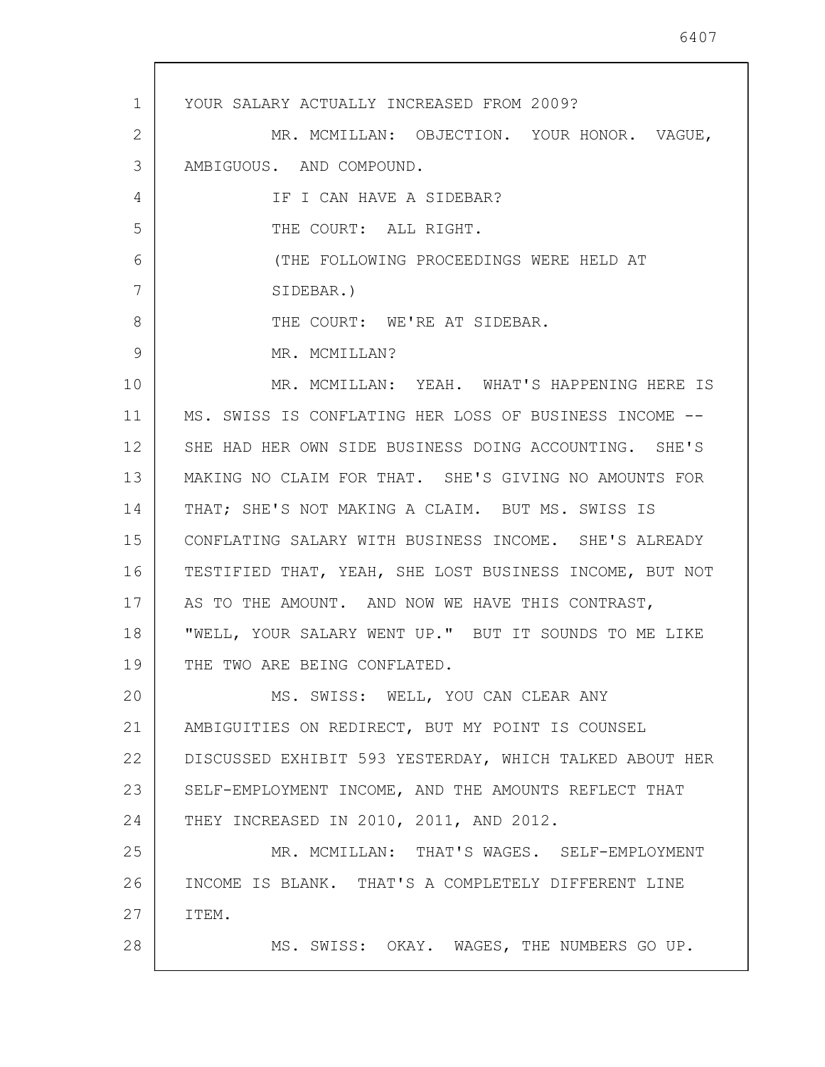YOUR SALARY ACTUALLY INCREASED FROM 2009?

MR. MCMILLAN: OBJECTION. YOUR HONOR. VAGUE, AMBIGUOUS. AND COMPOUND.

IF I CAN HAVE A SIDEBAR?

THE COURT: ALL RIGHT.

(THE FOLLOWING PROCEEDINGS WERE HELD AT SIDEBAR.)

THE COURT: WE'RE AT SIDEBAR.

MR. MCMILLAN?

MR. MCMILLAN: YEAH. WHAT'S HAPPENING HERE IS MS. SWISS IS CONFLATING HER LOSS OF BUSINESS INCOME -- SHE HAD HER OWN SIDE BUSINESS DOING ACCOUNTING. SHE'S MAKING NO CLAIM FOR THAT. SHE'S GIVING NO AMOUNTS FOR THAT; SHE'S NOT MAKING A CLAIM. BUT MS. SWISS IS CONFLATING SALARY WITH BUSINESS INCOME. SHE'S ALREADY TESTIFIED THAT, YEAH, SHE LOST BUSINESS INCOME, BUT NOT AS TO THE AMOUNT. AND NOW WE HAVE THIS CONTRAST, "WELL, YOUR SALARY WENT UP." BUT IT SOUNDS TO ME LIKE THE TWO ARE BEING CONFLATED.

MS. SWISS: WELL, YOU CAN CLEAR ANY AMBIGUITIES ON REDIRECT, BUT MY POINT IS COUNSEL DISCUSSED EXHIBIT 593 YESTERDAY, WHICH TALKED ABOUT HER SELF-EMPLOYMENT INCOME, AND THE AMOUNTS REFLECT THAT THEY INCREASED IN 2010, 2011, AND 2012.

MR. MCMILLAN: THAT'S WAGES. SELF-EMPLOYMENT INCOME IS BLANK. THAT'S A COMPLETELY DIFFERENT LINE ITEM.

MS. SWISS: OKAY. WAGES, THE NUMBERS GO UP.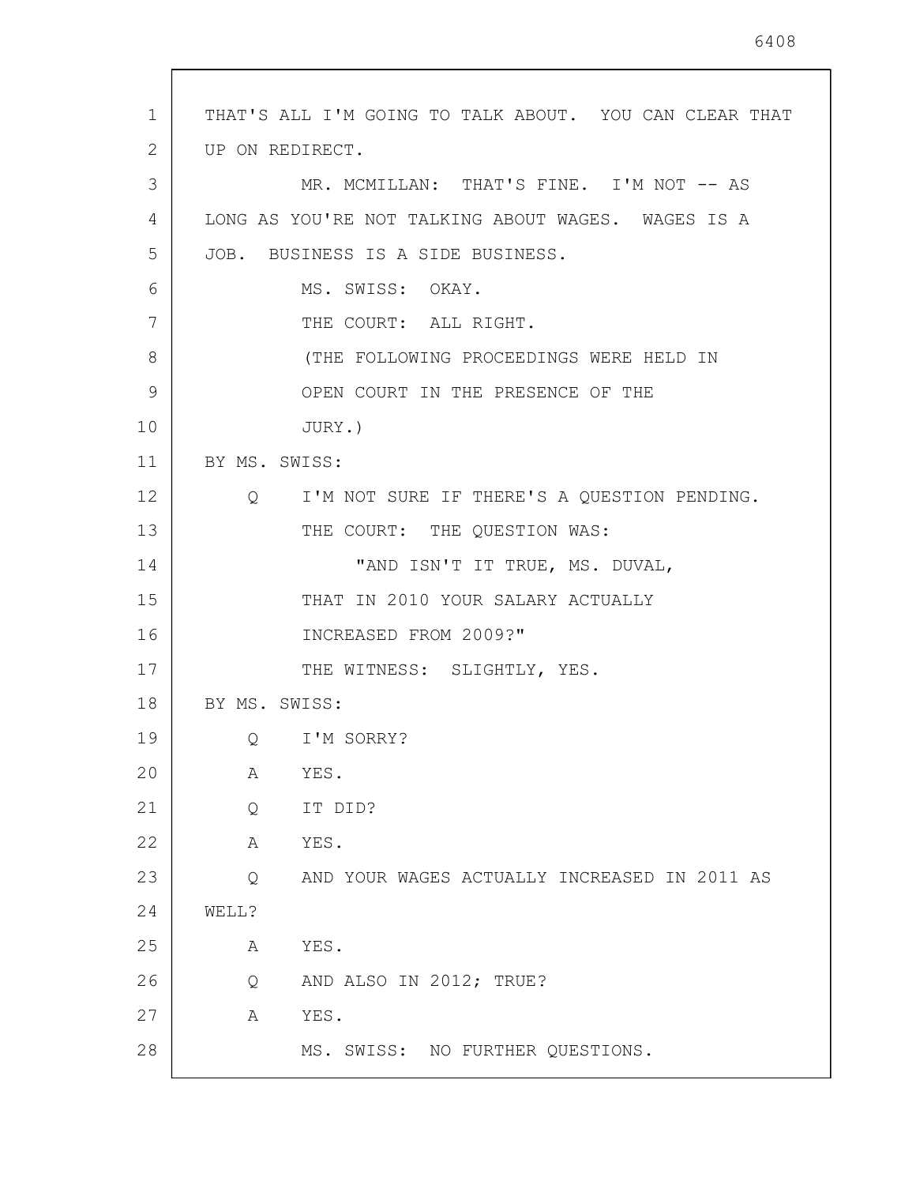THAT'S ALL I'M GOING TO TALK ABOUT. YOU CAN CLEAR THAT UP ON REDIRECT.

MR. MCMILLAN: THAT'S FINE. I'M NOT -- AS LONG AS YOU'RE NOT TALKING ABOUT WAGES. WAGES IS A JOB. BUSINESS IS A SIDE BUSINESS.

MS. SWISS: OKAY.

THE COURT: ALL RIGHT.

(THE FOLLOWING PROCEEDINGS WERE HELD IN OPEN COURT IN THE PRESENCE OF THE JURY.)

BY MS. SWISS:

Q I'M NOT SURE IF THERE'S A QUESTION PENDING.

THE COURT: THE QUESTION WAS:

"AND ISN'T IT TRUE, MS. DUVAL, THAT IN 2010 YOUR SALARY ACTUALLY INCREASED FROM 2009?"

THE WITNESS: SLIGHTLY, YES.

BY MS. SWISS:

Q I'M SORRY?

A YES.

Q IT DID?

A YES.

Q AND YOUR WAGES ACTUALLY INCREASED IN 2011 AS WELL?

A YES.

Q AND ALSO IN 2012; TRUE?

A YES.

MS. SWISS: NO FURTHER QUESTIONS.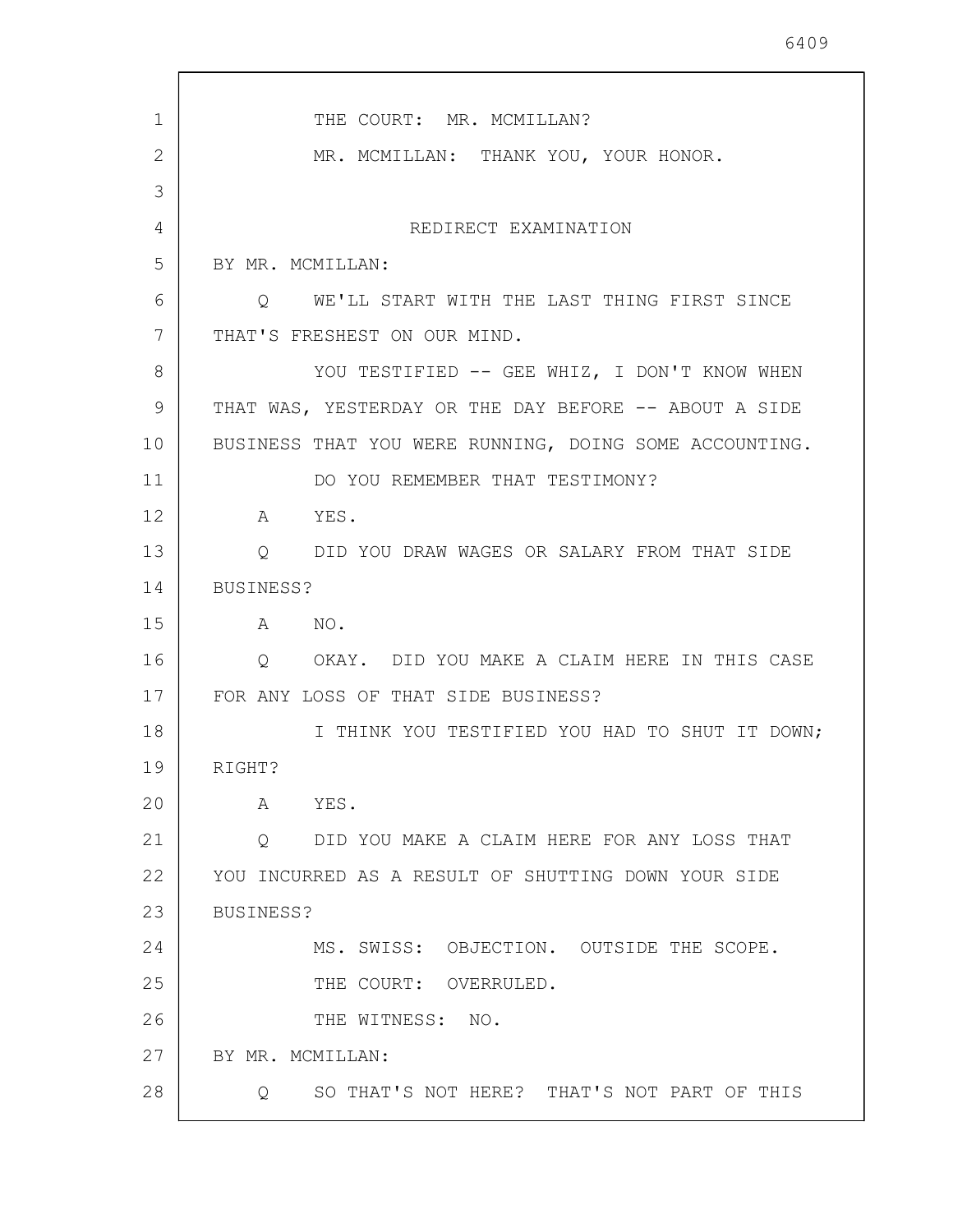THE COURT: MR. MCMILLAN?

MR. MCMILLAN: THANK YOU, YOUR HONOR.

## REDIRECT EXAMINATION

BY MR. MCMILLAN:

Q WE'LL START WITH THE LAST THING FIRST SINCE THAT'S FRESHEST ON OUR MIND.

YOU TESTIFIED -- GEE WHIZ, I DON'T KNOW WHEN THAT WAS, YESTERDAY OR THE DAY BEFORE -- ABOUT A SIDE BUSINESS THAT YOU WERE RUNNING, DOING SOME ACCOUNTING.

DO YOU REMEMBER THAT TESTIMONY?

A YES.

Q DID YOU DRAW WAGES OR SALARY FROM THAT SIDE BUSINESS?

A NO.

Q OKAY. DID YOU MAKE A CLAIM HERE IN THIS CASE FOR ANY LOSS OF THAT SIDE BUSINESS?

I THINK YOU TESTIFIED YOU HAD TO SHUT IT DOWN; RIGHT?

A YES.

Q DID YOU MAKE A CLAIM HERE FOR ANY LOSS THAT YOU INCURRED AS A RESULT OF SHUTTING DOWN YOUR SIDE BUSINESS?

MS. SWISS: OBJECTION. OUTSIDE THE SCOPE.

THE COURT: OVERRULED.

THE WITNESS: NO.

BY MR. MCMILLAN:

Q SO THAT'S NOT HERE? THAT'S NOT PART OF THIS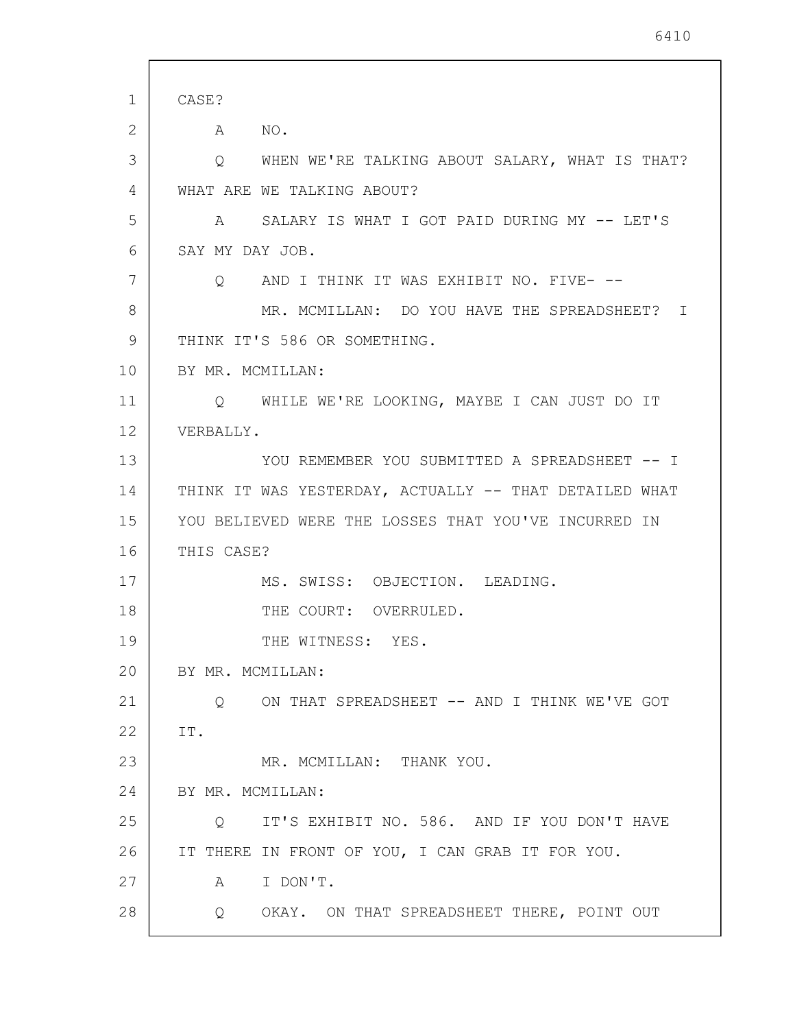CASE?

A NO.

Q WHEN WE'RE TALKING ABOUT SALARY, WHAT IS THAT? WHAT ARE WE TALKING ABOUT?

A SALARY IS WHAT I GOT PAID DURING MY -- LET'S SAY MY DAY JOB.

Q AND I THINK IT WAS EXHIBIT NO. FIVE- --

MR. MCMILLAN: DO YOU HAVE THE SPREADSHEET? I THINK IT'S 586 OR SOMETHING.

BY MR. MCMILLAN:

Q WHILE WE'RE LOOKING, MAYBE I CAN JUST DO IT VERBALLY.

YOU REMEMBER YOU SUBMITTED A SPREADSHEET -- I THINK IT WAS YESTERDAY, ACTUALLY -- THAT DETAILED WHAT YOU BELIEVED WERE THE LOSSES THAT YOU'VE INCURRED IN THIS CASE?

MS. SWISS: OBJECTION. LEADING.

THE COURT: OVERRULED.

THE WITNESS: YES.

BY MR. MCMILLAN:

Q ON THAT SPREADSHEET -- AND I THINK WE'VE GOT IT.

MR. MCMILLAN: THANK YOU.

BY MR. MCMILLAN:

Q IT'S EXHIBIT NO. 586. AND IF YOU DON'T HAVE IT THERE IN FRONT OF YOU, I CAN GRAB IT FOR YOU.

A I DON'T.

Q OKAY. ON THAT SPREADSHEET THERE, POINT OUT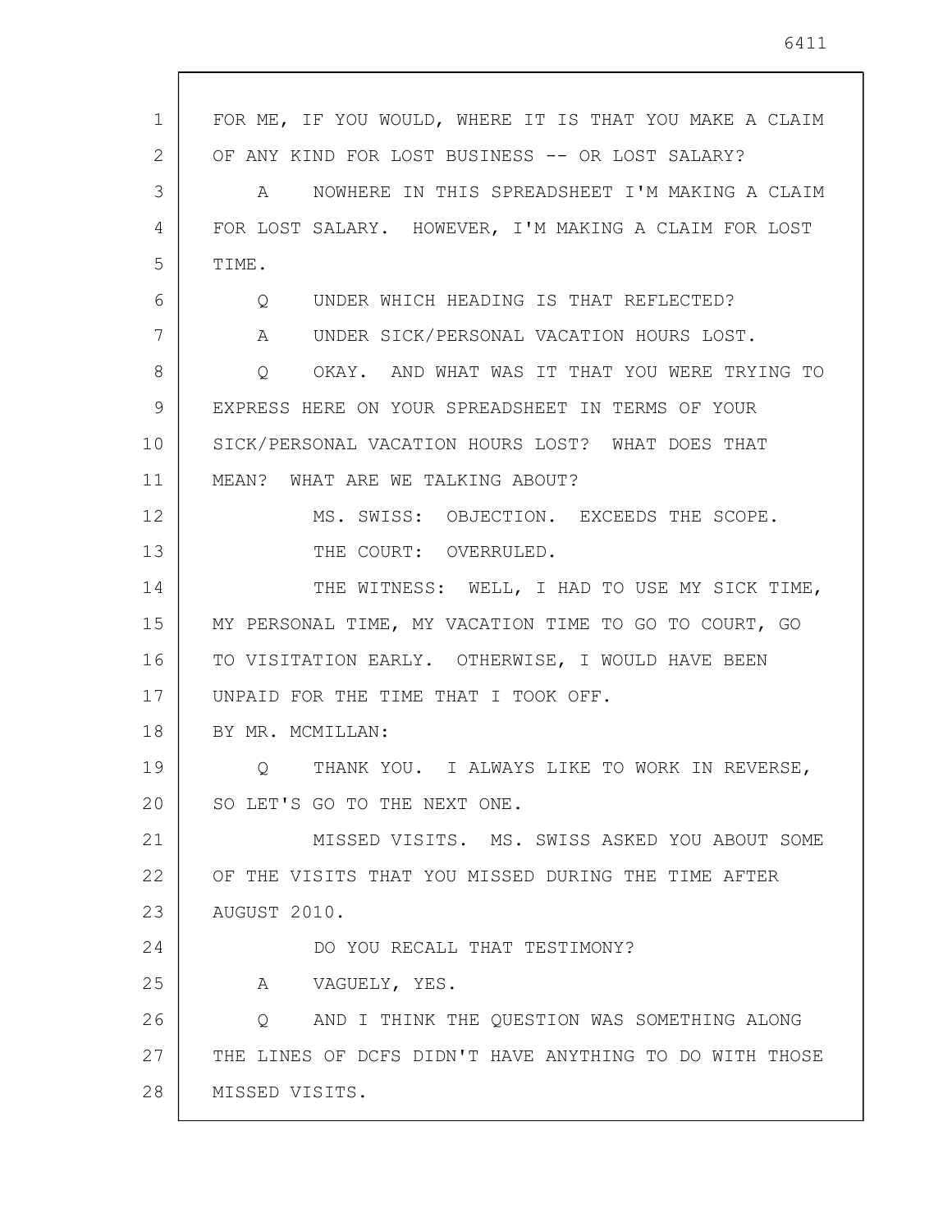FOR ME, IF YOU WOULD, WHERE IT IS THAT YOU MAKE A CLAIM OF ANY KIND FOR LOST BUSINESS -- OR LOST SALARY?

A NOWHERE IN THIS SPREADSHEET I'M MAKING A CLAIM FOR LOST SALARY. HOWEVER, I'M MAKING A CLAIM FOR LOST TIME.

Q UNDER WHICH HEADING IS THAT REFLECTED?

A UNDER SICK/PERSONAL VACATION HOURS LOST.

Q OKAY. AND WHAT WAS IT THAT YOU WERE TRYING TO EXPRESS HERE ON YOUR SPREADSHEET IN TERMS OF YOUR SICK/PERSONAL VACATION HOURS LOST? WHAT DOES THAT MEAN? WHAT ARE WE TALKING ABOUT?

MS. SWISS: OBJECTION. EXCEEDS THE SCOPE.

THE COURT: OVERRULED.

THE WITNESS: WELL, I HAD TO USE MY SICK TIME, MY PERSONAL TIME, MY VACATION TIME TO GO TO COURT, GO TO VISITATION EARLY. OTHERWISE, I WOULD HAVE BEEN UNPAID FOR THE TIME THAT I TOOK OFF.

BY MR. MCMILLAN:

Q THANK YOU. I ALWAYS LIKE TO WORK IN REVERSE, SO LET'S GO TO THE NEXT ONE.

MISSED VISITS. MS. SWISS ASKED YOU ABOUT SOME OF THE VISITS THAT YOU MISSED DURING THE TIME AFTER AUGUST 2010.

DO YOU RECALL THAT TESTIMONY?

A VAGUELY, YES.

Q AND I THINK THE QUESTION WAS SOMETHING ALONG THE LINES OF DCFS DIDN'T HAVE ANYTHING TO DO WITH THOSE MISSED VISITS.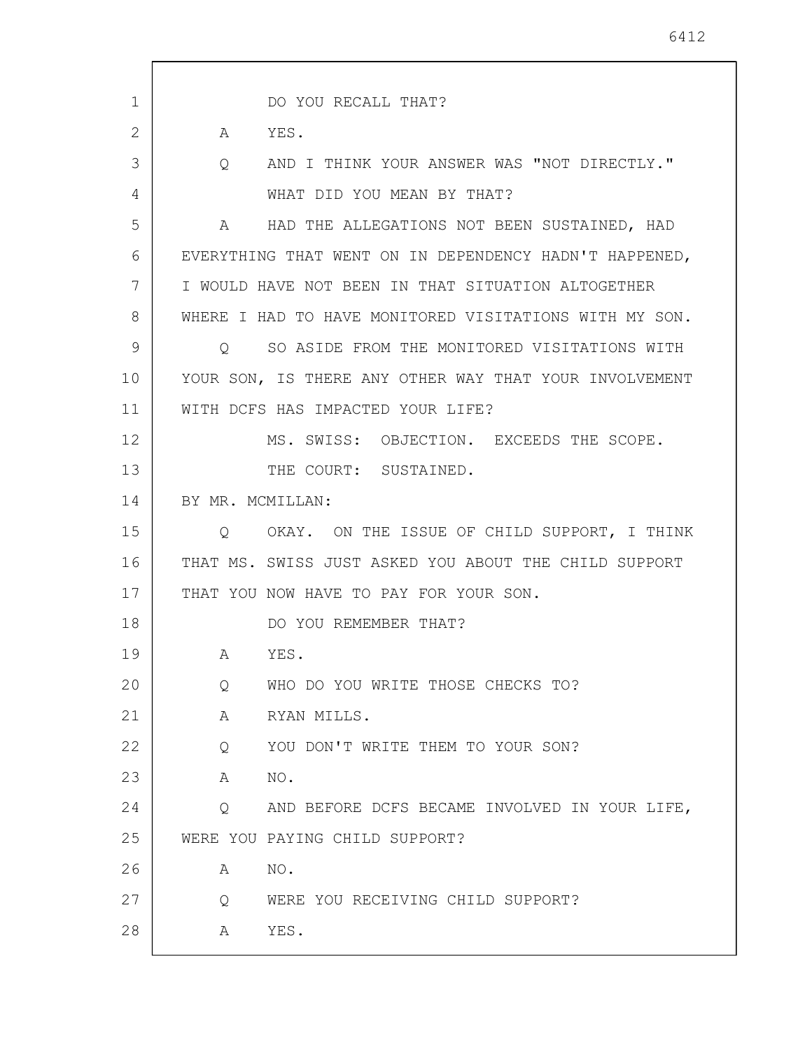DO YOU RECALL THAT?

A YES.

Q AND I THINK YOUR ANSWER WAS "NOT DIRECTLY."

WHAT DID YOU MEAN BY THAT?

A HAD THE ALLEGATIONS NOT BEEN SUSTAINED, HAD EVERYTHING THAT WENT ON IN DEPENDENCY HADN'T HAPPENED, I WOULD HAVE NOT BEEN IN THAT SITUATION ALTOGETHER WHERE I HAD TO HAVE MONITORED VISITATIONS WITH MY SON.

Q SO ASIDE FROM THE MONITORED VISITATIONS WITH YOUR SON, IS THERE ANY OTHER WAY THAT YOUR INVOLVEMENT WITH DCFS HAS IMPACTED YOUR LIFE?

MS. SWISS: OBJECTION. EXCEEDS THE SCOPE.

THE COURT: SUSTAINED.

BY MR. MCMILLAN:

Q OKAY. ON THE ISSUE OF CHILD SUPPORT, I THINK THAT MS. SWISS JUST ASKED YOU ABOUT THE CHILD SUPPORT THAT YOU NOW HAVE TO PAY FOR YOUR SON.

DO YOU REMEMBER THAT?

A YES.

Q WHO DO YOU WRITE THOSE CHECKS TO?

A RYAN MILLS.

Q YOU DON'T WRITE THEM TO YOUR SON?

A NO.

Q AND BEFORE DCFS BECAME INVOLVED IN YOUR LIFE, WERE YOU PAYING CHILD SUPPORT?

A NO.

Q WERE YOU RECEIVING CHILD SUPPORT?

A YES.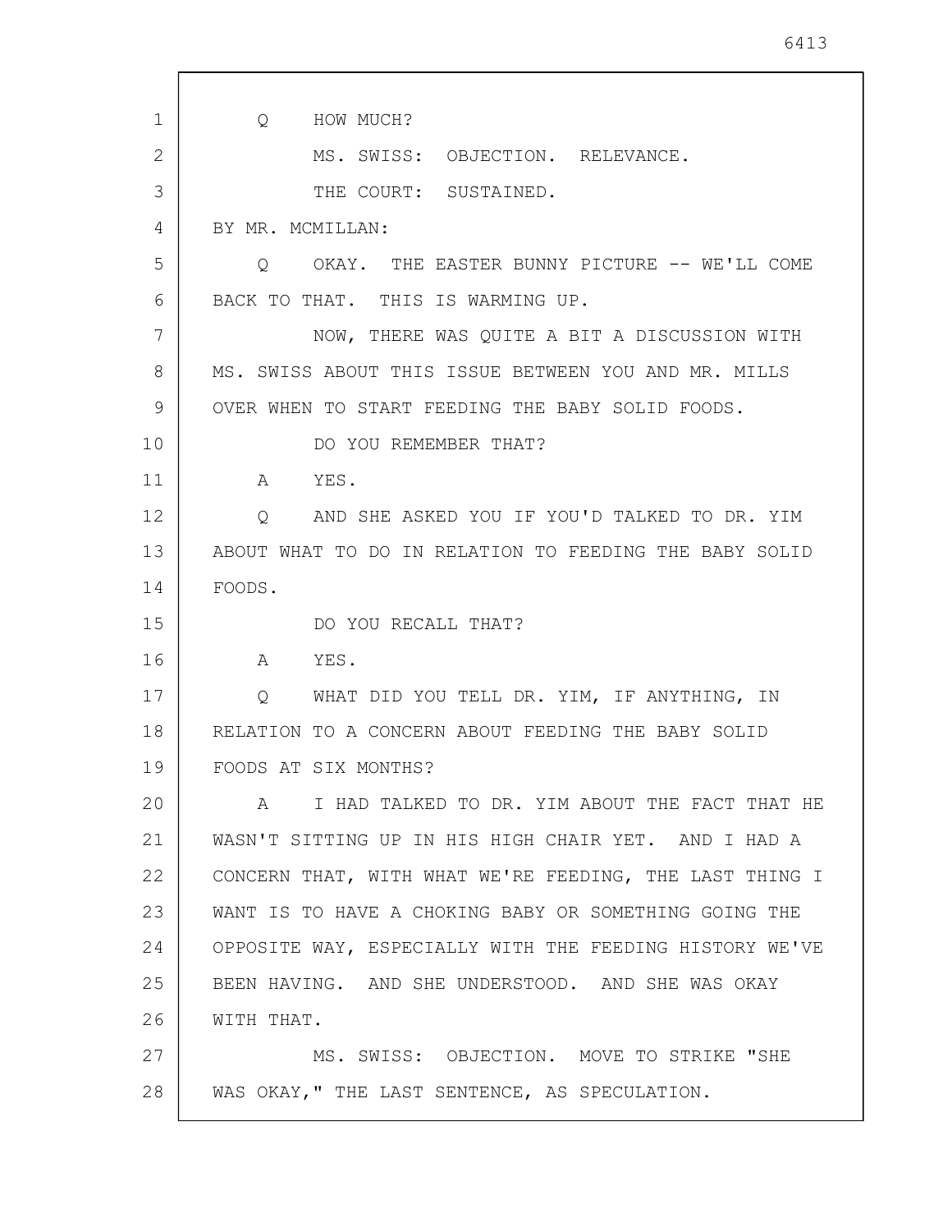Q HOW MUCH?

MS. SWISS: OBJECTION. RELEVANCE.

THE COURT: SUSTAINED.

BY MR. MCMILLAN:

Q OKAY. THE EASTER BUNNY PICTURE -- WE'LL COME BACK TO THAT. THIS IS WARMING UP.

NOW, THERE WAS QUITE A BIT A DISCUSSION WITH MS. SWISS ABOUT THIS ISSUE BETWEEN YOU AND MR. MILLS OVER WHEN TO START FEEDING THE BABY SOLID FOODS.

DO YOU REMEMBER THAT?

A YES.

Q AND SHE ASKED YOU IF YOU'D TALKED TO DR. YIM ABOUT WHAT TO DO IN RELATION TO FEEDING THE BABY SOLID FOODS.

DO YOU RECALL THAT?

A YES.

Q WHAT DID YOU TELL DR. YIM, IF ANYTHING, IN RELATION TO A CONCERN ABOUT FEEDING THE BABY SOLID FOODS AT SIX MONTHS?

A I HAD TALKED TO DR. YIM ABOUT THE FACT THAT HE WASN'T SITTING UP IN HIS HIGH CHAIR YET. AND I HAD A CONCERN THAT, WITH WHAT WE'RE FEEDING, THE LAST THING I WANT IS TO HAVE A CHOKING BABY OR SOMETHING GOING THE OPPOSITE WAY, ESPECIALLY WITH THE FEEDING HISTORY WE'VE BEEN HAVING. AND SHE UNDERSTOOD. AND SHE WAS OKAY WITH THAT.

MS. SWISS: OBJECTION. MOVE TO STRIKE "SHE WAS OKAY," THE LAST SENTENCE, AS SPECULATION.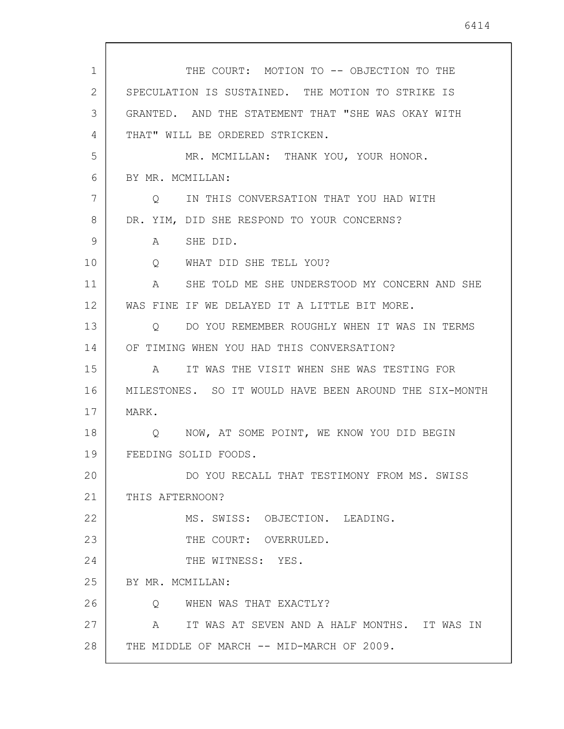THE COURT: MOTION TO -- OBJECTION TO THE SPECULATION IS SUSTAINED. THE MOTION TO STRIKE IS GRANTED. AND THE STATEMENT THAT "SHE WAS OKAY WITH THAT" WILL BE ORDERED STRICKEN.

MR. MCMILLAN: THANK YOU, YOUR HONOR.

BY MR. MCMILLAN:

Q IN THIS CONVERSATION THAT YOU HAD WITH DR. YIM, DID SHE RESPOND TO YOUR CONCERNS?

A SHE DID.

Q WHAT DID SHE TELL YOU?

A SHE TOLD ME SHE UNDERSTOOD MY CONCERN AND SHE WAS FINE IF WE DELAYED IT A LITTLE BIT MORE.

Q DO YOU REMEMBER ROUGHLY WHEN IT WAS IN TERMS OF TIMING WHEN YOU HAD THIS CONVERSATION?

A IT WAS THE VISIT WHEN SHE WAS TESTING FOR MILESTONES. SO IT WOULD HAVE BEEN AROUND THE SIX-MONTH MARK.

Q NOW, AT SOME POINT, WE KNOW YOU DID BEGIN FEEDING SOLID FOODS.

DO YOU RECALL THAT TESTIMONY FROM MS. SWISS THIS AFTERNOON?

MS. SWISS: OBJECTION. LEADING.

THE COURT: OVERRULED.

THE WITNESS: YES.

BY MR. MCMILLAN:

Q WHEN WAS THAT EXACTLY?

A IT WAS AT SEVEN AND A HALF MONTHS. IT WAS IN THE MIDDLE OF MARCH -- MID-MARCH OF 2009.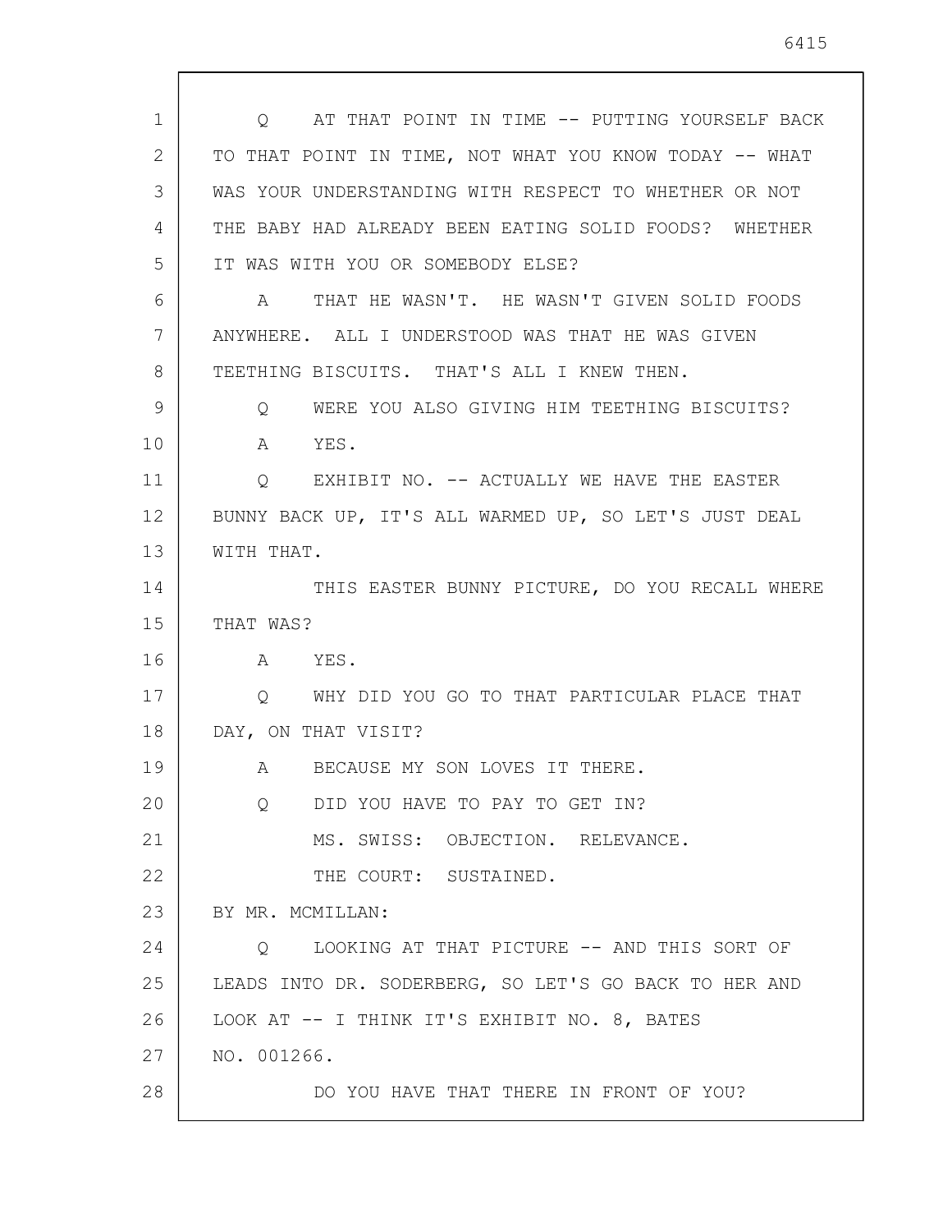Q AT THAT POINT IN TIME -- PUTTING YOURSELF BACK TO THAT POINT IN TIME, NOT WHAT YOU KNOW TODAY -- WHAT WAS YOUR UNDERSTANDING WITH RESPECT TO WHETHER OR NOT THE BABY HAD ALREADY BEEN EATING SOLID FOODS? WHETHER IT WAS WITH YOU OR SOMEBODY ELSE?

A THAT HE WASN'T. HE WASN'T GIVEN SOLID FOODS ANYWHERE. ALL I UNDERSTOOD WAS THAT HE WAS GIVEN TEETHING BISCUITS. THAT'S ALL I KNEW THEN.

Q WERE YOU ALSO GIVING HIM TEETHING BISCUITS?

A YES.

Q EXHIBIT NO. -- ACTUALLY WE HAVE THE EASTER BUNNY BACK UP, IT'S ALL WARMED UP, SO LET'S JUST DEAL WITH THAT.

THIS EASTER BUNNY PICTURE, DO YOU RECALL WHERE THAT WAS?

A YES.

Q WHY DID YOU GO TO THAT PARTICULAR PLACE THAT DAY, ON THAT VISIT?

A BECAUSE MY SON LOVES IT THERE.

Q DID YOU HAVE TO PAY TO GET IN?

MS. SWISS: OBJECTION. RELEVANCE.

THE COURT: SUSTAINED.

BY MR. MCMILLAN:

Q LOOKING AT THAT PICTURE -- AND THIS SORT OF LEADS INTO DR. SODERBERG, SO LET'S GO BACK TO HER AND LOOK AT -- I THINK IT'S EXHIBIT NO. 8, BATES NO. 001266.

DO YOU HAVE THAT THERE IN FRONT OF YOU?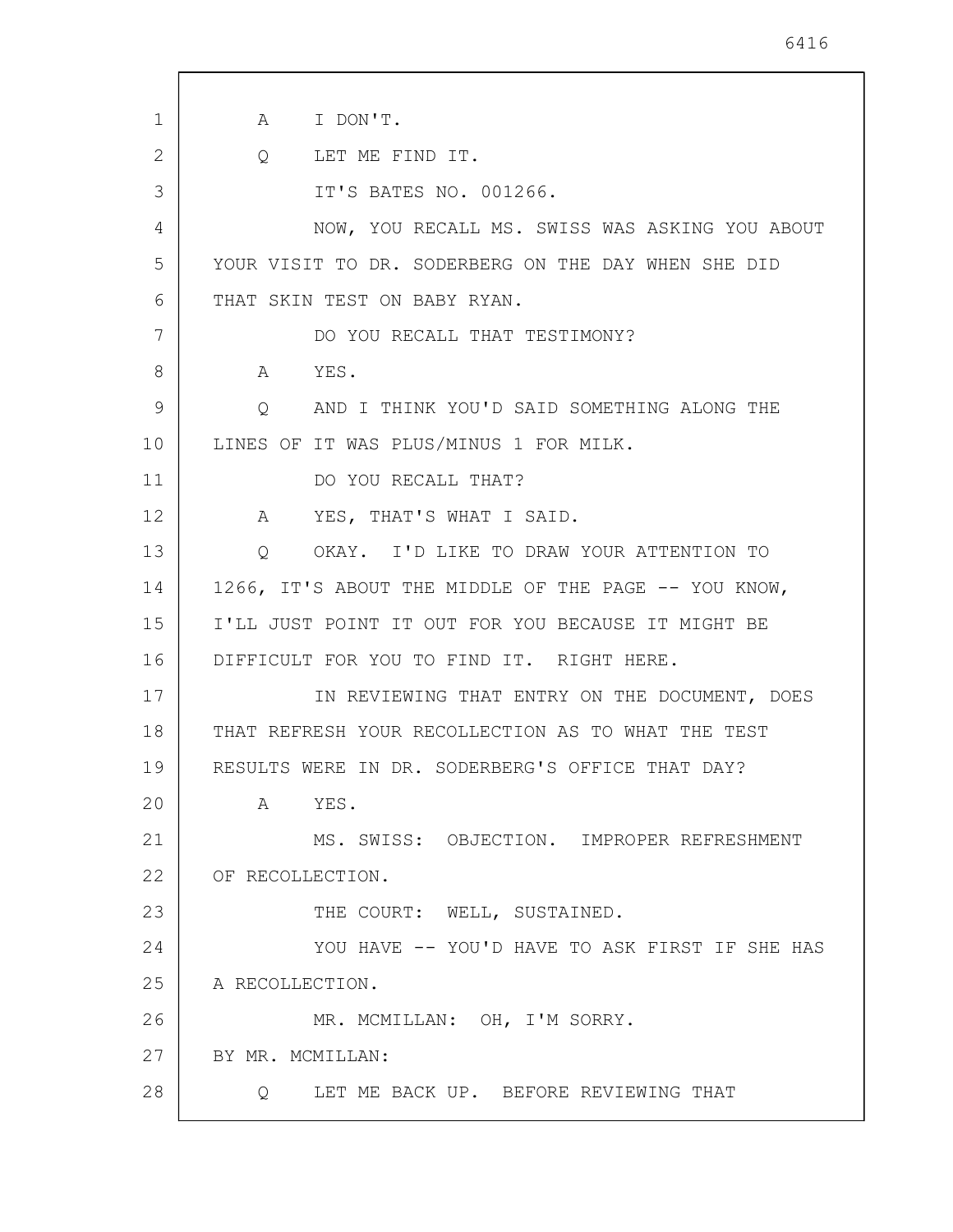A I DON'T.

Q LET ME FIND IT.

IT'S BATES NO. 001266.

NOW, YOU RECALL MS. SWISS WAS ASKING YOU ABOUT YOUR VISIT TO DR. SODERBERG ON THE DAY WHEN SHE DID THAT SKIN TEST ON BABY RYAN.

DO YOU RECALL THAT TESTIMONY?

A YES.

Q AND I THINK YOU'D SAID SOMETHING ALONG THE LINES OF IT WAS PLUS/MINUS 1 FOR MILK.

DO YOU RECALL THAT?

A YES, THAT'S WHAT I SAID.

Q OKAY. I'D LIKE TO DRAW YOUR ATTENTION TO 1266, IT'S ABOUT THE MIDDLE OF THE PAGE -- YOU KNOW, I'LL JUST POINT IT OUT FOR YOU BECAUSE IT MIGHT BE DIFFICULT FOR YOU TO FIND IT. RIGHT HERE.

IN REVIEWING THAT ENTRY ON THE DOCUMENT, DOES THAT REFRESH YOUR RECOLLECTION AS TO WHAT THE TEST RESULTS WERE IN DR. SODERBERG'S OFFICE THAT DAY?

A YES.

MS. SWISS: OBJECTION. IMPROPER REFRESHMENT OF RECOLLECTION.

THE COURT: WELL, SUSTAINED.

YOU HAVE -- YOU'D HAVE TO ASK FIRST IF SHE HAS A RECOLLECTION.

MR. MCMILLAN: OH, I'M SORRY.

BY MR. MCMILLAN:

Q LET ME BACK UP. BEFORE REVIEWING THAT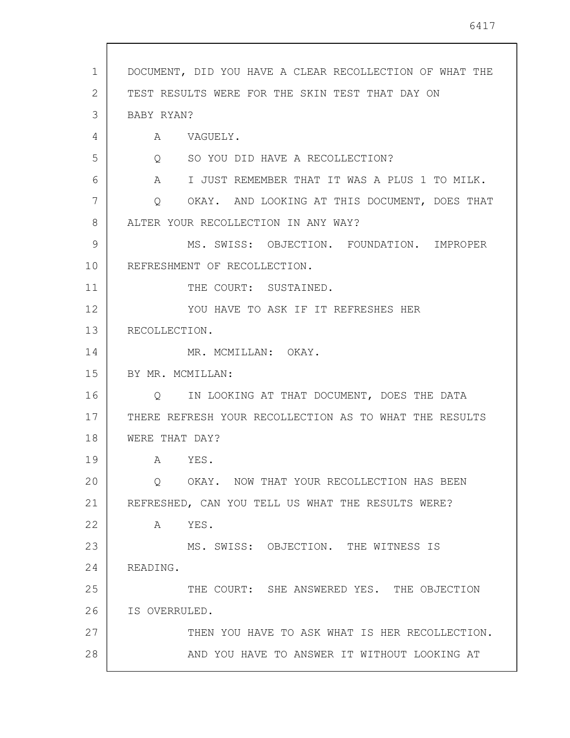DOCUMENT, DID YOU HAVE A CLEAR RECOLLECTION OF WHAT THE TEST RESULTS WERE FOR THE SKIN TEST THAT DAY ON BABY RYAN?

A VAGUELY.

Q SO YOU DID HAVE A RECOLLECTION?

A I JUST REMEMBER THAT IT WAS A PLUS 1 TO MILK.

Q OKAY. AND LOOKING AT THIS DOCUMENT, DOES THAT ALTER YOUR RECOLLECTION IN ANY WAY?

MS. SWISS: OBJECTION. FOUNDATION. IMPROPER REFRESHMENT OF RECOLLECTION.

THE COURT: SUSTAINED.

YOU HAVE TO ASK IF IT REFRESHES HER RECOLLECTION.

MR. MCMILLAN: OKAY.

BY MR. MCMILLAN:

Q IN LOOKING AT THAT DOCUMENT, DOES THE DATA THERE REFRESH YOUR RECOLLECTION AS TO WHAT THE RESULTS WERE THAT DAY?

A YES.

Q OKAY. NOW THAT YOUR RECOLLECTION HAS BEEN REFRESHED, CAN YOU TELL US WHAT THE RESULTS WERE?

A YES.

MS. SWISS: OBJECTION. THE WITNESS IS READING.

THE COURT: SHE ANSWERED YES. THE OBJECTION IS OVERRULED.

THEN YOU HAVE TO ASK WHAT IS HER RECOLLECTION.

AND YOU HAVE TO ANSWER IT WITHOUT LOOKING AT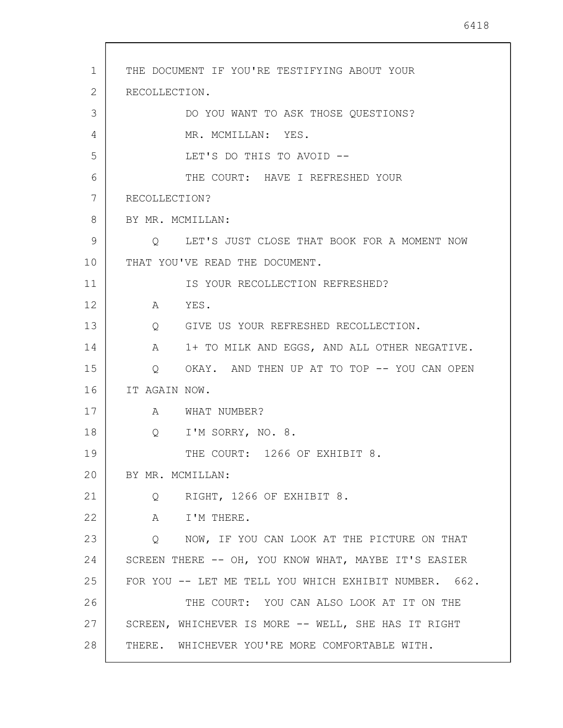THE DOCUMENT IF YOU'RE TESTIFYING ABOUT YOUR RECOLLECTION.

DO YOU WANT TO ASK THOSE QUESTIONS?

MR. MCMILLAN: YES.

LET'S DO THIS TO AVOID --

THE COURT: HAVE I REFRESHED YOUR RECOLLECTION?

BY MR. MCMILLAN:

Q LET'S JUST CLOSE THAT BOOK FOR A MOMENT NOW THAT YOU'VE READ THE DOCUMENT.

IS YOUR RECOLLECTION REFRESHED?

A YES.

Q GIVE US YOUR REFRESHED RECOLLECTION.

A 1+ TO MILK AND EGGS, AND ALL OTHER NEGATIVE.

Q OKAY. AND THEN UP AT TO TOP -- YOU CAN OPEN IT AGAIN NOW.

A WHAT NUMBER?

Q I'M SORRY, NO. 8.

THE COURT: 1266 OF EXHIBIT 8.

BY MR. MCMILLAN:

Q RIGHT, 1266 OF EXHIBIT 8.

A I'M THERE.

Q NOW, IF YOU CAN LOOK AT THE PICTURE ON THAT SCREEN THERE -- OH, YOU KNOW WHAT, MAYBE IT'S EASIER FOR YOU -- LET ME TELL YOU WHICH EXHIBIT NUMBER. 662.

THE COURT: YOU CAN ALSO LOOK AT IT ON THE SCREEN, WHICHEVER IS MORE -- WELL, SHE HAS IT RIGHT THERE. WHICHEVER YOU'RE MORE COMFORTABLE WITH.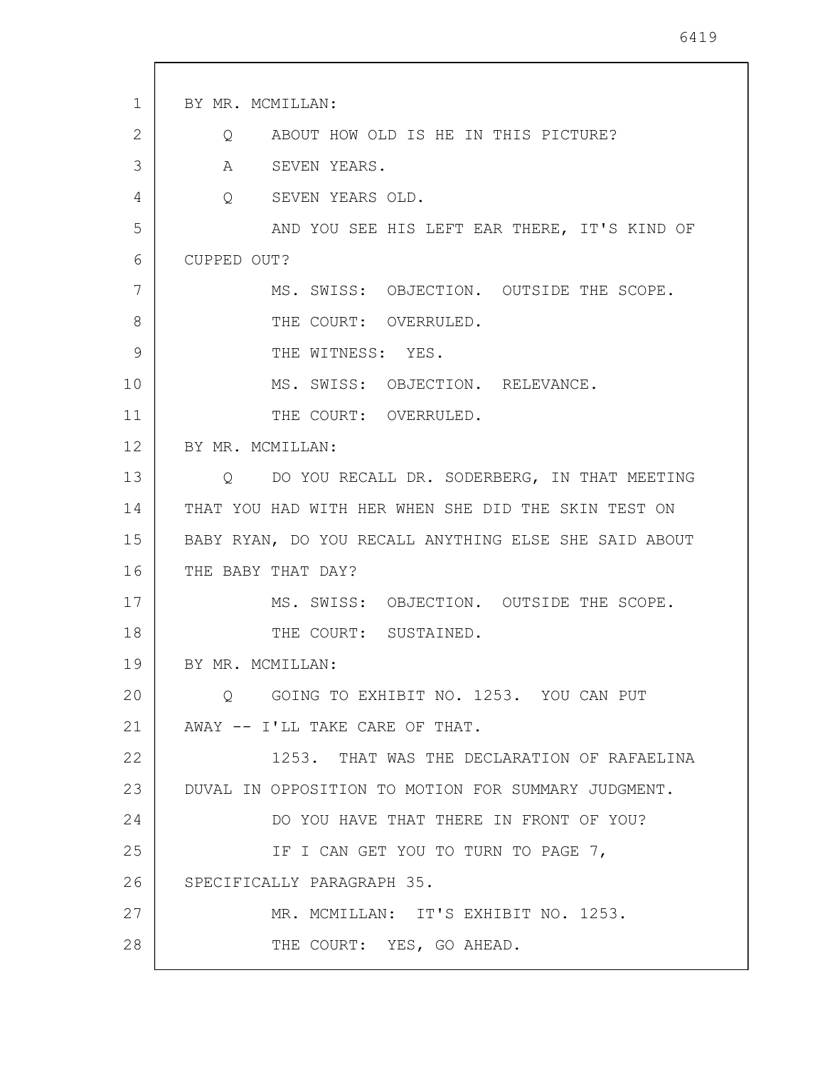BY MR. MCMILLAN:

Q ABOUT HOW OLD IS HE IN THIS PICTURE?

A SEVEN YEARS.

Q SEVEN YEARS OLD.

AND YOU SEE HIS LEFT EAR THERE, IT'S KIND OF CUPPED OUT?

MS. SWISS: OBJECTION. OUTSIDE THE SCOPE.

THE COURT: OVERRULED.

THE WITNESS: YES.

MS. SWISS: OBJECTION. RELEVANCE.

THE COURT: OVERRULED.

BY MR. MCMILLAN:

Q DO YOU RECALL DR. SODERBERG, IN THAT MEETING THAT YOU HAD WITH HER WHEN SHE DID THE SKIN TEST ON BABY RYAN, DO YOU RECALL ANYTHING ELSE SHE SAID ABOUT THE BABY THAT DAY?

MS. SWISS: OBJECTION. OUTSIDE THE SCOPE.

THE COURT: SUSTAINED.

BY MR. MCMILLAN:

Q GOING TO EXHIBIT NO. 1253. YOU CAN PUT AWAY -- I'LL TAKE CARE OF THAT.

1253. THAT WAS THE DECLARATION OF RAFAELINA DUVAL IN OPPOSITION TO MOTION FOR SUMMARY JUDGMENT.

DO YOU HAVE THAT THERE IN FRONT OF YOU?

IF I CAN GET YOU TO TURN TO PAGE 7, SPECIFICALLY PARAGRAPH 35.

MR. MCMILLAN: IT'S EXHIBIT NO. 1253.

THE COURT: YES, GO AHEAD.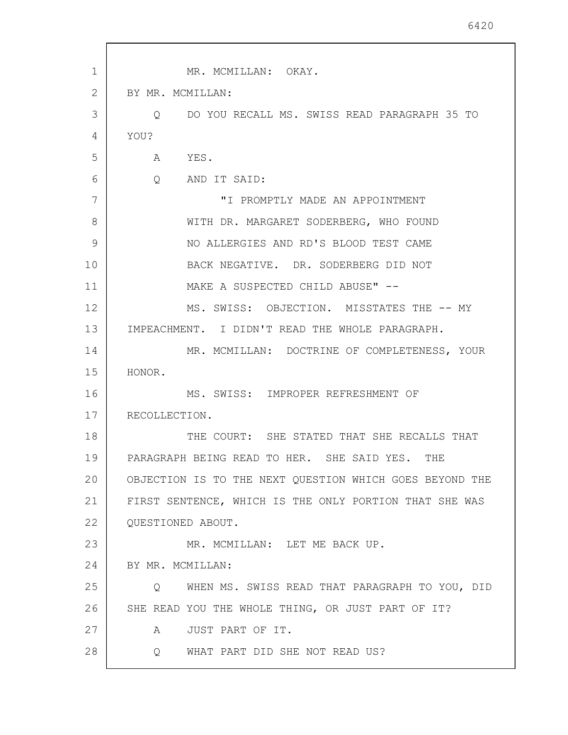MR. MCMILLAN: OKAY.

BY MR. MCMILLAN:

Q DO YOU RECALL MS. SWISS READ PARAGRAPH 35 TO YOU?

A YES.

Q AND IT SAID:

"I PROMPTLY MADE AN APPOINTMENT WITH DR. MARGARET SODERBERG, WHO FOUND NO ALLERGIES AND RD'S BLOOD TEST CAME BACK NEGATIVE. DR. SODERBERG DID NOT MAKE A SUSPECTED CHILD ABUSE" --

MS. SWISS: OBJECTION. MISSTATES THE -- MY IMPEACHMENT. I DIDN'T READ THE WHOLE PARAGRAPH.

MR. MCMILLAN: DOCTRINE OF COMPLETENESS, YOUR HONOR.

MS. SWISS: IMPROPER REFRESHMENT OF RECOLLECTION.

THE COURT: SHE STATED THAT SHE RECALLS THAT PARAGRAPH BEING READ TO HER. SHE SAID YES. THE OBJECTION IS TO THE NEXT QUESTION WHICH GOES BEYOND THE FIRST SENTENCE, WHICH IS THE ONLY PORTION THAT SHE WAS QUESTIONED ABOUT.

MR. MCMILLAN: LET ME BACK UP.

BY MR. MCMILLAN:

Q WHEN MS. SWISS READ THAT PARAGRAPH TO YOU, DID SHE READ YOU THE WHOLE THING, OR JUST PART OF IT?

A JUST PART OF IT.

Q WHAT PART DID SHE NOT READ US?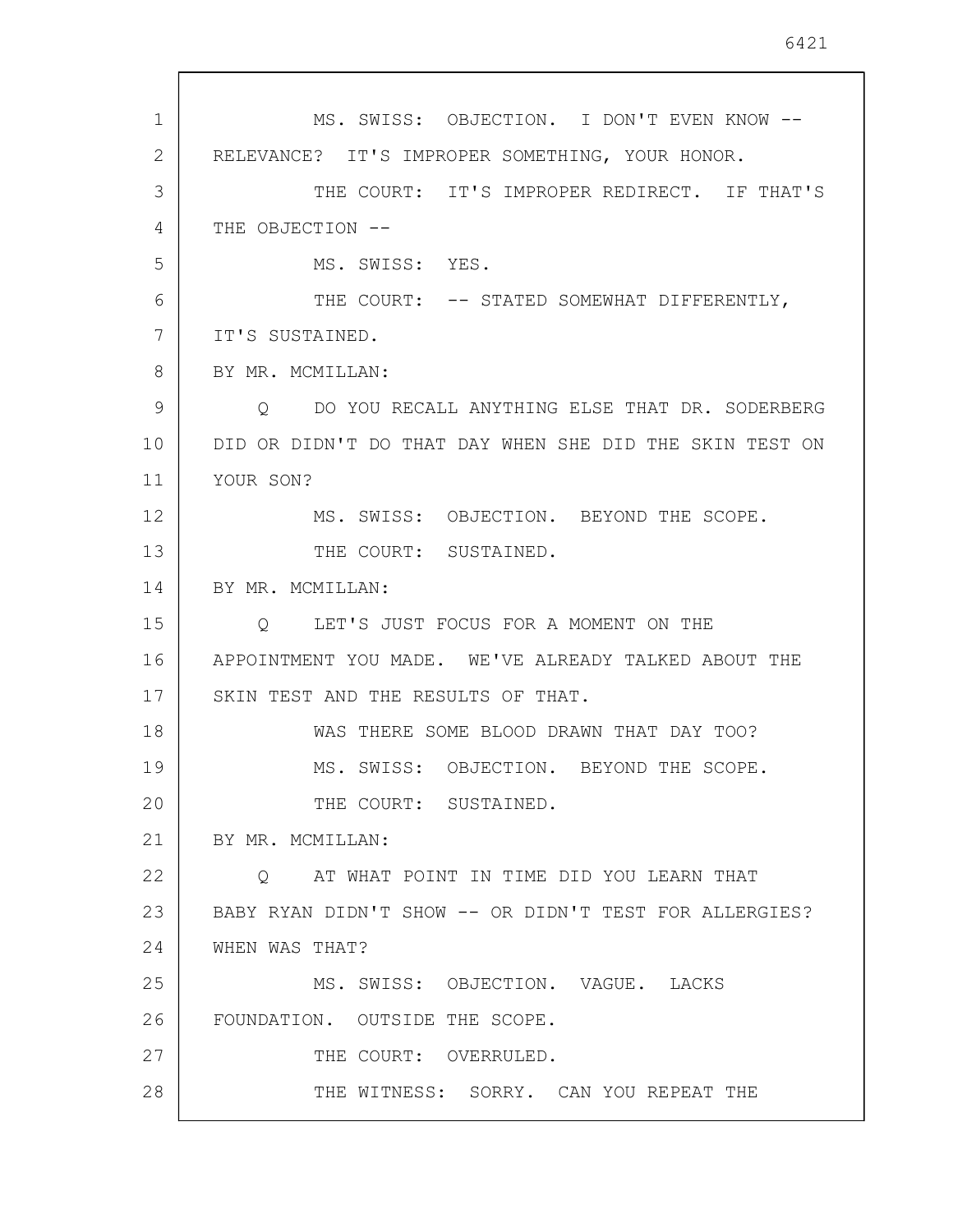MS. SWISS: OBJECTION. I DON'T EVEN KNOW -- RELEVANCE? IT'S IMPROPER SOMETHING, YOUR HONOR.

THE COURT: IT'S IMPROPER REDIRECT. IF THAT'S THE OBJECTION --

MS. SWISS: YES.

THE COURT: -- STATED SOMEWHAT DIFFERENTLY, IT'S SUSTAINED.

BY MR. MCMILLAN:

Q DO YOU RECALL ANYTHING ELSE THAT DR. SODERBERG DID OR DIDN'T DO THAT DAY WHEN SHE DID THE SKIN TEST ON YOUR SON?

MS. SWISS: OBJECTION. BEYOND THE SCOPE.

THE COURT: SUSTAINED.

BY MR. MCMILLAN:

Q LET'S JUST FOCUS FOR A MOMENT ON THE APPOINTMENT YOU MADE. WE'VE ALREADY TALKED ABOUT THE SKIN TEST AND THE RESULTS OF THAT.

WAS THERE SOME BLOOD DRAWN THAT DAY TOO?

MS. SWISS: OBJECTION. BEYOND THE SCOPE.

THE COURT: SUSTAINED.

BY MR. MCMILLAN:

Q AT WHAT POINT IN TIME DID YOU LEARN THAT BABY RYAN DIDN'T SHOW -- OR DIDN'T TEST FOR ALLERGIES? WHEN WAS THAT?

MS. SWISS: OBJECTION. VAGUE. LACKS FOUNDATION. OUTSIDE THE SCOPE.

THE COURT: OVERRULED.

THE WITNESS: SORRY. CAN YOU REPEAT THE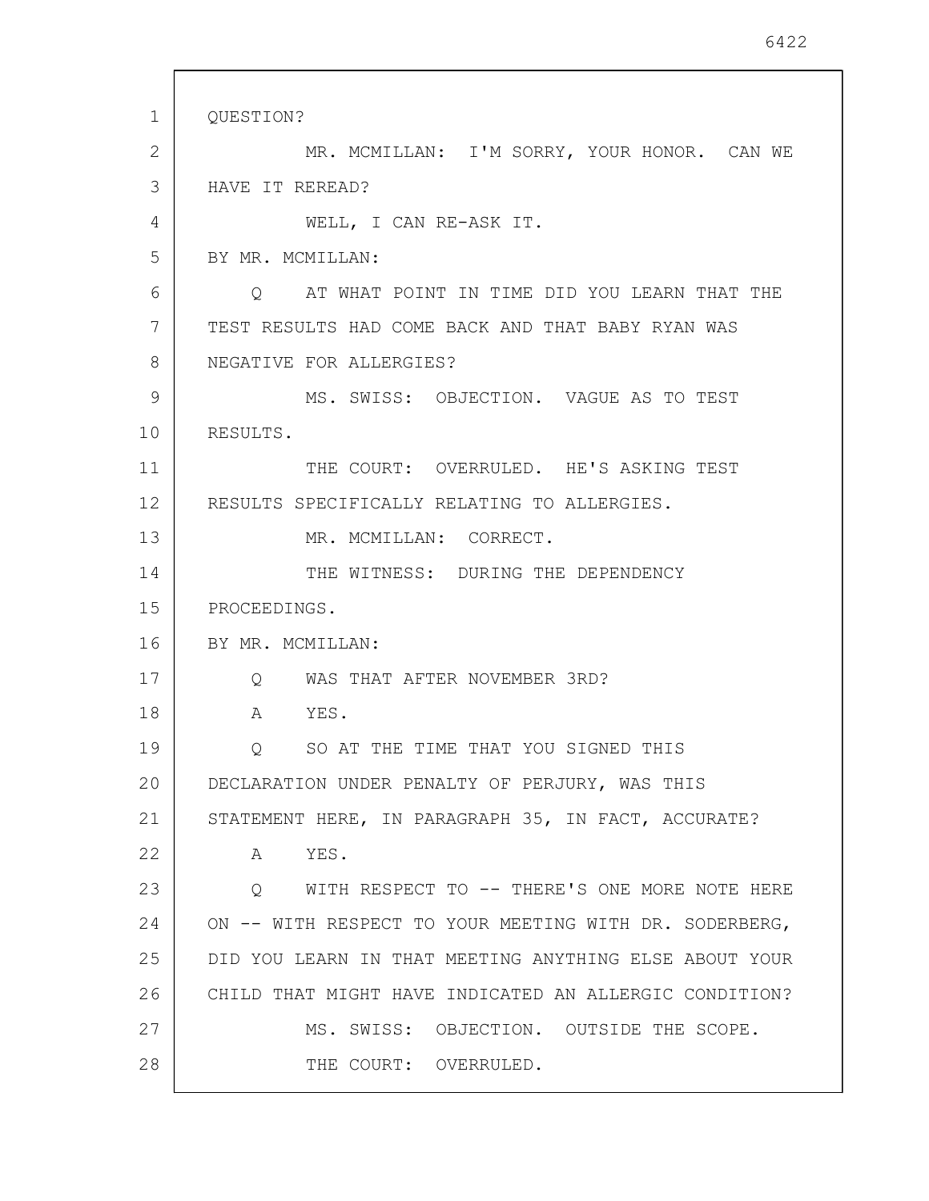QUESTION?

MR. MCMILLAN: I'M SORRY, YOUR HONOR. CAN WE HAVE IT REREAD?

WELL, I CAN RE-ASK IT.

BY MR. MCMILLAN:

Q AT WHAT POINT IN TIME DID YOU LEARN THAT THE TEST RESULTS HAD COME BACK AND THAT BABY RYAN WAS NEGATIVE FOR ALLERGIES?

MS. SWISS: OBJECTION. VAGUE AS TO TEST RESULTS.

THE COURT: OVERRULED. HE'S ASKING TEST RESULTS SPECIFICALLY RELATING TO ALLERGIES.

MR. MCMILLAN: CORRECT.

THE WITNESS: DURING THE DEPENDENCY PROCEEDINGS.

BY MR. MCMILLAN:

Q WAS THAT AFTER NOVEMBER 3RD?

A YES.

Q SO AT THE TIME THAT YOU SIGNED THIS DECLARATION UNDER PENALTY OF PERJURY, WAS THIS STATEMENT HERE, IN PARAGRAPH 35, IN FACT, ACCURATE?

A YES.

Q WITH RESPECT TO -- THERE'S ONE MORE NOTE HERE ON -- WITH RESPECT TO YOUR MEETING WITH DR. SODERBERG, DID YOU LEARN IN THAT MEETING ANYTHING ELSE ABOUT YOUR CHILD THAT MIGHT HAVE INDICATED AN ALLERGIC CONDITION?

MS. SWISS: OBJECTION. OUTSIDE THE SCOPE.

THE COURT: OVERRULED.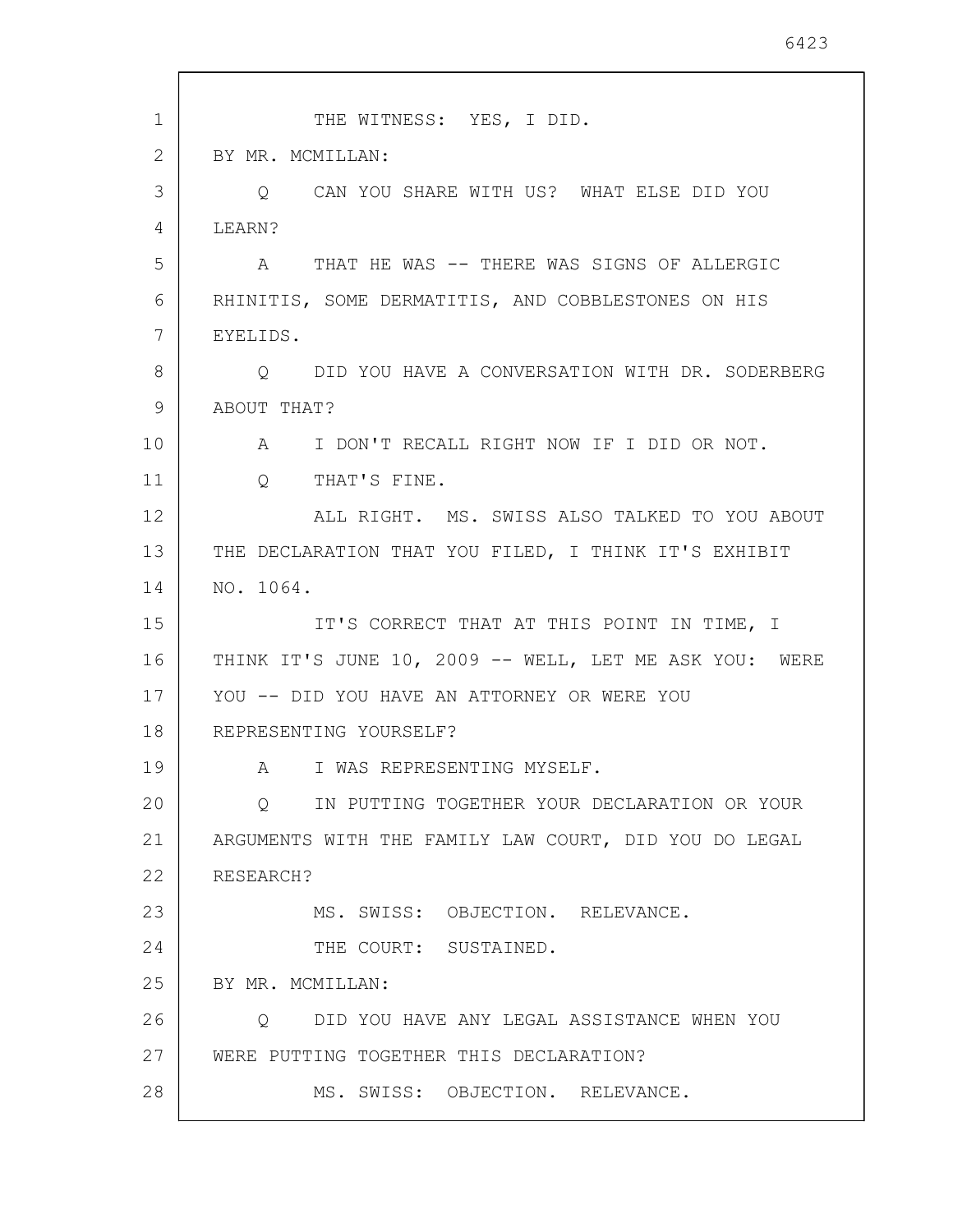THE WITNESS: YES, I DID.

BY MR. MCMILLAN:

Q CAN YOU SHARE WITH US? WHAT ELSE DID YOU LEARN?

A THAT HE WAS -- THERE WAS SIGNS OF ALLERGIC RHINITIS, SOME DERMATITIS, AND COBBLESTONES ON HIS EYELIDS.

Q DID YOU HAVE A CONVERSATION WITH DR. SODERBERG ABOUT THAT?

A I DON'T RECALL RIGHT NOW IF I DID OR NOT.

Q THAT'S FINE.

ALL RIGHT. MS. SWISS ALSO TALKED TO YOU ABOUT THE DECLARATION THAT YOU FILED, I THINK IT'S EXHIBIT NO. 1064.

IT'S CORRECT THAT AT THIS POINT IN TIME, I THINK IT'S JUNE 10, 2009 -- WELL, LET ME ASK YOU: WERE YOU -- DID YOU HAVE AN ATTORNEY OR WERE YOU REPRESENTING YOURSELF?

A I WAS REPRESENTING MYSELF.

Q IN PUTTING TOGETHER YOUR DECLARATION OR YOUR ARGUMENTS WITH THE FAMILY LAW COURT, DID YOU DO LEGAL RESEARCH?

MS. SWISS: OBJECTION. RELEVANCE.

THE COURT: SUSTAINED.

BY MR. MCMILLAN:

Q DID YOU HAVE ANY LEGAL ASSISTANCE WHEN YOU WERE PUTTING TOGETHER THIS DECLARATION?

MS. SWISS: OBJECTION. RELEVANCE.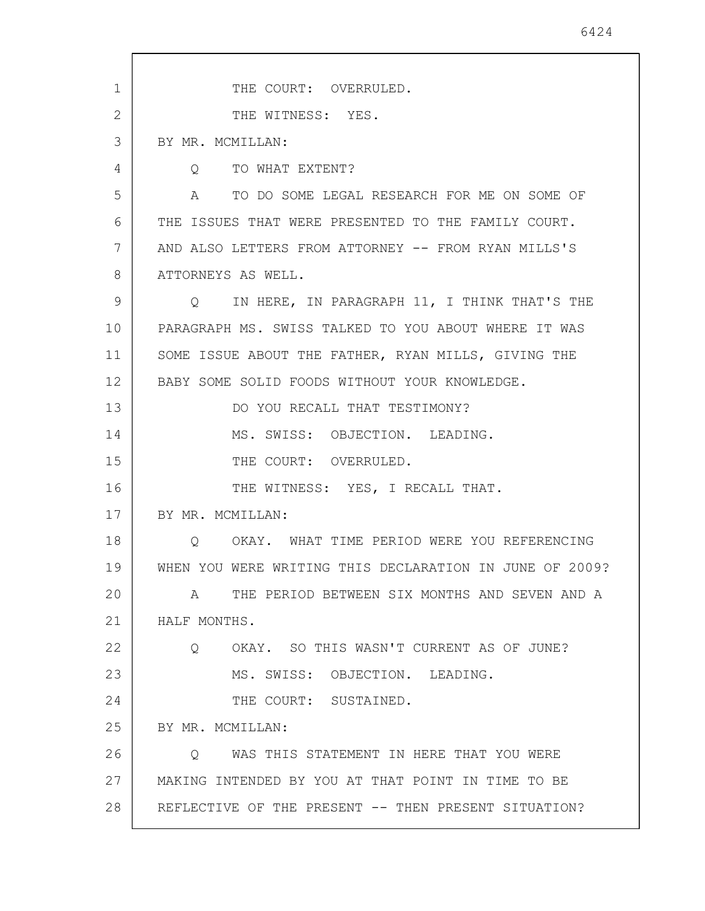THE COURT: OVERRULED.

THE WITNESS: YES.

BY MR. MCMILLAN:

Q TO WHAT EXTENT?

A TO DO SOME LEGAL RESEARCH FOR ME ON SOME OF THE ISSUES THAT WERE PRESENTED TO THE FAMILY COURT. AND ALSO LETTERS FROM ATTORNEY -- FROM RYAN MILLS'S ATTORNEYS AS WELL.

Q IN HERE, IN PARAGRAPH 11, I THINK THAT'S THE PARAGRAPH MS. SWISS TALKED TO YOU ABOUT WHERE IT WAS SOME ISSUE ABOUT THE FATHER, RYAN MILLS, GIVING THE BABY SOME SOLID FOODS WITHOUT YOUR KNOWLEDGE.

DO YOU RECALL THAT TESTIMONY?

MS. SWISS: OBJECTION. LEADING.

THE COURT: OVERRULED.

THE WITNESS: YES, I RECALL THAT.

BY MR. MCMILLAN:

Q OKAY. WHAT TIME PERIOD WERE YOU REFERENCING WHEN YOU WERE WRITING THIS DECLARATION IN JUNE OF 2009?

A THE PERIOD BETWEEN SIX MONTHS AND SEVEN AND A HALF MONTHS.

Q OKAY. SO THIS WASN'T CURRENT AS OF JUNE?

MS. SWISS: OBJECTION. LEADING.

THE COURT: SUSTAINED.

BY MR. MCMILLAN:

Q WAS THIS STATEMENT IN HERE THAT YOU WERE MAKING INTENDED BY YOU AT THAT POINT IN TIME TO BE REFLECTIVE OF THE PRESENT -- THEN PRESENT SITUATION?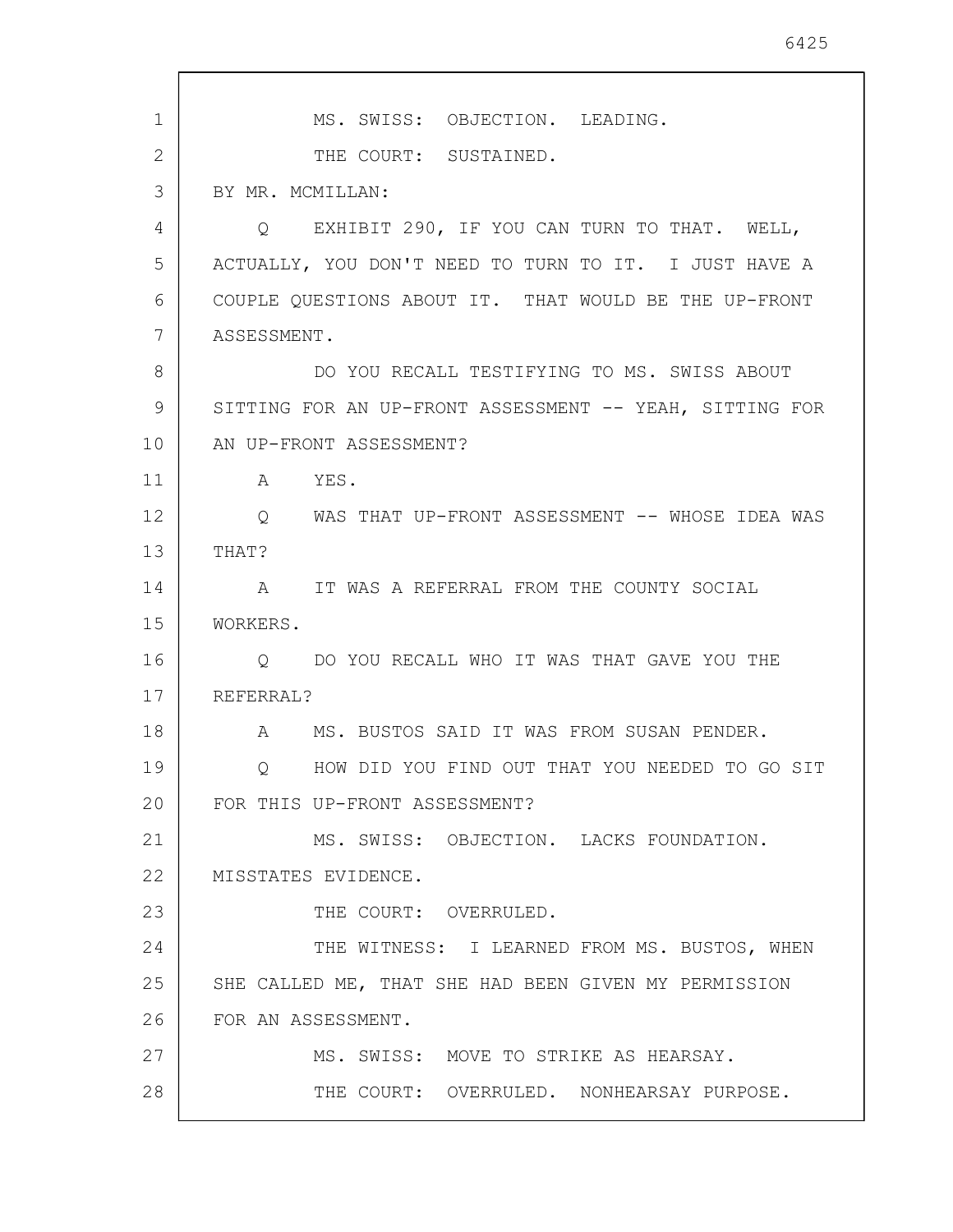MS. SWISS: OBJECTION. LEADING.

THE COURT: SUSTAINED.

BY MR. MCMILLAN:

Q EXHIBIT 290, IF YOU CAN TURN TO THAT. WELL, ACTUALLY, YOU DON'T NEED TO TURN TO IT. I JUST HAVE A COUPLE QUESTIONS ABOUT IT. THAT WOULD BE THE UP-FRONT ASSESSMENT.

DO YOU RECALL TESTIFYING TO MS. SWISS ABOUT SITTING FOR AN UP-FRONT ASSESSMENT -- YEAH, SITTING FOR AN UP-FRONT ASSESSMENT?

A YES.

Q WAS THAT UP-FRONT ASSESSMENT -- WHOSE IDEA WAS THAT?

A IT WAS A REFERRAL FROM THE COUNTY SOCIAL WORKERS.

Q DO YOU RECALL WHO IT WAS THAT GAVE YOU THE REFERRAL?

A MS. BUSTOS SAID IT WAS FROM SUSAN PENDER.

Q HOW DID YOU FIND OUT THAT YOU NEEDED TO GO SIT FOR THIS UP-FRONT ASSESSMENT?

MS. SWISS: OBJECTION. LACKS FOUNDATION. MISSTATES EVIDENCE.

THE COURT: OVERRULED.

THE WITNESS: I LEARNED FROM MS. BUSTOS, WHEN SHE CALLED ME, THAT SHE HAD BEEN GIVEN MY PERMISSION FOR AN ASSESSMENT.

MS. SWISS: MOVE TO STRIKE AS HEARSAY.

THE COURT: OVERRULED. NONHEARSAY PURPOSE.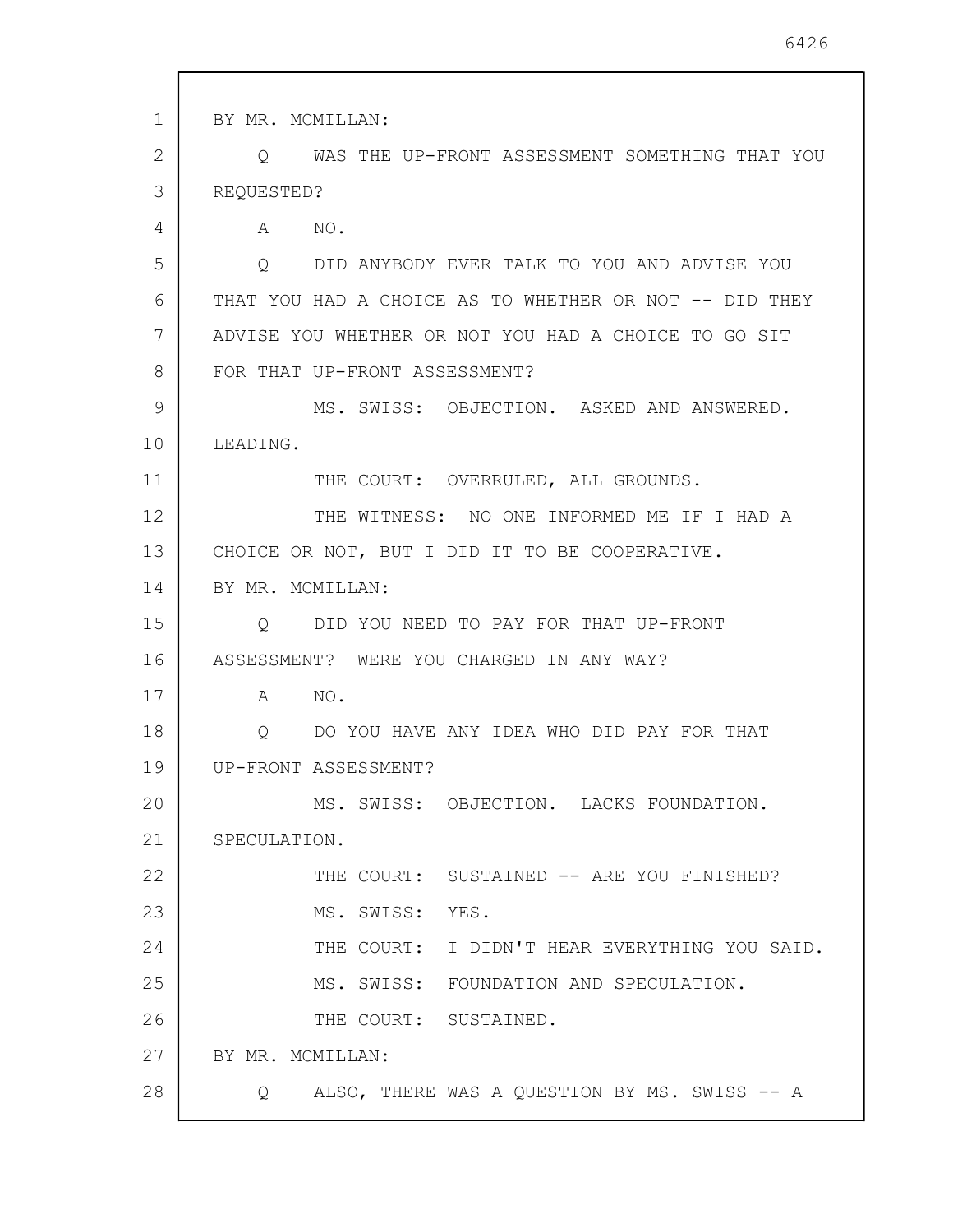BY MR. MCMILLAN:

Q WAS THE UP-FRONT ASSESSMENT SOMETHING THAT YOU REQUESTED?

A NO.

Q DID ANYBODY EVER TALK TO YOU AND ADVISE YOU THAT YOU HAD A CHOICE AS TO WHETHER OR NOT -- DID THEY ADVISE YOU WHETHER OR NOT YOU HAD A CHOICE TO GO SIT FOR THAT UP-FRONT ASSESSMENT?

MS. SWISS: OBJECTION. ASKED AND ANSWERED. LEADING.

THE COURT: OVERRULED, ALL GROUNDS.

THE WITNESS: NO ONE INFORMED ME IF I HAD A CHOICE OR NOT, BUT I DID IT TO BE COOPERATIVE.

BY MR. MCMILLAN:

Q DID YOU NEED TO PAY FOR THAT UP-FRONT ASSESSMENT? WERE YOU CHARGED IN ANY WAY?

A NO.

Q DO YOU HAVE ANY IDEA WHO DID PAY FOR THAT UP-FRONT ASSESSMENT?

MS. SWISS: OBJECTION. LACKS FOUNDATION. SPECULATION.

THE COURT: SUSTAINED -- ARE YOU FINISHED?

MS. SWISS: YES.

THE COURT: I DIDN'T HEAR EVERYTHING YOU SAID.

MS. SWISS: FOUNDATION AND SPECULATION.

THE COURT: SUSTAINED.

BY MR. MCMILLAN:

Q ALSO, THERE WAS A QUESTION BY MS. SWISS -- A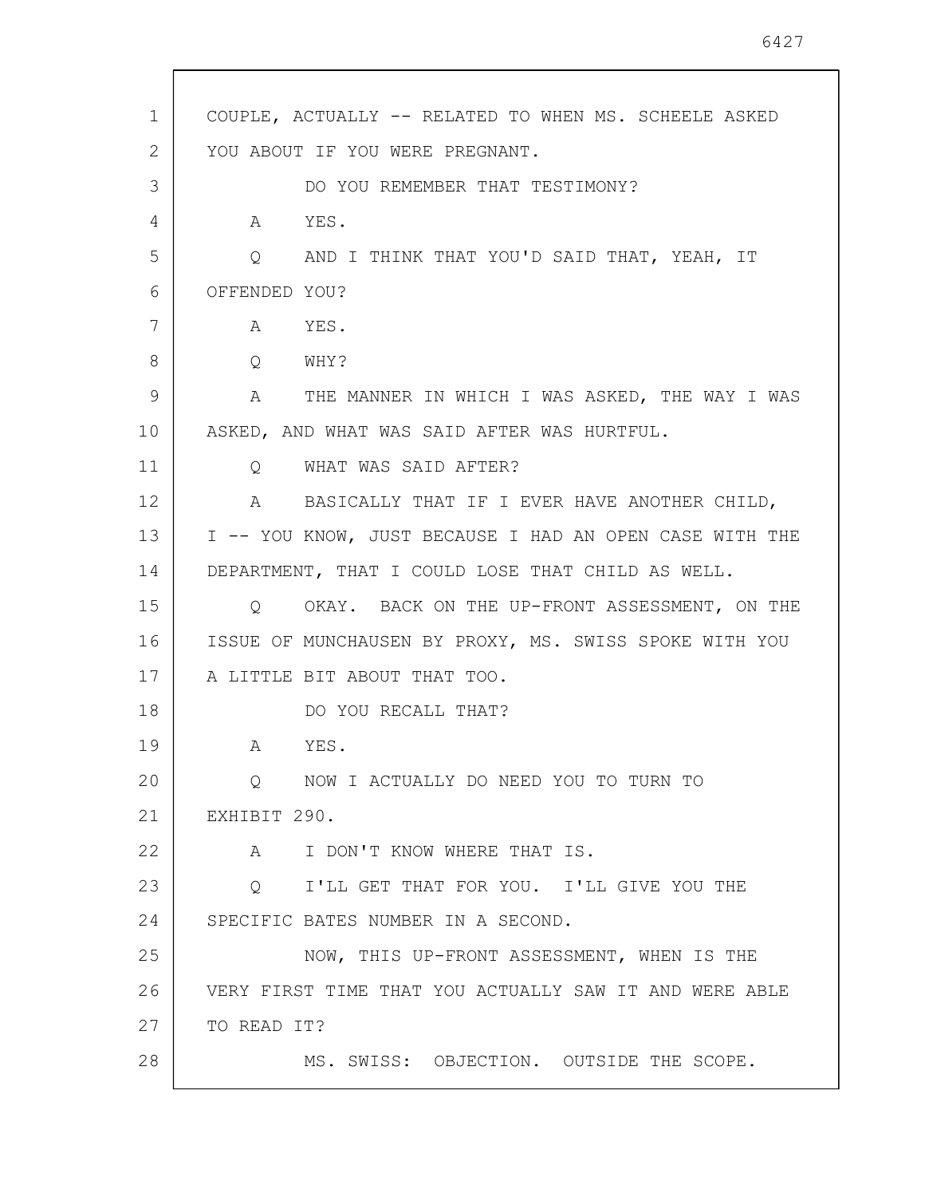COUPLE, ACTUALLY -- RELATED TO WHEN MS. SCHEELE ASKED YOU ABOUT IF YOU WERE PREGNANT.

DO YOU REMEMBER THAT TESTIMONY?

A YES.

Q AND I THINK THAT YOU'D SAID THAT, YEAH, IT OFFENDED YOU?

A YES.

Q WHY?

A THE MANNER IN WHICH I WAS ASKED, THE WAY I WAS ASKED, AND WHAT WAS SAID AFTER WAS HURTFUL.

Q WHAT WAS SAID AFTER?

A BASICALLY THAT IF I EVER HAVE ANOTHER CHILD, I -- YOU KNOW, JUST BECAUSE I HAD AN OPEN CASE WITH THE DEPARTMENT, THAT I COULD LOSE THAT CHILD AS WELL.

Q OKAY. BACK ON THE UP-FRONT ASSESSMENT, ON THE ISSUE OF MUNCHAUSEN BY PROXY, MS. SWISS SPOKE WITH YOU A LITTLE BIT ABOUT THAT TOO.

DO YOU RECALL THAT?

A YES.

Q NOW I ACTUALLY DO NEED YOU TO TURN TO EXHIBIT 290.

A I DON'T KNOW WHERE THAT IS.

Q I'LL GET THAT FOR YOU. I'LL GIVE YOU THE SPECIFIC BATES NUMBER IN A SECOND.

NOW, THIS UP-FRONT ASSESSMENT, WHEN IS THE VERY FIRST TIME THAT YOU ACTUALLY SAW IT AND WERE ABLE TO READ IT?

MS. SWISS: OBJECTION. OUTSIDE THE SCOPE.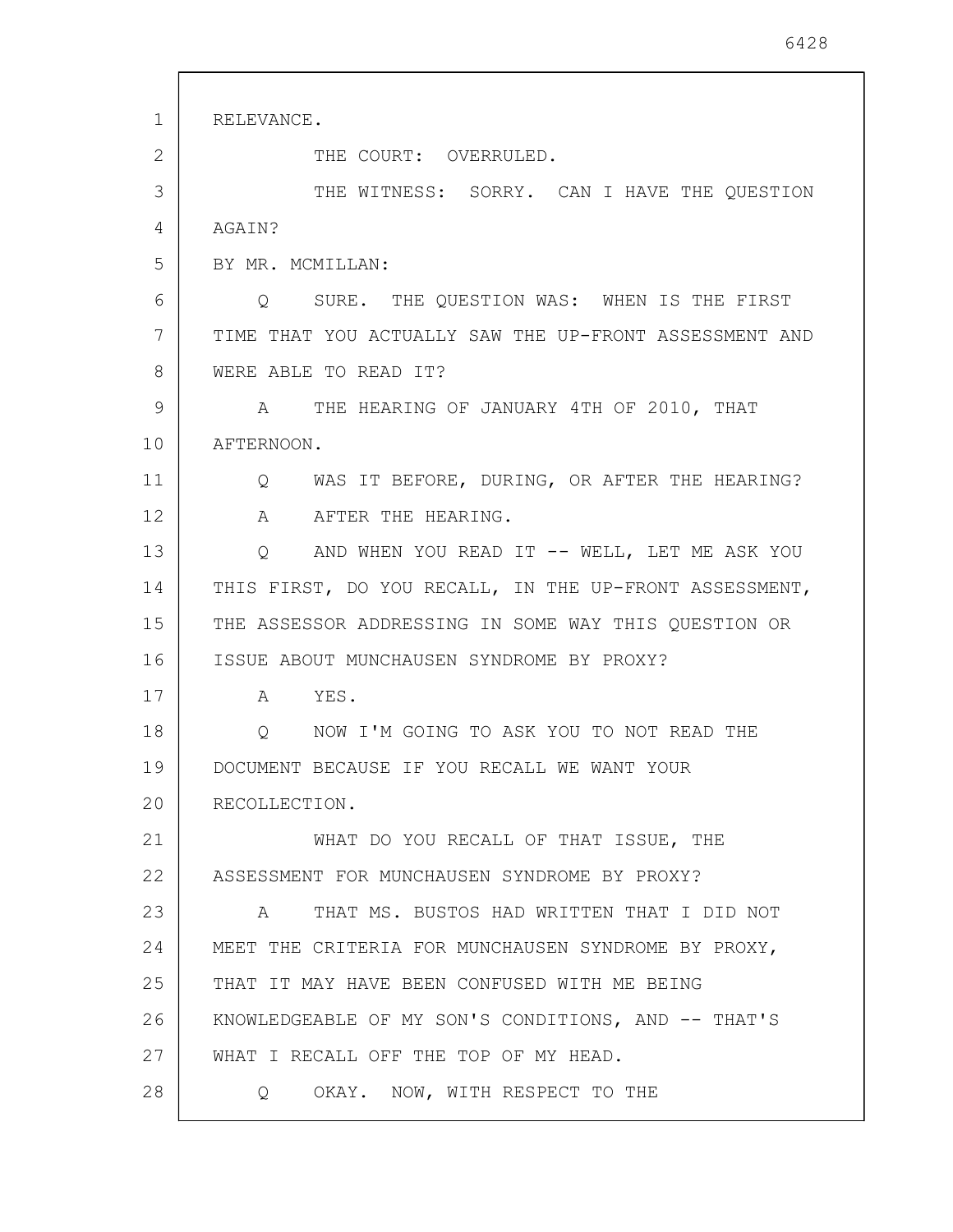RELEVANCE.

THE COURT: OVERRULED.

THE WITNESS: SORRY. CAN I HAVE THE QUESTION AGAIN?

BY MR. MCMILLAN:

Q SURE. THE QUESTION WAS: WHEN IS THE FIRST TIME THAT YOU ACTUALLY SAW THE UP-FRONT ASSESSMENT AND WERE ABLE TO READ IT?

A THE HEARING OF JANUARY 4TH OF 2010, THAT AFTERNOON.

Q WAS IT BEFORE, DURING, OR AFTER THE HEARING?

A AFTER THE HEARING.

Q AND WHEN YOU READ IT -- WELL, LET ME ASK YOU THIS FIRST, DO YOU RECALL, IN THE UP-FRONT ASSESSMENT, THE ASSESSOR ADDRESSING IN SOME WAY THIS QUESTION OR ISSUE ABOUT MUNCHAUSEN SYNDROME BY PROXY?

A YES.

Q NOW I'M GOING TO ASK YOU TO NOT READ THE DOCUMENT BECAUSE IF YOU RECALL WE WANT YOUR RECOLLECTION.

WHAT DO YOU RECALL OF THAT ISSUE, THE ASSESSMENT FOR MUNCHAUSEN SYNDROME BY PROXY?

A THAT MS. BUSTOS HAD WRITTEN THAT I DID NOT MEET THE CRITERIA FOR MUNCHAUSEN SYNDROME BY PROXY, THAT IT MAY HAVE BEEN CONFUSED WITH ME BEING KNOWLEDGEABLE OF MY SON'S CONDITIONS, AND -- THAT'S WHAT I RECALL OFF THE TOP OF MY HEAD.

Q OKAY. NOW, WITH RESPECT TO THE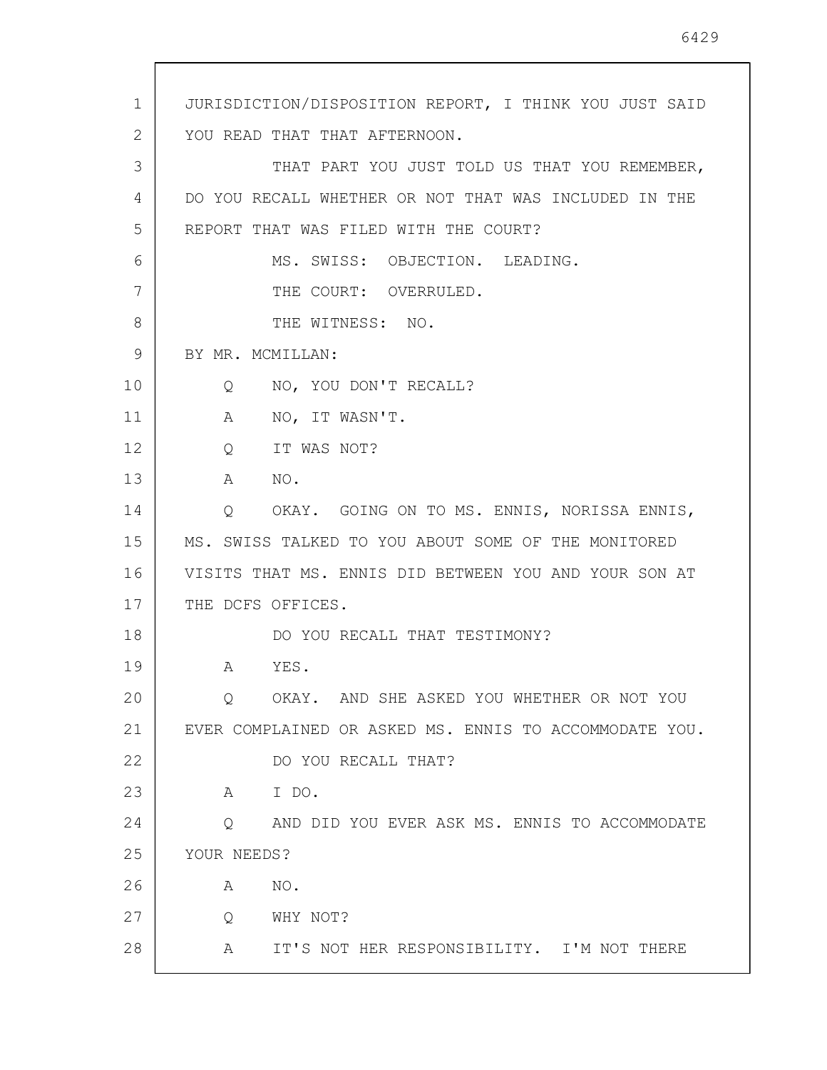JURISDICTION/DISPOSITION REPORT, I THINK YOU JUST SAID YOU READ THAT THAT AFTERNOON.

THAT PART YOU JUST TOLD US THAT YOU REMEMBER, DO YOU RECALL WHETHER OR NOT THAT WAS INCLUDED IN THE REPORT THAT WAS FILED WITH THE COURT?

MS. SWISS: OBJECTION. LEADING.

THE COURT: OVERRULED.

THE WITNESS: NO.

BY MR. MCMILLAN:

Q NO, YOU DON'T RECALL?

A NO, IT WASN'T.

Q IT WAS NOT?

A NO.

Q OKAY. GOING ON TO MS. ENNIS, NORISSA ENNIS, MS. SWISS TALKED TO YOU ABOUT SOME OF THE MONITORED VISITS THAT MS. ENNIS DID BETWEEN YOU AND YOUR SON AT THE DCFS OFFICES.

DO YOU RECALL THAT TESTIMONY?

A YES.

Q OKAY. AND SHE ASKED YOU WHETHER OR NOT YOU EVER COMPLAINED OR ASKED MS. ENNIS TO ACCOMMODATE YOU.

DO YOU RECALL THAT?

A I DO.

Q AND DID YOU EVER ASK MS. ENNIS TO ACCOMMODATE YOUR NEEDS?

A NO.

Q WHY NOT?

A IT'S NOT HER RESPONSIBILITY. I'M NOT THERE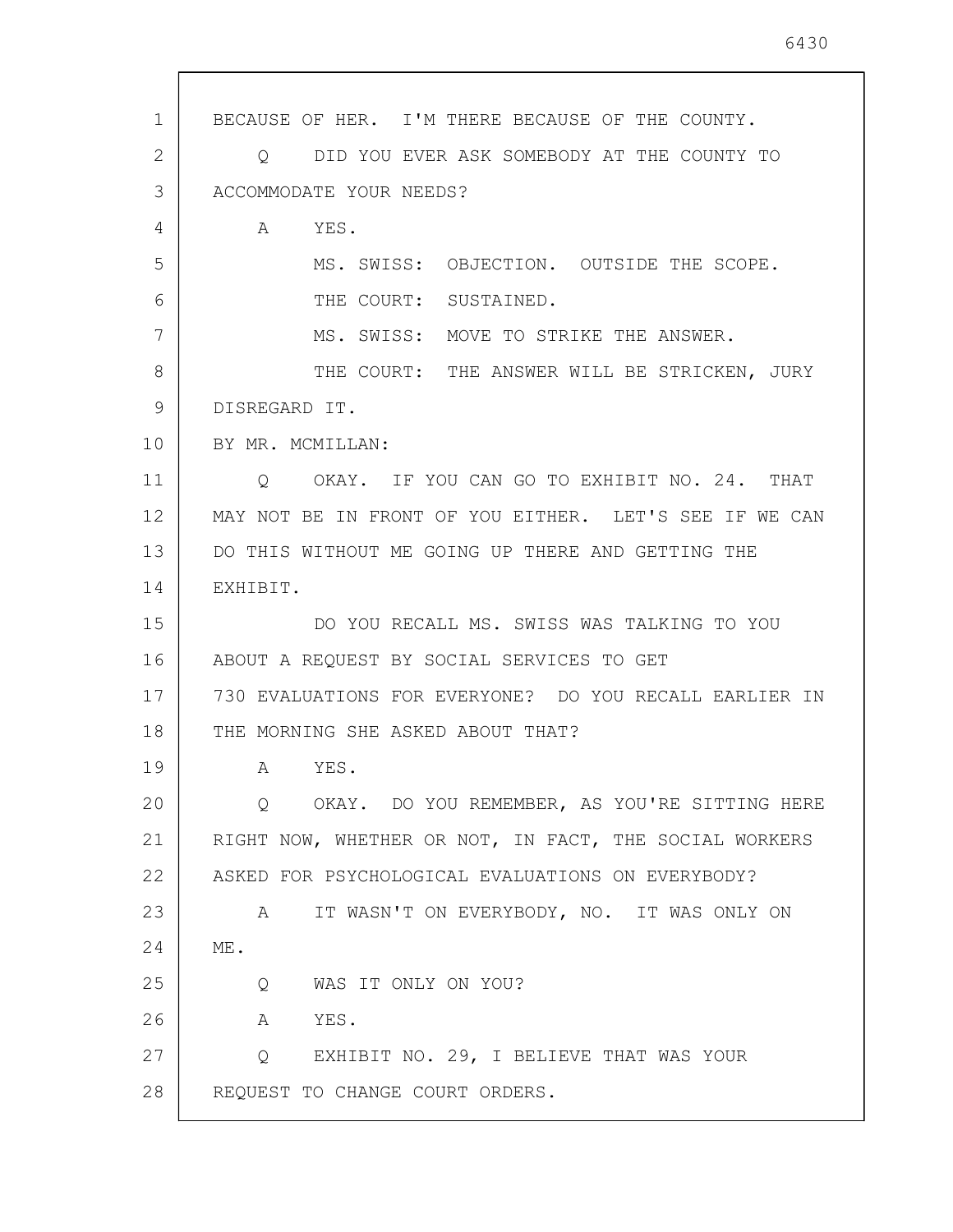BECAUSE OF HER. I'M THERE BECAUSE OF THE COUNTY.

Q DID YOU EVER ASK SOMEBODY AT THE COUNTY TO ACCOMMODATE YOUR NEEDS?

A YES.

MS. SWISS: OBJECTION. OUTSIDE THE SCOPE.

THE COURT: SUSTAINED.

MS. SWISS: MOVE TO STRIKE THE ANSWER.

THE COURT: THE ANSWER WILL BE STRICKEN, JURY DISREGARD IT.

BY MR. MCMILLAN:

Q OKAY. IF YOU CAN GO TO EXHIBIT NO. 24. THAT MAY NOT BE IN FRONT OF YOU EITHER. LET'S SEE IF WE CAN DO THIS WITHOUT ME GOING UP THERE AND GETTING THE EXHIBIT.

DO YOU RECALL MS. SWISS WAS TALKING TO YOU ABOUT A REQUEST BY SOCIAL SERVICES TO GET 730 EVALUATIONS FOR EVERYONE? DO YOU RECALL EARLIER IN THE MORNING SHE ASKED ABOUT THAT?

A YES.

Q OKAY. DO YOU REMEMBER, AS YOU'RE SITTING HERE RIGHT NOW, WHETHER OR NOT, IN FACT, THE SOCIAL WORKERS ASKED FOR PSYCHOLOGICAL EVALUATIONS ON EVERYBODY?

A IT WASN'T ON EVERYBODY, NO. IT WAS ONLY ON ME.

Q WAS IT ONLY ON YOU?

A YES.

Q EXHIBIT NO. 29, I BELIEVE THAT WAS YOUR REQUEST TO CHANGE COURT ORDERS.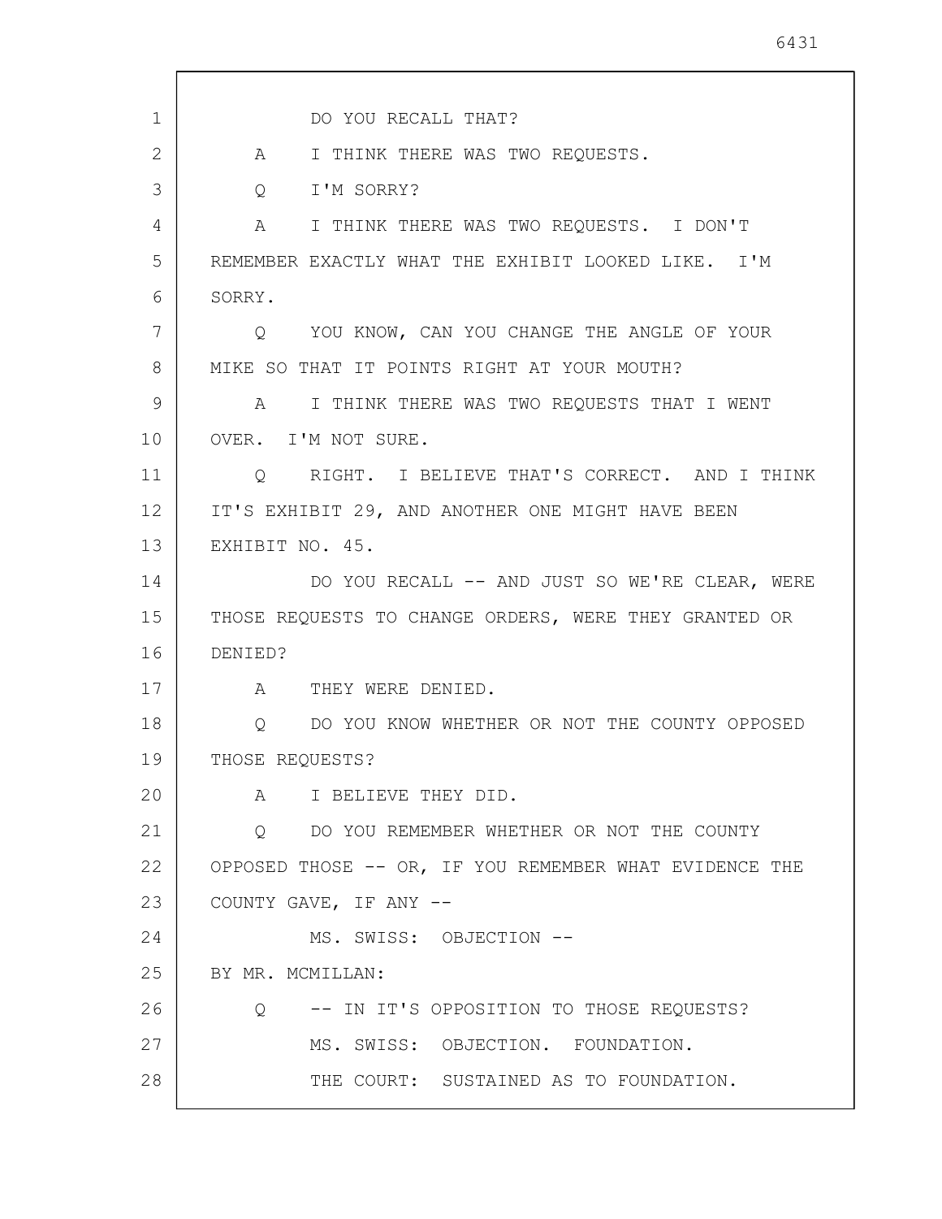DO YOU RECALL THAT?

A I THINK THERE WAS TWO REQUESTS.

Q I'M SORRY?

A I THINK THERE WAS TWO REQUESTS. I DON'T REMEMBER EXACTLY WHAT THE EXHIBIT LOOKED LIKE. I'M SORRY.

Q YOU KNOW, CAN YOU CHANGE THE ANGLE OF YOUR MIKE SO THAT IT POINTS RIGHT AT YOUR MOUTH?

A I THINK THERE WAS TWO REQUESTS THAT I WENT OVER. I'M NOT SURE.

Q RIGHT. I BELIEVE THAT'S CORRECT. AND I THINK IT'S EXHIBIT 29, AND ANOTHER ONE MIGHT HAVE BEEN EXHIBIT NO. 45.

DO YOU RECALL -- AND JUST SO WE'RE CLEAR, WERE THOSE REQUESTS TO CHANGE ORDERS, WERE THEY GRANTED OR DENIED?

A THEY WERE DENIED.

Q DO YOU KNOW WHETHER OR NOT THE COUNTY OPPOSED THOSE REQUESTS?

A I BELIEVE THEY DID.

Q DO YOU REMEMBER WHETHER OR NOT THE COUNTY OPPOSED THOSE -- OR, IF YOU REMEMBER WHAT EVIDENCE THE COUNTY GAVE, IF ANY --

MS. SWISS: OBJECTION --

BY MR. MCMILLAN:

Q -- IN IT'S OPPOSITION TO THOSE REQUESTS?

MS. SWISS: OBJECTION. FOUNDATION.

THE COURT: SUSTAINED AS TO FOUNDATION.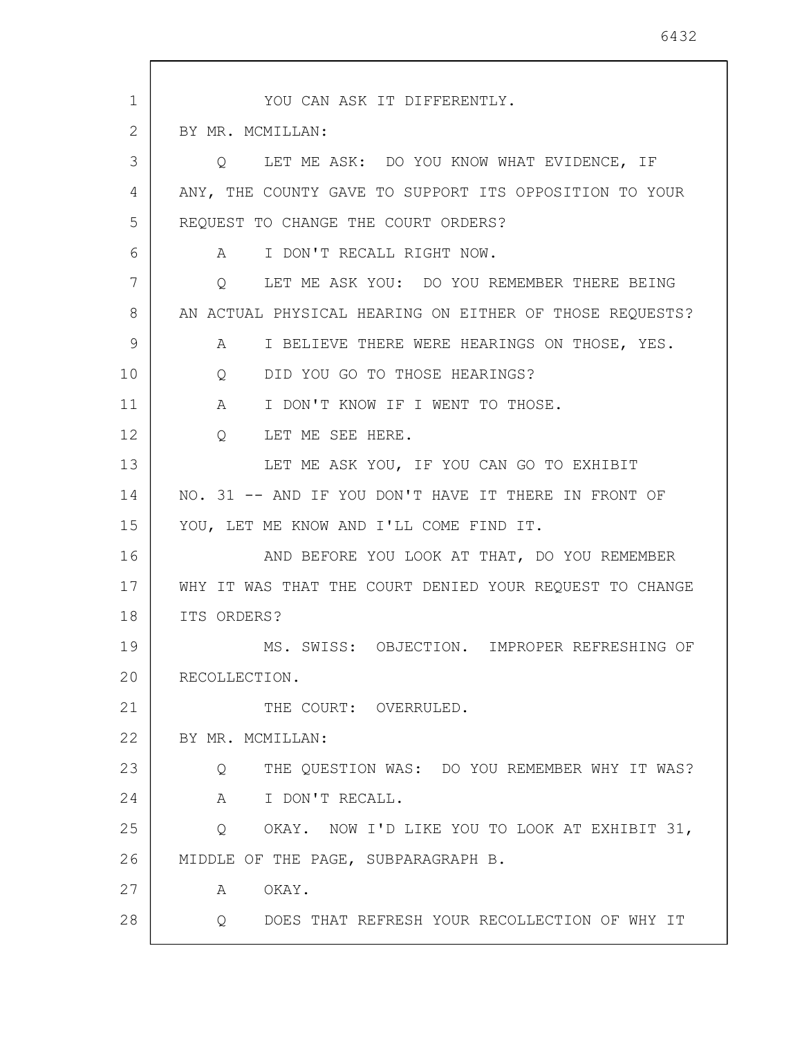YOU CAN ASK IT DIFFERENTLY.

BY MR. MCMILLAN:

Q LET ME ASK: DO YOU KNOW WHAT EVIDENCE, IF ANY, THE COUNTY GAVE TO SUPPORT ITS OPPOSITION TO YOUR REQUEST TO CHANGE THE COURT ORDERS?

A I DON'T RECALL RIGHT NOW.

Q LET ME ASK YOU: DO YOU REMEMBER THERE BEING AN ACTUAL PHYSICAL HEARING ON EITHER OF THOSE REQUESTS?

A I BELIEVE THERE WERE HEARINGS ON THOSE, YES.

Q DID YOU GO TO THOSE HEARINGS?

A I DON'T KNOW IF I WENT TO THOSE.

Q LET ME SEE HERE.

LET ME ASK YOU, IF YOU CAN GO TO EXHIBIT NO. 31 -- AND IF YOU DON'T HAVE IT THERE IN FRONT OF YOU, LET ME KNOW AND I'LL COME FIND IT.

AND BEFORE YOU LOOK AT THAT, DO YOU REMEMBER WHY IT WAS THAT THE COURT DENIED YOUR REQUEST TO CHANGE ITS ORDERS?

MS. SWISS: OBJECTION. IMPROPER REFRESHING OF RECOLLECTION.

THE COURT: OVERRULED.

BY MR. MCMILLAN:

Q THE QUESTION WAS: DO YOU REMEMBER WHY IT WAS?

A I DON'T RECALL.

Q OKAY. NOW I'D LIKE YOU TO LOOK AT EXHIBIT 31, MIDDLE OF THE PAGE, SUBPARAGRAPH B.

A OKAY.

Q DOES THAT REFRESH YOUR RECOLLECTION OF WHY IT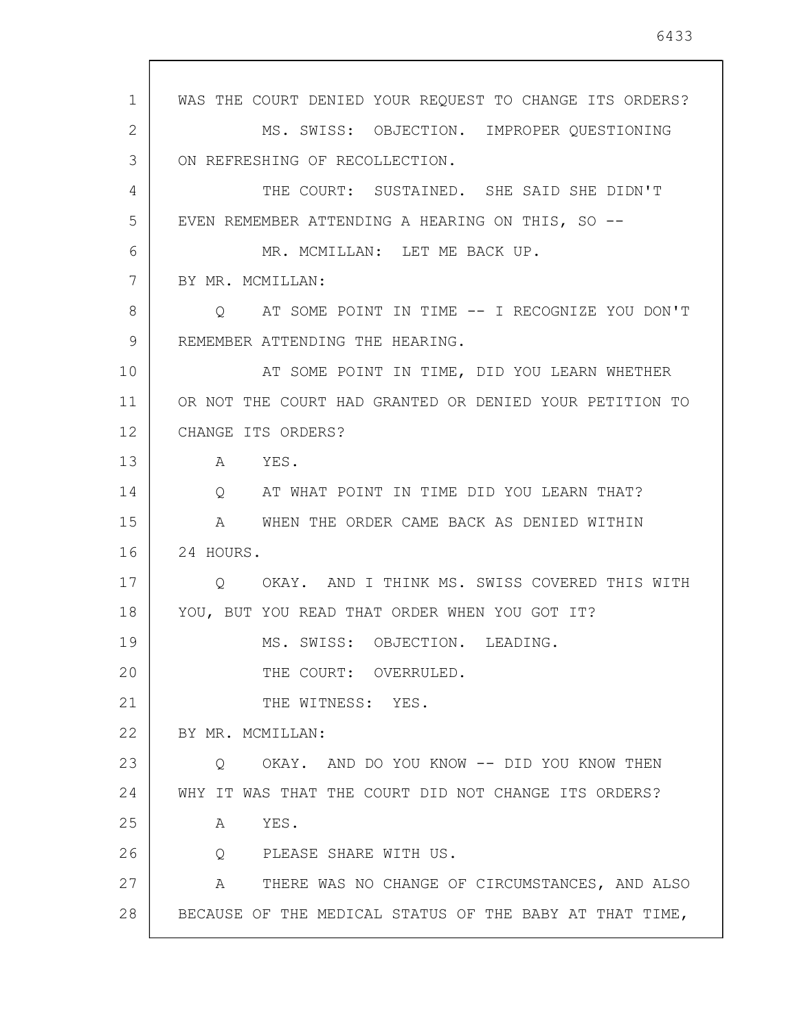WAS THE COURT DENIED YOUR REQUEST TO CHANGE ITS ORDERS?

MS. SWISS: OBJECTION. IMPROPER QUESTIONING ON REFRESHING OF RECOLLECTION.

THE COURT: SUSTAINED. SHE SAID SHE DIDN'T EVEN REMEMBER ATTENDING A HEARING ON THIS, SO --

MR. MCMILLAN: LET ME BACK UP.

BY MR. MCMILLAN:

Q AT SOME POINT IN TIME -- I RECOGNIZE YOU DON'T REMEMBER ATTENDING THE HEARING.

AT SOME POINT IN TIME, DID YOU LEARN WHETHER OR NOT THE COURT HAD GRANTED OR DENIED YOUR PETITION TO CHANGE ITS ORDERS?

A YES.

Q AT WHAT POINT IN TIME DID YOU LEARN THAT?

A WHEN THE ORDER CAME BACK AS DENIED WITHIN 24 HOURS.

Q OKAY. AND I THINK MS. SWISS COVERED THIS WITH YOU, BUT YOU READ THAT ORDER WHEN YOU GOT IT?

MS. SWISS: OBJECTION. LEADING.

THE COURT: OVERRULED.

THE WITNESS: YES.

BY MR. MCMILLAN:

Q OKAY. AND DO YOU KNOW -- DID YOU KNOW THEN WHY IT WAS THAT THE COURT DID NOT CHANGE ITS ORDERS?

A YES.

Q PLEASE SHARE WITH US.

A THERE WAS NO CHANGE OF CIRCUMSTANCES, AND ALSO BECAUSE OF THE MEDICAL STATUS OF THE BABY AT THAT TIME,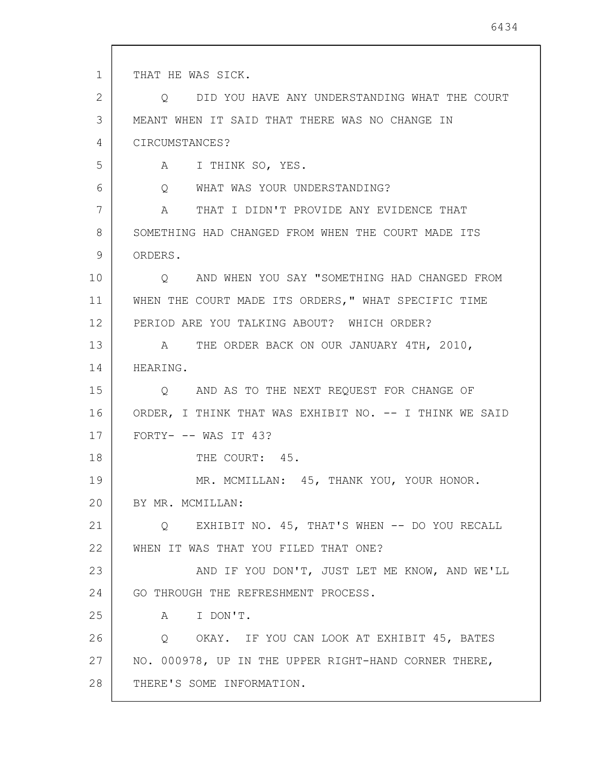THAT HE WAS SICK.

Q DID YOU HAVE ANY UNDERSTANDING WHAT THE COURT MEANT WHEN IT SAID THAT THERE WAS NO CHANGE IN CIRCUMSTANCES?

A I THINK SO, YES.

Q WHAT WAS YOUR UNDERSTANDING?

A THAT I DIDN'T PROVIDE ANY EVIDENCE THAT SOMETHING HAD CHANGED FROM WHEN THE COURT MADE ITS ORDERS.

Q AND WHEN YOU SAY "SOMETHING HAD CHANGED FROM WHEN THE COURT MADE ITS ORDERS," WHAT SPECIFIC TIME PERIOD ARE YOU TALKING ABOUT? WHICH ORDER?

A THE ORDER BACK ON OUR JANUARY 4TH, 2010, HEARING.

Q AND AS TO THE NEXT REQUEST FOR CHANGE OF ORDER, I THINK THAT WAS EXHIBIT NO. -- I THINK WE SAID FORTY- -- WAS IT 43?

THE COURT: 45.

MR. MCMILLAN: 45, THANK YOU, YOUR HONOR.

BY MR. MCMILLAN:

Q EXHIBIT NO. 45, THAT'S WHEN -- DO YOU RECALL WHEN IT WAS THAT YOU FILED THAT ONE?

AND IF YOU DON'T, JUST LET ME KNOW, AND WE'LL GO THROUGH THE REFRESHMENT PROCESS.

A I DON'T.

Q OKAY. IF YOU CAN LOOK AT EXHIBIT 45, BATES NO. 000978, UP IN THE UPPER RIGHT-HAND CORNER THERE, THERE'S SOME INFORMATION.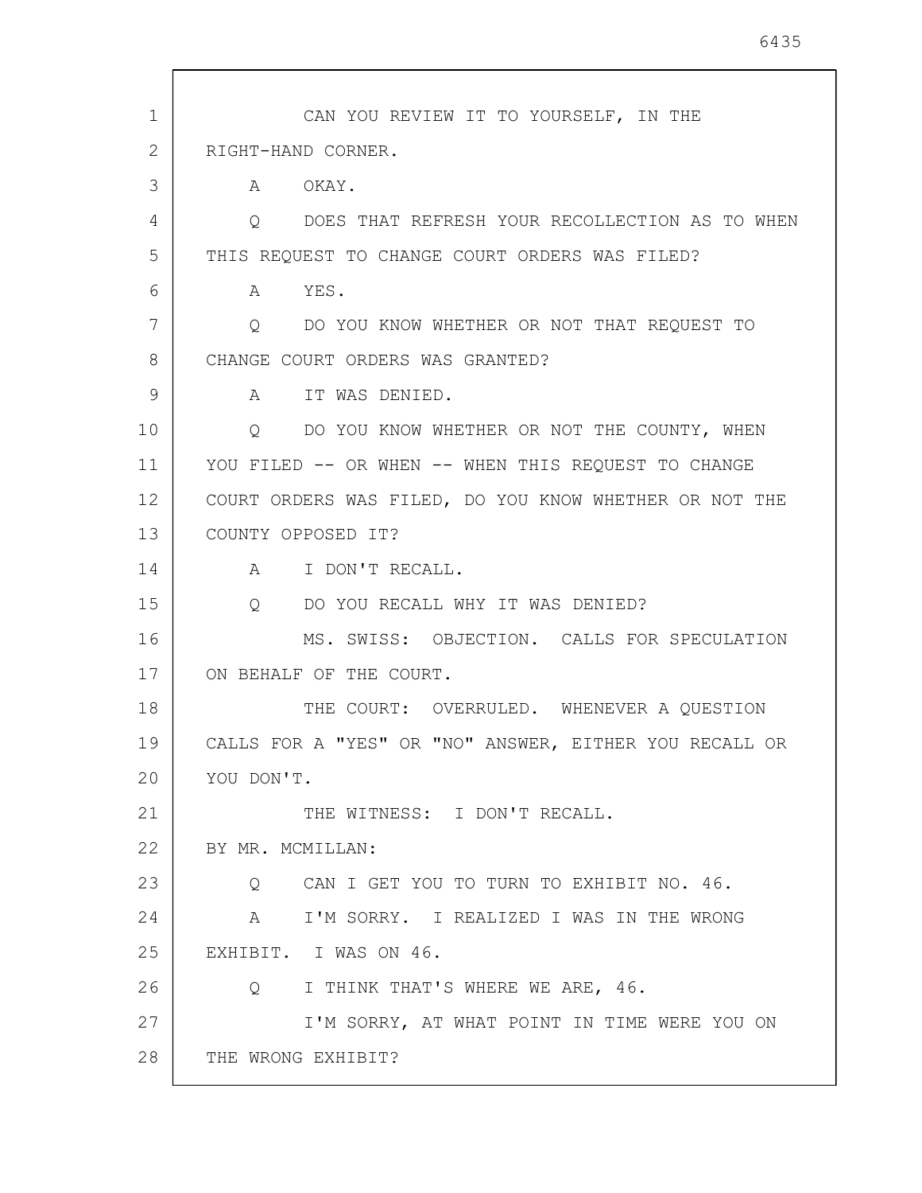CAN YOU REVIEW IT TO YOURSELF, IN THE RIGHT-HAND CORNER.

A OKAY.

Q DOES THAT REFRESH YOUR RECOLLECTION AS TO WHEN THIS REQUEST TO CHANGE COURT ORDERS WAS FILED?

A YES.

Q DO YOU KNOW WHETHER OR NOT THAT REQUEST TO CHANGE COURT ORDERS WAS GRANTED?

A IT WAS DENIED.

Q DO YOU KNOW WHETHER OR NOT THE COUNTY, WHEN YOU FILED -- OR WHEN -- WHEN THIS REQUEST TO CHANGE COURT ORDERS WAS FILED, DO YOU KNOW WHETHER OR NOT THE COUNTY OPPOSED IT?

A I DON'T RECALL.

Q DO YOU RECALL WHY IT WAS DENIED?

MS. SWISS: OBJECTION. CALLS FOR SPECULATION ON BEHALF OF THE COURT.

THE COURT: OVERRULED. WHENEVER A QUESTION CALLS FOR A "YES" OR "NO" ANSWER, EITHER YOU RECALL OR YOU DON'T.

THE WITNESS: I DON'T RECALL.

BY MR. MCMILLAN:

Q CAN I GET YOU TO TURN TO EXHIBIT NO. 46.

A I'M SORRY. I REALIZED I WAS IN THE WRONG EXHIBIT. I WAS ON 46.

Q I THINK THAT'S WHERE WE ARE, 46.

I'M SORRY, AT WHAT POINT IN TIME WERE YOU ON THE WRONG EXHIBIT?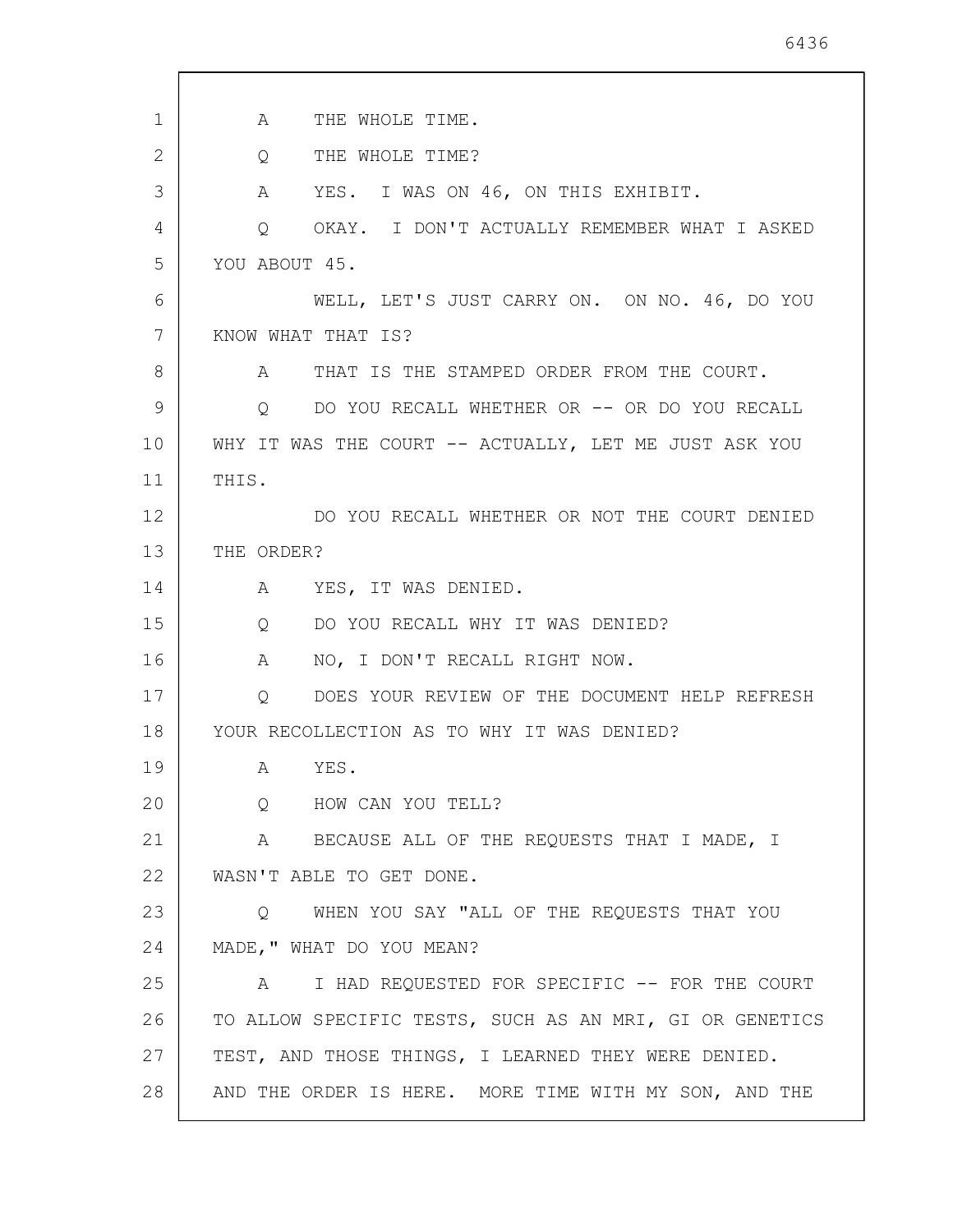A THE WHOLE TIME.

Q THE WHOLE TIME?

A YES. I WAS ON 46, ON THIS EXHIBIT.

Q OKAY. I DON'T ACTUALLY REMEMBER WHAT I ASKED YOU ABOUT 45.

WELL, LET'S JUST CARRY ON. ON NO. 46, DO YOU KNOW WHAT THAT IS?

A THAT IS THE STAMPED ORDER FROM THE COURT.

Q DO YOU RECALL WHETHER OR -- OR DO YOU RECALL WHY IT WAS THE COURT -- ACTUALLY, LET ME JUST ASK YOU THIS.

DO YOU RECALL WHETHER OR NOT THE COURT DENIED THE ORDER?

A YES, IT WAS DENIED.

Q DO YOU RECALL WHY IT WAS DENIED?

A NO, I DON'T RECALL RIGHT NOW.

Q DOES YOUR REVIEW OF THE DOCUMENT HELP REFRESH YOUR RECOLLECTION AS TO WHY IT WAS DENIED?

A YES.

Q HOW CAN YOU TELL?

A BECAUSE ALL OF THE REQUESTS THAT I MADE, I WASN'T ABLE TO GET DONE.

Q WHEN YOU SAY "ALL OF THE REQUESTS THAT YOU MADE," WHAT DO YOU MEAN?

A I HAD REQUESTED FOR SPECIFIC -- FOR THE COURT TO ALLOW SPECIFIC TESTS, SUCH AS AN MRI, GI OR GENETICS TEST, AND THOSE THINGS, I LEARNED THEY WERE DENIED. AND THE ORDER IS HERE. MORE TIME WITH MY SON, AND THE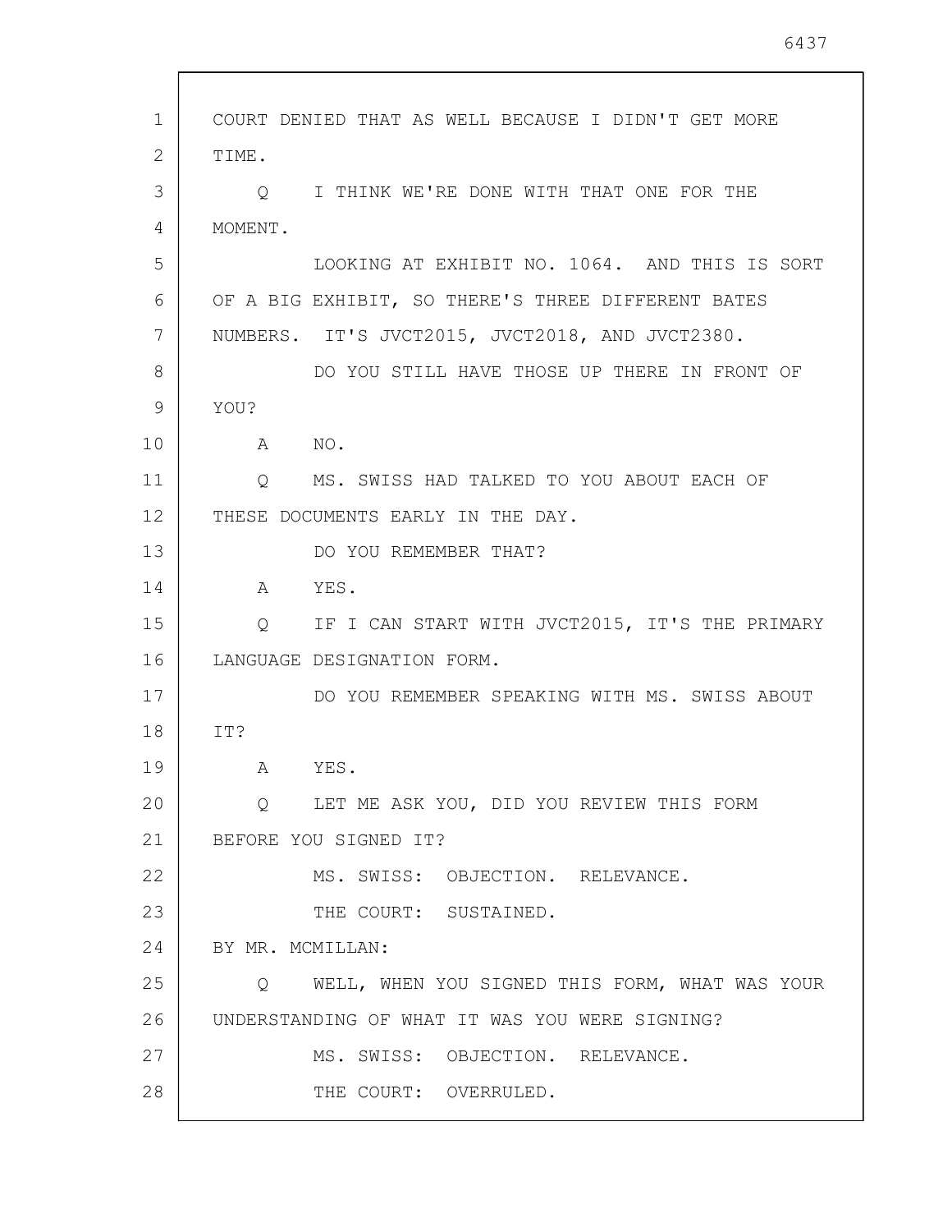COURT DENIED THAT AS WELL BECAUSE I DIDN'T GET MORE TIME.

Q I THINK WE'RE DONE WITH THAT ONE FOR THE MOMENT.

LOOKING AT EXHIBIT NO. 1064. AND THIS IS SORT OF A BIG EXHIBIT, SO THERE'S THREE DIFFERENT BATES NUMBERS. IT'S JVCT2015, JVCT2018, AND JVCT2380.

DO YOU STILL HAVE THOSE UP THERE IN FRONT OF YOU?

A NO.

Q MS. SWISS HAD TALKED TO YOU ABOUT EACH OF THESE DOCUMENTS EARLY IN THE DAY.

DO YOU REMEMBER THAT?

A YES.

Q IF I CAN START WITH JVCT2015, IT'S THE PRIMARY LANGUAGE DESIGNATION FORM.

DO YOU REMEMBER SPEAKING WITH MS. SWISS ABOUT IT?

A YES.

Q LET ME ASK YOU, DID YOU REVIEW THIS FORM BEFORE YOU SIGNED IT?

MS. SWISS: OBJECTION. RELEVANCE.

THE COURT: SUSTAINED.

BY MR. MCMILLAN:

Q WELL, WHEN YOU SIGNED THIS FORM, WHAT WAS YOUR UNDERSTANDING OF WHAT IT WAS YOU WERE SIGNING?

MS. SWISS: OBJECTION. RELEVANCE.

THE COURT: OVERRULED.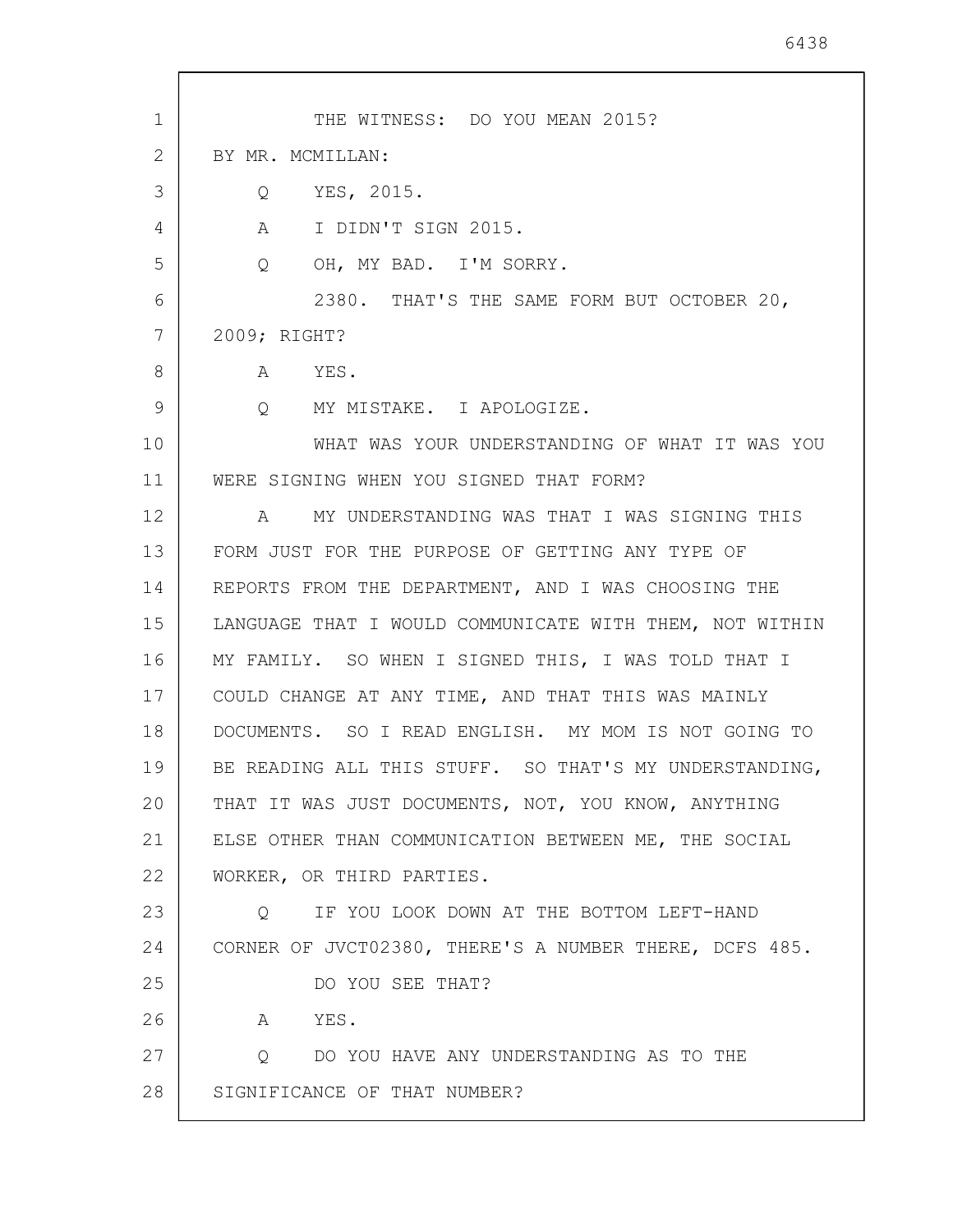THE WITNESS: DO YOU MEAN 2015?

BY MR. MCMILLAN:

Q YES, 2015.

A I DIDN'T SIGN 2015.

Q OH, MY BAD. I'M SORRY.

2380. THAT'S THE SAME FORM BUT OCTOBER 20, 2009; RIGHT?

A YES.

Q MY MISTAKE. I APOLOGIZE.

WHAT WAS YOUR UNDERSTANDING OF WHAT IT WAS YOU WERE SIGNING WHEN YOU SIGNED THAT FORM?

A MY UNDERSTANDING WAS THAT I WAS SIGNING THIS FORM JUST FOR THE PURPOSE OF GETTING ANY TYPE OF REPORTS FROM THE DEPARTMENT, AND I WAS CHOOSING THE LANGUAGE THAT I WOULD COMMUNICATE WITH THEM, NOT WITHIN MY FAMILY. SO WHEN I SIGNED THIS, I WAS TOLD THAT I COULD CHANGE AT ANY TIME, AND THAT THIS WAS MAINLY DOCUMENTS. SO I READ ENGLISH. MY MOM IS NOT GOING TO BE READING ALL THIS STUFF. SO THAT'S MY UNDERSTANDING, THAT IT WAS JUST DOCUMENTS, NOT, YOU KNOW, ANYTHING ELSE OTHER THAN COMMUNICATION BETWEEN ME, THE SOCIAL WORKER, OR THIRD PARTIES.

Q IF YOU LOOK DOWN AT THE BOTTOM LEFT-HAND CORNER OF JVCT02380, THERE'S A NUMBER THERE, DCFS 485.

DO YOU SEE THAT?

A YES.

Q DO YOU HAVE ANY UNDERSTANDING AS TO THE SIGNIFICANCE OF THAT NUMBER?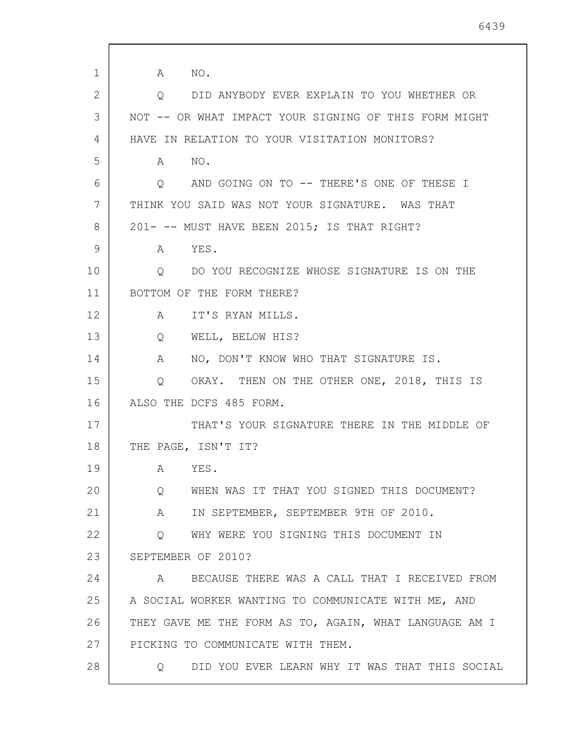A NO.

Q DID ANYBODY EVER EXPLAIN TO YOU WHETHER OR NOT -- OR WHAT IMPACT YOUR SIGNING OF THIS FORM MIGHT HAVE IN RELATION TO YOUR VISITATION MONITORS?

A NO.

Q AND GOING ON TO -- THERE'S ONE OF THESE I THINK YOU SAID WAS NOT YOUR SIGNATURE. WAS THAT 201- -- MUST HAVE BEEN 2015; IS THAT RIGHT?

A YES.

Q DO YOU RECOGNIZE WHOSE SIGNATURE IS ON THE BOTTOM OF THE FORM THERE?

A IT'S RYAN MILLS.

Q WELL, BELOW HIS?

A NO, DON'T KNOW WHO THAT SIGNATURE IS.

Q OKAY. THEN ON THE OTHER ONE, 2018, THIS IS ALSO THE DCFS 485 FORM.

THAT'S YOUR SIGNATURE THERE IN THE MIDDLE OF THE PAGE, ISN'T IT?

A YES.

Q WHEN WAS IT THAT YOU SIGNED THIS DOCUMENT?

A IN SEPTEMBER, SEPTEMBER 9TH OF 2010.

Q WHY WERE YOU SIGNING THIS DOCUMENT IN SEPTEMBER OF 2010?

A BECAUSE THERE WAS A CALL THAT I RECEIVED FROM A SOCIAL WORKER WANTING TO COMMUNICATE WITH ME, AND THEY GAVE ME THE FORM AS TO, AGAIN, WHAT LANGUAGE AM I PICKING TO COMMUNICATE WITH THEM.

Q DID YOU EVER LEARN WHY IT WAS THAT THIS SOCIAL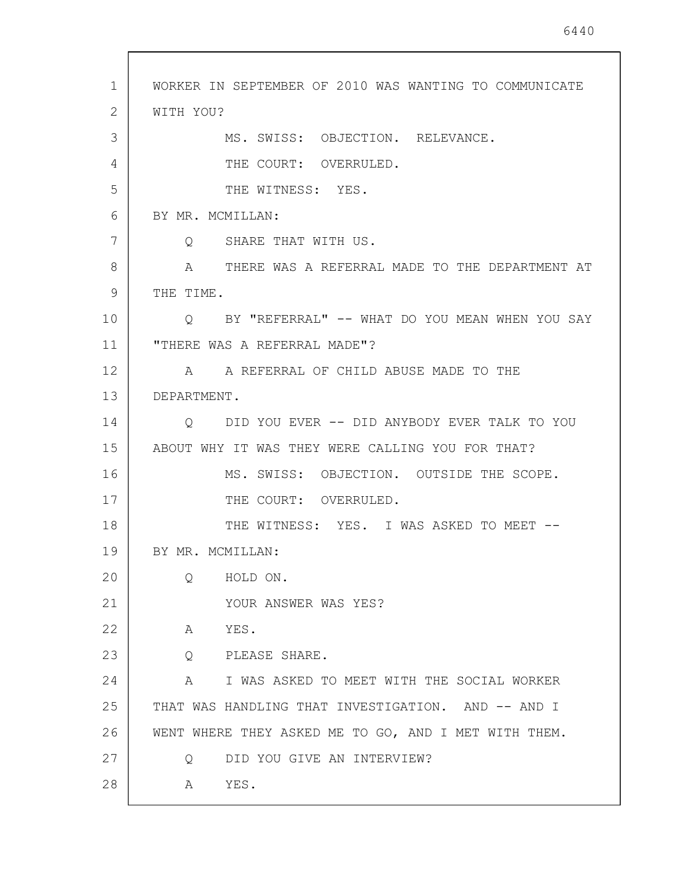WORKER IN SEPTEMBER OF 2010 WAS WANTING TO COMMUNICATE WITH YOU?

MS. SWISS: OBJECTION. RELEVANCE.

THE COURT: OVERRULED.

THE WITNESS: YES.

BY MR. MCMILLAN:

Q SHARE THAT WITH US.

A THERE WAS A REFERRAL MADE TO THE DEPARTMENT AT THE TIME.

Q BY "REFERRAL" -- WHAT DO YOU MEAN WHEN YOU SAY "THERE WAS A REFERRAL MADE"?

A A REFERRAL OF CHILD ABUSE MADE TO THE DEPARTMENT.

Q DID YOU EVER -- DID ANYBODY EVER TALK TO YOU ABOUT WHY IT WAS THEY WERE CALLING YOU FOR THAT?

MS. SWISS: OBJECTION. OUTSIDE THE SCOPE.

THE COURT: OVERRULED.

THE WITNESS: YES. I WAS ASKED TO MEET --

BY MR. MCMILLAN:

Q HOLD ON.

YOUR ANSWER WAS YES?

A YES.

Q PLEASE SHARE.

A I WAS ASKED TO MEET WITH THE SOCIAL WORKER THAT WAS HANDLING THAT INVESTIGATION. AND -- AND I WENT WHERE THEY ASKED ME TO GO, AND I MET WITH THEM.

Q DID YOU GIVE AN INTERVIEW?

A YES.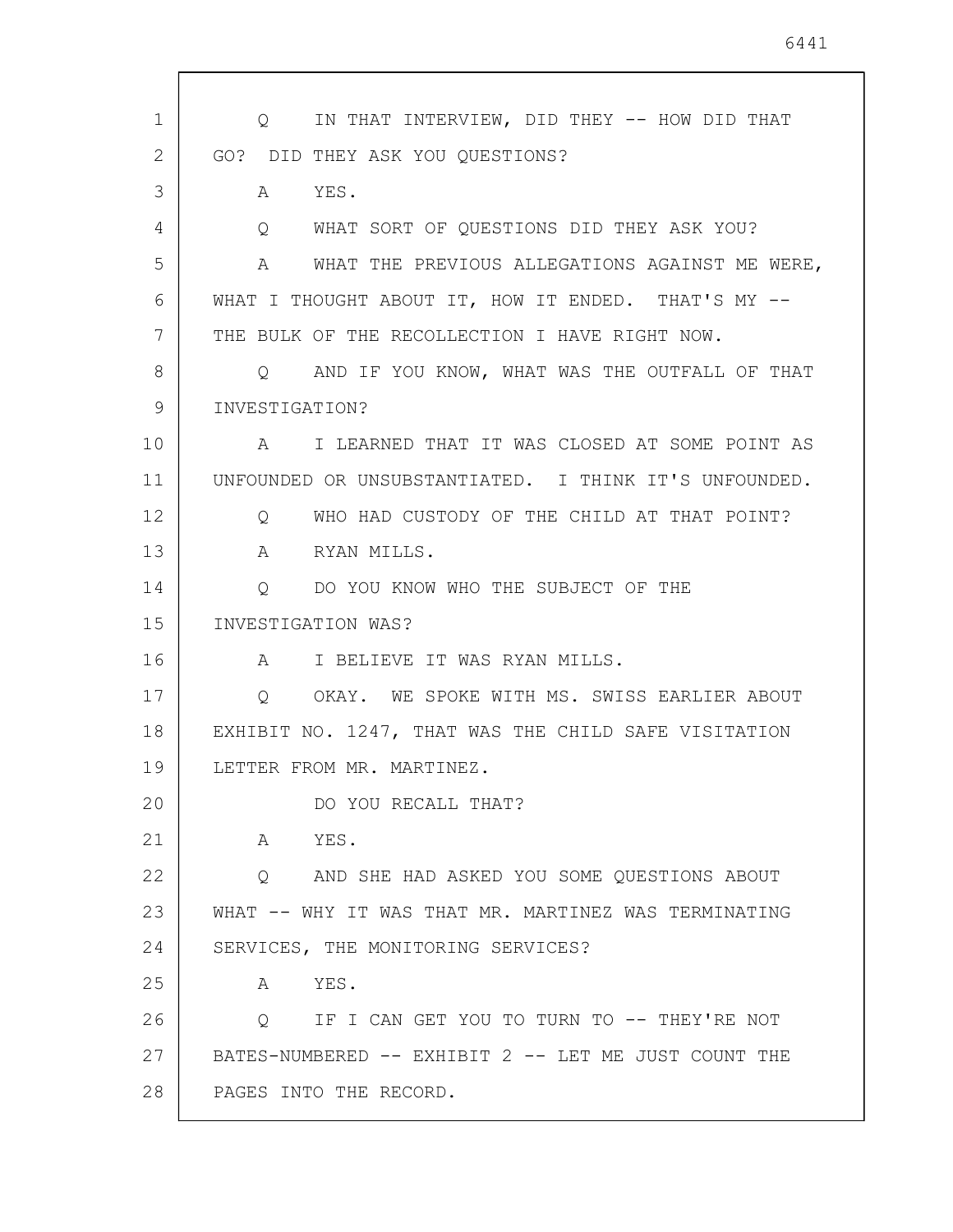Q IN THAT INTERVIEW, DID THEY -- HOW DID THAT GO? DID THEY ASK YOU QUESTIONS?

A YES.

Q WHAT SORT OF QUESTIONS DID THEY ASK YOU?

A WHAT THE PREVIOUS ALLEGATIONS AGAINST ME WERE, WHAT I THOUGHT ABOUT IT, HOW IT ENDED. THAT'S MY -- THE BULK OF THE RECOLLECTION I HAVE RIGHT NOW.

Q AND IF YOU KNOW, WHAT WAS THE OUTFALL OF THAT INVESTIGATION?

A I LEARNED THAT IT WAS CLOSED AT SOME POINT AS UNFOUNDED OR UNSUBSTANTIATED. I THINK IT'S UNFOUNDED.

Q WHO HAD CUSTODY OF THE CHILD AT THAT POINT?

A RYAN MILLS.

Q DO YOU KNOW WHO THE SUBJECT OF THE INVESTIGATION WAS?

A I BELIEVE IT WAS RYAN MILLS.

Q OKAY. WE SPOKE WITH MS. SWISS EARLIER ABOUT EXHIBIT NO. 1247, THAT WAS THE CHILD SAFE VISITATION LETTER FROM MR. MARTINEZ.

DO YOU RECALL THAT?

A YES.

Q AND SHE HAD ASKED YOU SOME QUESTIONS ABOUT WHAT -- WHY IT WAS THAT MR. MARTINEZ WAS TERMINATING SERVICES, THE MONITORING SERVICES?

A YES.

Q IF I CAN GET YOU TO TURN TO -- THEY'RE NOT BATES-NUMBERED -- EXHIBIT 2 -- LET ME JUST COUNT THE PAGES INTO THE RECORD.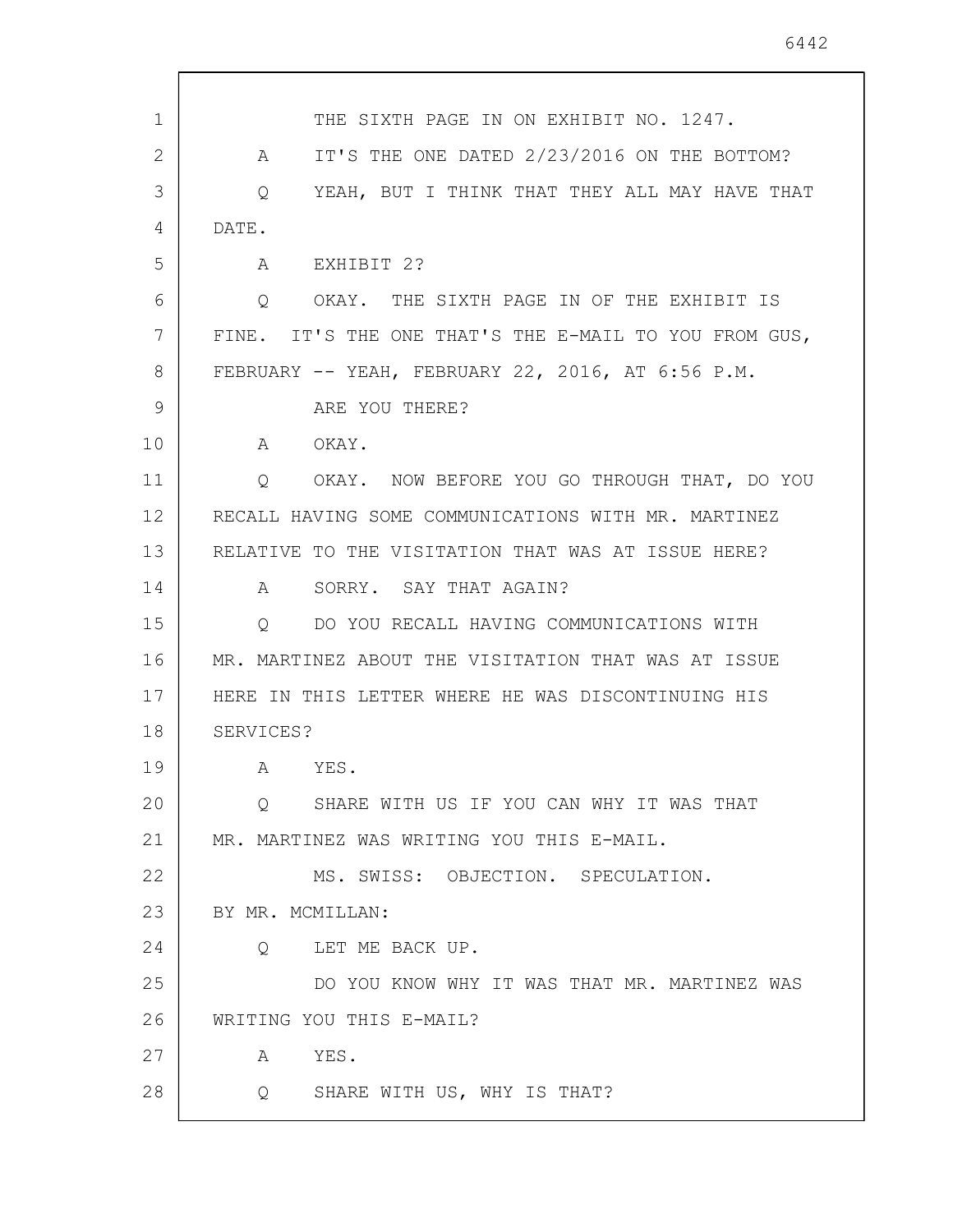THE SIXTH PAGE IN ON EXHIBIT NO. 1247.

A IT'S THE ONE DATED 2/23/2016 ON THE BOTTOM?

Q YEAH, BUT I THINK THAT THEY ALL MAY HAVE THAT DATE.

A EXHIBIT 2?

Q OKAY. THE SIXTH PAGE IN OF THE EXHIBIT IS FINE. IT'S THE ONE THAT'S THE E-MAIL TO YOU FROM GUS, FEBRUARY -- YEAH, FEBRUARY 22, 2016, AT 6:56 P.M.

ARE YOU THERE?

A OKAY.

Q OKAY. NOW BEFORE YOU GO THROUGH THAT, DO YOU RECALL HAVING SOME COMMUNICATIONS WITH MR. MARTINEZ RELATIVE TO THE VISITATION THAT WAS AT ISSUE HERE?

A SORRY. SAY THAT AGAIN?

Q DO YOU RECALL HAVING COMMUNICATIONS WITH MR. MARTINEZ ABOUT THE VISITATION THAT WAS AT ISSUE HERE IN THIS LETTER WHERE HE WAS DISCONTINUING HIS SERVICES?

A YES.

Q SHARE WITH US IF YOU CAN WHY IT WAS THAT MR. MARTINEZ WAS WRITING YOU THIS E-MAIL.

MS. SWISS: OBJECTION. SPECULATION.

BY MR. MCMILLAN:

Q LET ME BACK UP.

DO YOU KNOW WHY IT WAS THAT MR. MARTINEZ WAS WRITING YOU THIS E-MAIL?

A YES.

Q SHARE WITH US, WHY IS THAT?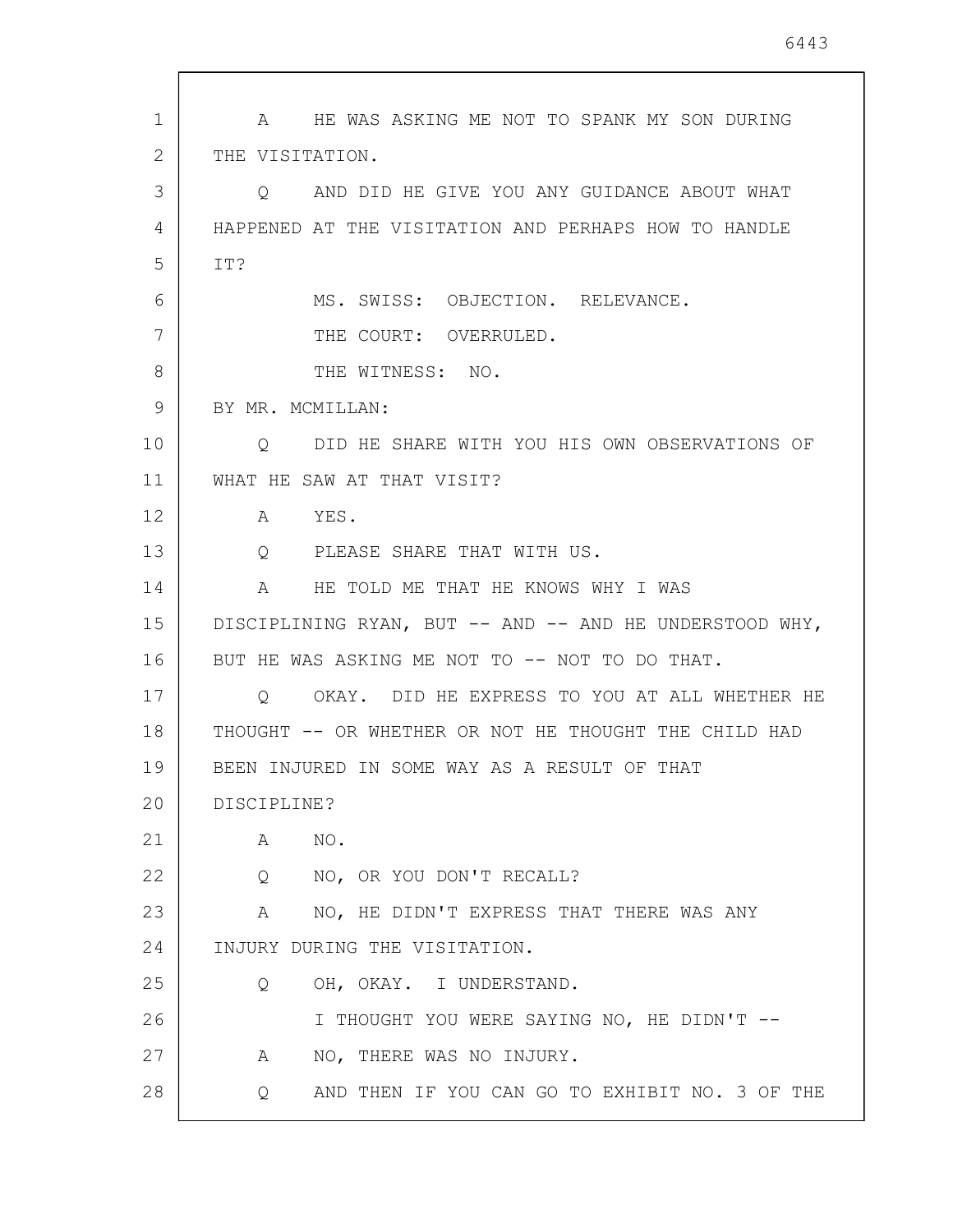A HE WAS ASKING ME NOT TO SPANK MY SON DURING THE VISITATION.

Q AND DID HE GIVE YOU ANY GUIDANCE ABOUT WHAT HAPPENED AT THE VISITATION AND PERHAPS HOW TO HANDLE IT?

MS. SWISS: OBJECTION. RELEVANCE.

THE COURT: OVERRULED.

THE WITNESS: NO.

BY MR. MCMILLAN:

Q DID HE SHARE WITH YOU HIS OWN OBSERVATIONS OF WHAT HE SAW AT THAT VISIT?

A YES.

Q PLEASE SHARE THAT WITH US.

A HE TOLD ME THAT HE KNOWS WHY I WAS DISCIPLINING RYAN, BUT -- AND -- AND HE UNDERSTOOD WHY, BUT HE WAS ASKING ME NOT TO -- NOT TO DO THAT.

Q OKAY. DID HE EXPRESS TO YOU AT ALL WHETHER HE THOUGHT -- OR WHETHER OR NOT HE THOUGHT THE CHILD HAD BEEN INJURED IN SOME WAY AS A RESULT OF THAT DISCIPLINE?

A NO.

Q NO, OR YOU DON'T RECALL?

A NO, HE DIDN'T EXPRESS THAT THERE WAS ANY INJURY DURING THE VISITATION.

Q OH, OKAY. I UNDERSTAND.

I THOUGHT YOU WERE SAYING NO, HE DIDN'T --

A NO, THERE WAS NO INJURY.

Q AND THEN IF YOU CAN GO TO EXHIBIT NO. 3 OF THE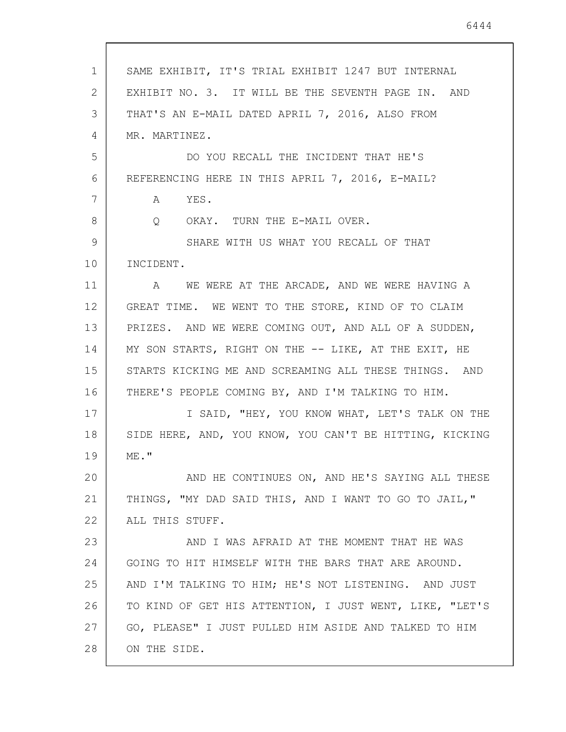SAME EXHIBIT, IT'S TRIAL EXHIBIT 1247 BUT INTERNAL EXHIBIT NO. 3. IT WILL BE THE SEVENTH PAGE IN. AND THAT'S AN E-MAIL DATED APRIL 7, 2016, ALSO FROM MR. MARTINEZ.

DO YOU RECALL THE INCIDENT THAT HE'S REFERENCING HERE IN THIS APRIL 7, 2016, E-MAIL?

A YES.

Q OKAY. TURN THE E-MAIL OVER.

SHARE WITH US WHAT YOU RECALL OF THAT INCIDENT.

A WE WERE AT THE ARCADE, AND WE WERE HAVING A GREAT TIME. WE WENT TO THE STORE, KIND OF TO CLAIM PRIZES. AND WE WERE COMING OUT, AND ALL OF A SUDDEN, MY SON STARTS, RIGHT ON THE -- LIKE, AT THE EXIT, HE STARTS KICKING ME AND SCREAMING ALL THESE THINGS. AND THERE'S PEOPLE COMING BY, AND I'M TALKING TO HIM.

I SAID, "HEY, YOU KNOW WHAT, LET'S TALK ON THE SIDE HERE, AND, YOU KNOW, YOU CAN'T BE HITTING, KICKING ME."

AND HE CONTINUES ON, AND HE'S SAYING ALL THESE THINGS, "MY DAD SAID THIS, AND I WANT TO GO TO JAIL," ALL THIS STUFF.

AND I WAS AFRAID AT THE MOMENT THAT HE WAS GOING TO HIT HIMSELF WITH THE BARS THAT ARE AROUND. AND I'M TALKING TO HIM; HE'S NOT LISTENING. AND JUST TO KIND OF GET HIS ATTENTION, I JUST WENT, LIKE, "LET'S GO, PLEASE" I JUST PULLED HIM ASIDE AND TALKED TO HIM ON THE SIDE.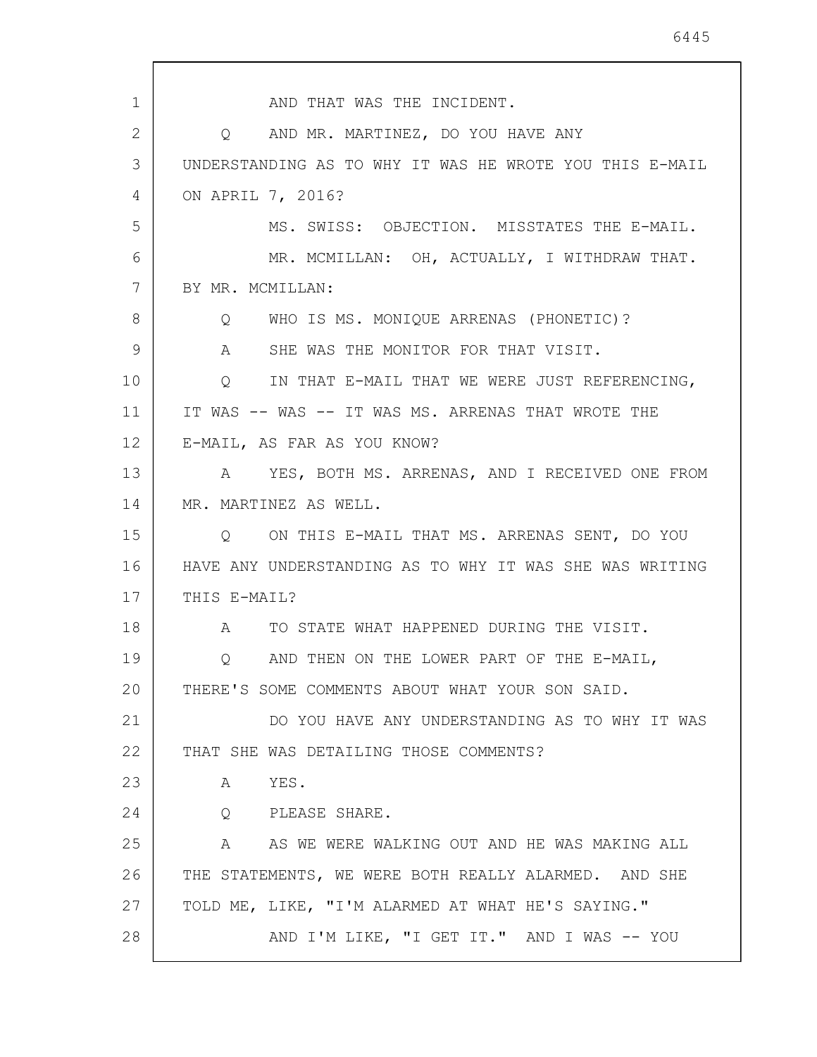AND THAT WAS THE INCIDENT.

Q AND MR. MARTINEZ, DO YOU HAVE ANY UNDERSTANDING AS TO WHY IT WAS HE WROTE YOU THIS E-MAIL ON APRIL 7, 2016?

MS. SWISS: OBJECTION. MISSTATES THE E-MAIL.

MR. MCMILLAN: OH, ACTUALLY, I WITHDRAW THAT.

BY MR. MCMILLAN:

Q WHO IS MS. MONIQUE ARRENAS (PHONETIC)?

A SHE WAS THE MONITOR FOR THAT VISIT.

Q IN THAT E-MAIL THAT WE WERE JUST REFERENCING, IT WAS -- WAS -- IT WAS MS. ARRENAS THAT WROTE THE E-MAIL, AS FAR AS YOU KNOW?

A YES, BOTH MS. ARRENAS, AND I RECEIVED ONE FROM MR. MARTINEZ AS WELL.

Q ON THIS E-MAIL THAT MS. ARRENAS SENT, DO YOU HAVE ANY UNDERSTANDING AS TO WHY IT WAS SHE WAS WRITING THIS E-MAIL?

A TO STATE WHAT HAPPENED DURING THE VISIT.

Q AND THEN ON THE LOWER PART OF THE E-MAIL, THERE'S SOME COMMENTS ABOUT WHAT YOUR SON SAID.

DO YOU HAVE ANY UNDERSTANDING AS TO WHY IT WAS THAT SHE WAS DETAILING THOSE COMMENTS?

A YES.

Q PLEASE SHARE.

A AS WE WERE WALKING OUT AND HE WAS MAKING ALL THE STATEMENTS, WE WERE BOTH REALLY ALARMED. AND SHE TOLD ME, LIKE, "I'M ALARMED AT WHAT HE'S SAYING."

AND I'M LIKE, "I GET IT." AND I WAS -- YOU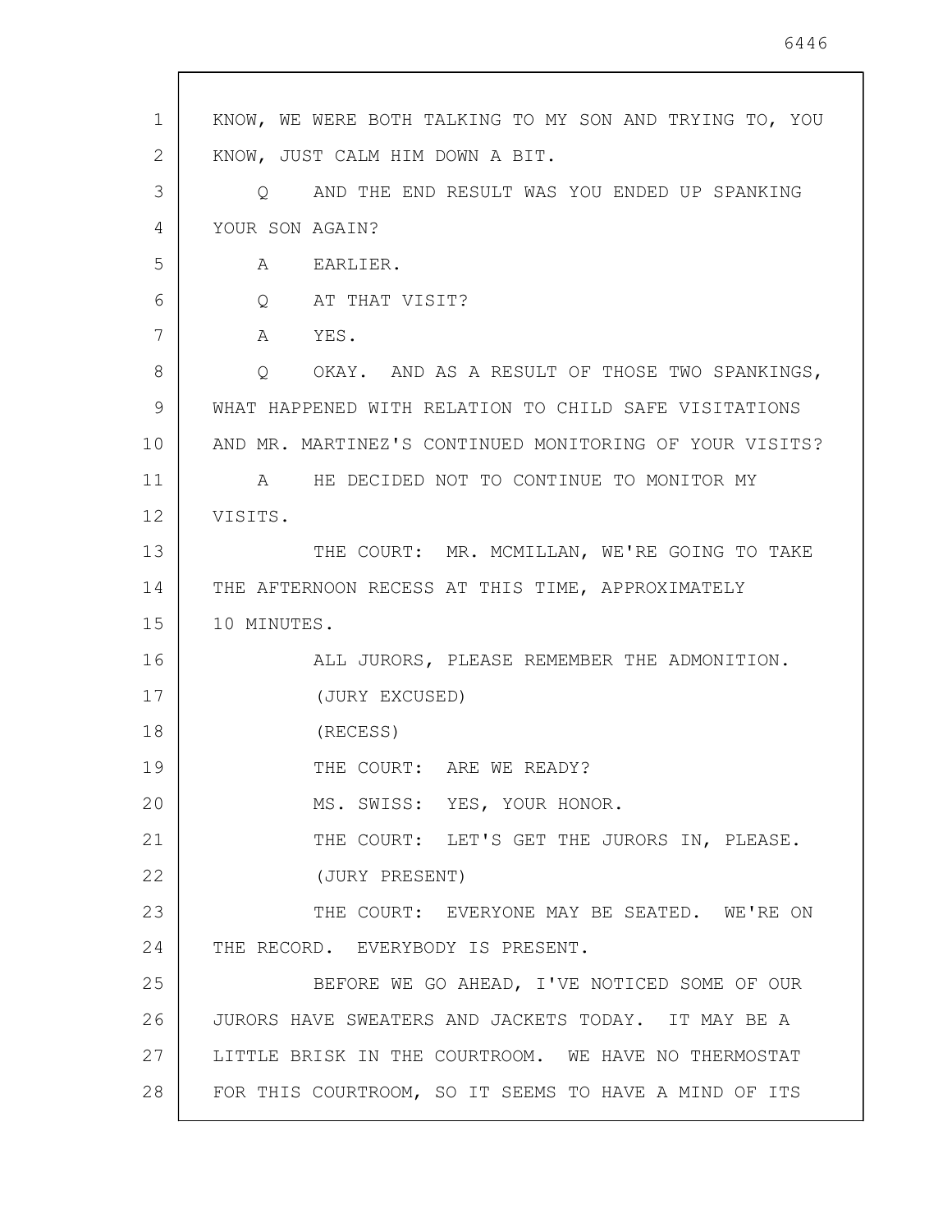KNOW, WE WERE BOTH TALKING TO MY SON AND TRYING TO, YOU KNOW, JUST CALM HIM DOWN A BIT.

Q AND THE END RESULT WAS YOU ENDED UP SPANKING YOUR SON AGAIN?

A EARLIER.

Q AT THAT VISIT?

A YES.

Q OKAY. AND AS A RESULT OF THOSE TWO SPANKINGS, WHAT HAPPENED WITH RELATION TO CHILD SAFE VISITATIONS AND MR. MARTINEZ'S CONTINUED MONITORING OF YOUR VISITS?

A HE DECIDED NOT TO CONTINUE TO MONITOR MY VISITS.

THE COURT: MR. MCMILLAN, WE'RE GOING TO TAKE THE AFTERNOON RECESS AT THIS TIME, APPROXIMATELY 10 MINUTES.

ALL JURORS, PLEASE REMEMBER THE ADMONITION.

(JURY EXCUSED)

(RECESS)

THE COURT: ARE WE READY?

MS. SWISS: YES, YOUR HONOR.

THE COURT: LET'S GET THE JURORS IN, PLEASE.

(JURY PRESENT)

THE COURT: EVERYONE MAY BE SEATED. WE'RE ON THE RECORD. EVERYBODY IS PRESENT.

BEFORE WE GO AHEAD, I'VE NOTICED SOME OF OUR JURORS HAVE SWEATERS AND JACKETS TODAY. IT MAY BE A LITTLE BRISK IN THE COURTROOM. WE HAVE NO THERMOSTAT FOR THIS COURTROOM, SO IT SEEMS TO HAVE A MIND OF ITS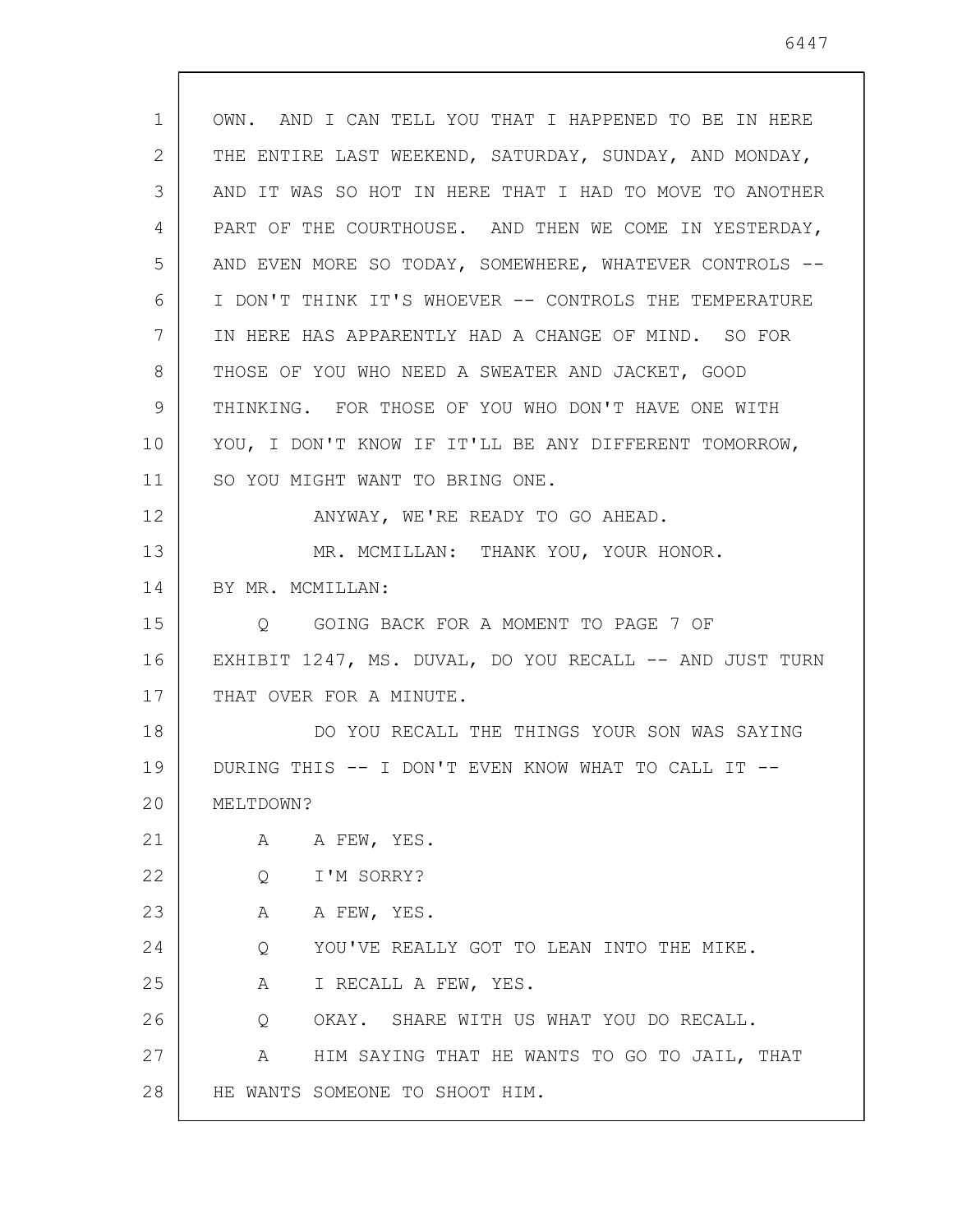OWN. AND I CAN TELL YOU THAT I HAPPENED TO BE IN HERE THE ENTIRE LAST WEEKEND, SATURDAY, SUNDAY, AND MONDAY, AND IT WAS SO HOT IN HERE THAT I HAD TO MOVE TO ANOTHER PART OF THE COURTHOUSE. AND THEN WE COME IN YESTERDAY, AND EVEN MORE SO TODAY, SOMEWHERE, WHATEVER CONTROLS -- I DON'T THINK IT'S WHOEVER -- CONTROLS THE TEMPERATURE IN HERE HAS APPARENTLY HAD A CHANGE OF MIND. SO FOR THOSE OF YOU WHO NEED A SWEATER AND JACKET, GOOD THINKING. FOR THOSE OF YOU WHO DON'T HAVE ONE WITH YOU, I DON'T KNOW IF IT'LL BE ANY DIFFERENT TOMORROW, SO YOU MIGHT WANT TO BRING ONE.

ANYWAY, WE'RE READY TO GO AHEAD.

MR. MCMILLAN: THANK YOU, YOUR HONOR.

BY MR. MCMILLAN:

Q GOING BACK FOR A MOMENT TO PAGE 7 OF EXHIBIT 1247, MS. DUVAL, DO YOU RECALL -- AND JUST TURN THAT OVER FOR A MINUTE.

DO YOU RECALL THE THINGS YOUR SON WAS SAYING DURING THIS -- I DON'T EVEN KNOW WHAT TO CALL IT -- MELTDOWN?

A A FEW, YES.

Q I'M SORRY?

A A FEW, YES.

Q YOU'VE REALLY GOT TO LEAN INTO THE MIKE.

A I RECALL A FEW, YES.

Q OKAY. SHARE WITH US WHAT YOU DO RECALL.

A HIM SAYING THAT HE WANTS TO GO TO JAIL, THAT HE WANTS SOMEONE TO SHOOT HIM.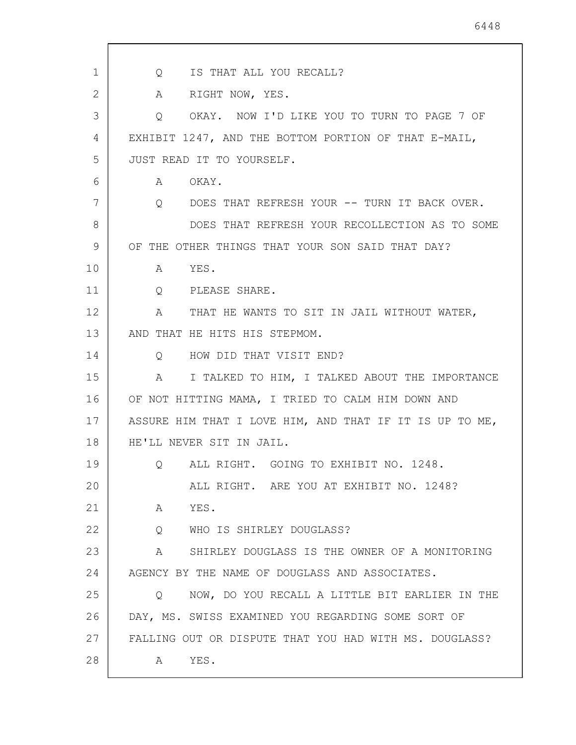Q IS THAT ALL YOU RECALL?

A RIGHT NOW, YES.

Q OKAY. NOW I'D LIKE YOU TO TURN TO PAGE 7 OF EXHIBIT 1247, AND THE BOTTOM PORTION OF THAT E-MAIL, JUST READ IT TO YOURSELF.

A OKAY.

Q DOES THAT REFRESH YOUR -- TURN IT BACK OVER.

DOES THAT REFRESH YOUR RECOLLECTION AS TO SOME OF THE OTHER THINGS THAT YOUR SON SAID THAT DAY?

A YES.

Q PLEASE SHARE.

A THAT HE WANTS TO SIT IN JAIL WITHOUT WATER, AND THAT HE HITS HIS STEPMOM.

Q HOW DID THAT VISIT END?

A I TALKED TO HIM, I TALKED ABOUT THE IMPORTANCE OF NOT HITTING MAMA, I TRIED TO CALM HIM DOWN AND ASSURE HIM THAT I LOVE HIM, AND THAT IF IT IS UP TO ME, HE'LL NEVER SIT IN JAIL.

Q ALL RIGHT. GOING TO EXHIBIT NO. 1248.

ALL RIGHT. ARE YOU AT EXHIBIT NO. 1248?

A YES.

Q WHO IS SHIRLEY DOUGLASS?

A SHIRLEY DOUGLASS IS THE OWNER OF A MONITORING AGENCY BY THE NAME OF DOUGLASS AND ASSOCIATES.

Q NOW, DO YOU RECALL A LITTLE BIT EARLIER IN THE DAY, MS. SWISS EXAMINED YOU REGARDING SOME SORT OF FALLING OUT OR DISPUTE THAT YOU HAD WITH MS. DOUGLASS?

A YES.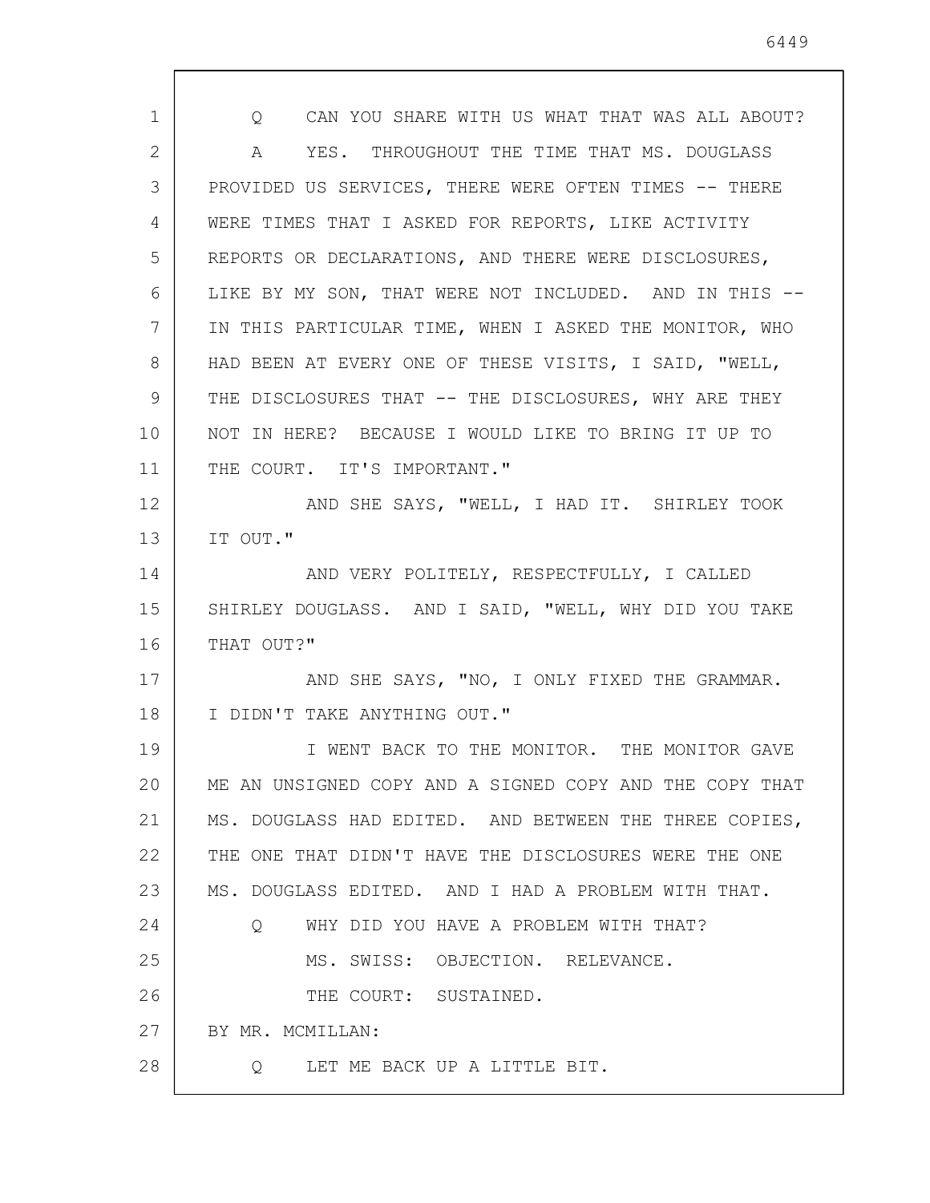Q CAN YOU SHARE WITH US WHAT THAT WAS ALL ABOUT?

A YES. THROUGHOUT THE TIME THAT MS. DOUGLASS PROVIDED US SERVICES, THERE WERE OFTEN TIMES -- THERE WERE TIMES THAT I ASKED FOR REPORTS, LIKE ACTIVITY REPORTS OR DECLARATIONS, AND THERE WERE DISCLOSURES, LIKE BY MY SON, THAT WERE NOT INCLUDED. AND IN THIS -- IN THIS PARTICULAR TIME, WHEN I ASKED THE MONITOR, WHO HAD BEEN AT EVERY ONE OF THESE VISITS, I SAID, "WELL, THE DISCLOSURES THAT -- THE DISCLOSURES, WHY ARE THEY NOT IN HERE? BECAUSE I WOULD LIKE TO BRING IT UP TO THE COURT. IT'S IMPORTANT."

AND SHE SAYS, "WELL, I HAD IT. SHIRLEY TOOK IT OUT."

AND VERY POLITELY, RESPECTFULLY, I CALLED SHIRLEY DOUGLASS. AND I SAID, "WELL, WHY DID YOU TAKE THAT OUT?"

AND SHE SAYS, "NO, I ONLY FIXED THE GRAMMAR. I DIDN'T TAKE ANYTHING OUT."

I WENT BACK TO THE MONITOR. THE MONITOR GAVE ME AN UNSIGNED COPY AND A SIGNED COPY AND THE COPY THAT MS. DOUGLASS HAD EDITED. AND BETWEEN THE THREE COPIES, THE ONE THAT DIDN'T HAVE THE DISCLOSURES WERE THE ONE MS. DOUGLASS EDITED. AND I HAD A PROBLEM WITH THAT.

Q WHY DID YOU HAVE A PROBLEM WITH THAT?

MS. SWISS: OBJECTION. RELEVANCE.

THE COURT: SUSTAINED.

BY MR. MCMILLAN:

Q LET ME BACK UP A LITTLE BIT.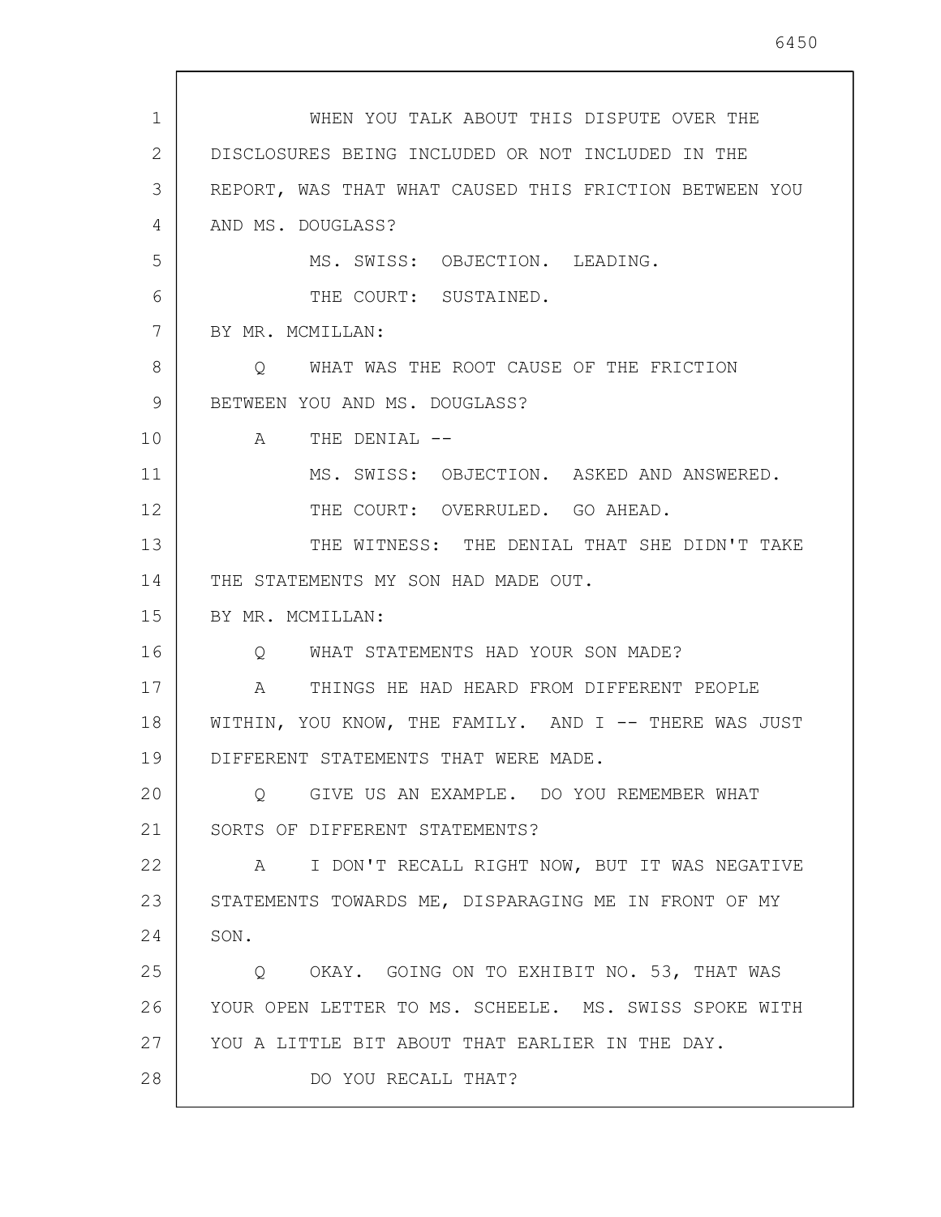WHEN YOU TALK ABOUT THIS DISPUTE OVER THE DISCLOSURES BEING INCLUDED OR NOT INCLUDED IN THE REPORT, WAS THAT WHAT CAUSED THIS FRICTION BETWEEN YOU AND MS. DOUGLASS?

MS. SWISS: OBJECTION. LEADING.

THE COURT: SUSTAINED.

BY MR. MCMILLAN:

Q WHAT WAS THE ROOT CAUSE OF THE FRICTION BETWEEN YOU AND MS. DOUGLASS?

A THE DENIAL --

MS. SWISS: OBJECTION. ASKED AND ANSWERED.

THE COURT: OVERRULED. GO AHEAD.

THE WITNESS: THE DENIAL THAT SHE DIDN'T TAKE THE STATEMENTS MY SON HAD MADE OUT.

BY MR. MCMILLAN:

Q WHAT STATEMENTS HAD YOUR SON MADE?

A THINGS HE HAD HEARD FROM DIFFERENT PEOPLE WITHIN, YOU KNOW, THE FAMILY. AND I -- THERE WAS JUST DIFFERENT STATEMENTS THAT WERE MADE.

Q GIVE US AN EXAMPLE. DO YOU REMEMBER WHAT SORTS OF DIFFERENT STATEMENTS?

A I DON'T RECALL RIGHT NOW, BUT IT WAS NEGATIVE STATEMENTS TOWARDS ME, DISPARAGING ME IN FRONT OF MY SON.

Q OKAY. GOING ON TO EXHIBIT NO. 53, THAT WAS YOUR OPEN LETTER TO MS. SCHEELE. MS. SWISS SPOKE WITH YOU A LITTLE BIT ABOUT THAT EARLIER IN THE DAY.

DO YOU RECALL THAT?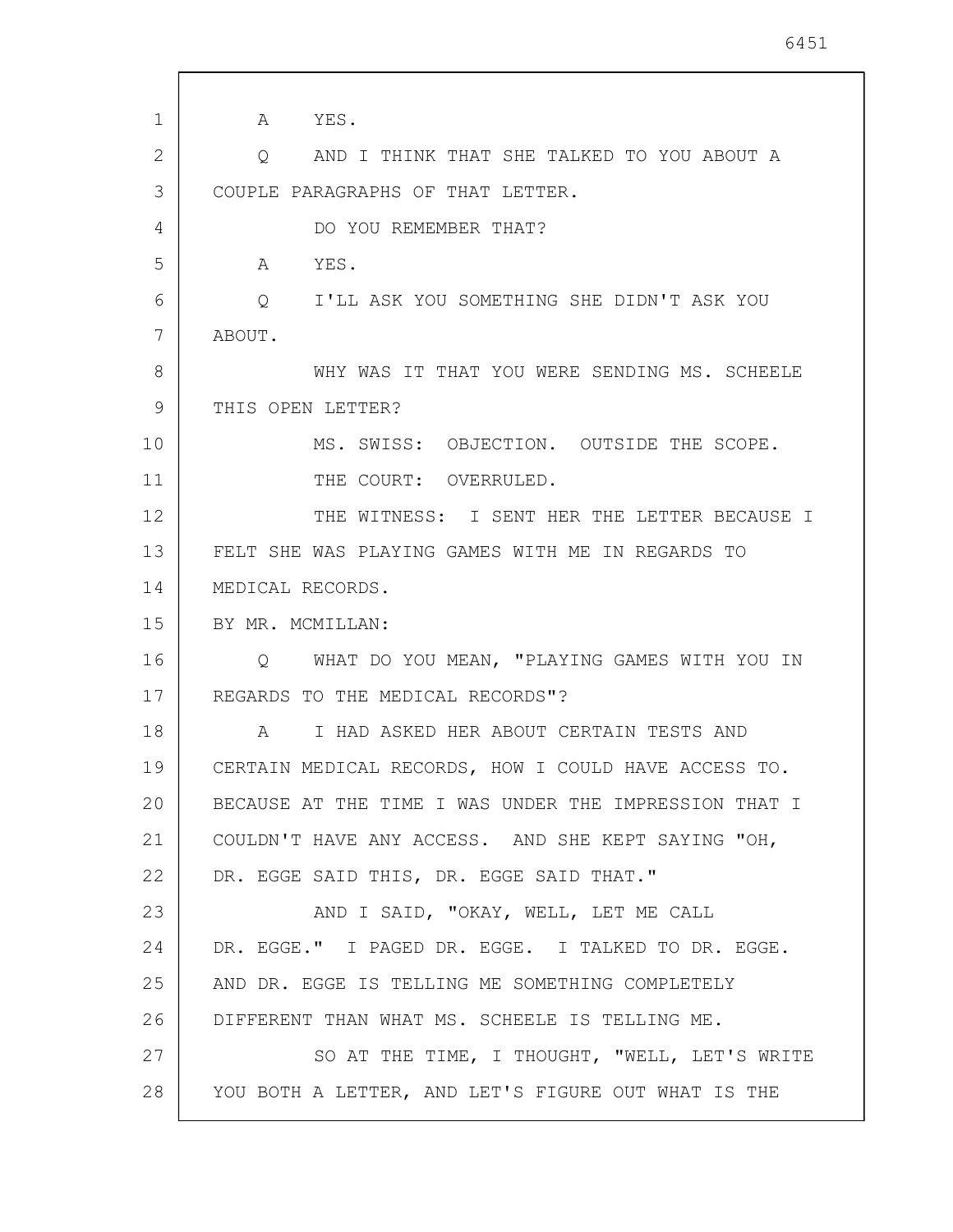A YES.

Q AND I THINK THAT SHE TALKED TO YOU ABOUT A COUPLE PARAGRAPHS OF THAT LETTER.

DO YOU REMEMBER THAT?

A YES.

Q I'LL ASK YOU SOMETHING SHE DIDN'T ASK YOU ABOUT.

WHY WAS IT THAT YOU WERE SENDING MS. SCHEELE THIS OPEN LETTER?

MS. SWISS: OBJECTION. OUTSIDE THE SCOPE.

THE COURT: OVERRULED.

THE WITNESS: I SENT HER THE LETTER BECAUSE I FELT SHE WAS PLAYING GAMES WITH ME IN REGARDS TO MEDICAL RECORDS.

BY MR. MCMILLAN:

Q WHAT DO YOU MEAN, "PLAYING GAMES WITH YOU IN REGARDS TO THE MEDICAL RECORDS"?

A I HAD ASKED HER ABOUT CERTAIN TESTS AND CERTAIN MEDICAL RECORDS, HOW I COULD HAVE ACCESS TO. BECAUSE AT THE TIME I WAS UNDER THE IMPRESSION THAT I COULDN'T HAVE ANY ACCESS. AND SHE KEPT SAYING "OH, DR. EGGE SAID THIS, DR. EGGE SAID THAT."

AND I SAID, "OKAY, WELL, LET ME CALL DR. EGGE." I PAGED DR. EGGE. I TALKED TO DR. EGGE. AND DR. EGGE IS TELLING ME SOMETHING COMPLETELY DIFFERENT THAN WHAT MS. SCHEELE IS TELLING ME.

SO AT THE TIME, I THOUGHT, "WELL, LET'S WRITE YOU BOTH A LETTER, AND LET'S FIGURE OUT WHAT IS THE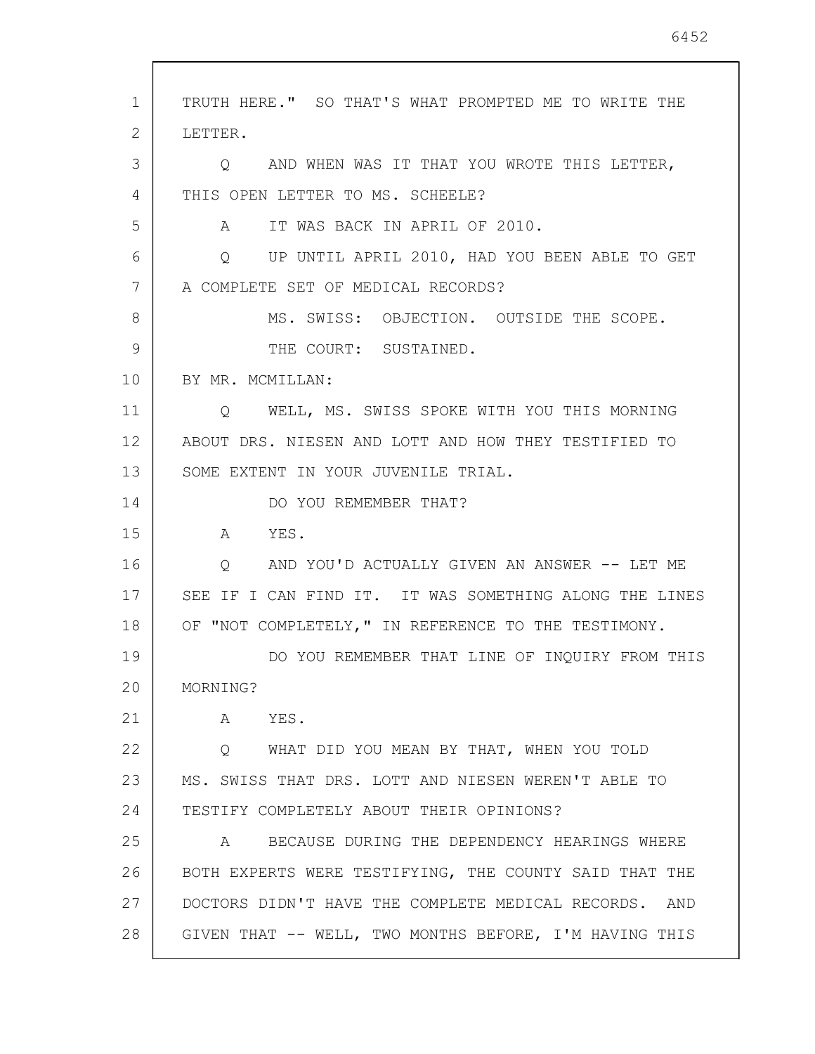TRUTH HERE." SO THAT'S WHAT PROMPTED ME TO WRITE THE LETTER.

Q AND WHEN WAS IT THAT YOU WROTE THIS LETTER, THIS OPEN LETTER TO MS. SCHEELE?

A IT WAS BACK IN APRIL OF 2010.

Q UP UNTIL APRIL 2010, HAD YOU BEEN ABLE TO GET A COMPLETE SET OF MEDICAL RECORDS?

MS. SWISS: OBJECTION. OUTSIDE THE SCOPE.

THE COURT: SUSTAINED.

BY MR. MCMILLAN:

Q WELL, MS. SWISS SPOKE WITH YOU THIS MORNING ABOUT DRS. NIESEN AND LOTT AND HOW THEY TESTIFIED TO SOME EXTENT IN YOUR JUVENILE TRIAL.

DO YOU REMEMBER THAT?

A YES.

Q AND YOU'D ACTUALLY GIVEN AN ANSWER -- LET ME SEE IF I CAN FIND IT. IT WAS SOMETHING ALONG THE LINES OF "NOT COMPLETELY," IN REFERENCE TO THE TESTIMONY.

DO YOU REMEMBER THAT LINE OF INQUIRY FROM THIS MORNING?

A YES.

Q WHAT DID YOU MEAN BY THAT, WHEN YOU TOLD MS. SWISS THAT DRS. LOTT AND NIESEN WEREN'T ABLE TO TESTIFY COMPLETELY ABOUT THEIR OPINIONS?

A BECAUSE DURING THE DEPENDENCY HEARINGS WHERE BOTH EXPERTS WERE TESTIFYING, THE COUNTY SAID THAT THE DOCTORS DIDN'T HAVE THE COMPLETE MEDICAL RECORDS. AND GIVEN THAT -- WELL, TWO MONTHS BEFORE, I'M HAVING THIS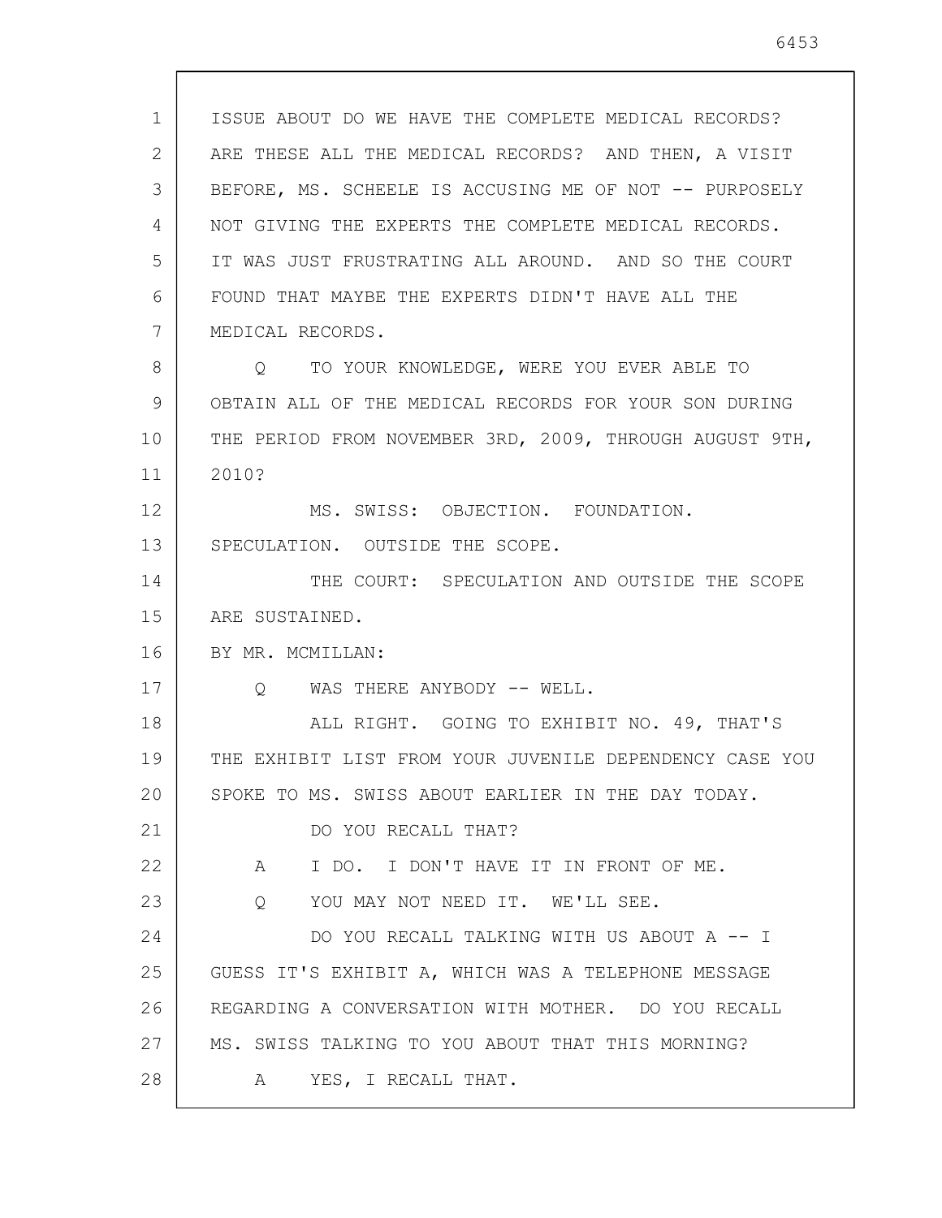ISSUE ABOUT DO WE HAVE THE COMPLETE MEDICAL RECORDS? ARE THESE ALL THE MEDICAL RECORDS? AND THEN, A VISIT BEFORE, MS. SCHEELE IS ACCUSING ME OF NOT -- PURPOSELY NOT GIVING THE EXPERTS THE COMPLETE MEDICAL RECORDS. IT WAS JUST FRUSTRATING ALL AROUND. AND SO THE COURT FOUND THAT MAYBE THE EXPERTS DIDN'T HAVE ALL THE MEDICAL RECORDS.

Q TO YOUR KNOWLEDGE, WERE YOU EVER ABLE TO OBTAIN ALL OF THE MEDICAL RECORDS FOR YOUR SON DURING THE PERIOD FROM NOVEMBER 3RD, 2009, THROUGH AUGUST 9TH, 2010?

MS. SWISS: OBJECTION. FOUNDATION. SPECULATION. OUTSIDE THE SCOPE.

THE COURT: SPECULATION AND OUTSIDE THE SCOPE ARE SUSTAINED.

BY MR. MCMILLAN:

Q WAS THERE ANYBODY -- WELL.

ALL RIGHT. GOING TO EXHIBIT NO. 49, THAT'S THE EXHIBIT LIST FROM YOUR JUVENILE DEPENDENCY CASE YOU SPOKE TO MS. SWISS ABOUT EARLIER IN THE DAY TODAY.

DO YOU RECALL THAT?

A I DO. I DON'T HAVE IT IN FRONT OF ME.

Q YOU MAY NOT NEED IT. WE'LL SEE.

DO YOU RECALL TALKING WITH US ABOUT A -- I GUESS IT'S EXHIBIT A, WHICH WAS A TELEPHONE MESSAGE REGARDING A CONVERSATION WITH MOTHER. DO YOU RECALL MS. SWISS TALKING TO YOU ABOUT THAT THIS MORNING?

A YES, I RECALL THAT.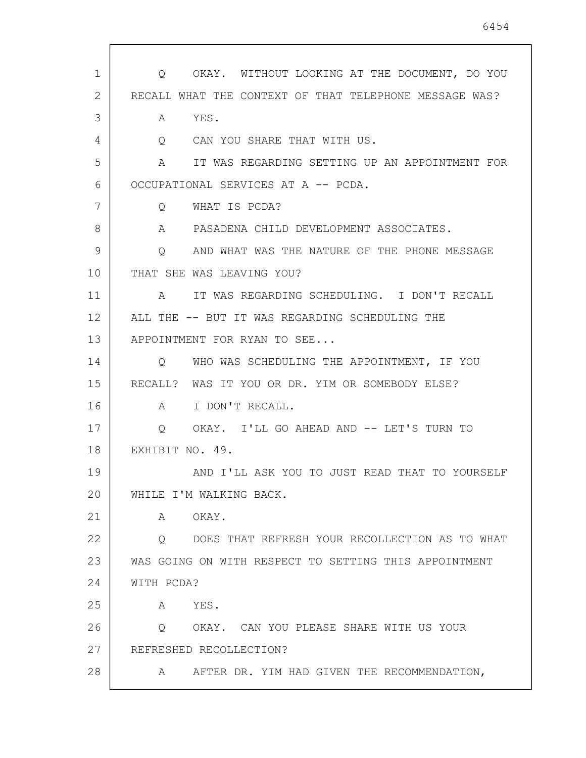Q OKAY. WITHOUT LOOKING AT THE DOCUMENT, DO YOU RECALL WHAT THE CONTEXT OF THAT TELEPHONE MESSAGE WAS?

A YES.

Q CAN YOU SHARE THAT WITH US.

A IT WAS REGARDING SETTING UP AN APPOINTMENT FOR OCCUPATIONAL SERVICES AT A -- PCDA.

Q WHAT IS PCDA?

A PASADENA CHILD DEVELOPMENT ASSOCIATES.

Q AND WHAT WAS THE NATURE OF THE PHONE MESSAGE THAT SHE WAS LEAVING YOU?

A IT WAS REGARDING SCHEDULING. I DON'T RECALL ALL THE -- BUT IT WAS REGARDING SCHEDULING THE APPOINTMENT FOR RYAN TO SEE...

Q WHO WAS SCHEDULING THE APPOINTMENT, IF YOU RECALL? WAS IT YOU OR DR. YIM OR SOMEBODY ELSE?

A I DON'T RECALL.

Q OKAY. I'LL GO AHEAD AND -- LET'S TURN TO EXHIBIT NO. 49.

AND I'LL ASK YOU TO JUST READ THAT TO YOURSELF WHILE I'M WALKING BACK.

A OKAY.

Q DOES THAT REFRESH YOUR RECOLLECTION AS TO WHAT WAS GOING ON WITH RESPECT TO SETTING THIS APPOINTMENT WITH PCDA?

A YES.

Q OKAY. CAN YOU PLEASE SHARE WITH US YOUR REFRESHED RECOLLECTION?

A AFTER DR. YIM HAD GIVEN THE RECOMMENDATION,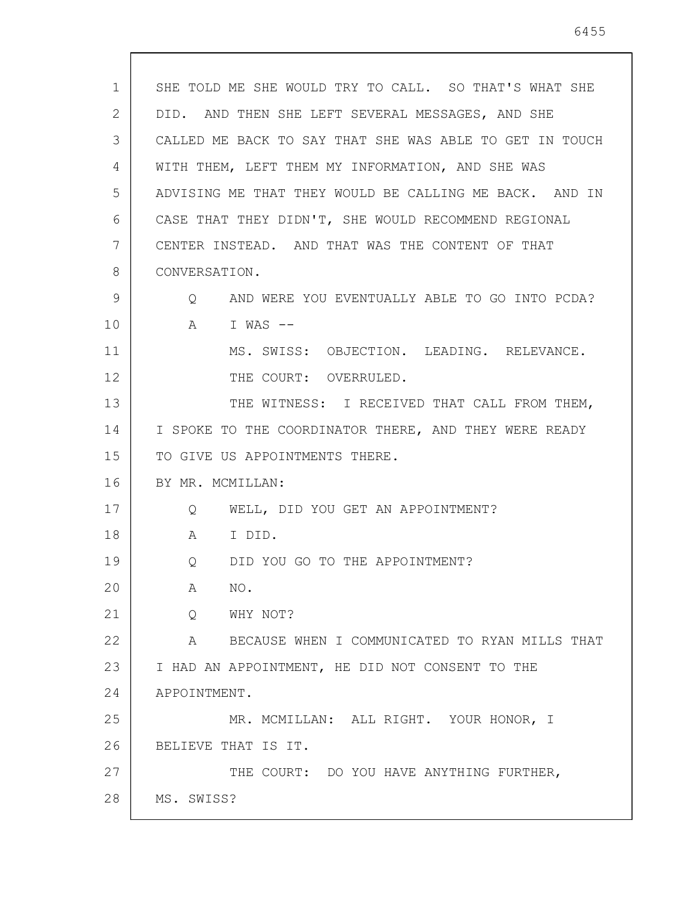SHE TOLD ME SHE WOULD TRY TO CALL. SO THAT'S WHAT SHE DID. AND THEN SHE LEFT SEVERAL MESSAGES, AND SHE CALLED ME BACK TO SAY THAT SHE WAS ABLE TO GET IN TOUCH WITH THEM, LEFT THEM MY INFORMATION, AND SHE WAS ADVISING ME THAT THEY WOULD BE CALLING ME BACK. AND IN CASE THAT THEY DIDN'T, SHE WOULD RECOMMEND REGIONAL CENTER INSTEAD. AND THAT WAS THE CONTENT OF THAT CONVERSATION.

Q AND WERE YOU EVENTUALLY ABLE TO GO INTO PCDA?

A I WAS --

MS. SWISS: OBJECTION. LEADING. RELEVANCE.

THE COURT: OVERRULED.

THE WITNESS: I RECEIVED THAT CALL FROM THEM, I SPOKE TO THE COORDINATOR THERE, AND THEY WERE READY TO GIVE US APPOINTMENTS THERE.

BY MR. MCMILLAN:

Q WELL, DID YOU GET AN APPOINTMENT?

A I DID.

Q DID YOU GO TO THE APPOINTMENT?

A NO.

Q WHY NOT?

A BECAUSE WHEN I COMMUNICATED TO RYAN MILLS THAT I HAD AN APPOINTMENT, HE DID NOT CONSENT TO THE APPOINTMENT.

MR. MCMILLAN: ALL RIGHT. YOUR HONOR, I BELIEVE THAT IS IT.

THE COURT: DO YOU HAVE ANYTHING FURTHER, MS. SWISS?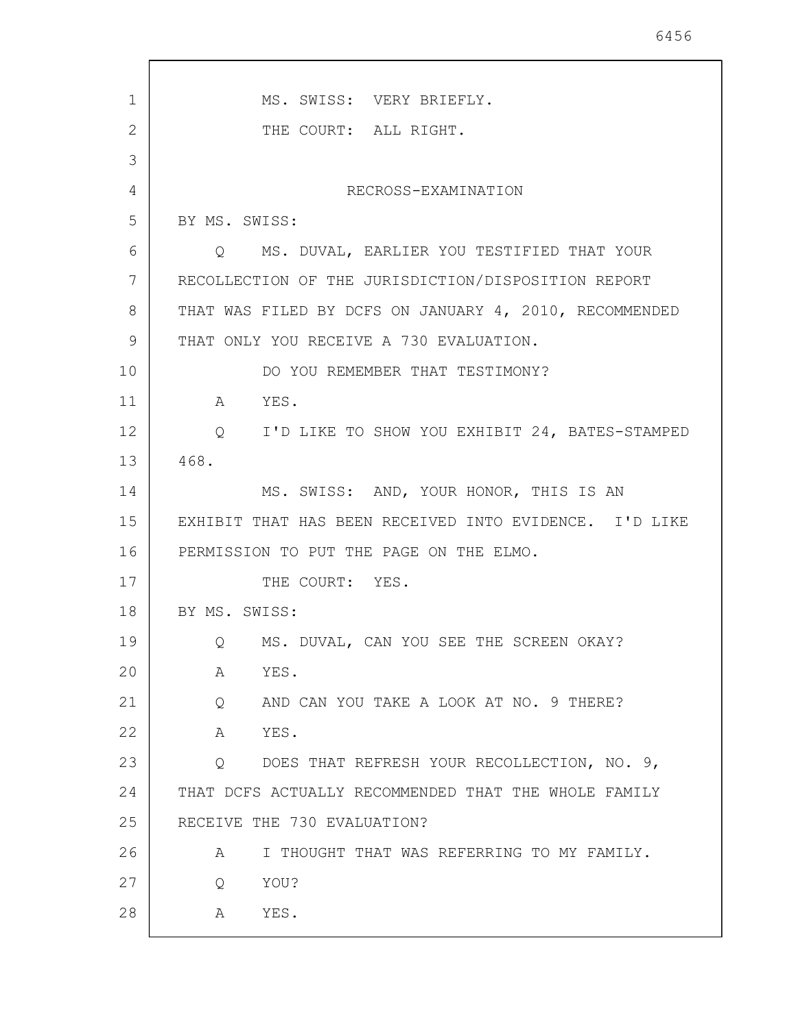MS. SWISS: VERY BRIEFLY.

THE COURT: ALL RIGHT.

## RECROSS-EXAMINATION

BY MS. SWISS:

Q MS. DUVAL, EARLIER YOU TESTIFIED THAT YOUR RECOLLECTION OF THE JURISDICTION/DISPOSITION REPORT THAT WAS FILED BY DCFS ON JANUARY 4, 2010, RECOMMENDED THAT ONLY YOU RECEIVE A 730 EVALUATION.

DO YOU REMEMBER THAT TESTIMONY?

A YES.

Q I'D LIKE TO SHOW YOU EXHIBIT 24, BATES-STAMPED 468.

MS. SWISS: AND, YOUR HONOR, THIS IS AN EXHIBIT THAT HAS BEEN RECEIVED INTO EVIDENCE. I'D LIKE PERMISSION TO PUT THE PAGE ON THE ELMO.

THE COURT: YES.

BY MS. SWISS:

Q MS. DUVAL, CAN YOU SEE THE SCREEN OKAY?

A YES.

Q AND CAN YOU TAKE A LOOK AT NO. 9 THERE?

A YES.

Q DOES THAT REFRESH YOUR RECOLLECTION, NO. 9, THAT DCFS ACTUALLY RECOMMENDED THAT THE WHOLE FAMILY RECEIVE THE 730 EVALUATION?

A I THOUGHT THAT WAS REFERRING TO MY FAMILY.

Q YOU?

A YES.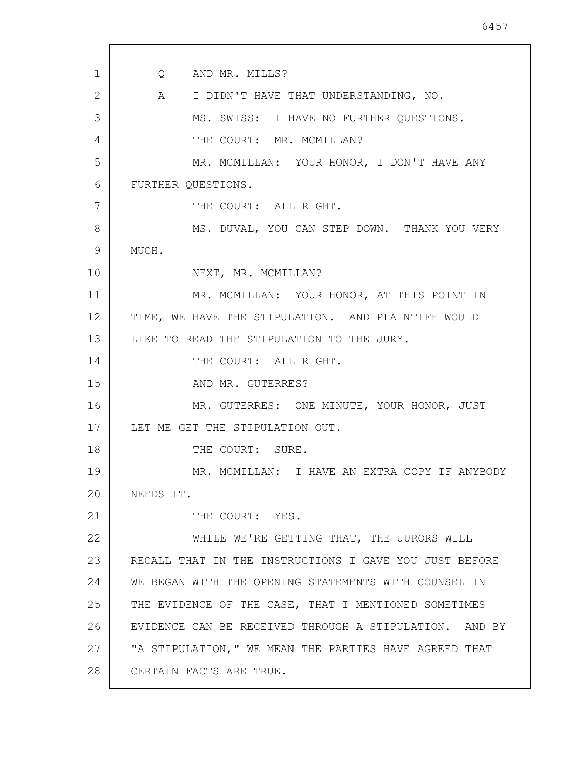Q AND MR. MILLS?

A I DIDN'T HAVE THAT UNDERSTANDING, NO.

MS. SWISS: I HAVE NO FURTHER QUESTIONS.

THE COURT: MR. MCMILLAN?

MR. MCMILLAN: YOUR HONOR, I DON'T HAVE ANY FURTHER QUESTIONS.

THE COURT: ALL RIGHT.

MS. DUVAL, YOU CAN STEP DOWN. THANK YOU VERY MUCH.

NEXT, MR. MCMILLAN?

MR. MCMILLAN: YOUR HONOR, AT THIS POINT IN TIME, WE HAVE THE STIPULATION. AND PLAINTIFF WOULD LIKE TO READ THE STIPULATION TO THE JURY.

THE COURT: ALL RIGHT.

AND MR. GUTERRES?

MR. GUTERRES: ONE MINUTE, YOUR HONOR, JUST LET ME GET THE STIPULATION OUT.

THE COURT: SURE.

MR. MCMILLAN: I HAVE AN EXTRA COPY IF ANYBODY NEEDS IT.

THE COURT: YES.

WHILE WE'RE GETTING THAT, THE JURORS WILL RECALL THAT IN THE INSTRUCTIONS I GAVE YOU JUST BEFORE WE BEGAN WITH THE OPENING STATEMENTS WITH COUNSEL IN THE EVIDENCE OF THE CASE, THAT I MENTIONED SOMETIMES EVIDENCE CAN BE RECEIVED THROUGH A STIPULATION. AND BY "A STIPULATION," WE MEAN THE PARTIES HAVE AGREED THAT CERTAIN FACTS ARE TRUE.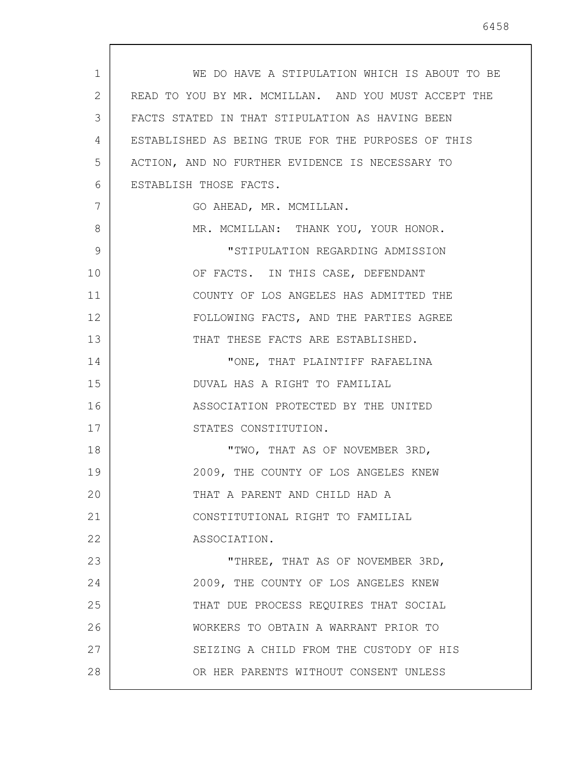WE DO HAVE A STIPULATION WHICH IS ABOUT TO BE READ TO YOU BY MR. MCMILLAN. AND YOU MUST ACCEPT THE FACTS STATED IN THAT STIPULATION AS HAVING BEEN ESTABLISHED AS BEING TRUE FOR THE PURPOSES OF THIS ACTION, AND NO FURTHER EVIDENCE IS NECESSARY TO ESTABLISH THOSE FACTS.

GO AHEAD, MR. MCMILLAN.

MR. MCMILLAN: THANK YOU, YOUR HONOR.

"STIPULATION REGARDING ADMISSION OF FACTS. IN THIS CASE, DEFENDANT COUNTY OF LOS ANGELES HAS ADMITTED THE FOLLOWING FACTS, AND THE PARTIES AGREE THAT THESE FACTS ARE ESTABLISHED.

"ONE, THAT PLAINTIFF RAFAELINA DUVAL HAS A RIGHT TO FAMILIAL ASSOCIATION PROTECTED BY THE UNITED STATES CONSTITUTION.

"TWO, THAT AS OF NOVEMBER 3RD, 2009, THE COUNTY OF LOS ANGELES KNEW THAT A PARENT AND CHILD HAD A CONSTITUTIONAL RIGHT TO FAMILIAL ASSOCIATION.

"THREE, THAT AS OF NOVEMBER 3RD, 2009, THE COUNTY OF LOS ANGELES KNEW THAT DUE PROCESS REQUIRES THAT SOCIAL WORKERS TO OBTAIN A WARRANT PRIOR TO SEIZING A CHILD FROM THE CUSTODY OF HIS OR HER PARENTS WITHOUT CONSENT UNLESS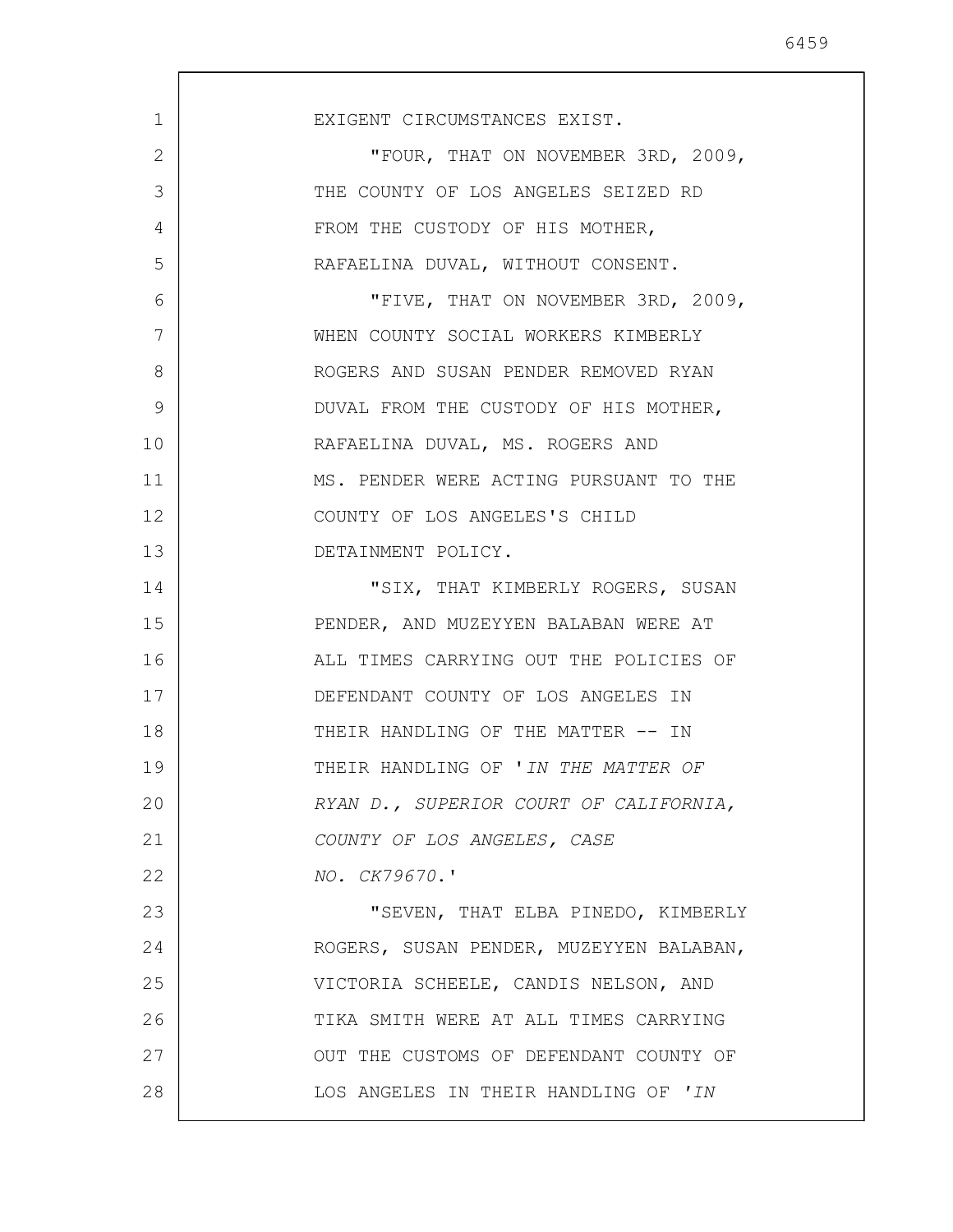EXIGENT CIRCUMSTANCES EXIST.

"FOUR, THAT ON NOVEMBER 3RD, 2009, THE COUNTY OF LOS ANGELES SEIZED RD FROM THE CUSTODY OF HIS MOTHER, RAFAELINA DUVAL, WITHOUT CONSENT.

"FIVE, THAT ON NOVEMBER 3RD, 2009, WHEN COUNTY SOCIAL WORKERS KIMBERLY ROGERS AND SUSAN PENDER REMOVED RYAN DUVAL FROM THE CUSTODY OF HIS MOTHER, RAFAELINA DUVAL, MS. ROGERS AND MS. PENDER WERE ACTING PURSUANT TO THE COUNTY OF LOS ANGELES'S CHILD DETAINMENT POLICY.

"SIX, THAT KIMBERLY ROGERS, SUSAN PENDER, AND MUZEYYEN BALABAN WERE AT ALL TIMES CARRYING OUT THE POLICIES OF DEFENDANT COUNTY OF LOS ANGELES IN THEIR HANDLING OF THE MATTER -- IN THEIR HANDLING OF '*IN THE MATTER OF RYAN D., SUPERIOR COURT OF CALIFORNIA, COUNTY OF LOS ANGELES, CASE NO. CK79670*.'

"SEVEN, THAT ELBA PINEDO, KIMBERLY ROGERS, SUSAN PENDER, MUZEYYEN BALABAN, VICTORIA SCHEELE, CANDIS NELSON, AND TIKA SMITH WERE AT ALL TIMES CARRYING OUT THE CUSTOMS OF DEFENDANT COUNTY OF LOS ANGELES IN THEIR HANDLING OF '*IN*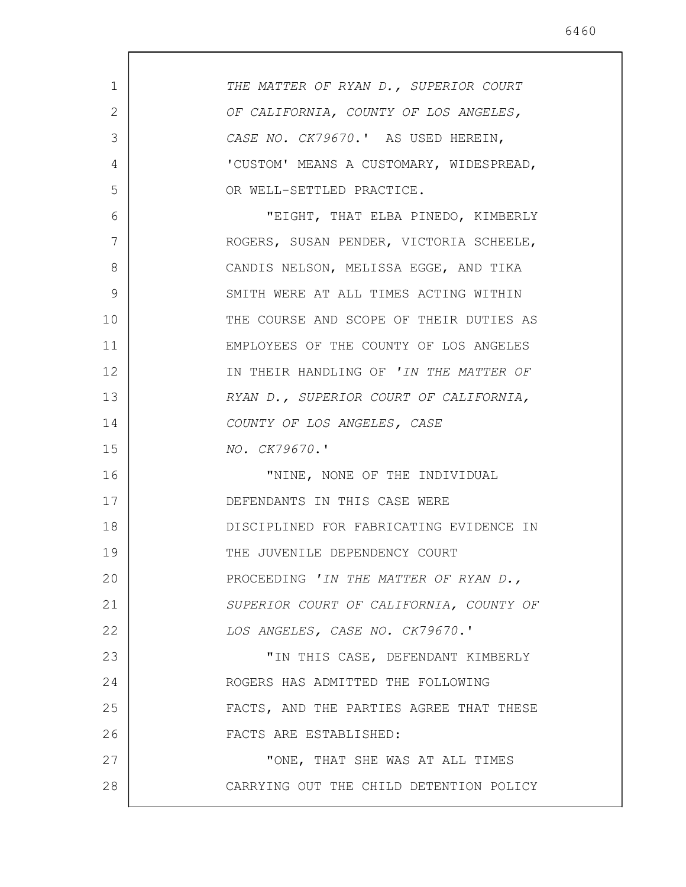*THE MATTER OF RYAN D., SUPERIOR COURT OF CALIFORNIA, COUNTY OF LOS ANGELES, CASE NO. CK79670*.' AS USED HEREIN, 'CUSTOM' MEANS A CUSTOMARY, WIDESPREAD, OR WELL-SETTLED PRACTICE.

"EIGHT, THAT ELBA PINEDO, KIMBERLY ROGERS, SUSAN PENDER, VICTORIA SCHEELE, CANDIS NELSON, MELISSA EGGE, AND TIKA SMITH WERE AT ALL TIMES ACTING WITHIN THE COURSE AND SCOPE OF THEIR DUTIES AS EMPLOYEES OF THE COUNTY OF LOS ANGELES IN THEIR HANDLING OF *'IN THE MATTER OF RYAN D., SUPERIOR COURT OF CALIFORNIA, COUNTY OF LOS ANGELES, CASE NO. CK79670*.'

"NINE, NONE OF THE INDIVIDUAL DEFENDANTS IN THIS CASE WERE DISCIPLINED FOR FABRICATING EVIDENCE IN THE JUVENILE DEPENDENCY COURT PROCEEDING *'IN THE MATTER OF RYAN D., SUPERIOR COURT OF CALIFORNIA, COUNTY OF LOS ANGELES, CASE NO. CK79670*.'

"IN THIS CASE, DEFENDANT KIMBERLY ROGERS HAS ADMITTED THE FOLLOWING FACTS, AND THE PARTIES AGREE THAT THESE FACTS ARE ESTABLISHED:

"ONE, THAT SHE WAS AT ALL TIMES CARRYING OUT THE CHILD DETENTION POLICY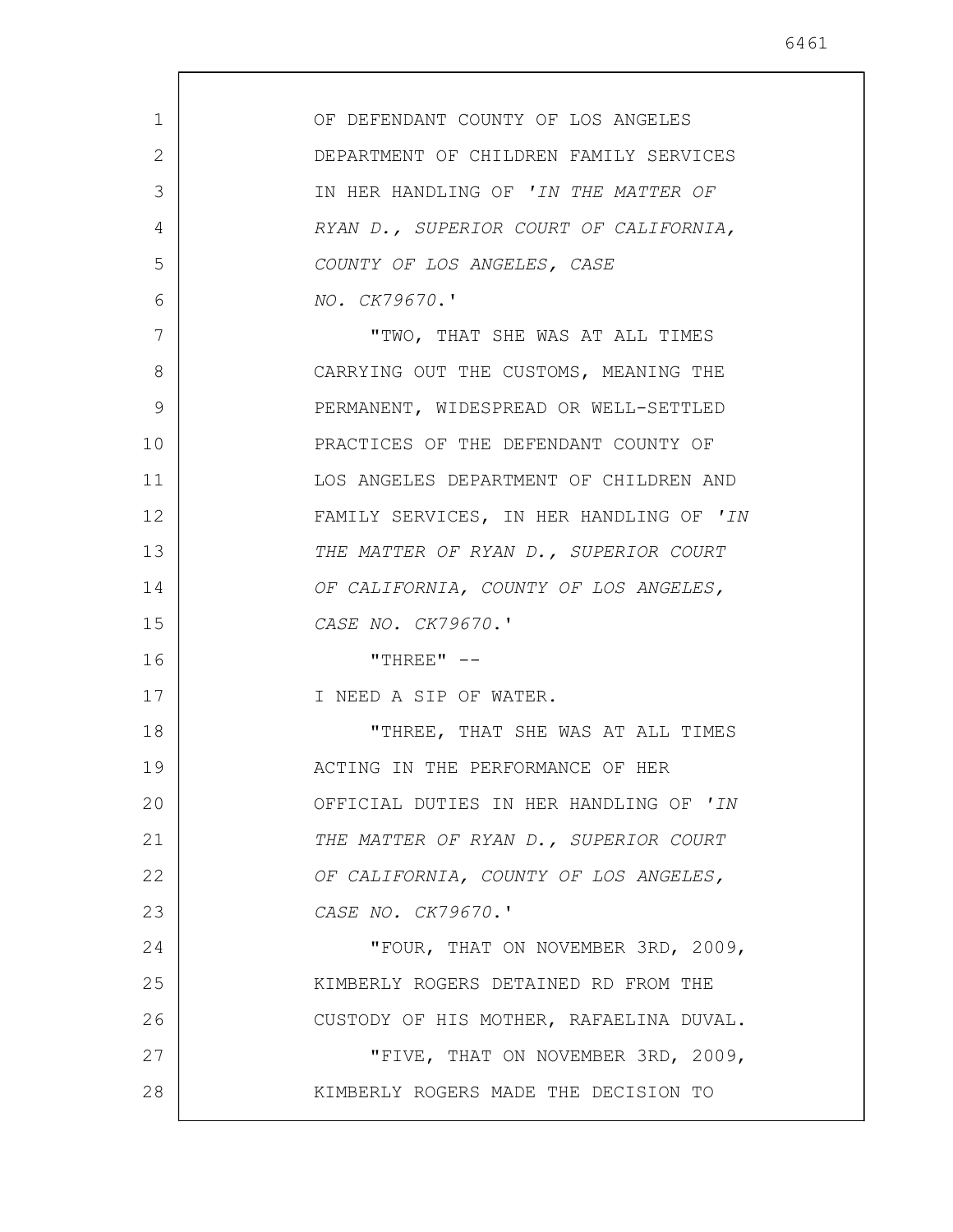OF DEFENDANT COUNTY OF LOS ANGELES DEPARTMENT OF CHILDREN FAMILY SERVICES IN HER HANDLING OF *'IN THE MATTER OF RYAN D., SUPERIOR COURT OF CALIFORNIA, COUNTY OF LOS ANGELES, CASE NO. CK79670*.'

"TWO, THAT SHE WAS AT ALL TIMES CARRYING OUT THE CUSTOMS, MEANING THE PERMANENT, WIDESPREAD OR WELL-SETTLED PRACTICES OF THE DEFENDANT COUNTY OF LOS ANGELES DEPARTMENT OF CHILDREN AND FAMILY SERVICES, IN HER HANDLING OF *'IN THE MATTER OF RYAN D., SUPERIOR COURT OF CALIFORNIA, COUNTY OF LOS ANGELES, CASE NO. CK79670*.'

"THREE" --

I NEED A SIP OF WATER.

"THREE, THAT SHE WAS AT ALL TIMES ACTING IN THE PERFORMANCE OF HER OFFICIAL DUTIES IN HER HANDLING OF *'IN THE MATTER OF RYAN D., SUPERIOR COURT OF CALIFORNIA, COUNTY OF LOS ANGELES, CASE NO. CK79670*.'

"FOUR, THAT ON NOVEMBER 3RD, 2009, KIMBERLY ROGERS DETAINED RD FROM THE CUSTODY OF HIS MOTHER, RAFAELINA DUVAL.

"FIVE, THAT ON NOVEMBER 3RD, 2009, KIMBERLY ROGERS MADE THE DECISION TO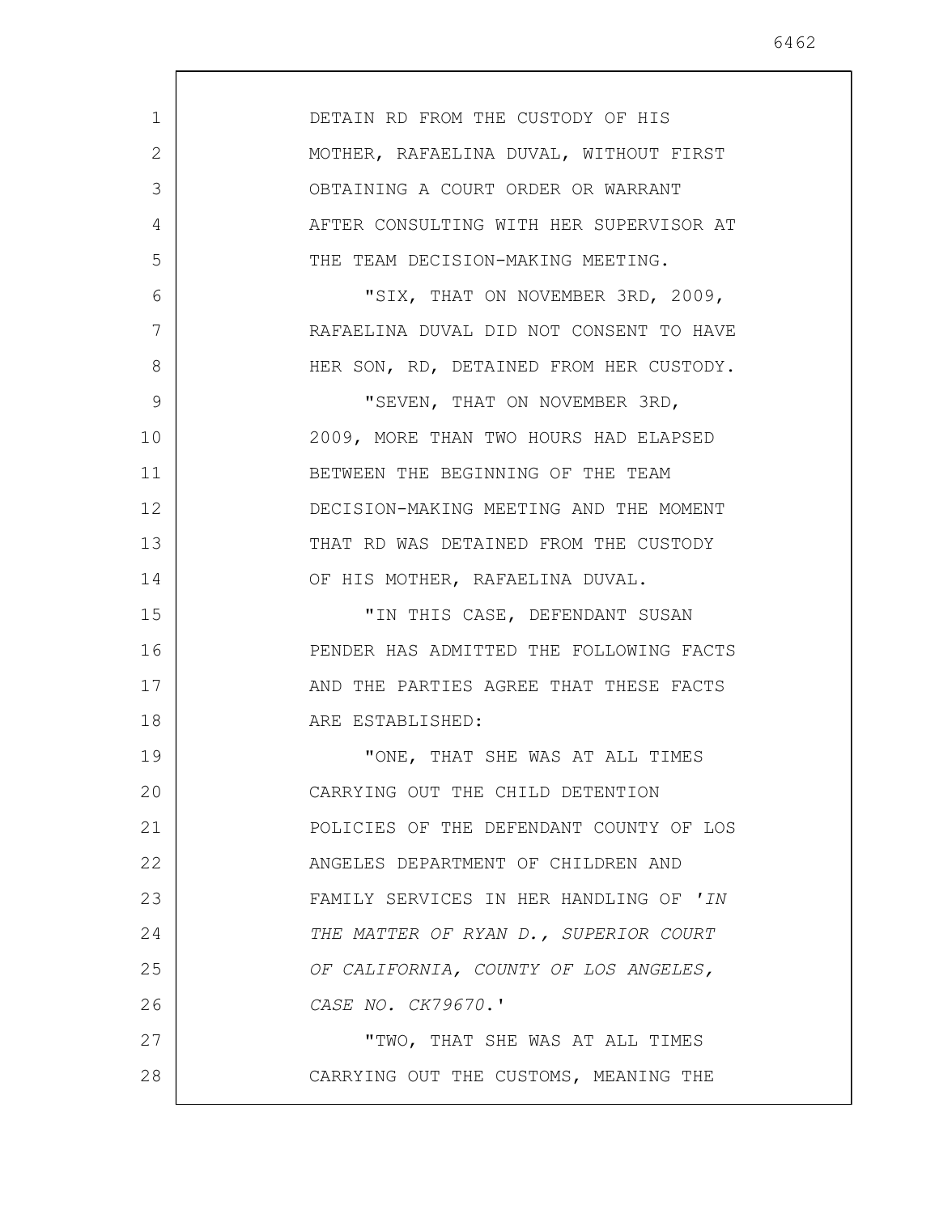DETAIN RD FROM THE CUSTODY OF HIS MOTHER, RAFAELINA DUVAL, WITHOUT FIRST OBTAINING A COURT ORDER OR WARRANT AFTER CONSULTING WITH HER SUPERVISOR AT THE TEAM DECISION-MAKING MEETING.

"SIX, THAT ON NOVEMBER 3RD, 2009, RAFAELINA DUVAL DID NOT CONSENT TO HAVE HER SON, RD, DETAINED FROM HER CUSTODY.

"SEVEN, THAT ON NOVEMBER 3RD, 2009, MORE THAN TWO HOURS HAD ELAPSED BETWEEN THE BEGINNING OF THE TEAM DECISION-MAKING MEETING AND THE MOMENT THAT RD WAS DETAINED FROM THE CUSTODY OF HIS MOTHER, RAFAELINA DUVAL.

"IN THIS CASE, DEFENDANT SUSAN PENDER HAS ADMITTED THE FOLLOWING FACTS AND THE PARTIES AGREE THAT THESE FACTS ARE ESTABLISHED:

"ONE, THAT SHE WAS AT ALL TIMES CARRYING OUT THE CHILD DETENTION POLICIES OF THE DEFENDANT COUNTY OF LOS ANGELES DEPARTMENT OF CHILDREN AND FAMILY SERVICES IN HER HANDLING OF '*IN THE MATTER OF RYAN D., SUPERIOR COURT OF CALIFORNIA, COUNTY OF LOS ANGELES, CASE NO. CK79670*.'

"TWO, THAT SHE WAS AT ALL TIMES CARRYING OUT THE CUSTOMS, MEANING THE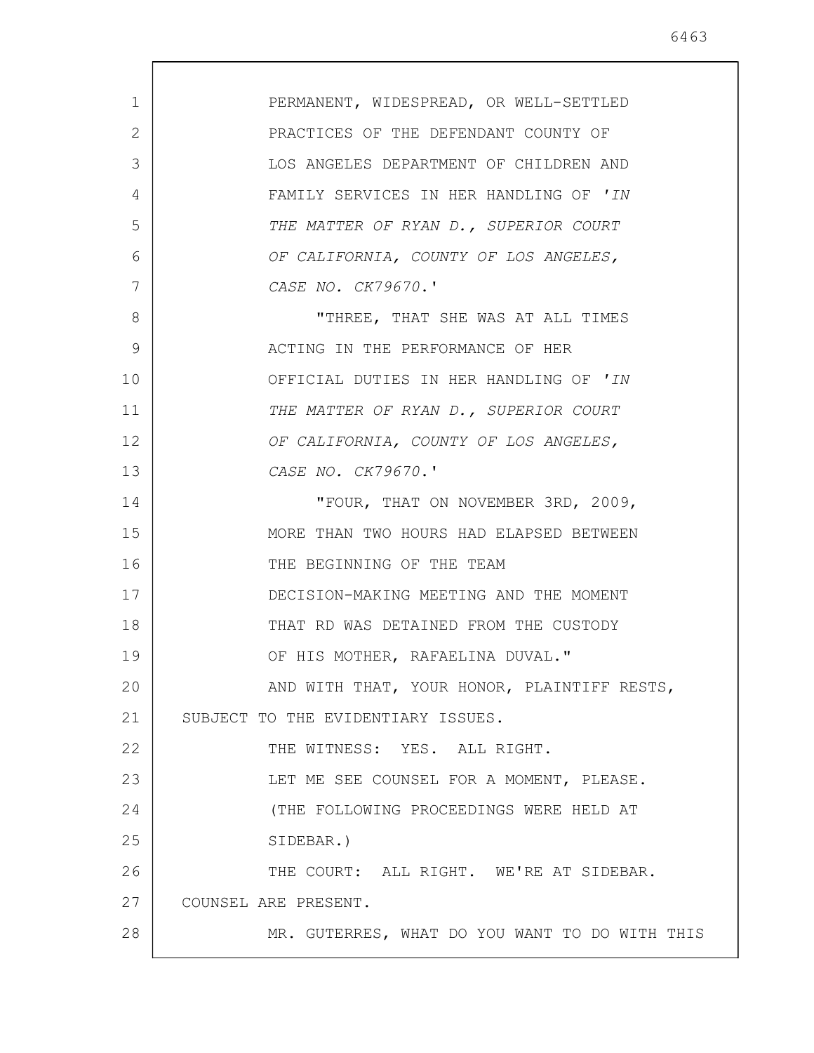PERMANENT, WIDESPREAD, OR WELL-SETTLED PRACTICES OF THE DEFENDANT COUNTY OF LOS ANGELES DEPARTMENT OF CHILDREN AND FAMILY SERVICES IN HER HANDLING OF *'IN THE MATTER OF RYAN D., SUPERIOR COURT OF CALIFORNIA, COUNTY OF LOS ANGELES, CASE NO. CK79670.'*

"THREE, THAT SHE WAS AT ALL TIMES ACTING IN THE PERFORMANCE OF HER OFFICIAL DUTIES IN HER HANDLING OF *'IN THE MATTER OF RYAN D., SUPERIOR COURT OF CALIFORNIA, COUNTY OF LOS ANGELES, CASE NO. CK79670.'*

"FOUR, THAT ON NOVEMBER 3RD, 2009, MORE THAN TWO HOURS HAD ELAPSED BETWEEN THE BEGINNING OF THE TEAM DECISION-MAKING MEETING AND THE MOMENT THAT RD WAS DETAINED FROM THE CUSTODY OF HIS MOTHER, RAFAELINA DUVAL."

AND WITH THAT, YOUR HONOR, PLAINTIFF RESTS, SUBJECT TO THE EVIDENTIARY ISSUES.

THE WITNESS: YES. ALL RIGHT.

LET ME SEE COUNSEL FOR A MOMENT, PLEASE.

(THE FOLLOWING PROCEEDINGS WERE HELD AT SIDEBAR.)

THE COURT: ALL RIGHT. WE'RE AT SIDEBAR. COUNSEL ARE PRESENT.

MR. GUTERRES, WHAT DO YOU WANT TO DO WITH THIS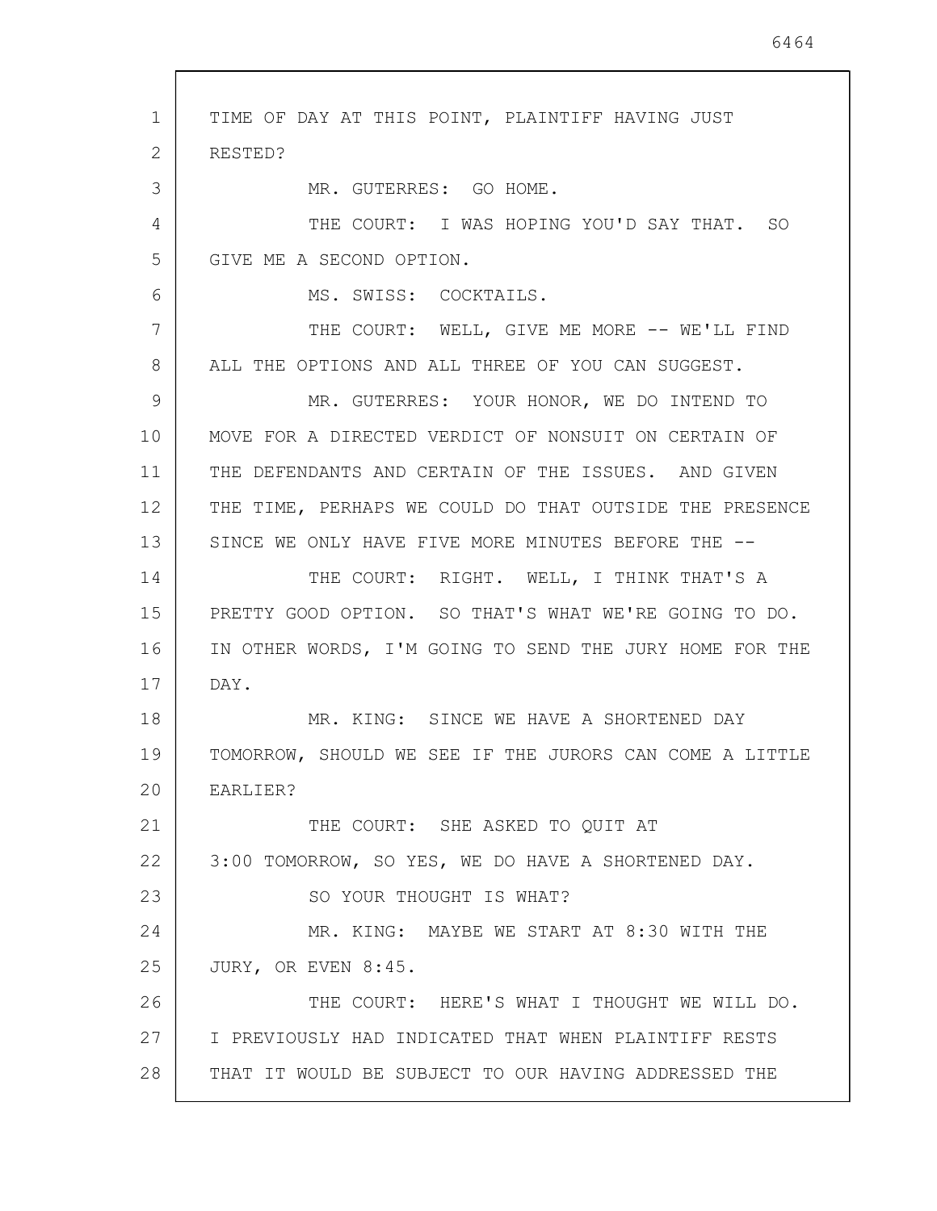TIME OF DAY AT THIS POINT, PLAINTIFF HAVING JUST RESTED?

MR. GUTERRES: GO HOME.

THE COURT: I WAS HOPING YOU'D SAY THAT. SO GIVE ME A SECOND OPTION.

MS. SWISS: COCKTAILS.

THE COURT: WELL, GIVE ME MORE -- WE'LL FIND ALL THE OPTIONS AND ALL THREE OF YOU CAN SUGGEST.

MR. GUTERRES: YOUR HONOR, WE DO INTEND TO MOVE FOR A DIRECTED VERDICT OF NONSUIT ON CERTAIN OF THE DEFENDANTS AND CERTAIN OF THE ISSUES. AND GIVEN THE TIME, PERHAPS WE COULD DO THAT OUTSIDE THE PRESENCE SINCE WE ONLY HAVE FIVE MORE MINUTES BEFORE THE --

THE COURT: RIGHT. WELL, I THINK THAT'S A PRETTY GOOD OPTION. SO THAT'S WHAT WE'RE GOING TO DO. IN OTHER WORDS, I'M GOING TO SEND THE JURY HOME FOR THE DAY.

MR. KING: SINCE WE HAVE A SHORTENED DAY TOMORROW, SHOULD WE SEE IF THE JURORS CAN COME A LITTLE EARLIER?

THE COURT: SHE ASKED TO QUIT AT 3:00 TOMORROW, SO YES, WE DO HAVE A SHORTENED DAY.

SO YOUR THOUGHT IS WHAT?

MR. KING: MAYBE WE START AT 8:30 WITH THE JURY, OR EVEN 8:45.

THE COURT: HERE'S WHAT I THOUGHT WE WILL DO. I PREVIOUSLY HAD INDICATED THAT WHEN PLAINTIFF RESTS THAT IT WOULD BE SUBJECT TO OUR HAVING ADDRESSED THE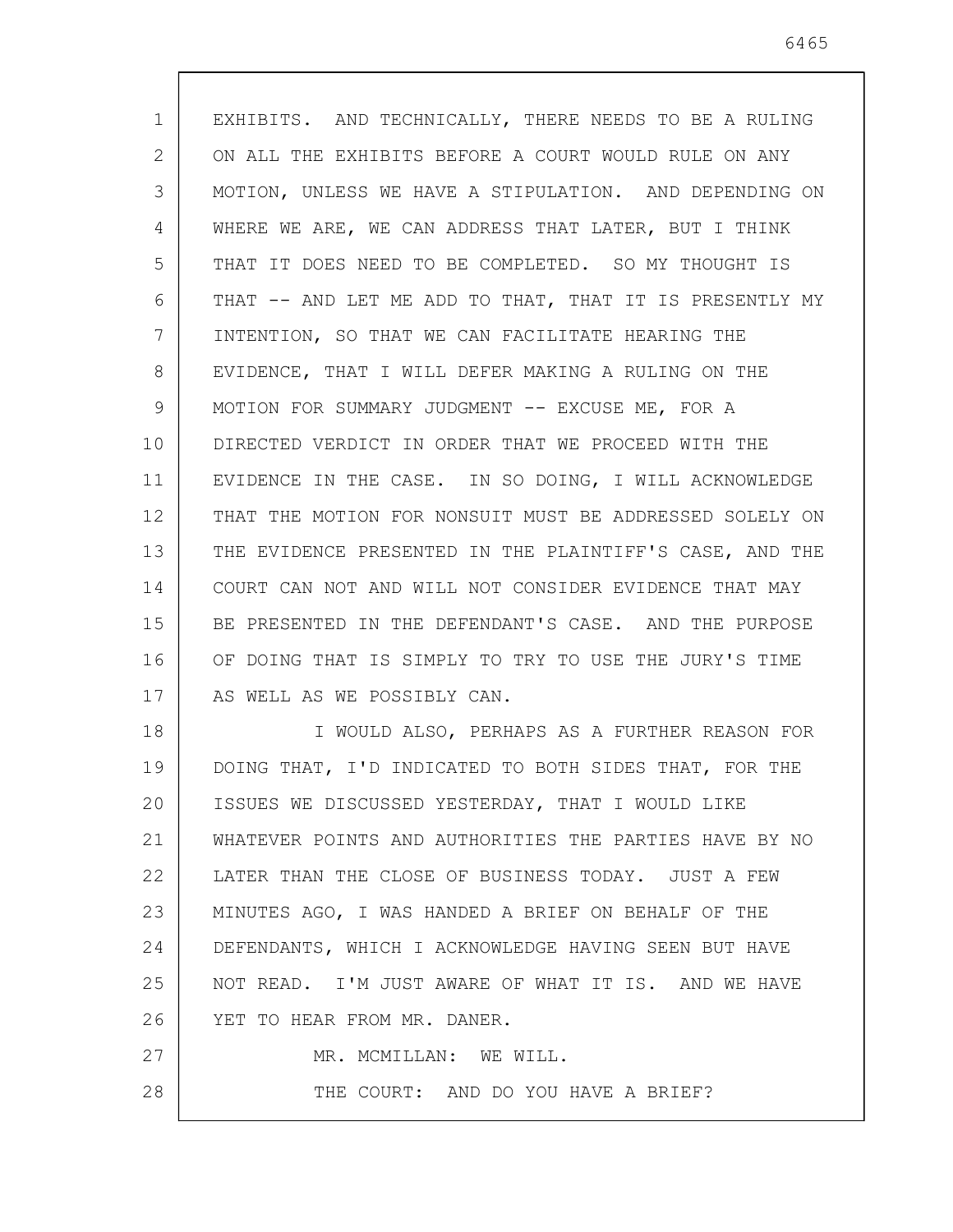EXHIBITS. AND TECHNICALLY, THERE NEEDS TO BE A RULING ON ALL THE EXHIBITS BEFORE A COURT WOULD RULE ON ANY MOTION, UNLESS WE HAVE A STIPULATION. AND DEPENDING ON WHERE WE ARE, WE CAN ADDRESS THAT LATER, BUT I THINK THAT IT DOES NEED TO BE COMPLETED. SO MY THOUGHT IS THAT -- AND LET ME ADD TO THAT, THAT IT IS PRESENTLY MY INTENTION, SO THAT WE CAN FACILITATE HEARING THE EVIDENCE, THAT I WILL DEFER MAKING A RULING ON THE MOTION FOR SUMMARY JUDGMENT -- EXCUSE ME, FOR A DIRECTED VERDICT IN ORDER THAT WE PROCEED WITH THE EVIDENCE IN THE CASE. IN SO DOING, I WILL ACKNOWLEDGE THAT THE MOTION FOR NONSUIT MUST BE ADDRESSED SOLELY ON THE EVIDENCE PRESENTED IN THE PLAINTIFF'S CASE, AND THE COURT CAN NOT AND WILL NOT CONSIDER EVIDENCE THAT MAY BE PRESENTED IN THE DEFENDANT'S CASE. AND THE PURPOSE OF DOING THAT IS SIMPLY TO TRY TO USE THE JURY'S TIME AS WELL AS WE POSSIBLY CAN.

I WOULD ALSO, PERHAPS AS A FURTHER REASON FOR DOING THAT, I'D INDICATED TO BOTH SIDES THAT, FOR THE ISSUES WE DISCUSSED YESTERDAY, THAT I WOULD LIKE WHATEVER POINTS AND AUTHORITIES THE PARTIES HAVE BY NO LATER THAN THE CLOSE OF BUSINESS TODAY. JUST A FEW MINUTES AGO, I WAS HANDED A BRIEF ON BEHALF OF THE DEFENDANTS, WHICH I ACKNOWLEDGE HAVING SEEN BUT HAVE NOT READ. I'M JUST AWARE OF WHAT IT IS. AND WE HAVE YET TO HEAR FROM MR. DANER.

MR. MCMILLAN: WE WILL.

THE COURT: AND DO YOU HAVE A BRIEF?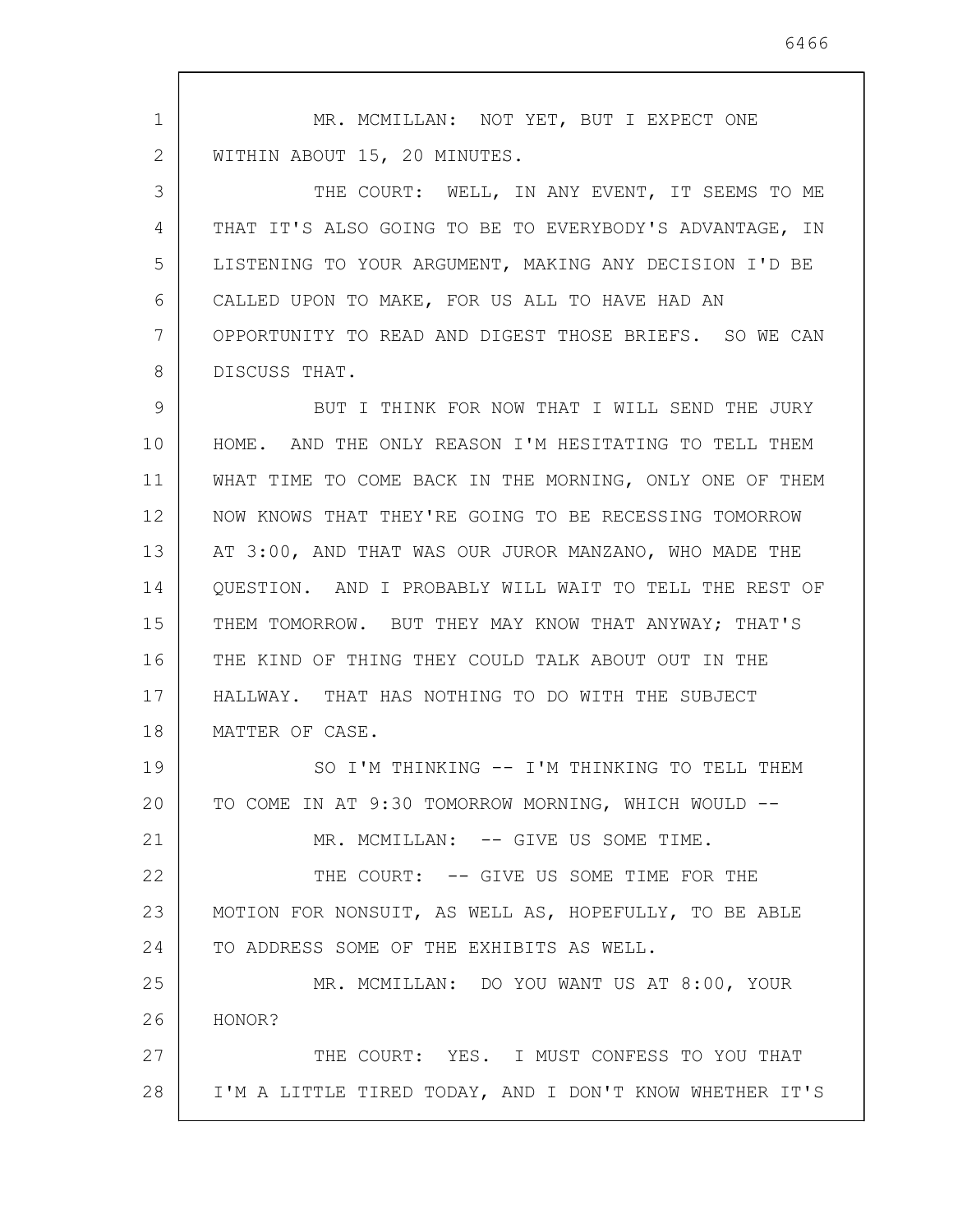MR. MCMILLAN: NOT YET, BUT I EXPECT ONE WITHIN ABOUT 15, 20 MINUTES.

THE COURT: WELL, IN ANY EVENT, IT SEEMS TO ME THAT IT'S ALSO GOING TO BE TO EVERYBODY'S ADVANTAGE, IN LISTENING TO YOUR ARGUMENT, MAKING ANY DECISION I'D BE CALLED UPON TO MAKE, FOR US ALL TO HAVE HAD AN OPPORTUNITY TO READ AND DIGEST THOSE BRIEFS. SO WE CAN DISCUSS THAT.

BUT I THINK FOR NOW THAT I WILL SEND THE JURY HOME. AND THE ONLY REASON I'M HESITATING TO TELL THEM WHAT TIME TO COME BACK IN THE MORNING, ONLY ONE OF THEM NOW KNOWS THAT THEY'RE GOING TO BE RECESSING TOMORROW AT 3:00, AND THAT WAS OUR JUROR MANZANO, WHO MADE THE QUESTION. AND I PROBABLY WILL WAIT TO TELL THE REST OF THEM TOMORROW. BUT THEY MAY KNOW THAT ANYWAY; THAT'S THE KIND OF THING THEY COULD TALK ABOUT OUT IN THE HALLWAY. THAT HAS NOTHING TO DO WITH THE SUBJECT MATTER OF CASE.

SO I'M THINKING -- I'M THINKING TO TELL THEM TO COME IN AT 9:30 TOMORROW MORNING, WHICH WOULD --

MR. MCMILLAN: -- GIVE US SOME TIME.

THE COURT: -- GIVE US SOME TIME FOR THE MOTION FOR NONSUIT, AS WELL AS, HOPEFULLY, TO BE ABLE TO ADDRESS SOME OF THE EXHIBITS AS WELL.

MR. MCMILLAN: DO YOU WANT US AT 8:00, YOUR HONOR?

THE COURT: YES. I MUST CONFESS TO YOU THAT I'M A LITTLE TIRED TODAY, AND I DON'T KNOW WHETHER IT'S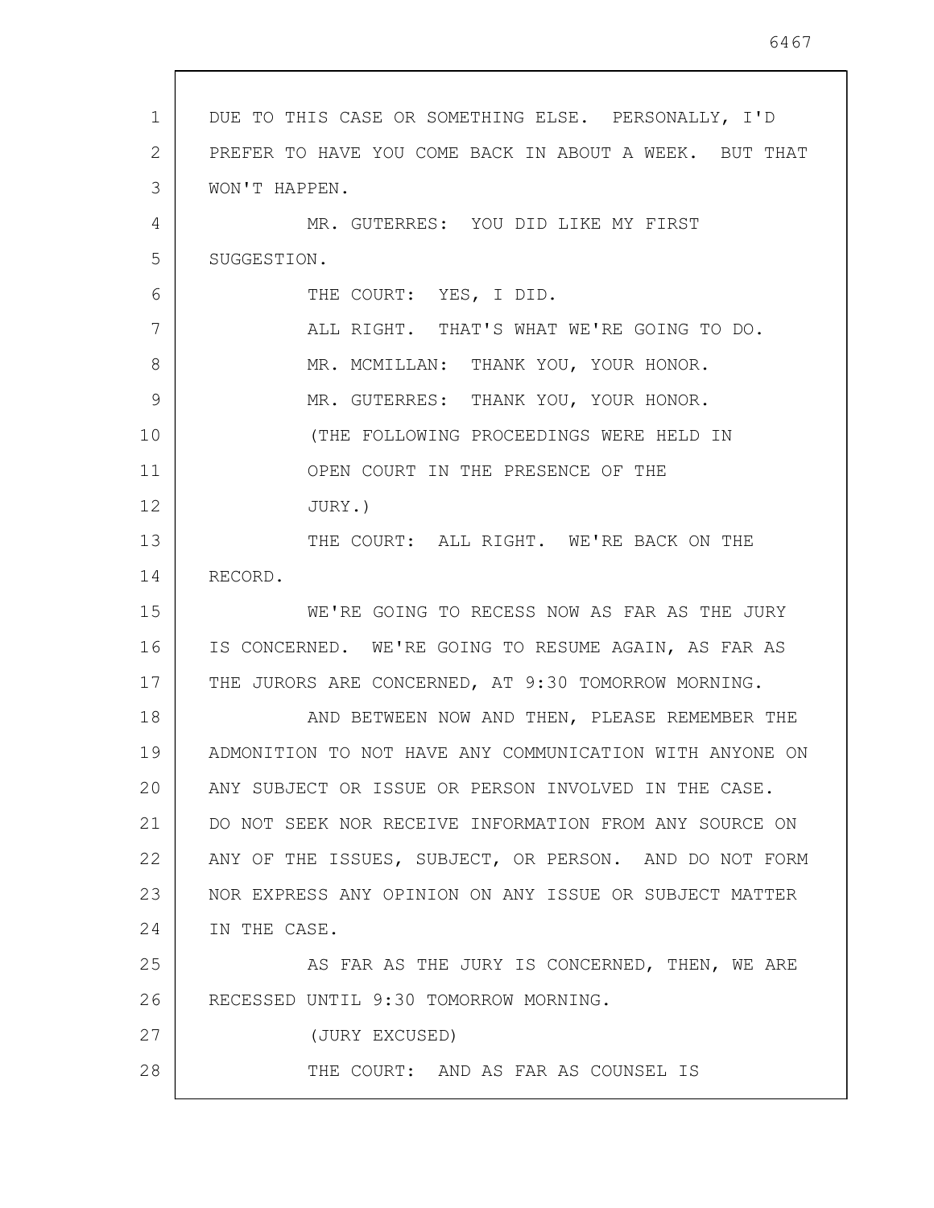DUE TO THIS CASE OR SOMETHING ELSE. PERSONALLY, I'D PREFER TO HAVE YOU COME BACK IN ABOUT A WEEK. BUT THAT WON'T HAPPEN.

MR. GUTERRES: YOU DID LIKE MY FIRST SUGGESTION.

THE COURT: YES, I DID.

ALL RIGHT. THAT'S WHAT WE'RE GOING TO DO.

MR. MCMILLAN: THANK YOU, YOUR HONOR.

MR. GUTERRES: THANK YOU, YOUR HONOR.

(THE FOLLOWING PROCEEDINGS WERE HELD IN OPEN COURT IN THE PRESENCE OF THE JURY.)

THE COURT: ALL RIGHT. WE'RE BACK ON THE RECORD.

WE'RE GOING TO RECESS NOW AS FAR AS THE JURY IS CONCERNED. WE'RE GOING TO RESUME AGAIN, AS FAR AS THE JURORS ARE CONCERNED, AT 9:30 TOMORROW MORNING.

AND BETWEEN NOW AND THEN, PLEASE REMEMBER THE ADMONITION TO NOT HAVE ANY COMMUNICATION WITH ANYONE ON ANY SUBJECT OR ISSUE OR PERSON INVOLVED IN THE CASE. DO NOT SEEK NOR RECEIVE INFORMATION FROM ANY SOURCE ON ANY OF THE ISSUES, SUBJECT, OR PERSON. AND DO NOT FORM NOR EXPRESS ANY OPINION ON ANY ISSUE OR SUBJECT MATTER IN THE CASE.

AS FAR AS THE JURY IS CONCERNED, THEN, WE ARE RECESSED UNTIL 9:30 TOMORROW MORNING.

(JURY EXCUSED)

THE COURT: AND AS FAR AS COUNSEL IS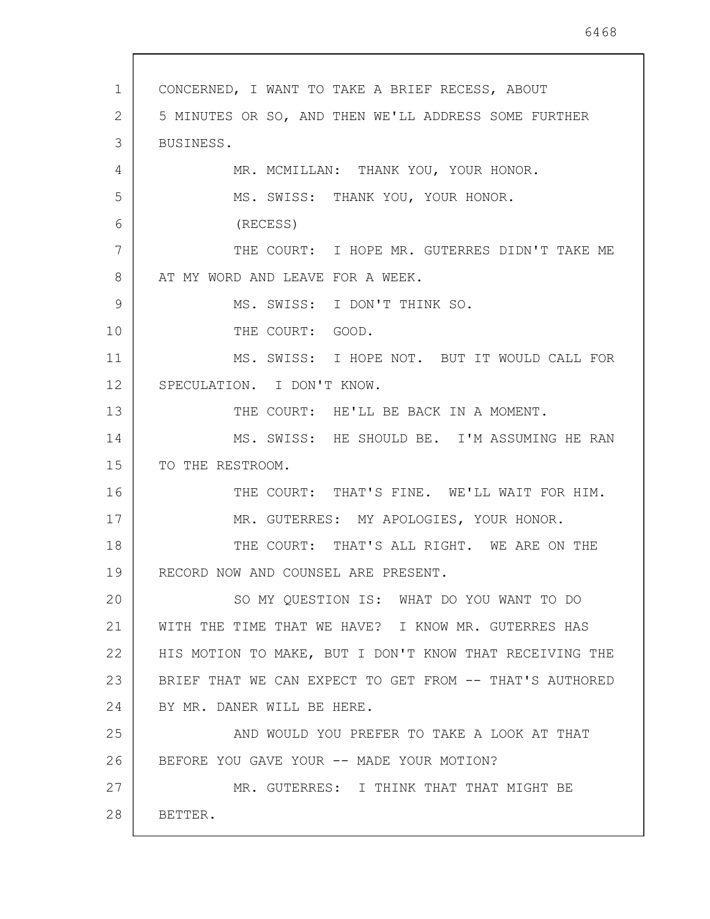CONCERNED, I WANT TO TAKE A BRIEF RECESS, ABOUT 5 MINUTES OR SO, AND THEN WE'LL ADDRESS SOME FURTHER BUSINESS.

MR. MCMILLAN: THANK YOU, YOUR HONOR.

MS. SWISS: THANK YOU, YOUR HONOR.

(RECESS)

THE COURT: I HOPE MR. GUTERRES DIDN'T TAKE ME AT MY WORD AND LEAVE FOR A WEEK.

MS. SWISS: I DON'T THINK SO.

THE COURT: GOOD.

MS. SWISS: I HOPE NOT. BUT IT WOULD CALL FOR SPECULATION. I DON'T KNOW.

THE COURT: HE'LL BE BACK IN A MOMENT.

MS. SWISS: HE SHOULD BE. I'M ASSUMING HE RAN TO THE RESTROOM.

THE COURT: THAT'S FINE. WE'LL WAIT FOR HIM.

MR. GUTERRES: MY APOLOGIES, YOUR HONOR.

THE COURT: THAT'S ALL RIGHT. WE ARE ON THE RECORD NOW AND COUNSEL ARE PRESENT.

SO MY QUESTION IS: WHAT DO YOU WANT TO DO WITH THE TIME THAT WE HAVE? I KNOW MR. GUTERRES HAS HIS MOTION TO MAKE, BUT I DON'T KNOW THAT RECEIVING THE BRIEF THAT WE CAN EXPECT TO GET FROM -- THAT'S AUTHORED BY MR. DANER WILL BE HERE.

AND WOULD YOU PREFER TO TAKE A LOOK AT THAT BEFORE YOU GAVE YOUR -- MADE YOUR MOTION?

MR. GUTERRES: I THINK THAT THAT MIGHT BE BETTER.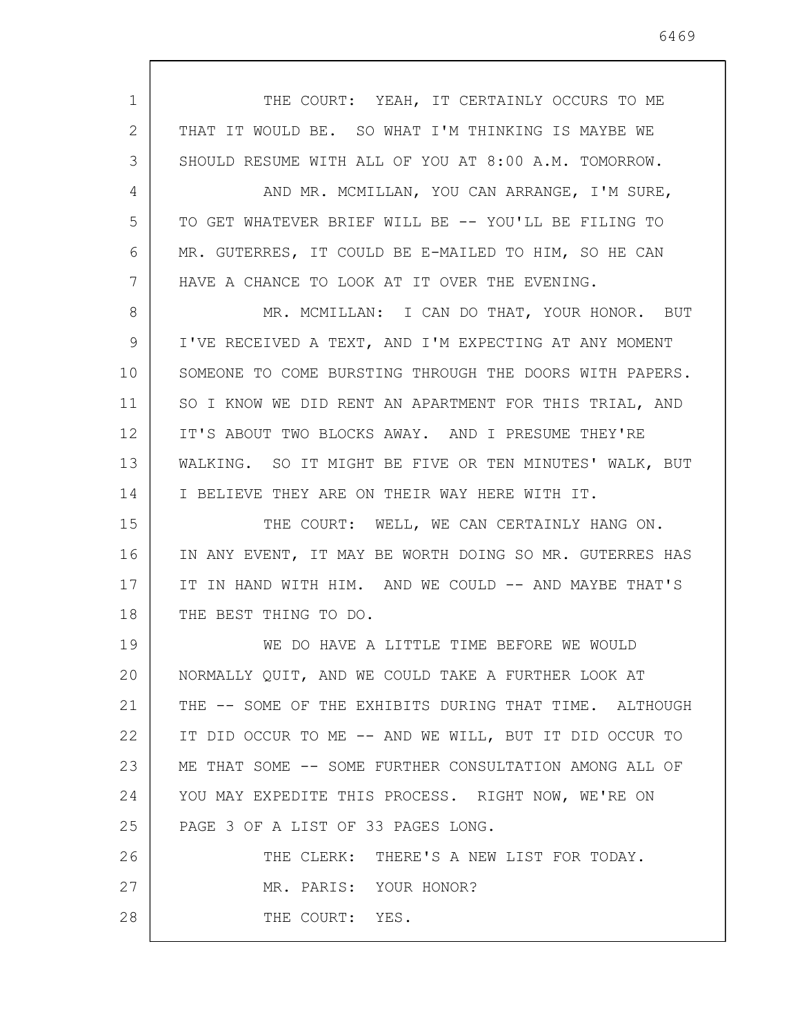THE COURT: YEAH, IT CERTAINLY OCCURS TO ME THAT IT WOULD BE. SO WHAT I'M THINKING IS MAYBE WE SHOULD RESUME WITH ALL OF YOU AT 8:00 A.M. TOMORROW.

AND MR. MCMILLAN, YOU CAN ARRANGE, I'M SURE, TO GET WHATEVER BRIEF WILL BE -- YOU'LL BE FILING TO MR. GUTERRES, IT COULD BE E-MAILED TO HIM, SO HE CAN HAVE A CHANCE TO LOOK AT IT OVER THE EVENING.

MR. MCMILLAN: I CAN DO THAT, YOUR HONOR. BUT I'VE RECEIVED A TEXT, AND I'M EXPECTING AT ANY MOMENT SOMEONE TO COME BURSTING THROUGH THE DOORS WITH PAPERS. SO I KNOW WE DID RENT AN APARTMENT FOR THIS TRIAL, AND IT'S ABOUT TWO BLOCKS AWAY. AND I PRESUME THEY'RE WALKING. SO IT MIGHT BE FIVE OR TEN MINUTES' WALK, BUT I BELIEVE THEY ARE ON THEIR WAY HERE WITH IT.

THE COURT: WELL, WE CAN CERTAINLY HANG ON. IN ANY EVENT, IT MAY BE WORTH DOING SO MR. GUTERRES HAS IT IN HAND WITH HIM. AND WE COULD -- AND MAYBE THAT'S THE BEST THING TO DO.

WE DO HAVE A LITTLE TIME BEFORE WE WOULD NORMALLY QUIT, AND WE COULD TAKE A FURTHER LOOK AT THE -- SOME OF THE EXHIBITS DURING THAT TIME. ALTHOUGH IT DID OCCUR TO ME -- AND WE WILL, BUT IT DID OCCUR TO ME THAT SOME -- SOME FURTHER CONSULTATION AMONG ALL OF YOU MAY EXPEDITE THIS PROCESS. RIGHT NOW, WE'RE ON PAGE 3 OF A LIST OF 33 PAGES LONG.

THE CLERK: THERE'S A NEW LIST FOR TODAY.

MR. PARIS: YOUR HONOR?

THE COURT: YES.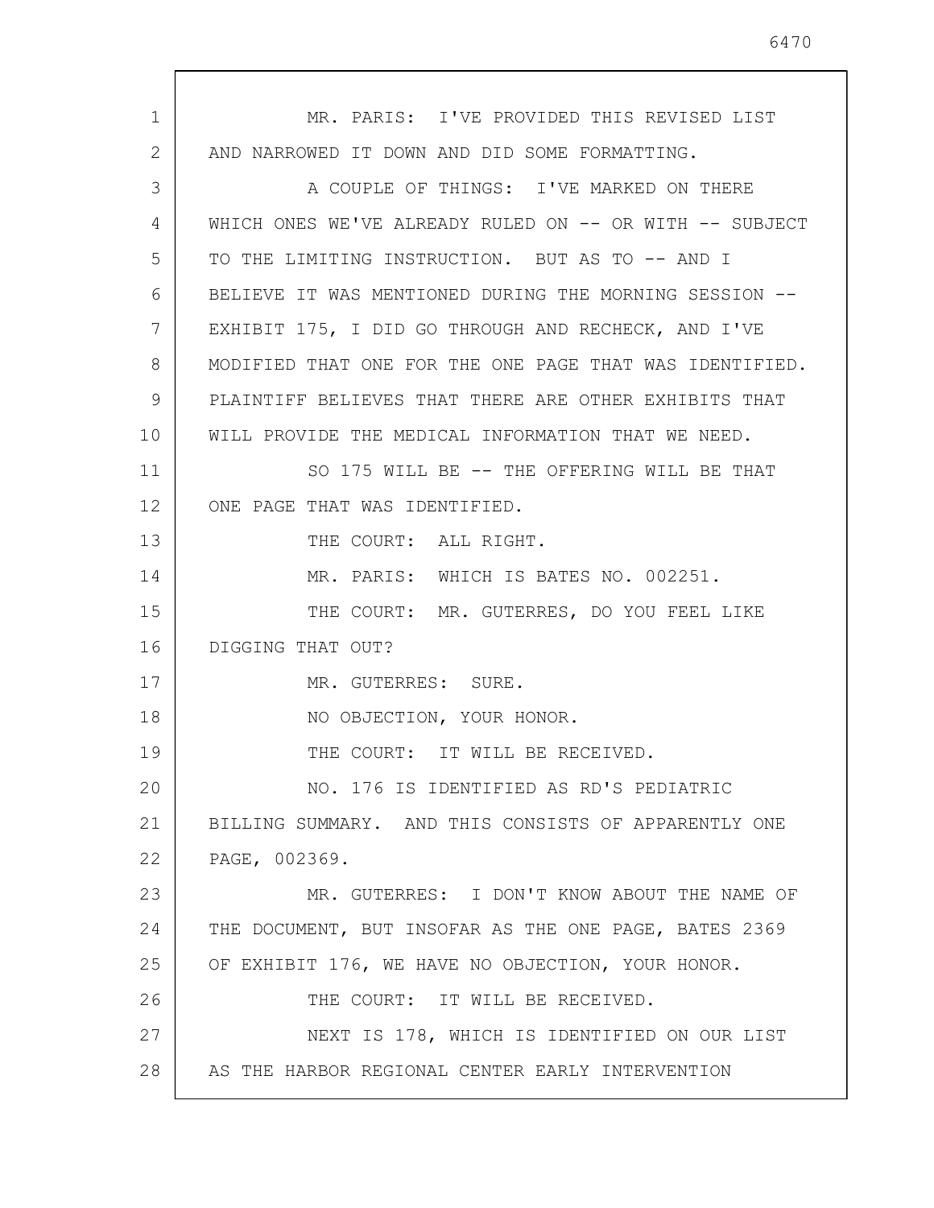MR. PARIS: I'VE PROVIDED THIS REVISED LIST AND NARROWED IT DOWN AND DID SOME FORMATTING.

A COUPLE OF THINGS: I'VE MARKED ON THERE WHICH ONES WE'VE ALREADY RULED ON -- OR WITH -- SUBJECT TO THE LIMITING INSTRUCTION. BUT AS TO -- AND I BELIEVE IT WAS MENTIONED DURING THE MORNING SESSION -- EXHIBIT 175, I DID GO THROUGH AND RECHECK, AND I'VE MODIFIED THAT ONE FOR THE ONE PAGE THAT WAS IDENTIFIED. PLAINTIFF BELIEVES THAT THERE ARE OTHER EXHIBITS THAT WILL PROVIDE THE MEDICAL INFORMATION THAT WE NEED.

SO 175 WILL BE -- THE OFFERING WILL BE THAT ONE PAGE THAT WAS IDENTIFIED.

THE COURT: ALL RIGHT.

MR. PARIS: WHICH IS BATES NO. 002251.

THE COURT: MR. GUTERRES, DO YOU FEEL LIKE DIGGING THAT OUT?

MR. GUTERRES: SURE.

NO OBJECTION, YOUR HONOR.

THE COURT: IT WILL BE RECEIVED.

NO. 176 IS IDENTIFIED AS RD'S PEDIATRIC BILLING SUMMARY. AND THIS CONSISTS OF APPARENTLY ONE PAGE, 002369.

MR. GUTERRES: I DON'T KNOW ABOUT THE NAME OF THE DOCUMENT, BUT INSOFAR AS THE ONE PAGE, BATES 2369 OF EXHIBIT 176, WE HAVE NO OBJECTION, YOUR HONOR.

THE COURT: IT WILL BE RECEIVED.

NEXT IS 178, WHICH IS IDENTIFIED ON OUR LIST AS THE HARBOR REGIONAL CENTER EARLY INTERVENTION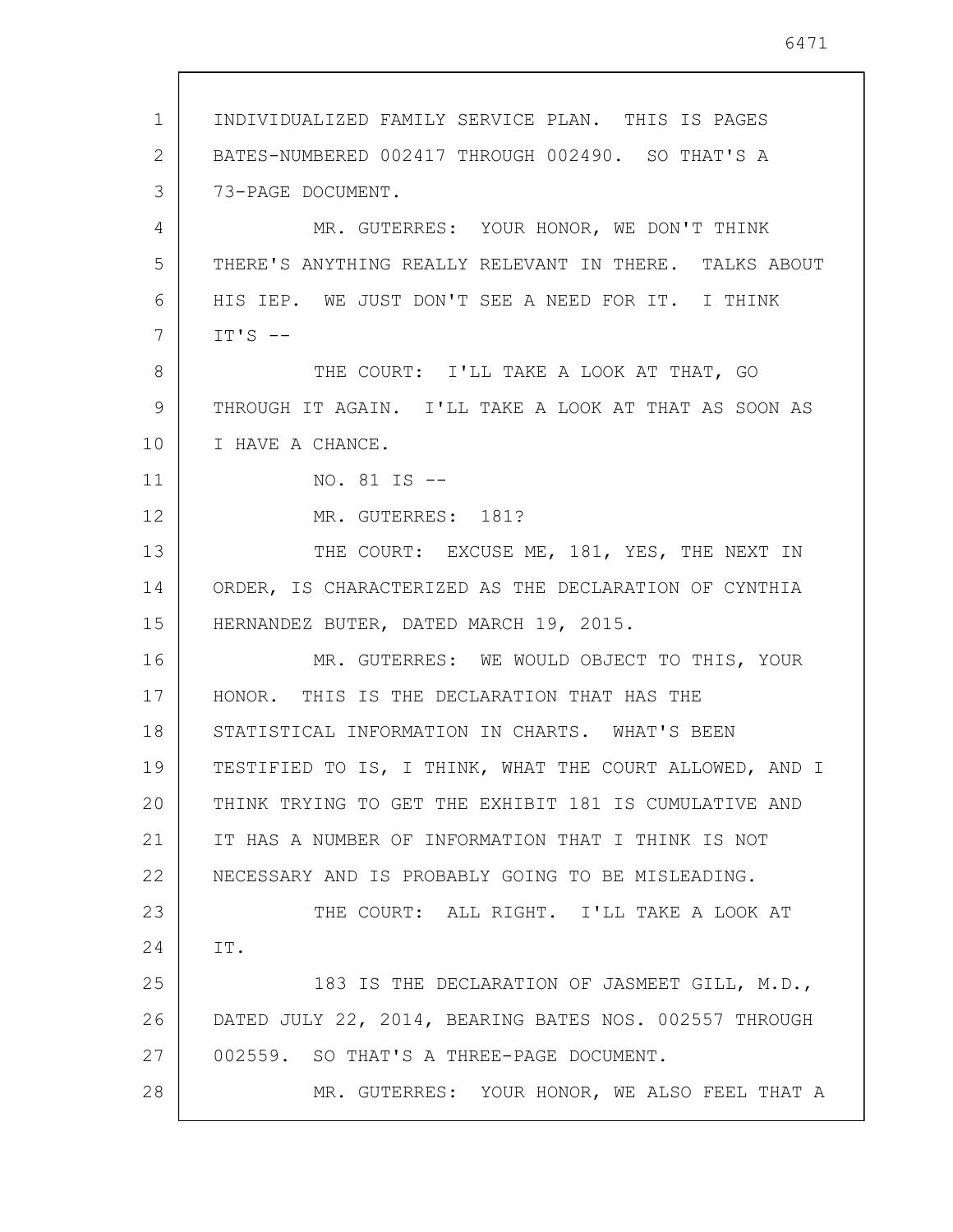INDIVIDUALIZED FAMILY SERVICE PLAN. THIS IS PAGES BATES-NUMBERED 002417 THROUGH 002490. SO THAT'S A 73-PAGE DOCUMENT.

MR. GUTERRES: YOUR HONOR, WE DON'T THINK THERE'S ANYTHING REALLY RELEVANT IN THERE. TALKS ABOUT HIS IEP. WE JUST DON'T SEE A NEED FOR IT. I THINK IT'S --

THE COURT: I'LL TAKE A LOOK AT THAT, GO THROUGH IT AGAIN. I'LL TAKE A LOOK AT THAT AS SOON AS I HAVE A CHANCE.

NO. 81 IS --

MR. GUTERRES: 181?

THE COURT: EXCUSE ME, 181, YES, THE NEXT IN ORDER, IS CHARACTERIZED AS THE DECLARATION OF CYNTHIA HERNANDEZ BUTER, DATED MARCH 19, 2015.

MR. GUTERRES: WE WOULD OBJECT TO THIS, YOUR HONOR. THIS IS THE DECLARATION THAT HAS THE STATISTICAL INFORMATION IN CHARTS. WHAT'S BEEN TESTIFIED TO IS, I THINK, WHAT THE COURT ALLOWED, AND I THINK TRYING TO GET THE EXHIBIT 181 IS CUMULATIVE AND IT HAS A NUMBER OF INFORMATION THAT I THINK IS NOT NECESSARY AND IS PROBABLY GOING TO BE MISLEADING.

THE COURT: ALL RIGHT. I'LL TAKE A LOOK AT IT.

183 IS THE DECLARATION OF JASMEET GILL, M.D., DATED JULY 22, 2014, BEARING BATES NOS. 002557 THROUGH 002559. SO THAT'S A THREE-PAGE DOCUMENT.

MR. GUTERRES: YOUR HONOR, WE ALSO FEEL THAT A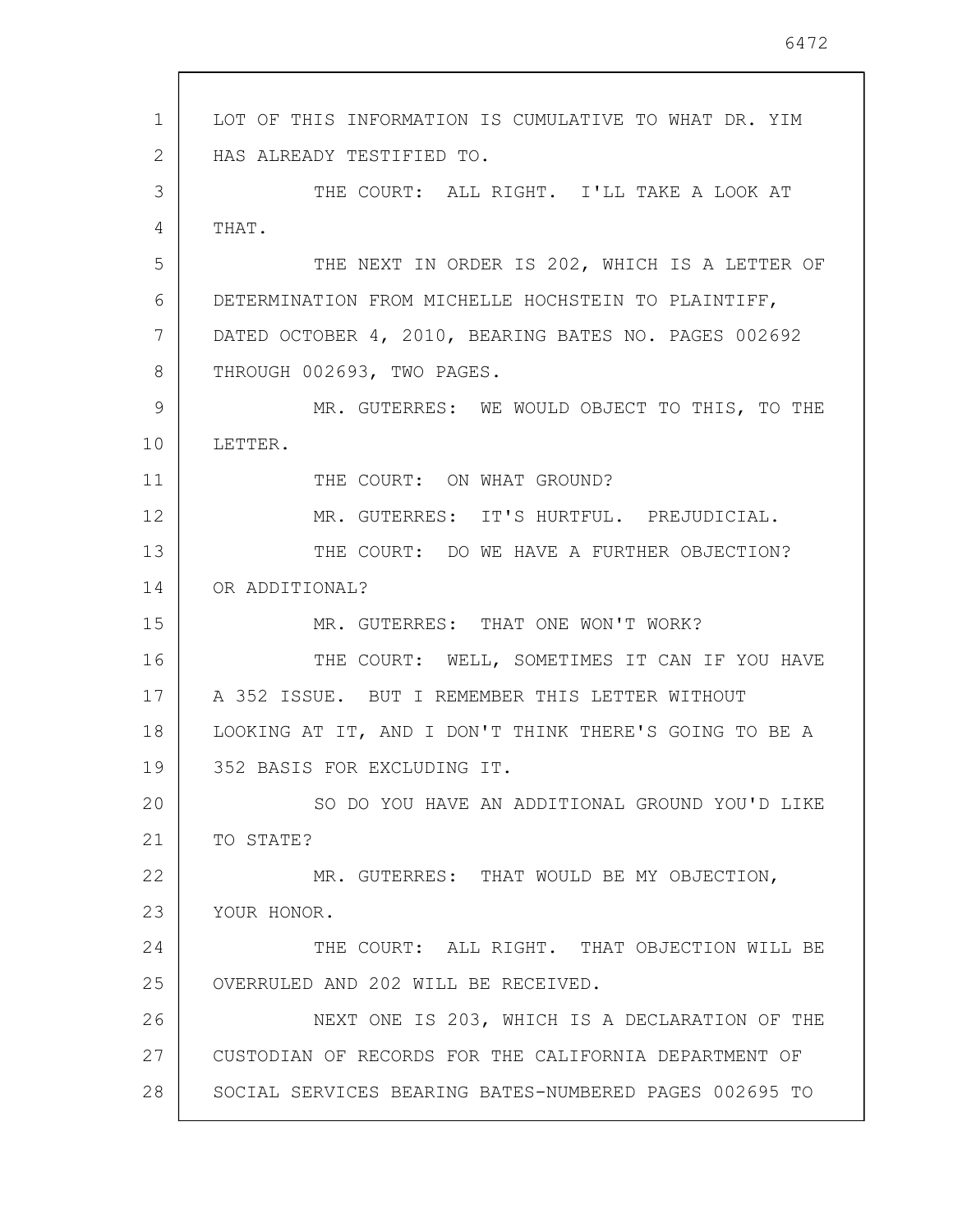LOT OF THIS INFORMATION IS CUMULATIVE TO WHAT DR. YIM HAS ALREADY TESTIFIED TO.

THE COURT: ALL RIGHT. I'LL TAKE A LOOK AT THAT.

THE NEXT IN ORDER IS 202, WHICH IS A LETTER OF DETERMINATION FROM MICHELLE HOCHSTEIN TO PLAINTIFF, DATED OCTOBER 4, 2010, BEARING BATES NO. PAGES 002692 THROUGH 002693, TWO PAGES.

MR. GUTERRES: WE WOULD OBJECT TO THIS, TO THE LETTER.

THE COURT: ON WHAT GROUND?

MR. GUTERRES: IT'S HURTFUL. PREJUDICIAL.

THE COURT: DO WE HAVE A FURTHER OBJECTION? OR ADDITIONAL?

MR. GUTERRES: THAT ONE WON'T WORK?

THE COURT: WELL, SOMETIMES IT CAN IF YOU HAVE A 352 ISSUE. BUT I REMEMBER THIS LETTER WITHOUT LOOKING AT IT, AND I DON'T THINK THERE'S GOING TO BE A 352 BASIS FOR EXCLUDING IT.

SO DO YOU HAVE AN ADDITIONAL GROUND YOU'D LIKE TO STATE?

MR. GUTERRES: THAT WOULD BE MY OBJECTION, YOUR HONOR.

THE COURT: ALL RIGHT. THAT OBJECTION WILL BE OVERRULED AND 202 WILL BE RECEIVED.

NEXT ONE IS 203, WHICH IS A DECLARATION OF THE CUSTODIAN OF RECORDS FOR THE CALIFORNIA DEPARTMENT OF SOCIAL SERVICES BEARING BATES-NUMBERED PAGES 002695 TO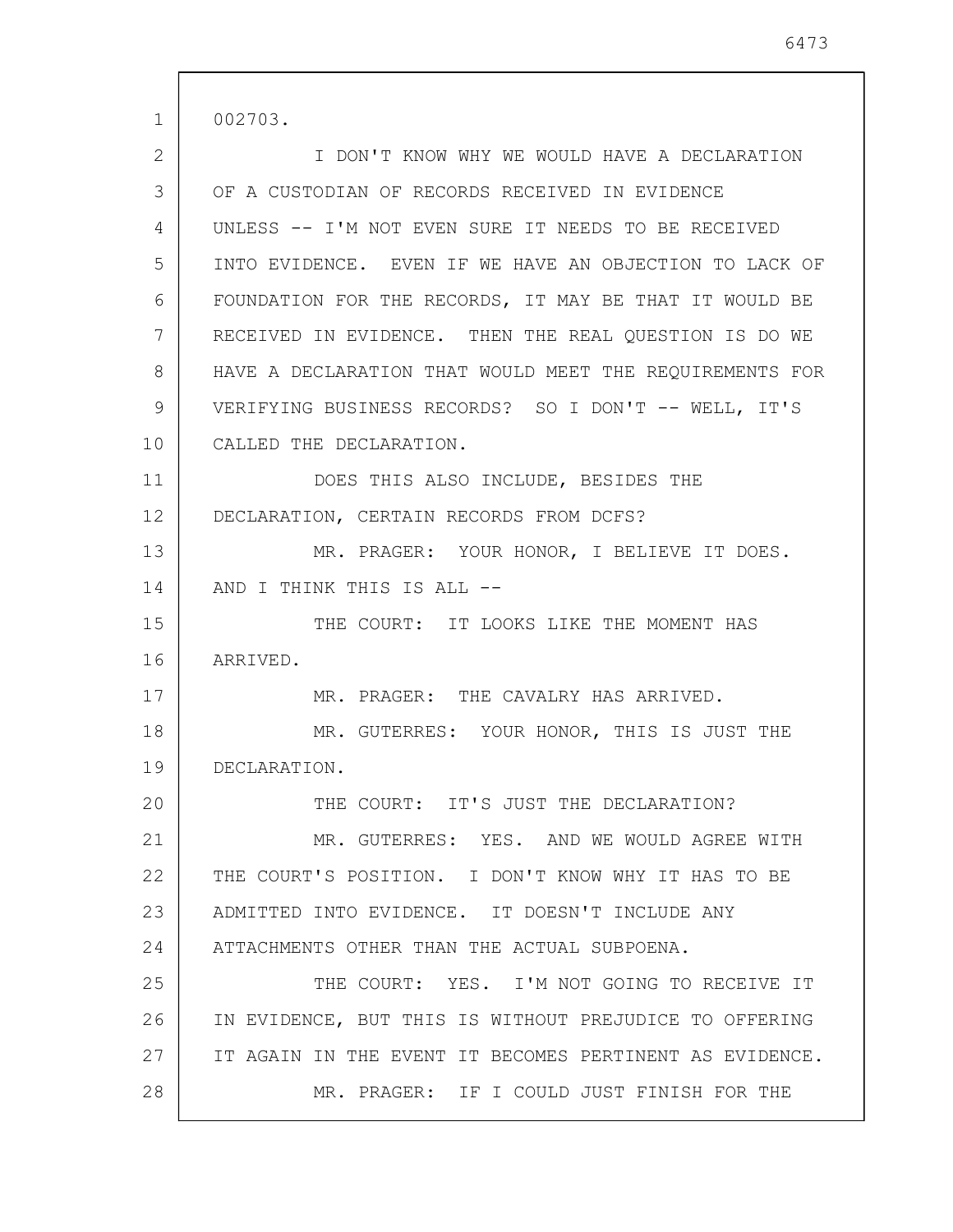002703.

I DON'T KNOW WHY WE WOULD HAVE A DECLARATION OF A CUSTODIAN OF RECORDS RECEIVED IN EVIDENCE UNLESS -- I'M NOT EVEN SURE IT NEEDS TO BE RECEIVED INTO EVIDENCE. EVEN IF WE HAVE AN OBJECTION TO LACK OF FOUNDATION FOR THE RECORDS, IT MAY BE THAT IT WOULD BE RECEIVED IN EVIDENCE. THEN THE REAL QUESTION IS DO WE HAVE A DECLARATION THAT WOULD MEET THE REQUIREMENTS FOR VERIFYING BUSINESS RECORDS? SO I DON'T -- WELL, IT'S CALLED THE DECLARATION.

DOES THIS ALSO INCLUDE, BESIDES THE DECLARATION, CERTAIN RECORDS FROM DCFS?

MR. PRAGER: YOUR HONOR, I BELIEVE IT DOES. AND I THINK THIS IS ALL --

THE COURT: IT LOOKS LIKE THE MOMENT HAS ARRIVED.

MR. PRAGER: THE CAVALRY HAS ARRIVED.

MR. GUTERRES: YOUR HONOR, THIS IS JUST THE DECLARATION.

THE COURT: IT'S JUST THE DECLARATION?

MR. GUTERRES: YES. AND WE WOULD AGREE WITH THE COURT'S POSITION. I DON'T KNOW WHY IT HAS TO BE ADMITTED INTO EVIDENCE. IT DOESN'T INCLUDE ANY ATTACHMENTS OTHER THAN THE ACTUAL SUBPOENA.

THE COURT: YES. I'M NOT GOING TO RECEIVE IT IN EVIDENCE, BUT THIS IS WITHOUT PREJUDICE TO OFFERING IT AGAIN IN THE EVENT IT BECOMES PERTINENT AS EVIDENCE.

MR. PRAGER: IF I COULD JUST FINISH FOR THE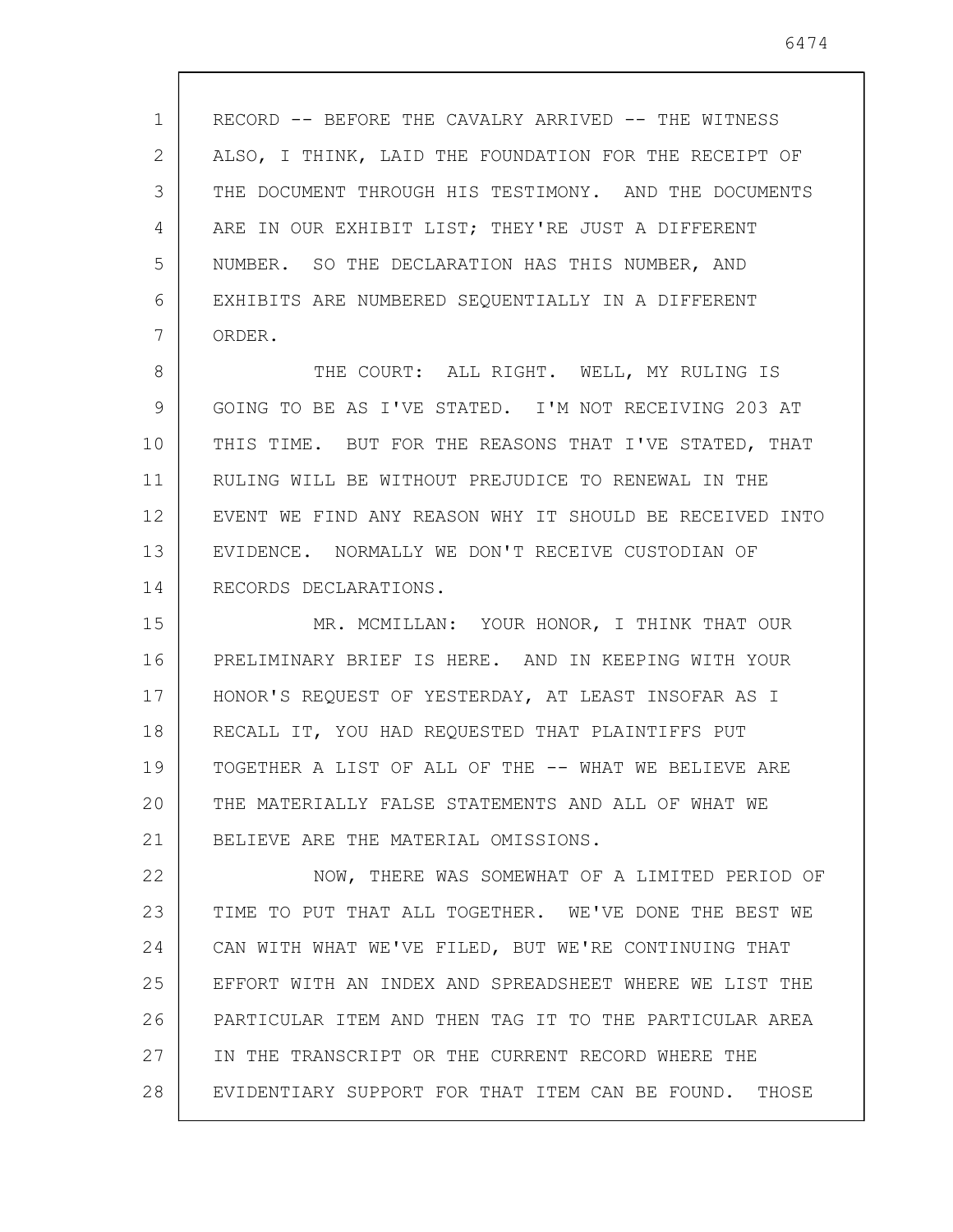RECORD -- BEFORE THE CAVALRY ARRIVED -- THE WITNESS ALSO, I THINK, LAID THE FOUNDATION FOR THE RECEIPT OF THE DOCUMENT THROUGH HIS TESTIMONY. AND THE DOCUMENTS ARE IN OUR EXHIBIT LIST; THEY'RE JUST A DIFFERENT NUMBER. SO THE DECLARATION HAS THIS NUMBER, AND EXHIBITS ARE NUMBERED SEQUENTIALLY IN A DIFFERENT ORDER.

THE COURT: ALL RIGHT. WELL, MY RULING IS GOING TO BE AS I'VE STATED. I'M NOT RECEIVING 203 AT THIS TIME. BUT FOR THE REASONS THAT I'VE STATED, THAT RULING WILL BE WITHOUT PREJUDICE TO RENEWAL IN THE EVENT WE FIND ANY REASON WHY IT SHOULD BE RECEIVED INTO EVIDENCE. NORMALLY WE DON'T RECEIVE CUSTODIAN OF RECORDS DECLARATIONS.

MR. MCMILLAN: YOUR HONOR, I THINK THAT OUR PRELIMINARY BRIEF IS HERE. AND IN KEEPING WITH YOUR HONOR'S REQUEST OF YESTERDAY, AT LEAST INSOFAR AS I RECALL IT, YOU HAD REQUESTED THAT PLAINTIFFS PUT TOGETHER A LIST OF ALL OF THE -- WHAT WE BELIEVE ARE THE MATERIALLY FALSE STATEMENTS AND ALL OF WHAT WE BELIEVE ARE THE MATERIAL OMISSIONS.

NOW, THERE WAS SOMEWHAT OF A LIMITED PERIOD OF TIME TO PUT THAT ALL TOGETHER. WE'VE DONE THE BEST WE CAN WITH WHAT WE'VE FILED, BUT WE'RE CONTINUING THAT EFFORT WITH AN INDEX AND SPREADSHEET WHERE WE LIST THE PARTICULAR ITEM AND THEN TAG IT TO THE PARTICULAR AREA IN THE TRANSCRIPT OR THE CURRENT RECORD WHERE THE EVIDENTIARY SUPPORT FOR THAT ITEM CAN BE FOUND. THOSE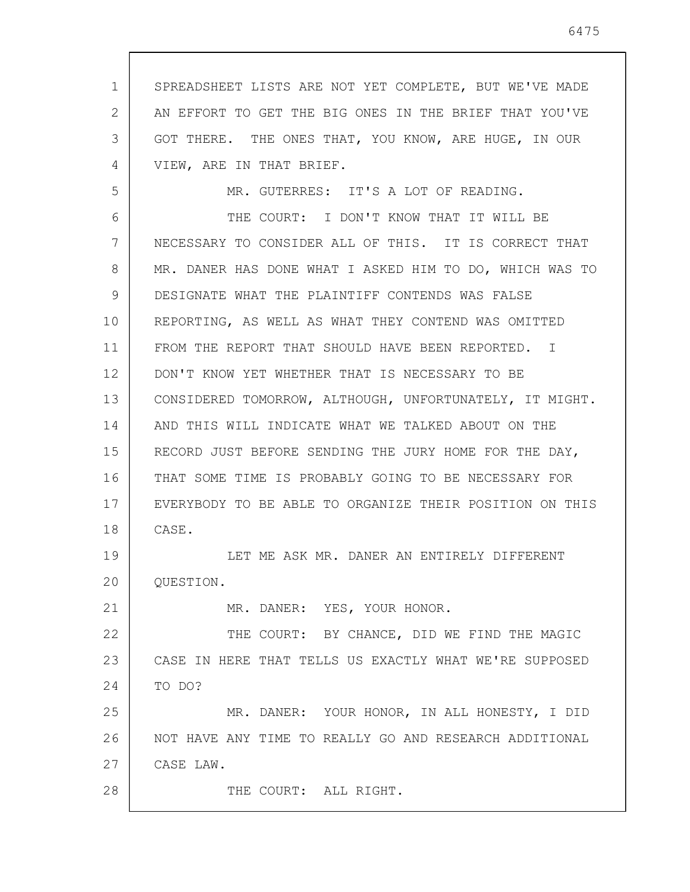SPREADSHEET LISTS ARE NOT YET COMPLETE, BUT WE'VE MADE AN EFFORT TO GET THE BIG ONES IN THE BRIEF THAT YOU'VE GOT THERE. THE ONES THAT, YOU KNOW, ARE HUGE, IN OUR VIEW, ARE IN THAT BRIEF.

MR. GUTERRES: IT'S A LOT OF READING.

THE COURT: I DON'T KNOW THAT IT WILL BE NECESSARY TO CONSIDER ALL OF THIS. IT IS CORRECT THAT MR. DANER HAS DONE WHAT I ASKED HIM TO DO, WHICH WAS TO DESIGNATE WHAT THE PLAINTIFF CONTENDS WAS FALSE REPORTING, AS WELL AS WHAT THEY CONTEND WAS OMITTED FROM THE REPORT THAT SHOULD HAVE BEEN REPORTED. I DON'T KNOW YET WHETHER THAT IS NECESSARY TO BE CONSIDERED TOMORROW, ALTHOUGH, UNFORTUNATELY, IT MIGHT. AND THIS WILL INDICATE WHAT WE TALKED ABOUT ON THE RECORD JUST BEFORE SENDING THE JURY HOME FOR THE DAY, THAT SOME TIME IS PROBABLY GOING TO BE NECESSARY FOR EVERYBODY TO BE ABLE TO ORGANIZE THEIR POSITION ON THIS CASE.

LET ME ASK MR. DANER AN ENTIRELY DIFFERENT QUESTION.

MR. DANER: YES, YOUR HONOR.

THE COURT: BY CHANCE, DID WE FIND THE MAGIC CASE IN HERE THAT TELLS US EXACTLY WHAT WE'RE SUPPOSED TO DO?

MR. DANER: YOUR HONOR, IN ALL HONESTY, I DID NOT HAVE ANY TIME TO REALLY GO AND RESEARCH ADDITIONAL CASE LAW.

THE COURT: ALL RIGHT.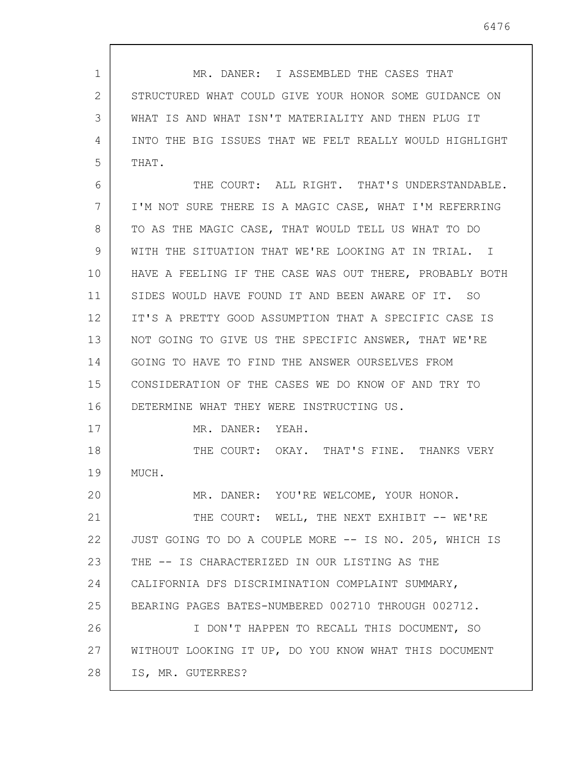MR. DANER: I ASSEMBLED THE CASES THAT STRUCTURED WHAT COULD GIVE YOUR HONOR SOME GUIDANCE ON WHAT IS AND WHAT ISN'T MATERIALITY AND THEN PLUG IT INTO THE BIG ISSUES THAT WE FELT REALLY WOULD HIGHLIGHT THAT.

THE COURT: ALL RIGHT. THAT'S UNDERSTANDABLE. I'M NOT SURE THERE IS A MAGIC CASE, WHAT I'M REFERRING TO AS THE MAGIC CASE, THAT WOULD TELL US WHAT TO DO WITH THE SITUATION THAT WE'RE LOOKING AT IN TRIAL. I HAVE A FEELING IF THE CASE WAS OUT THERE, PROBABLY BOTH SIDES WOULD HAVE FOUND IT AND BEEN AWARE OF IT. SO IT'S A PRETTY GOOD ASSUMPTION THAT A SPECIFIC CASE IS NOT GOING TO GIVE US THE SPECIFIC ANSWER, THAT WE'RE GOING TO HAVE TO FIND THE ANSWER OURSELVES FROM CONSIDERATION OF THE CASES WE DO KNOW OF AND TRY TO DETERMINE WHAT THEY WERE INSTRUCTING US.

MR. DANER: YEAH.

THE COURT: OKAY. THAT'S FINE. THANKS VERY MUCH.

MR. DANER: YOU'RE WELCOME, YOUR HONOR.

THE COURT: WELL, THE NEXT EXHIBIT -- WE'RE JUST GOING TO DO A COUPLE MORE -- IS NO. 205, WHICH IS THE -- IS CHARACTERIZED IN OUR LISTING AS THE CALIFORNIA DFS DISCRIMINATION COMPLAINT SUMMARY, BEARING PAGES BATES-NUMBERED 002710 THROUGH 002712.

I DON'T HAPPEN TO RECALL THIS DOCUMENT, SO WITHOUT LOOKING IT UP, DO YOU KNOW WHAT THIS DOCUMENT IS, MR. GUTERRES?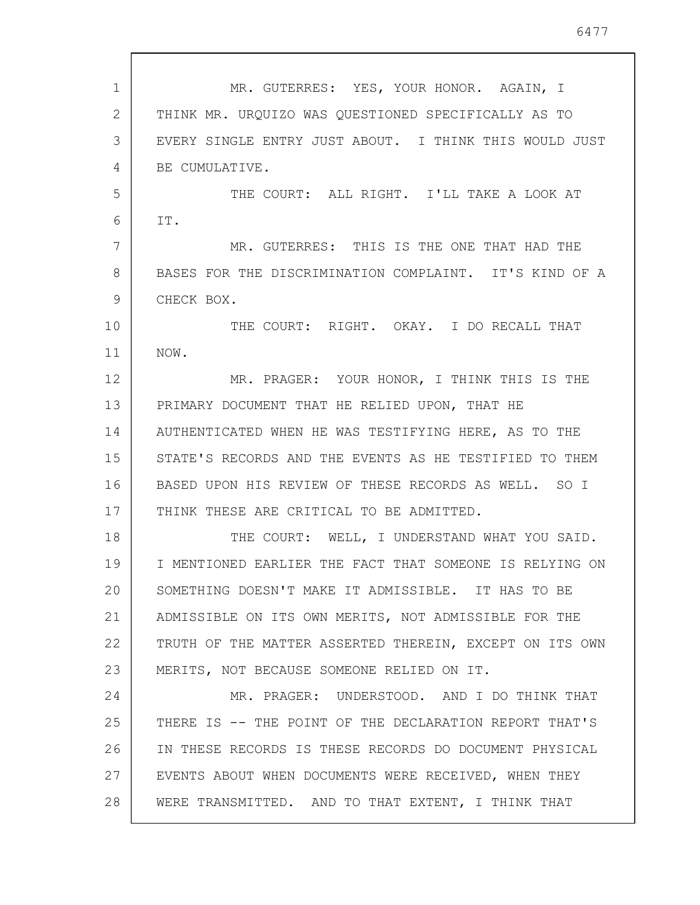MR. GUTERRES: YES, YOUR HONOR. AGAIN, I THINK MR. URQUIZO WAS QUESTIONED SPECIFICALLY AS TO EVERY SINGLE ENTRY JUST ABOUT. I THINK THIS WOULD JUST BE CUMULATIVE.

THE COURT: ALL RIGHT. I'LL TAKE A LOOK AT IT.

MR. GUTERRES: THIS IS THE ONE THAT HAD THE BASES FOR THE DISCRIMINATION COMPLAINT. IT'S KIND OF A CHECK BOX.

THE COURT: RIGHT. OKAY. I DO RECALL THAT NOW.

MR. PRAGER: YOUR HONOR, I THINK THIS IS THE PRIMARY DOCUMENT THAT HE RELIED UPON, THAT HE AUTHENTICATED WHEN HE WAS TESTIFYING HERE, AS TO THE STATE'S RECORDS AND THE EVENTS AS HE TESTIFIED TO THEM BASED UPON HIS REVIEW OF THESE RECORDS AS WELL. SO I THINK THESE ARE CRITICAL TO BE ADMITTED.

THE COURT: WELL, I UNDERSTAND WHAT YOU SAID. I MENTIONED EARLIER THE FACT THAT SOMEONE IS RELYING ON SOMETHING DOESN'T MAKE IT ADMISSIBLE. IT HAS TO BE ADMISSIBLE ON ITS OWN MERITS, NOT ADMISSIBLE FOR THE TRUTH OF THE MATTER ASSERTED THEREIN, EXCEPT ON ITS OWN MERITS, NOT BECAUSE SOMEONE RELIED ON IT.

MR. PRAGER: UNDERSTOOD. AND I DO THINK THAT THERE IS -- THE POINT OF THE DECLARATION REPORT THAT'S IN THESE RECORDS IS THESE RECORDS DO DOCUMENT PHYSICAL EVENTS ABOUT WHEN DOCUMENTS WERE RECEIVED, WHEN THEY WERE TRANSMITTED. AND TO THAT EXTENT, I THINK THAT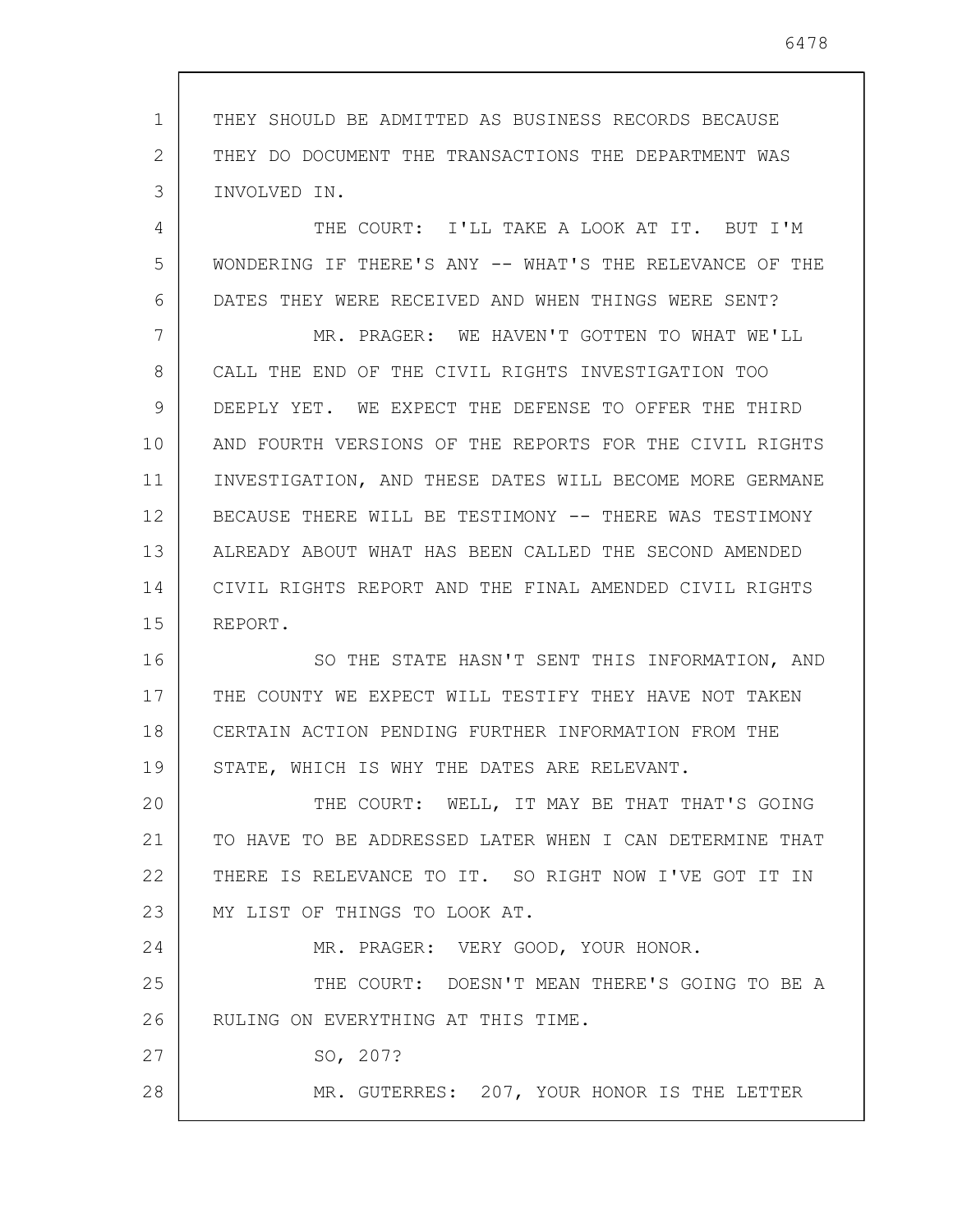THEY SHOULD BE ADMITTED AS BUSINESS RECORDS BECAUSE THEY DO DOCUMENT THE TRANSACTIONS THE DEPARTMENT WAS INVOLVED IN.

THE COURT: I'LL TAKE A LOOK AT IT. BUT I'M WONDERING IF THERE'S ANY -- WHAT'S THE RELEVANCE OF THE DATES THEY WERE RECEIVED AND WHEN THINGS WERE SENT?

MR. PRAGER: WE HAVEN'T GOTTEN TO WHAT WE'LL CALL THE END OF THE CIVIL RIGHTS INVESTIGATION TOO DEEPLY YET. WE EXPECT THE DEFENSE TO OFFER THE THIRD AND FOURTH VERSIONS OF THE REPORTS FOR THE CIVIL RIGHTS INVESTIGATION, AND THESE DATES WILL BECOME MORE GERMANE BECAUSE THERE WILL BE TESTIMONY -- THERE WAS TESTIMONY ALREADY ABOUT WHAT HAS BEEN CALLED THE SECOND AMENDED CIVIL RIGHTS REPORT AND THE FINAL AMENDED CIVIL RIGHTS REPORT.

SO THE STATE HASN'T SENT THIS INFORMATION, AND THE COUNTY WE EXPECT WILL TESTIFY THEY HAVE NOT TAKEN CERTAIN ACTION PENDING FURTHER INFORMATION FROM THE STATE, WHICH IS WHY THE DATES ARE RELEVANT.

THE COURT: WELL, IT MAY BE THAT THAT'S GOING TO HAVE TO BE ADDRESSED LATER WHEN I CAN DETERMINE THAT THERE IS RELEVANCE TO IT. SO RIGHT NOW I'VE GOT IT IN MY LIST OF THINGS TO LOOK AT.

MR. PRAGER: VERY GOOD, YOUR HONOR.

THE COURT: DOESN'T MEAN THERE'S GOING TO BE A RULING ON EVERYTHING AT THIS TIME.

SO, 207?

MR. GUTERRES: 207, YOUR HONOR IS THE LETTER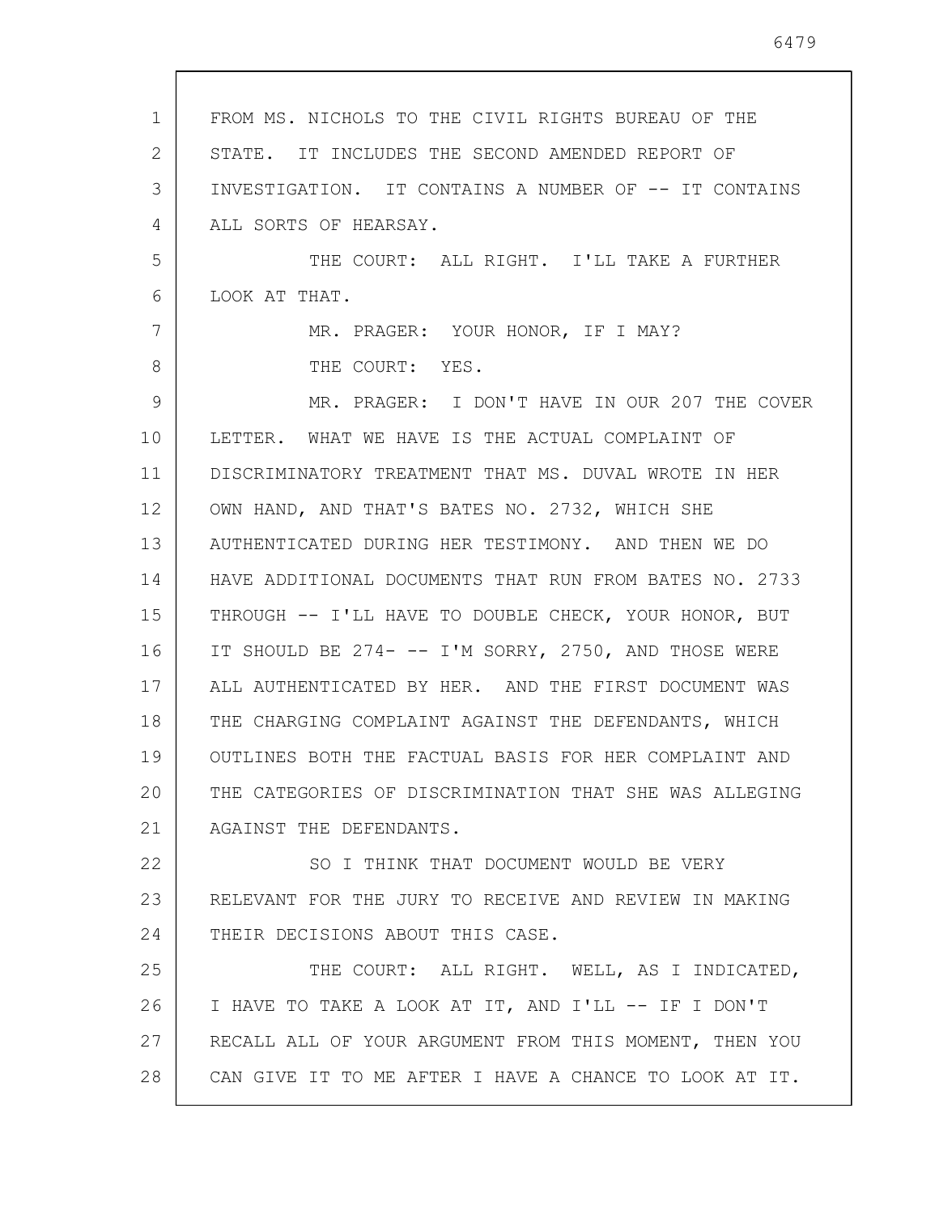FROM MS. NICHOLS TO THE CIVIL RIGHTS BUREAU OF THE STATE. IT INCLUDES THE SECOND AMENDED REPORT OF INVESTIGATION. IT CONTAINS A NUMBER OF -- IT CONTAINS ALL SORTS OF HEARSAY.

THE COURT: ALL RIGHT. I'LL TAKE A FURTHER LOOK AT THAT.

MR. PRAGER: YOUR HONOR, IF I MAY?

THE COURT: YES.

MR. PRAGER: I DON'T HAVE IN OUR 207 THE COVER LETTER. WHAT WE HAVE IS THE ACTUAL COMPLAINT OF DISCRIMINATORY TREATMENT THAT MS. DUVAL WROTE IN HER OWN HAND, AND THAT'S BATES NO. 2732, WHICH SHE AUTHENTICATED DURING HER TESTIMONY. AND THEN WE DO HAVE ADDITIONAL DOCUMENTS THAT RUN FROM BATES NO. 2733 THROUGH -- I'LL HAVE TO DOUBLE CHECK, YOUR HONOR, BUT IT SHOULD BE 274- -- I'M SORRY, 2750, AND THOSE WERE ALL AUTHENTICATED BY HER. AND THE FIRST DOCUMENT WAS THE CHARGING COMPLAINT AGAINST THE DEFENDANTS, WHICH OUTLINES BOTH THE FACTUAL BASIS FOR HER COMPLAINT AND THE CATEGORIES OF DISCRIMINATION THAT SHE WAS ALLEGING AGAINST THE DEFENDANTS.

SO I THINK THAT DOCUMENT WOULD BE VERY RELEVANT FOR THE JURY TO RECEIVE AND REVIEW IN MAKING THEIR DECISIONS ABOUT THIS CASE.

THE COURT: ALL RIGHT. WELL, AS I INDICATED, I HAVE TO TAKE A LOOK AT IT, AND I'LL -- IF I DON'T RECALL ALL OF YOUR ARGUMENT FROM THIS MOMENT, THEN YOU CAN GIVE IT TO ME AFTER I HAVE A CHANCE TO LOOK AT IT.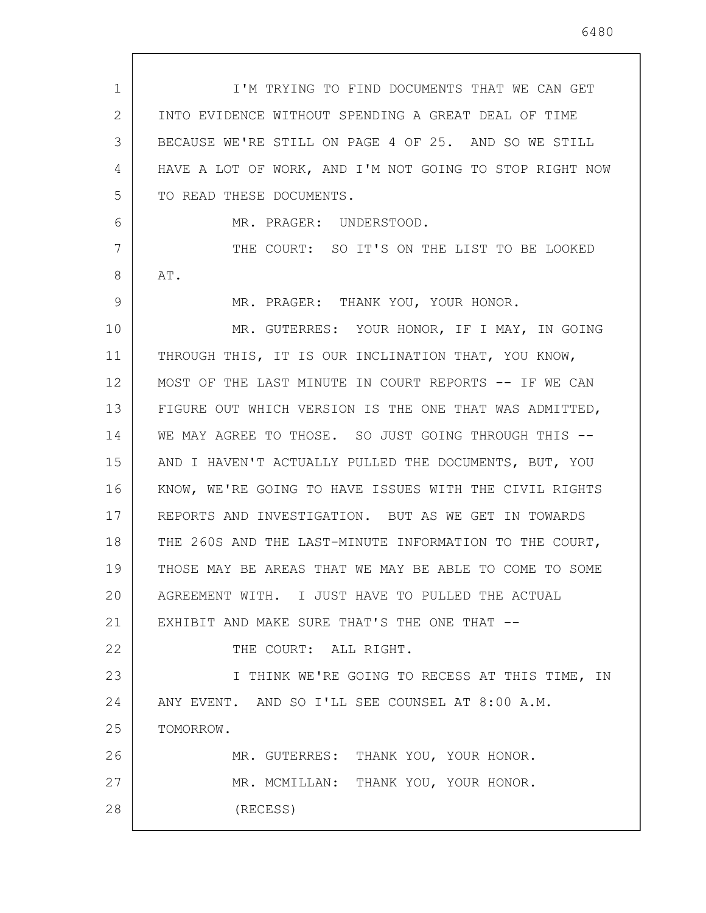I'M TRYING TO FIND DOCUMENTS THAT WE CAN GET INTO EVIDENCE WITHOUT SPENDING A GREAT DEAL OF TIME BECAUSE WE'RE STILL ON PAGE 4 OF 25. AND SO WE STILL HAVE A LOT OF WORK, AND I'M NOT GOING TO STOP RIGHT NOW TO READ THESE DOCUMENTS.

MR. PRAGER: UNDERSTOOD.

THE COURT: SO IT'S ON THE LIST TO BE LOOKED AT.

MR. PRAGER: THANK YOU, YOUR HONOR.

MR. GUTERRES: YOUR HONOR, IF I MAY, IN GOING THROUGH THIS, IT IS OUR INCLINATION THAT, YOU KNOW, MOST OF THE LAST MINUTE IN COURT REPORTS -- IF WE CAN FIGURE OUT WHICH VERSION IS THE ONE THAT WAS ADMITTED, WE MAY AGREE TO THOSE. SO JUST GOING THROUGH THIS -- AND I HAVEN'T ACTUALLY PULLED THE DOCUMENTS, BUT, YOU KNOW, WE'RE GOING TO HAVE ISSUES WITH THE CIVIL RIGHTS REPORTS AND INVESTIGATION. BUT AS WE GET IN TOWARDS THE 260S AND THE LAST-MINUTE INFORMATION TO THE COURT, THOSE MAY BE AREAS THAT WE MAY BE ABLE TO COME TO SOME AGREEMENT WITH. I JUST HAVE TO PULLED THE ACTUAL EXHIBIT AND MAKE SURE THAT'S THE ONE THAT --

THE COURT: ALL RIGHT.

I THINK WE'RE GOING TO RECESS AT THIS TIME, IN ANY EVENT. AND SO I'LL SEE COUNSEL AT 8:00 A.M. TOMORROW.

MR. GUTERRES: THANK YOU, YOUR HONOR.

MR. MCMILLAN: THANK YOU, YOUR HONOR.

(RECESS)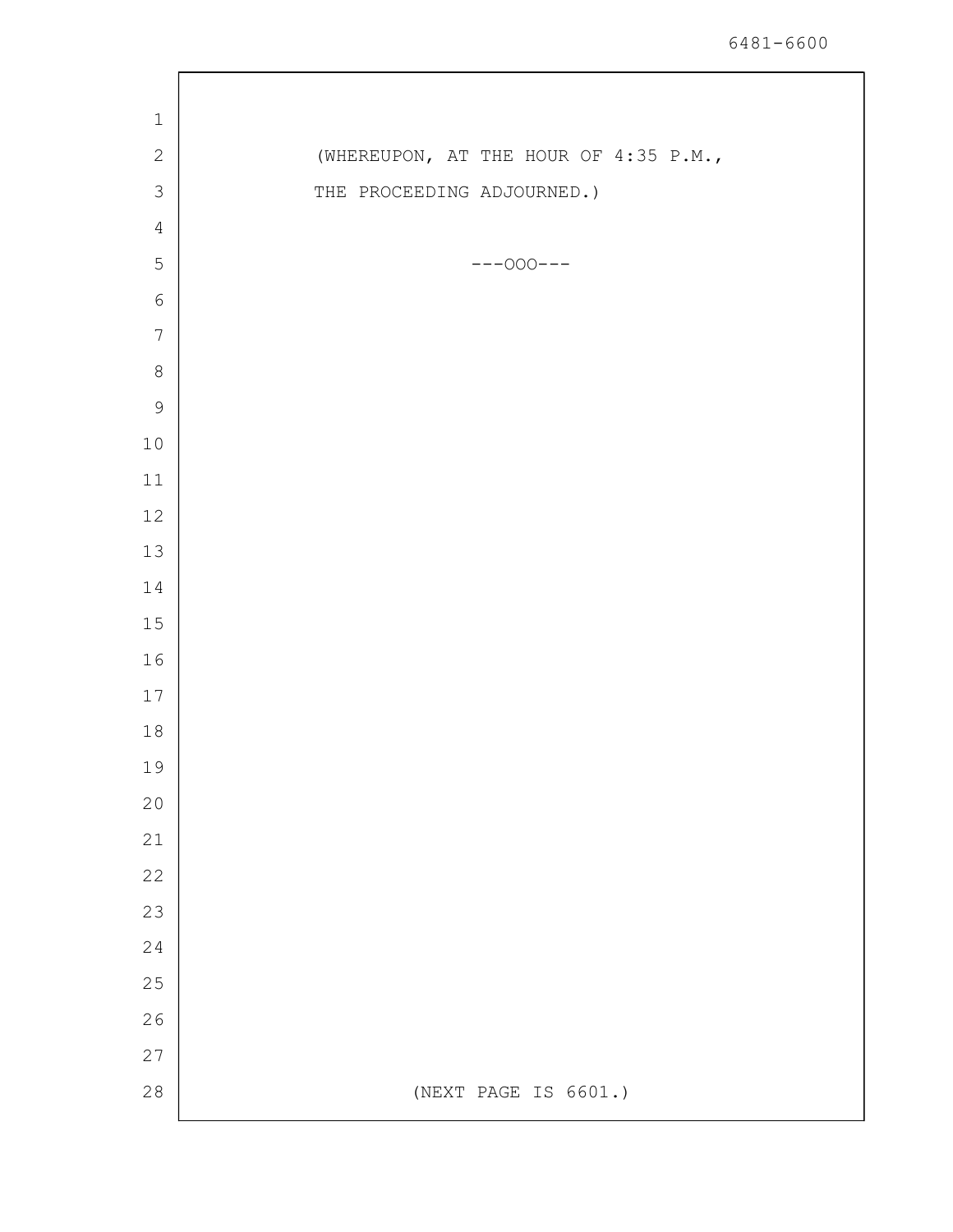(WHEREUPON, AT THE HOUR OF 4:35 P.M., THE PROCEEDING ADJOURNED.)

---OOO---

(NEXT PAGE IS 6601.)